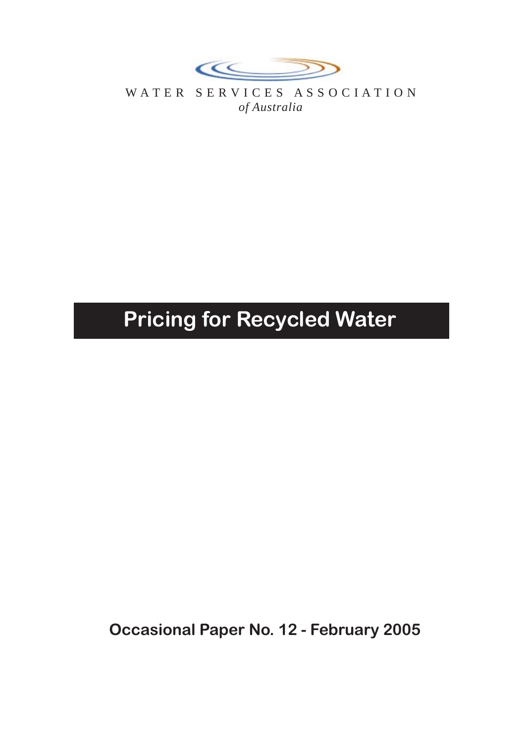WATER SERVICES ASSOCIATION
*of Australia*

# Pricing for Recycled Water

**Occasional Paper No. 12 - February 2005**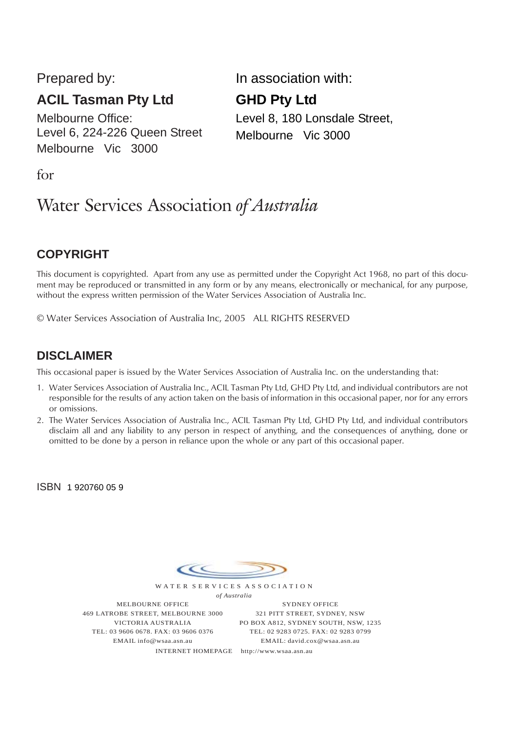Prepared by:

**ACIL Tasman Pty Ltd**

Melbourne Office:
Level 6, 224-226 Queen Street
Melbourne Vic 3000

In association with:

**GHD Pty Ltd**

Level 8, 180 Lonsdale Street,
Melbourne Vic 3000

for

Water Services Association *of Australia*

## COPYRIGHT

This document is copyrighted. Apart from any use as permitted under the Copyright Act 1968, no part of this document may be reproduced or transmitted in any form or by any means, electronically or mechanical, for any purpose, without the express written permission of the Water Services Association of Australia Inc.

© Water Services Association of Australia Inc, 2005 ALL RIGHTS RESERVED

## DISCLAIMER

This occasional paper is issued by the Water Services Association of Australia Inc. on the understanding that:

1. Water Services Association of Australia Inc., ACIL Tasman Pty Ltd, GHD Pty Ltd, and individual contributors are not responsible for the results of any action taken on the basis of information in this occasional paper, nor for any errors or omissions.
2. The Water Services Association of Australia Inc., ACIL Tasman Pty Ltd, GHD Pty Ltd, and individual contributors disclaim all and any liability to any person in respect of anything, and the consequences of anything, done or omitted to be done by a person in reliance upon the whole or any part of this occasional paper.

ISBN 1 920760 05 9

WATER SERVICES ASSOCIATION
*of Australia*

MELBOURNE OFFICE
469 LATROBE STREET, MELBOURNE 3000
VICTORIA AUSTRALIA
TEL: 03 9606 0678. FAX: 03 9606 0376
EMAIL info@wsaa.asn.au

SYDNEY OFFICE
321 PITT STREET, SYDNEY, NSW
PO BOX A812, SYDNEY SOUTH, NSW, 1235
TEL: 02 9283 0725. FAX: 02 9283 0799
EMAIL: david.cox@wsaa.asn.au

INTERNET HOMEPAGE http://www.wsaa.asn.au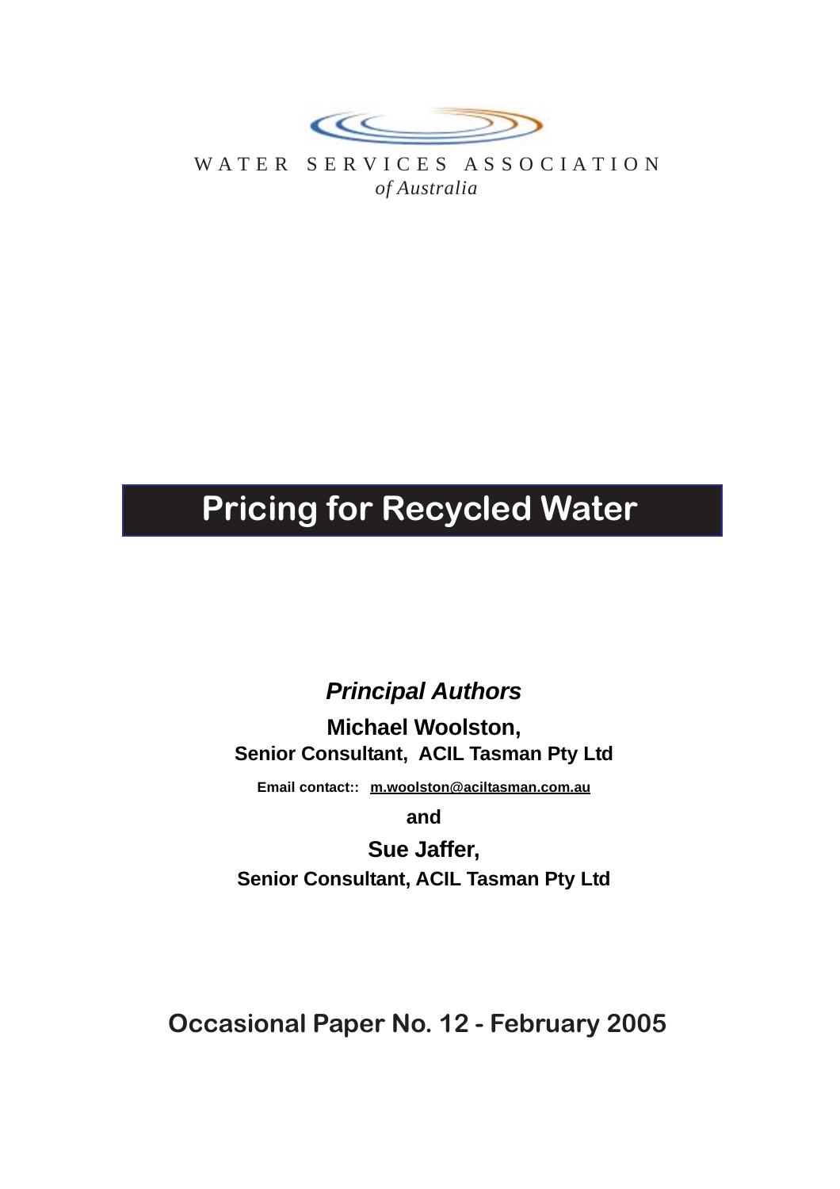WATER SERVICES ASSOCIATION
*of Australia*

# Pricing for Recycled Water

***Principal Authors***

**Michael Woolston,**
**Senior Consultant, ACIL Tasman Pty Ltd**

**Email contact:: m.woolston@aciltasman.com.au**

**and**

**Sue Jaffer,**
**Senior Consultant, ACIL Tasman Pty Ltd**

**Occasional Paper No. 12 - February 2005**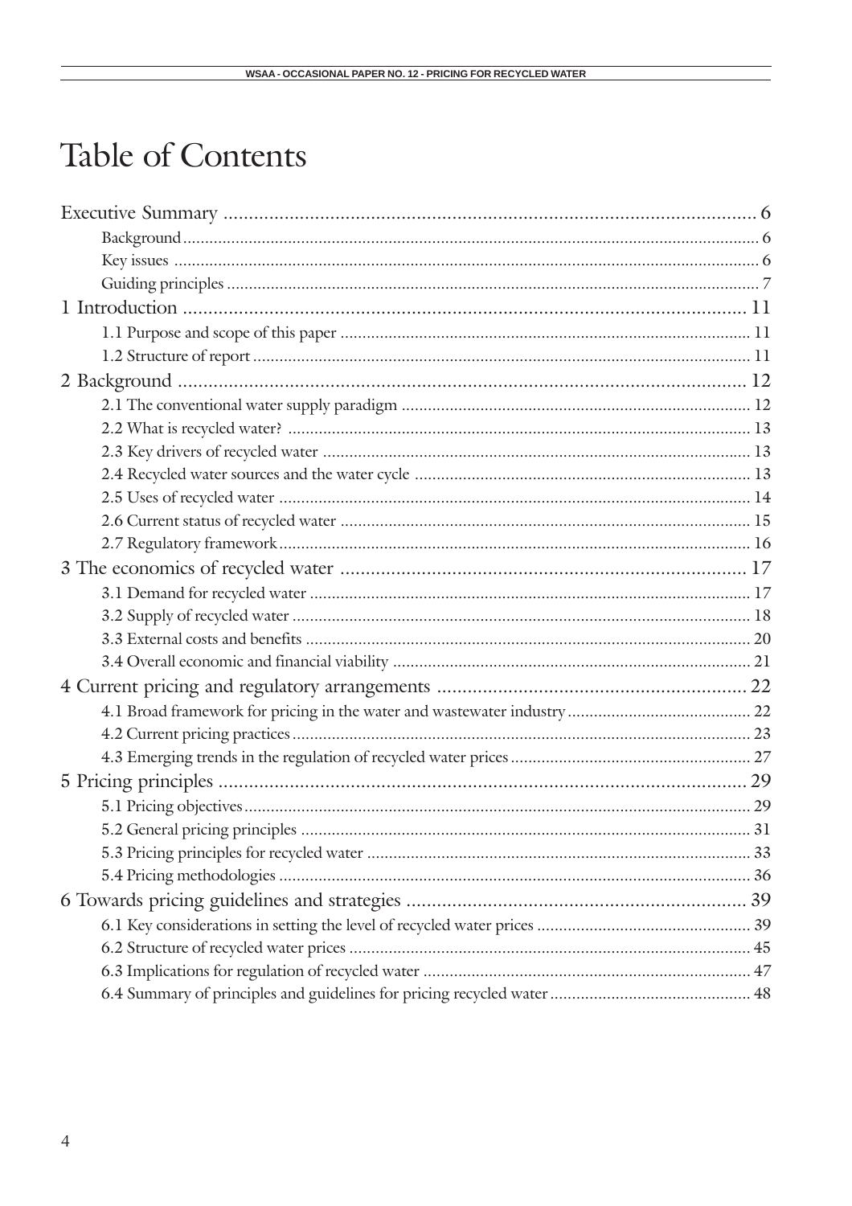# Table of Contents

Executive Summary ........................................................................................................ 6
- Background ................................................................................................................ 6
- Key issues .................................................................................................................. 6
- Guiding principles ........................................................................................................ 7

1 Introduction ................................................................................................................ 11
- 1.1 Purpose and scope of this paper ................................................................................ 11
- 1.2 Structure of report ..................................................................................................... 11

2 Background ................................................................................................................. 12
- 2.1 The conventional water supply paradigm .................................................................. 12
- 2.2 What is recycled water? ............................................................................................. 13
- 2.3 Key drivers of recycled water ..................................................................................... 13
- 2.4 Recycled water sources and the water cycle ............................................................. 13
- 2.5 Uses of recycled water ............................................................................................... 14
- 2.6 Current status of recycled water ................................................................................ 15
- 2.7 Regulatory framework ................................................................................................ 16

3 The economics of recycled water .................................................................................. 17
- 3.1 Demand for recycled water ........................................................................................ 17
- 3.2 Supply of recycled water ............................................................................................ 18
- 3.3 External costs and benefits ......................................................................................... 20
- 3.4 Overall economic and financial viability .................................................................... 21

4 Current pricing and regulatory arrangements ................................................................ 22
- 4.1 Broad framework for pricing in the water and wastewater industry ............................ 22
- 4.2 Current pricing practices ............................................................................................ 23
- 4.3 Emerging trends in the regulation of recycled water prices ........................................ 27

5 Pricing principles .......................................................................................................... 29
- 5.1 Pricing objectives ....................................................................................................... 29
- 5.2 General pricing principles .......................................................................................... 31
- 5.3 Pricing principles for recycled water .......................................................................... 33
- 5.4 Pricing methodologies ............................................................................................... 36

6 Towards pricing guidelines and strategies ..................................................................... 39
- 6.1 Key considerations in setting the level of recycled water prices ................................. 39
- 6.2 Structure of recycled water prices ............................................................................. 45
- 6.3 Implications for regulation of recycled water ............................................................ 47
- 6.4 Summary of principles and guidelines for pricing recycled water ............................... 48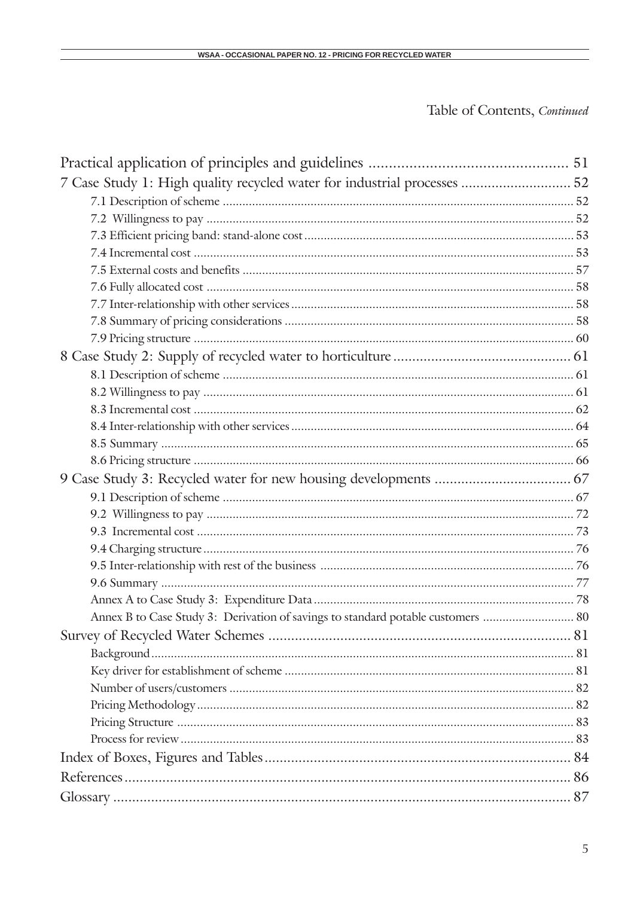Table of Contents, *Continued*

| | |
|---|---|
| Practical application of principles and guidelines | 51 |
| 7 Case Study 1: High quality recycled water for industrial processes | 52 |
| 7.1 Description of scheme | 52 |
| 7.2 Willingness to pay | 52 |
| 7.3 Efficient pricing band: stand-alone cost | 53 |
| 7.4 Incremental cost | 53 |
| 7.5 External costs and benefits | 57 |
| 7.6 Fully allocated cost | 58 |
| 7.7 Inter-relationship with other services | 58 |
| 7.8 Summary of pricing considerations | 58 |
| 7.9 Pricing structure | 60 |
| 8 Case Study 2: Supply of recycled water to horticulture | 61 |
| 8.1 Description of scheme | 61 |
| 8.2 Willingness to pay | 61 |
| 8.3 Incremental cost | 62 |
| 8.4 Inter-relationship with other services | 64 |
| 8.5 Summary | 65 |
| 8.6 Pricing structure | 66 |
| 9 Case Study 3: Recycled water for new housing developments | 67 |
| 9.1 Description of scheme | 67 |
| 9.2 Willingness to pay | 72 |
| 9.3 Incremental cost | 73 |
| 9.4 Charging structure | 76 |
| 9.5 Inter-relationship with rest of the business | 76 |
| 9.6 Summary | 77 |
| Annex A to Case Study 3: Expenditure Data | 78 |
| Annex B to Case Study 3: Derivation of savings to standard potable customers | 80 |
| Survey of Recycled Water Schemes | 81 |
| Background | 81 |
| Key driver for establishment of scheme | 81 |
| Number of users/customers | 82 |
| Pricing Methodology | 82 |
| Pricing Structure | 83 |
| Process for review | 83 |
| Index of Boxes, Figures and Tables | 84 |
| References | 86 |
| Glossary | 87 |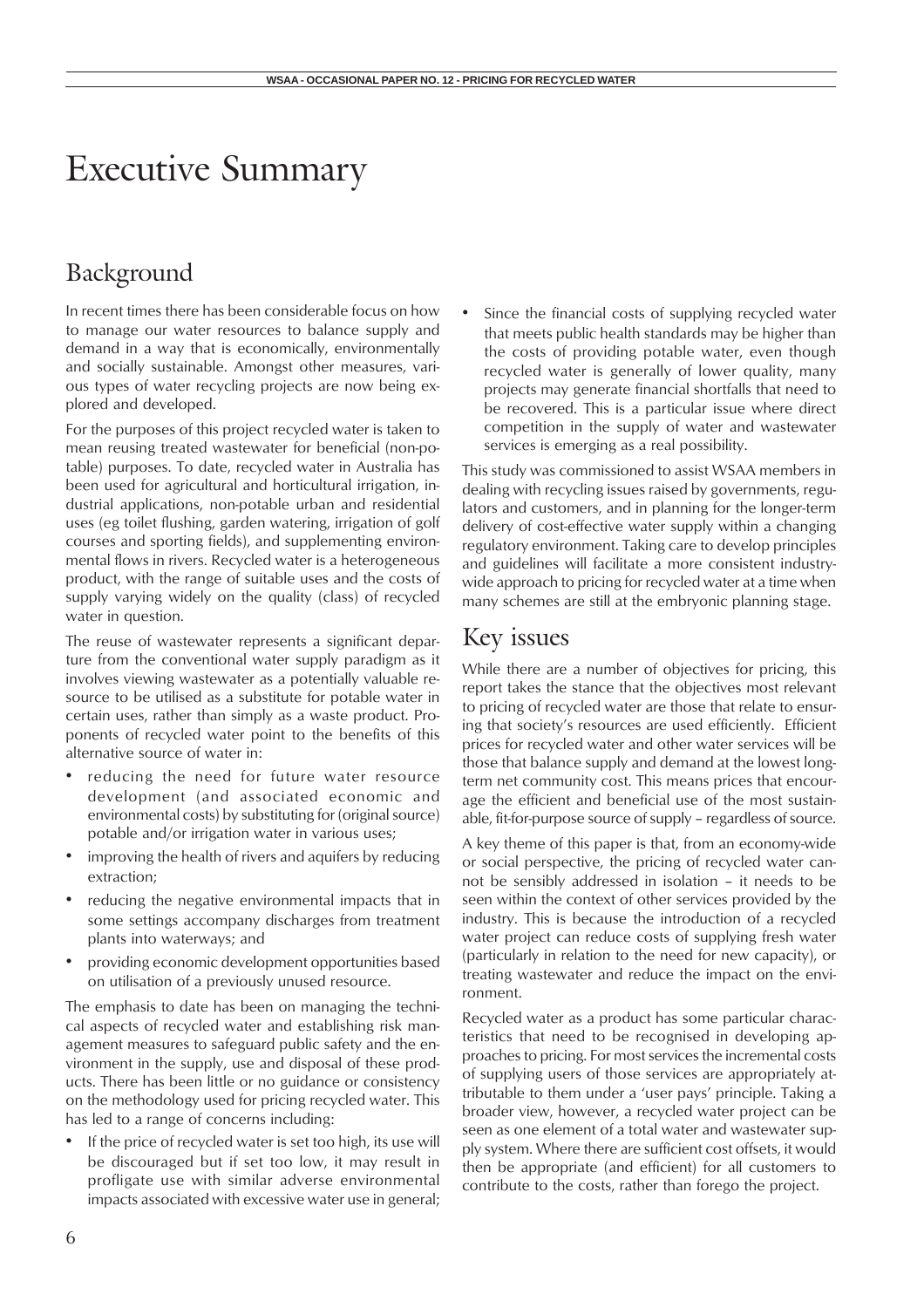# Executive Summary

## Background

In recent times there has been considerable focus on how to manage our water resources to balance supply and demand in a way that is economically, environmentally and socially sustainable. Amongst other measures, various types of water recycling projects are now being explored and developed.

For the purposes of this project recycled water is taken to mean reusing treated wastewater for beneficial (non-potable) purposes. To date, recycled water in Australia has been used for agricultural and horticultural irrigation, industrial applications, non-potable urban and residential uses (eg toilet flushing, garden watering, irrigation of golf courses and sporting fields), and supplementing environmental flows in rivers. Recycled water is a heterogeneous product, with the range of suitable uses and the costs of supply varying widely on the quality (class) of recycled water in question.

The reuse of wastewater represents a significant departure from the conventional water supply paradigm as it involves viewing wastewater as a potentially valuable resource to be utilised as a substitute for potable water in certain uses, rather than simply as a waste product. Proponents of recycled water point to the benefits of this alternative source of water in:

- reducing the need for future water resource development (and associated economic and environmental costs) by substituting for (original source) potable and/or irrigation water in various uses;
- improving the health of rivers and aquifers by reducing extraction;
- reducing the negative environmental impacts that in some settings accompany discharges from treatment plants into waterways; and
- providing economic development opportunities based on utilisation of a previously unused resource.

The emphasis to date has been on managing the technical aspects of recycled water and establishing risk management measures to safeguard public safety and the environment in the supply, use and disposal of these products. There has been little or no guidance or consistency on the methodology used for pricing recycled water. This has led to a range of concerns including:

- If the price of recycled water is set too high, its use will be discouraged but if set too low, it may result in profligate use with similar adverse environmental impacts associated with excessive water use in general;
- Since the financial costs of supplying recycled water that meets public health standards may be higher than the costs of providing potable water, even though recycled water is generally of lower quality, many projects may generate financial shortfalls that need to be recovered. This is a particular issue where direct competition in the supply of water and wastewater services is emerging as a real possibility.

This study was commissioned to assist WSAA members in dealing with recycling issues raised by governments, regulators and customers, and in planning for the longer-term delivery of cost-effective water supply within a changing regulatory environment. Taking care to develop principles and guidelines will facilitate a more consistent industry-wide approach to pricing for recycled water at a time when many schemes are still at the embryonic planning stage.

## Key issues

While there are a number of objectives for pricing, this report takes the stance that the objectives most relevant to pricing of recycled water are those that relate to ensuring that society's resources are used efficiently. Efficient prices for recycled water and other water services will be those that balance supply and demand at the lowest long-term net community cost. This means prices that encourage the efficient and beneficial use of the most sustainable, fit-for-purpose source of supply – regardless of source.

A key theme of this paper is that, from an economy-wide or social perspective, the pricing of recycled water cannot be sensibly addressed in isolation – it needs to be seen within the context of other services provided by the industry. This is because the introduction of a recycled water project can reduce costs of supplying fresh water (particularly in relation to the need for new capacity), or treating wastewater and reduce the impact on the environment.

Recycled water as a product has some particular characteristics that need to be recognised in developing approaches to pricing. For most services the incremental costs of supplying users of those services are appropriately attributable to them under a 'user pays' principle. Taking a broader view, however, a recycled water project can be seen as one element of a total water and wastewater supply system. Where there are sufficient cost offsets, it would then be appropriate (and efficient) for all customers to contribute to the costs, rather than forego the project.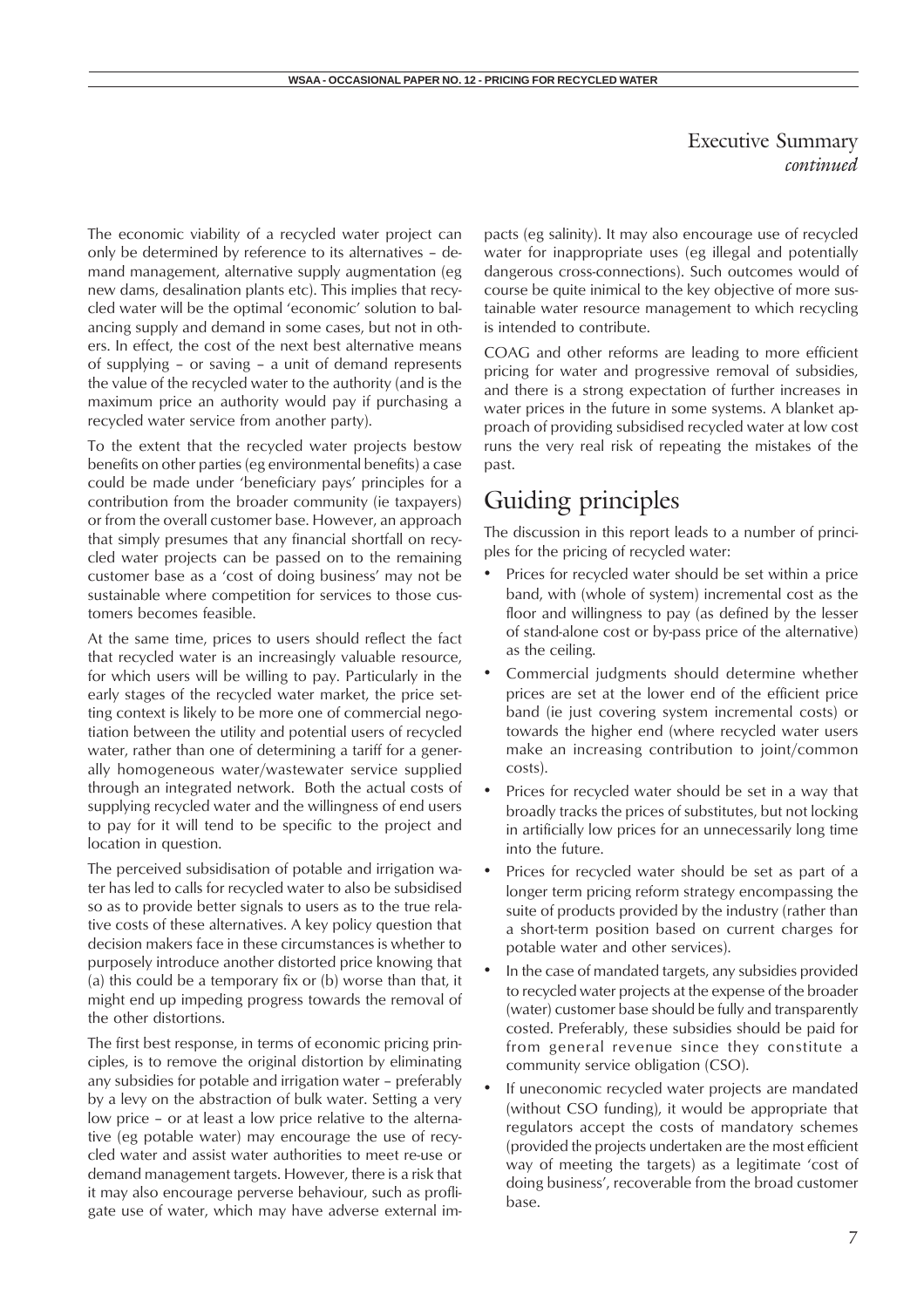## Executive Summary *continued*

The economic viability of a recycled water project can only be determined by reference to its alternatives – demand management, alternative supply augmentation (eg new dams, desalination plants etc). This implies that recycled water will be the optimal 'economic' solution to balancing supply and demand in some cases, but not in others. In effect, the cost of the next best alternative means of supplying – or saving – a unit of demand represents the value of the recycled water to the authority (and is the maximum price an authority would pay if purchasing a recycled water service from another party).

To the extent that the recycled water projects bestow benefits on other parties (eg environmental benefits) a case could be made under 'beneficiary pays' principles for a contribution from the broader community (ie taxpayers) or from the overall customer base. However, an approach that simply presumes that any financial shortfall on recycled water projects can be passed on to the remaining customer base as a 'cost of doing business' may not be sustainable where competition for services to those customers becomes feasible.

At the same time, prices to users should reflect the fact that recycled water is an increasingly valuable resource, for which users will be willing to pay. Particularly in the early stages of the recycled water market, the price setting context is likely to be more one of commercial negotiation between the utility and potential users of recycled water, rather than one of determining a tariff for a generally homogeneous water/wastewater service supplied through an integrated network. Both the actual costs of supplying recycled water and the willingness of end users to pay for it will tend to be specific to the project and location in question.

The perceived subsidisation of potable and irrigation water has led to calls for recycled water to also be subsidised so as to provide better signals to users as to the true relative costs of these alternatives. A key policy question that decision makers face in these circumstances is whether to purposely introduce another distorted price knowing that (a) this could be a temporary fix or (b) worse than that, it might end up impeding progress towards the removal of the other distortions.

The first best response, in terms of economic pricing principles, is to remove the original distortion by eliminating any subsidies for potable and irrigation water – preferably by a levy on the abstraction of bulk water. Setting a very low price – or at least a low price relative to the alternative (eg potable water) may encourage the use of recycled water and assist water authorities to meet re-use or demand management targets. However, there is a risk that it may also encourage perverse behaviour, such as profligate use of water, which may have adverse external impacts (eg salinity). It may also encourage use of recycled water for inappropriate uses (eg illegal and potentially dangerous cross-connections). Such outcomes would of course be quite inimical to the key objective of more sustainable water resource management to which recycling is intended to contribute.

COAG and other reforms are leading to more efficient pricing for water and progressive removal of subsidies, and there is a strong expectation of further increases in water prices in the future in some systems. A blanket approach of providing subsidised recycled water at low cost runs the very real risk of repeating the mistakes of the past.

## Guiding principles

The discussion in this report leads to a number of principles for the pricing of recycled water:

- Prices for recycled water should be set within a price band, with (whole of system) incremental cost as the floor and willingness to pay (as defined by the lesser of stand-alone cost or by-pass price of the alternative) as the ceiling.
- Commercial judgments should determine whether prices are set at the lower end of the efficient price band (ie just covering system incremental costs) or towards the higher end (where recycled water users make an increasing contribution to joint/common costs).
- Prices for recycled water should be set in a way that broadly tracks the prices of substitutes, but not locking in artificially low prices for an unnecessarily long time into the future.
- Prices for recycled water should be set as part of a longer term pricing reform strategy encompassing the suite of products provided by the industry (rather than a short-term position based on current charges for potable water and other services).
- In the case of mandated targets, any subsidies provided to recycled water projects at the expense of the broader (water) customer base should be fully and transparently costed. Preferably, these subsidies should be paid for from general revenue since they constitute a community service obligation (CSO).
- If uneconomic recycled water projects are mandated (without CSO funding), it would be appropriate that regulators accept the costs of mandatory schemes (provided the projects undertaken are the most efficient way of meeting the targets) as a legitimate 'cost of doing business', recoverable from the broad customer base.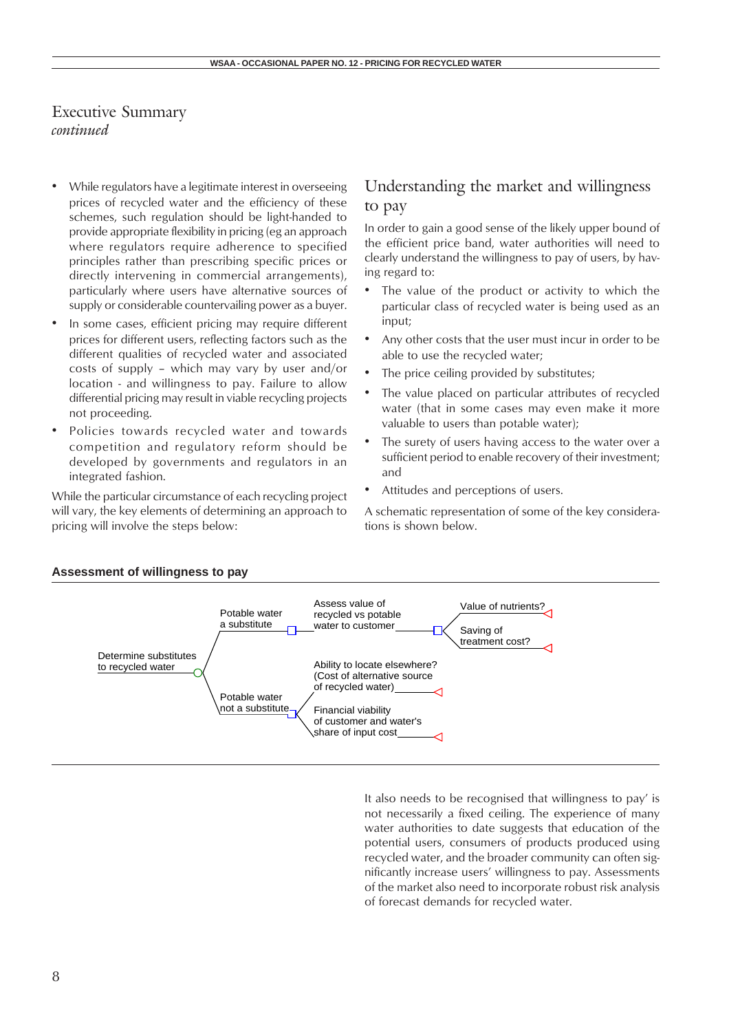# Executive Summary

*continued*

- While regulators have a legitimate interest in overseeing prices of recycled water and the efficiency of these schemes, such regulation should be light-handed to provide appropriate flexibility in pricing (eg an approach where regulators require adherence to specified principles rather than prescribing specific prices or directly intervening in commercial arrangements), particularly where users have alternative sources of supply or considerable countervailing power as a buyer.
- In some cases, efficient pricing may require different prices for different users, reflecting factors such as the different qualities of recycled water and associated costs of supply – which may vary by user and/or location - and willingness to pay. Failure to allow differential pricing may result in viable recycling projects not proceeding.
- Policies towards recycled water and towards competition and regulatory reform should be developed by governments and regulators in an integrated fashion.

While the particular circumstance of each recycling project will vary, the key elements of determining an approach to pricing will involve the steps below:

## Understanding the market and willingness to pay

In order to gain a good sense of the likely upper bound of the efficient price band, water authorities will need to clearly understand the willingness to pay of users, by having regard to:

- The value of the product or activity to which the particular class of recycled water is being used as an input;
- Any other costs that the user must incur in order to be able to use the recycled water;
- The price ceiling provided by substitutes;
- The value placed on particular attributes of recycled water (that in some cases may even make it more valuable to users than potable water);
- The surety of users having access to the water over a sufficient period to enable recovery of their investment; and
- Attitudes and perceptions of users.

A schematic representation of some of the key considerations is shown below.

**Assessment of willingness to pay**

- Determine substitutes to recycled water
  - Potable water a substitute
    - Assess value of recycled vs potable water to customer
      - Value of nutrients?
      - Saving of treatment cost?
  - Potable water not a substitute
    - Ability to locate elsewhere? (Cost of alternative source of recycled water)
    - Financial viability of customer and water's share of input cost

It also needs to be recognised that willingness to pay' is not necessarily a fixed ceiling. The experience of many water authorities to date suggests that education of the potential users, consumers of products produced using recycled water, and the broader community can often significantly increase users' willingness to pay. Assessments of the market also need to incorporate robust risk analysis of forecast demands for recycled water.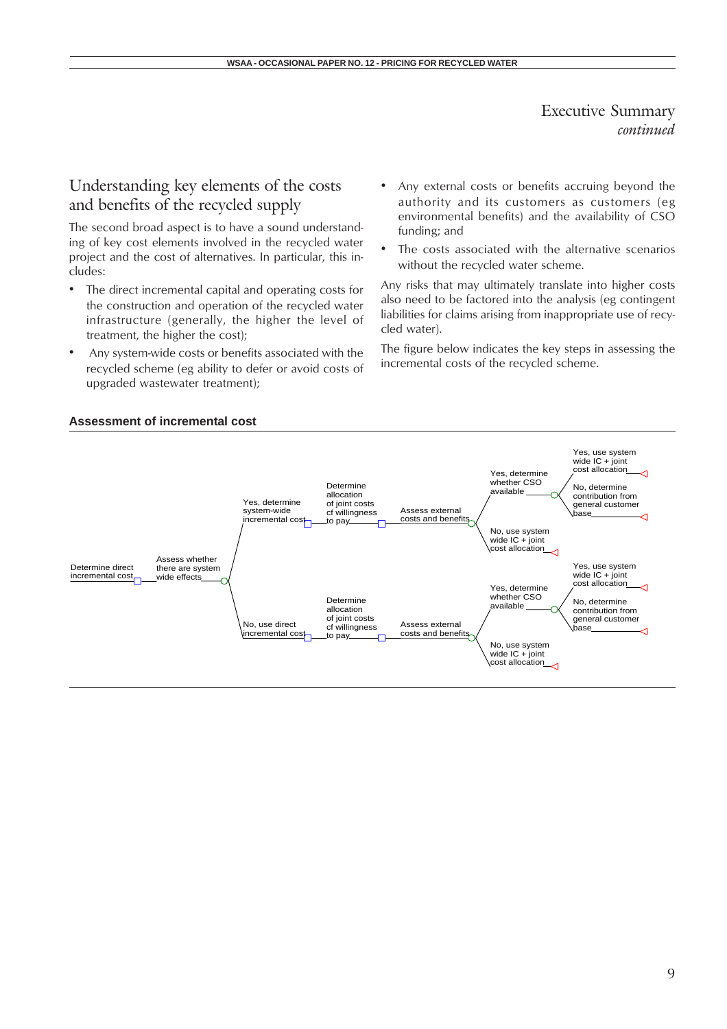## Executive Summary
*continued*

### Understanding key elements of the costs and benefits of the recycled supply

The second broad aspect is to have a sound understanding of key cost elements involved in the recycled water project and the cost of alternatives. In particular, this includes:

- The direct incremental capital and operating costs for the construction and operation of the recycled water infrastructure (generally, the higher the level of treatment, the higher the cost);
- Any system-wide costs or benefits associated with the recycled scheme (eg ability to defer or avoid costs of upgraded wastewater treatment);
- Any external costs or benefits accruing beyond the authority and its customers as customers (eg environmental benefits) and the availability of CSO funding; and
- The costs associated with the alternative scenarios without the recycled water scheme.

Any risks that may ultimately translate into higher costs also need to be factored into the analysis (eg contingent liabilities for claims arising from inappropriate use of recycled water).

The figure below indicates the key steps in assessing the incremental costs of the recycled scheme.

**Assessment of incremental cost**

- Determine direct incremental cost
  - Assess whether there are system wide effects
    - Yes, determine system-wide incremental cost
      - Determine allocation of joint costs cf willingness to pay
        - Assess external costs and benefits
          - Yes, determine whether CSO available
            - Yes, use system wide IC + joint cost allocation
            - No, determine contribution from general customer base
          - No, use system wide IC + joint cost allocation
    - No, use direct incremental cost
      - Determine allocation of joint costs cf willingness to pay
        - Assess external costs and benefits
          - Yes, determine whether CSO available
            - Yes, use system wide IC + joint cost allocation
            - No, determine contribution from general customer base
          - No, use system wide IC + joint cost allocation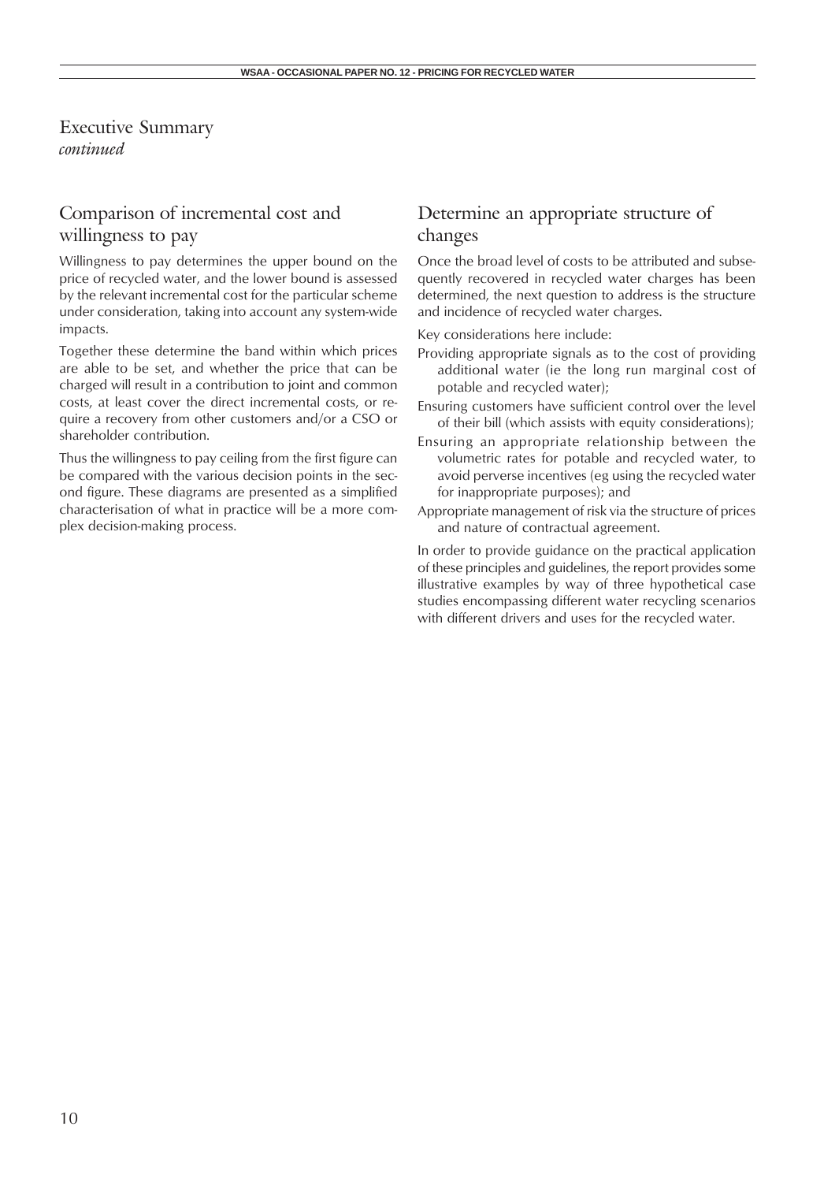# Executive Summary
*continued*

## Comparison of incremental cost and willingness to pay

Willingness to pay determines the upper bound on the price of recycled water, and the lower bound is assessed by the relevant incremental cost for the particular scheme under consideration, taking into account any system-wide impacts.

Together these determine the band within which prices are able to be set, and whether the price that can be charged will result in a contribution to joint and common costs, at least cover the direct incremental costs, or require a recovery from other customers and/or a CSO or shareholder contribution.

Thus the willingness to pay ceiling from the first figure can be compared with the various decision points in the second figure. These diagrams are presented as a simplified characterisation of what in practice will be a more complex decision-making process.

## Determine an appropriate structure of changes

Once the broad level of costs to be attributed and subsequently recovered in recycled water charges has been determined, the next question to address is the structure and incidence of recycled water charges.

Key considerations here include:

- Providing appropriate signals as to the cost of providing additional water (ie the long run marginal cost of potable and recycled water);
- Ensuring customers have sufficient control over the level of their bill (which assists with equity considerations);
- Ensuring an appropriate relationship between the volumetric rates for potable and recycled water, to avoid perverse incentives (eg using the recycled water for inappropriate purposes); and
- Appropriate management of risk via the structure of prices and nature of contractual agreement.

In order to provide guidance on the practical application of these principles and guidelines, the report provides some illustrative examples by way of three hypothetical case studies encompassing different water recycling scenarios with different drivers and uses for the recycled water.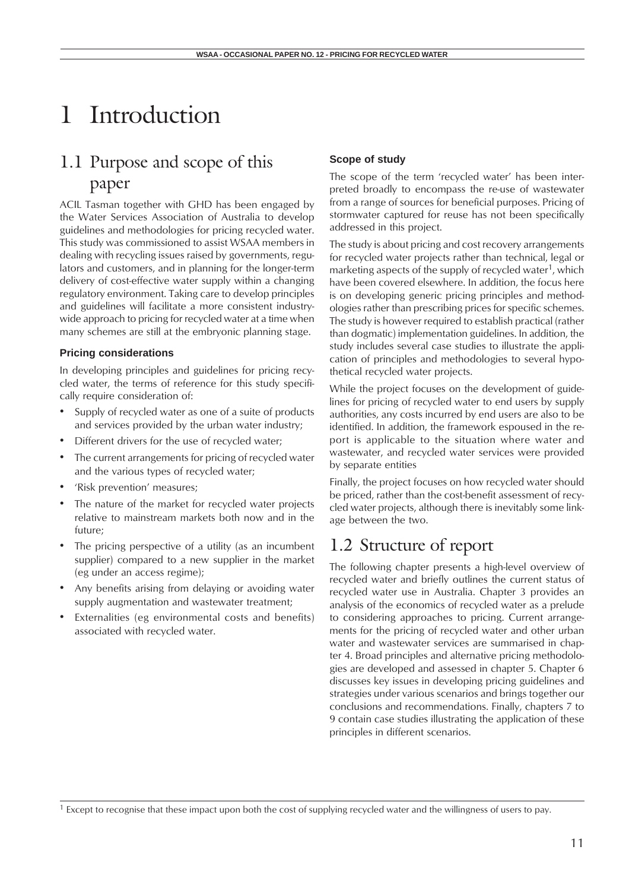# 1 Introduction

## 1.1 Purpose and scope of this paper

ACIL Tasman together with GHD has been engaged by the Water Services Association of Australia to develop guidelines and methodologies for pricing recycled water. This study was commissioned to assist WSAA members in dealing with recycling issues raised by governments, regulators and customers, and in planning for the longer-term delivery of cost-effective water supply within a changing regulatory environment. Taking care to develop principles and guidelines will facilitate a more consistent industry-wide approach to pricing for recycled water at a time when many schemes are still at the embryonic planning stage.

### Pricing considerations

In developing principles and guidelines for pricing recycled water, the terms of reference for this study specifically require consideration of:

- Supply of recycled water as one of a suite of products and services provided by the urban water industry;
- Different drivers for the use of recycled water;
- The current arrangements for pricing of recycled water and the various types of recycled water;
- 'Risk prevention' measures;
- The nature of the market for recycled water projects relative to mainstream markets both now and in the future;
- The pricing perspective of a utility (as an incumbent supplier) compared to a new supplier in the market (eg under an access regime);
- Any benefits arising from delaying or avoiding water supply augmentation and wastewater treatment;
- Externalities (eg environmental costs and benefits) associated with recycled water.

### Scope of study

The scope of the term 'recycled water' has been interpreted broadly to encompass the re-use of wastewater from a range of sources for beneficial purposes. Pricing of stormwater captured for reuse has not been specifically addressed in this project.

The study is about pricing and cost recovery arrangements for recycled water projects rather than technical, legal or marketing aspects of the supply of recycled water[1], which have been covered elsewhere. In addition, the focus here is on developing generic pricing principles and methodologies rather than prescribing prices for specific schemes. The study is however required to establish practical (rather than dogmatic) implementation guidelines. In addition, the study includes several case studies to illustrate the application of principles and methodologies to several hypothetical recycled water projects.

While the project focuses on the development of guidelines for pricing of recycled water to end users by supply authorities, any costs incurred by end users are also to be identified. In addition, the framework espoused in the report is applicable to the situation where water and wastewater, and recycled water services were provided by separate entities

Finally, the project focuses on how recycled water should be priced, rather than the cost-benefit assessment of recycled water projects, although there is inevitably some linkage between the two.

## 1.2 Structure of report

The following chapter presents a high-level overview of recycled water and briefly outlines the current status of recycled water use in Australia. Chapter 3 provides an analysis of the economics of recycled water as a prelude to considering approaches to pricing. Current arrangements for the pricing of recycled water and other urban water and wastewater services are summarised in chapter 4. Broad principles and alternative pricing methodologies are developed and assessed in chapter 5. Chapter 6 discusses key issues in developing pricing guidelines and strategies under various scenarios and brings together our conclusions and recommendations. Finally, chapters 7 to 9 contain case studies illustrating the application of these principles in different scenarios.

[1] Except to recognise that these impact upon both the cost of supplying recycled water and the willingness of users to pay.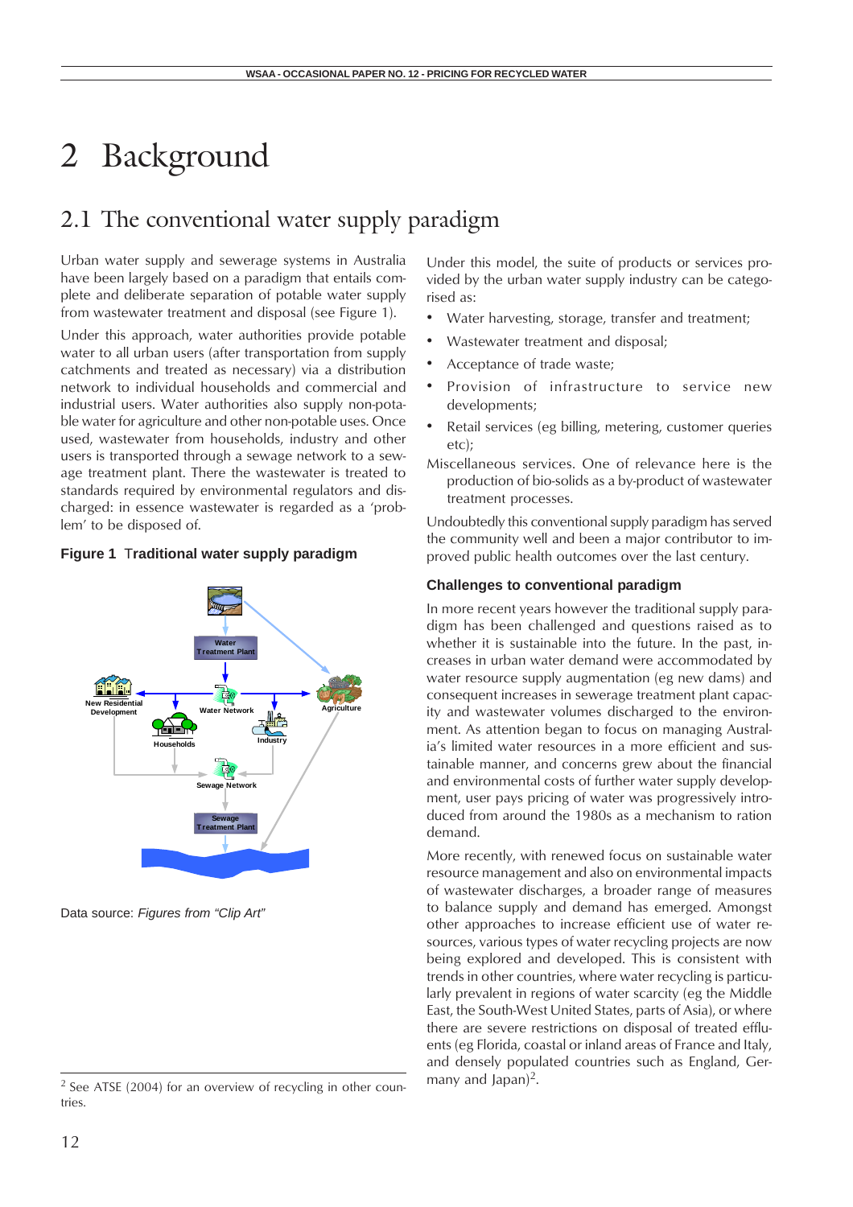# 2 Background

## 2.1 The conventional water supply paradigm

Urban water supply and sewerage systems in Australia have been largely based on a paradigm that entails complete and deliberate separation of potable water supply from wastewater treatment and disposal (see Figure 1).

Under this approach, water authorities provide potable water to all urban users (after transportation from supply catchments and treated as necessary) via a distribution network to individual households and commercial and industrial users. Water authorities also supply non-potable water for agriculture and other non-potable uses. Once used, wastewater from households, industry and other users is transported through a sewage network to a sewage treatment plant. There the wastewater is treated to standards required by environmental regulators and discharged: in essence wastewater is regarded as a 'problem' to be disposed of.

**Figure 1 Traditional water supply paradigm**

Water Treatment Plant

New Residential Development

Water Network

Agriculture

Households

Industry

Sewage Network

Sewage Treatment Plant

Data source: *Figures from "Clip Art"*

Under this model, the suite of products or services provided by the urban water supply industry can be categorised as:

- Water harvesting, storage, transfer and treatment;
- Wastewater treatment and disposal;
- Acceptance of trade waste;
- Provision of infrastructure to service new developments;
- Retail services (eg billing, metering, customer queries etc);

Miscellaneous services. One of relevance here is the production of bio-solids as a by-product of wastewater treatment processes.

Undoubtedly this conventional supply paradigm has served the community well and been a major contributor to improved public health outcomes over the last century.

### Challenges to conventional paradigm

In more recent years however the traditional supply paradigm has been challenged and questions raised as to whether it is sustainable into the future. In the past, increases in urban water demand were accommodated by water resource supply augmentation (eg new dams) and consequent increases in sewerage treatment plant capacity and wastewater volumes discharged to the environment. As attention began to focus on managing Australia's limited water resources in a more efficient and sustainable manner, and concerns grew about the financial and environmental costs of further water supply development, user pays pricing of water was progressively introduced from around the 1980s as a mechanism to ration demand.

More recently, with renewed focus on sustainable water resource management and also on environmental impacts of wastewater discharges, a broader range of measures to balance supply and demand has emerged. Amongst other approaches to increase efficient use of water resources, various types of water recycling projects are now being explored and developed. This is consistent with trends in other countries, where water recycling is particularly prevalent in regions of water scarcity (eg the Middle East, the South-West United States, parts of Asia), or where there are severe restrictions on disposal of treated effluents (eg Florida, coastal or inland areas of France and Italy, and densely populated countries such as England, Germany and Japan)[2].

---

[2] See ATSE (2004) for an overview of recycling in other countries.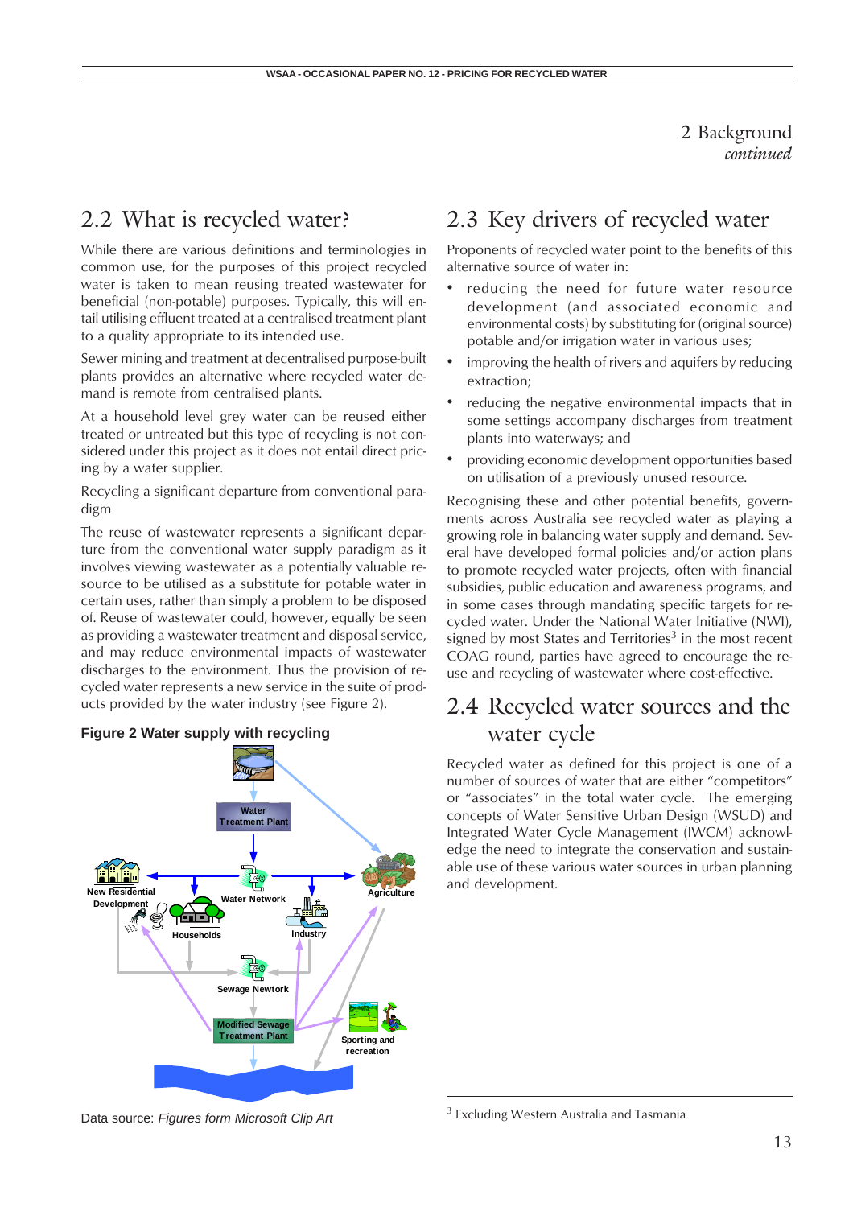2 Background *continued*

## 2.2 What is recycled water?

While there are various definitions and terminologies in common use, for the purposes of this project recycled water is taken to mean reusing treated wastewater for beneficial (non-potable) purposes. Typically, this will entail utilising effluent treated at a centralised treatment plant to a quality appropriate to its intended use.

Sewer mining and treatment at decentralised purpose-built plants provides an alternative where recycled water demand is remote from centralised plants.

At a household level grey water can be reused either treated or untreated but this type of recycling is not considered under this project as it does not entail direct pricing by a water supplier.

Recycling a significant departure from conventional paradigm

The reuse of wastewater represents a significant departure from the conventional water supply paradigm as it involves viewing wastewater as a potentially valuable resource to be utilised as a substitute for potable water in certain uses, rather than simply a problem to be disposed of. Reuse of wastewater could, however, equally be seen as providing a wastewater treatment and disposal service, and may reduce environmental impacts of wastewater discharges to the environment. Thus the provision of recycled water represents a new service in the suite of products provided by the water industry (see Figure 2).

**Figure 2 Water supply with recycling**

Water Treatment Plant

New Residential Development

Water Network

Agriculture

Households

Industry

Sewage Newtork

Modified Sewage Treatment Plant

Sporting and recreation

Data source: *Figures form Microsoft Clip Art*

## 2.3 Key drivers of recycled water

Proponents of recycled water point to the benefits of this alternative source of water in:

- reducing the need for future water resource development (and associated economic and environmental costs) by substituting for (original source) potable and/or irrigation water in various uses;
- improving the health of rivers and aquifers by reducing extraction;
- reducing the negative environmental impacts that in some settings accompany discharges from treatment plants into waterways; and
- providing economic development opportunities based on utilisation of a previously unused resource.

Recognising these and other potential benefits, governments across Australia see recycled water as playing a growing role in balancing water supply and demand. Several have developed formal policies and/or action plans to promote recycled water projects, often with financial subsidies, public education and awareness programs, and in some cases through mandating specific targets for recycled water. Under the National Water Initiative (NWI), signed by most States and Territories[3] in the most recent COAG round, parties have agreed to encourage the reuse and recycling of wastewater where cost-effective.

## 2.4 Recycled water sources and the water cycle

Recycled water as defined for this project is one of a number of sources of water that are either "competitors" or "associates" in the total water cycle. The emerging concepts of Water Sensitive Urban Design (WSUD) and Integrated Water Cycle Management (IWCM) acknowledge the need to integrate the conservation and sustainable use of these various water sources in urban planning and development.

[3] Excluding Western Australia and Tasmania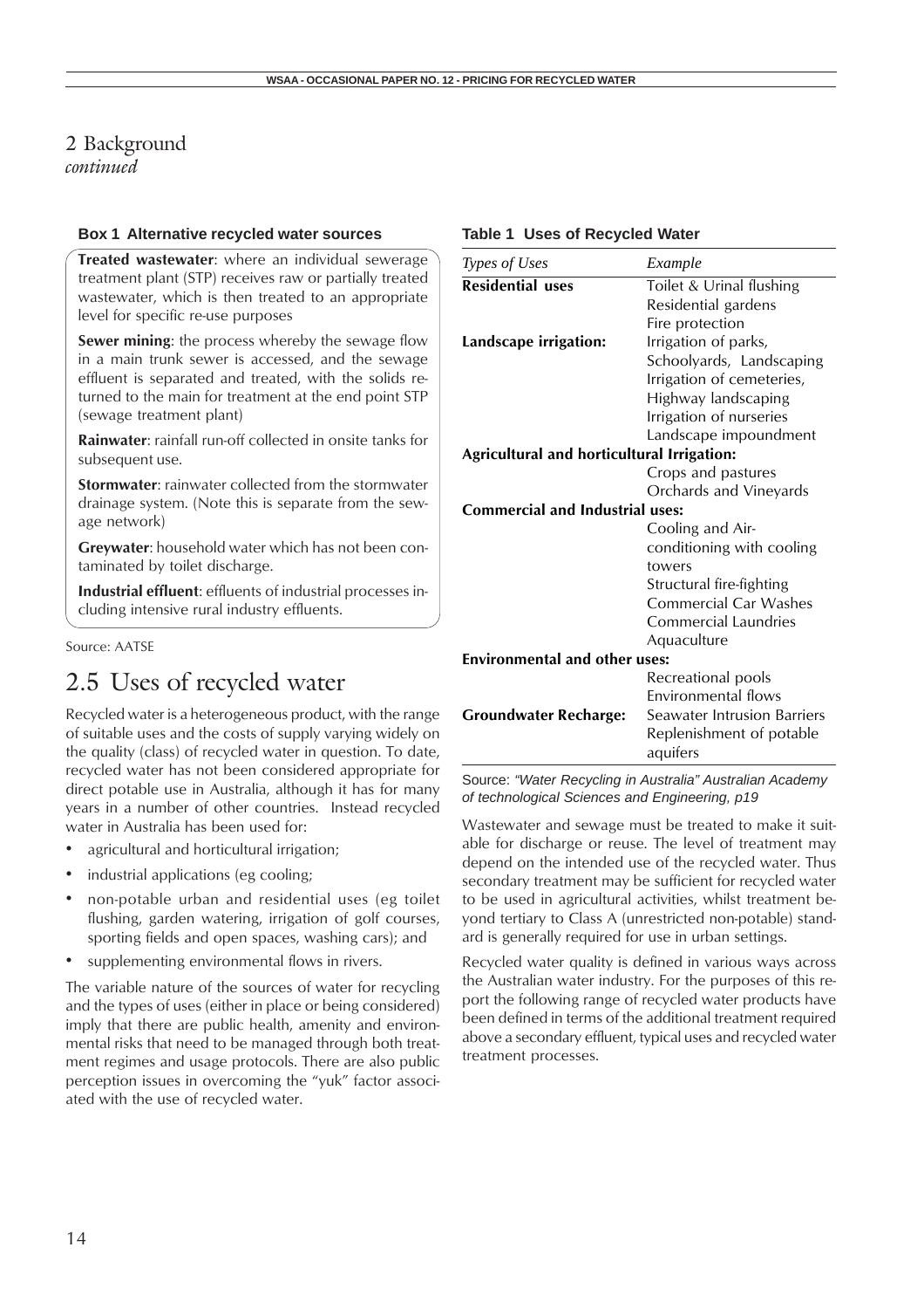## 2 Background
*continued*

**Box 1 Alternative recycled water sources**

**Treated wastewater**: where an individual sewerage treatment plant (STP) receives raw or partially treated wastewater, which is then treated to an appropriate level for specific re-use purposes

**Sewer mining**: the process whereby the sewage flow in a main trunk sewer is accessed, and the sewage effluent is separated and treated, with the solids returned to the main for treatment at the end point STP (sewage treatment plant)

**Rainwater**: rainfall run-off collected in onsite tanks for subsequent use.

**Stormwater**: rainwater collected from the stormwater drainage system. (Note this is separate from the sewage network)

**Greywater**: household water which has not been contaminated by toilet discharge.

**Industrial effluent**: effluents of industrial processes including intensive rural industry effluents.

Source: AATSE

# 2.5 Uses of recycled water

Recycled water is a heterogeneous product, with the range of suitable uses and the costs of supply varying widely on the quality (class) of recycled water in question. To date, recycled water has not been considered appropriate for direct potable use in Australia, although it has for many years in a number of other countries. Instead recycled water in Australia has been used for:

- agricultural and horticultural irrigation;
- industrial applications (eg cooling;
- non-potable urban and residential uses (eg toilet flushing, garden watering, irrigation of golf courses, sporting fields and open spaces, washing cars); and
- supplementing environmental flows in rivers.

The variable nature of the sources of water for recycling and the types of uses (either in place or being considered) imply that there are public health, amenity and environmental risks that need to be managed through both treatment regimes and usage protocols. There are also public perception issues in overcoming the "yuk" factor associated with the use of recycled water.

**Table 1 Uses of Recycled Water**

| *Types of Uses* | *Example* |
|---|---|
| **Residential uses** | Toilet & Urinal flushing |
| | Residential gardens |
| | Fire protection |
| **Landscape irrigation:** | Irrigation of parks, |
| | Schoolyards, Landscaping |
| | Irrigation of cemeteries, |
| | Highway landscaping |
| | Irrigation of nurseries |
| | Landscape impoundment |
| **Agricultural and horticultural Irrigation:** | |
| | Crops and pastures |
| | Orchards and Vineyards |
| **Commercial and Industrial uses:** | |
| | Cooling and Air-conditioning with cooling towers |
| | Structural fire-fighting |
| | Commercial Car Washes |
| | Commercial Laundries |
| | Aquaculture |
| **Environmental and other uses:** | |
| | Recreational pools |
| | Environmental flows |
| **Groundwater Recharge:** | Seawater Intrusion Barriers |
| | Replenishment of potable aquifers |

Source: *"Water Recycling in Australia" Australian Academy of technological Sciences and Engineering, p19*

Wastewater and sewage must be treated to make it suitable for discharge or reuse. The level of treatment may depend on the intended use of the recycled water. Thus secondary treatment may be sufficient for recycled water to be used in agricultural activities, whilst treatment beyond tertiary to Class A (unrestricted non-potable) standard is generally required for use in urban settings.

Recycled water quality is defined in various ways across the Australian water industry. For the purposes of this report the following range of recycled water products have been defined in terms of the additional treatment required above a secondary effluent, typical uses and recycled water treatment processes.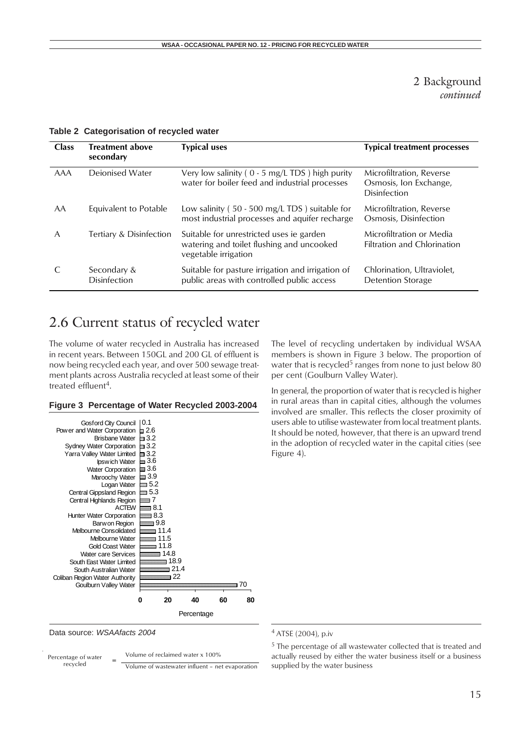# 2 Background
*continued*

**Table 2 Categorisation of recycled water**

| Class | Treatment above secondary | Typical uses | Typical treatment processes |
|---|---|---|---|
| AAA | Deionised Water | Very low salinity ( 0 - 5 mg/L TDS ) high purity water for boiler feed and industrial processes | Microfiltration, Reverse Osmosis, Ion Exchange, Disinfection |
| AA | Equivalent to Potable | Low salinity ( 50 - 500 mg/L TDS ) suitable for most industrial processes and aquifer recharge | Microfiltration, Reverse Osmosis, Disinfection |
| A | Tertiary & Disinfection | Suitable for unrestricted uses ie garden watering and toilet flushing and uncooked vegetable irrigation | Microfiltration or Media Filtration and Chlorination |
| C | Secondary & Disinfection | Suitable for pasture irrigation and irrigation of public areas with controlled public access | Chlorination, Ultraviolet, Detention Storage |

## 2.6 Current status of recycled water

The volume of water recycled in Australia has increased in recent years. Between 150GL and 200 GL of effluent is now being recycled each year, and over 500 sewage treatment plants across Australia recycled at least some of their treated effluent[4].

**Figure 3 Percentage of Water Recycled 2003-2004**

| Water business | Percentage |
|---|---|
| Gosford City Council | 0.1 |
| Power and Water Corporation | 2.6 |
| Brisbane Water | 3.2 |
| Sydney Water Corporation | 3.2 |
| Yarra Valley Water Limited | 3.2 |
| Ipswich Water | 3.6 |
| Water Corporation | 3.6 |
| Maroochy Water | 3.9 |
| Logan Water | 5.2 |
| Central Gippsland Region | 5.3 |
| Central Highlands Region | 7 |
| ACTEW | 8.1 |
| Hunter Water Corporation | 8.3 |
| Barwon Region | 9.8 |
| Melbourne Consolidated | 11.4 |
| Melbourne Water | 11.5 |
| Gold Coast Water | 11.8 |
| Water care Services | 14.8 |
| South East Water Limited | 18.9 |
| South Australian Water | 21.4 |
| Coliban Region Water Authority | 22 |
| Goulburn Valley Water | 70 |

Data source: *WSAAfacts 2004*

$$\text{Percentage of water recycled} = \frac{\text{Volume of reclaimed water x 100\%}}{\text{Volume of wastewater influent – net evaporation}}$$

The level of recycling undertaken by individual WSAA members is shown in Figure 3 below. The proportion of water that is recycled[5] ranges from none to just below 80 per cent (Goulburn Valley Water).

In general, the proportion of water that is recycled is higher in rural areas than in capital cities, although the volumes involved are smaller. This reflects the closer proximity of users able to utilise wastewater from local treatment plants. It should be noted, however, that there is an upward trend in the adoption of recycled water in the capital cities (see Figure 4).

[4] ATSE (2004), p.iv

[5] The percentage of all wastewater collected that is treated and actually reused by either the water business itself or a business supplied by the water business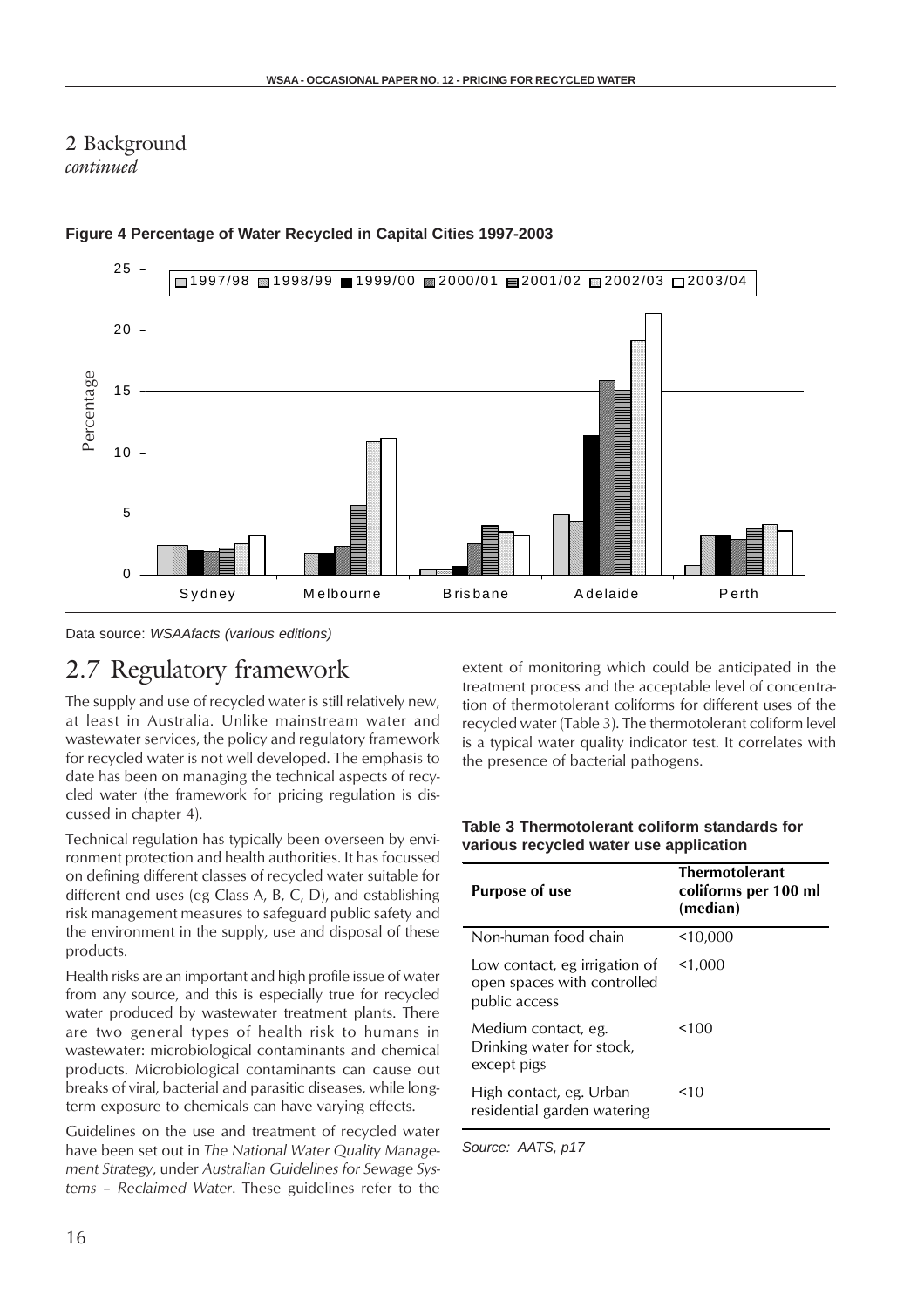# 2 Background
*continued*

**Figure 4 Percentage of Water Recycled in Capital Cities 1997-2003**

Data source: *WSAAfacts (various editions)*

## 2.7 Regulatory framework

The supply and use of recycled water is still relatively new, at least in Australia. Unlike mainstream water and wastewater services, the policy and regulatory framework for recycled water is not well developed. The emphasis to date has been on managing the technical aspects of recycled water (the framework for pricing regulation is discussed in chapter 4).

Technical regulation has typically been overseen by environment protection and health authorities. It has focussed on defining different classes of recycled water suitable for different end uses (eg Class A, B, C, D), and establishing risk management measures to safeguard public safety and the environment in the supply, use and disposal of these products.

Health risks are an important and high profile issue of water from any source, and this is especially true for recycled water produced by wastewater treatment plants. There are two general types of health risk to humans in wastewater: microbiological contaminants and chemical products. Microbiological contaminants can cause out breaks of viral, bacterial and parasitic diseases, while long-term exposure to chemicals can have varying effects.

Guidelines on the use and treatment of recycled water have been set out in *The National Water Quality Management Strategy*, under *Australian Guidelines for Sewage Systems – Reclaimed Water*. These guidelines refer to the extent of monitoring which could be anticipated in the treatment process and the acceptable level of concentration of thermotolerant coliforms for different uses of the recycled water (Table 3). The thermotolerant coliform level is a typical water quality indicator test. It correlates with the presence of bacterial pathogens.

**Table 3 Thermotolerant coliform standards for various recycled water use application**

| Purpose of use | Thermotolerant coliforms per 100 ml (median) |
|---|---|
| Non-human food chain | <10,000 |
| Low contact, eg irrigation of open spaces with controlled public access | <1,000 |
| Medium contact, eg. Drinking water for stock, except pigs | <100 |
| High contact, eg. Urban residential garden watering | <10 |

*Source: AATS, p17*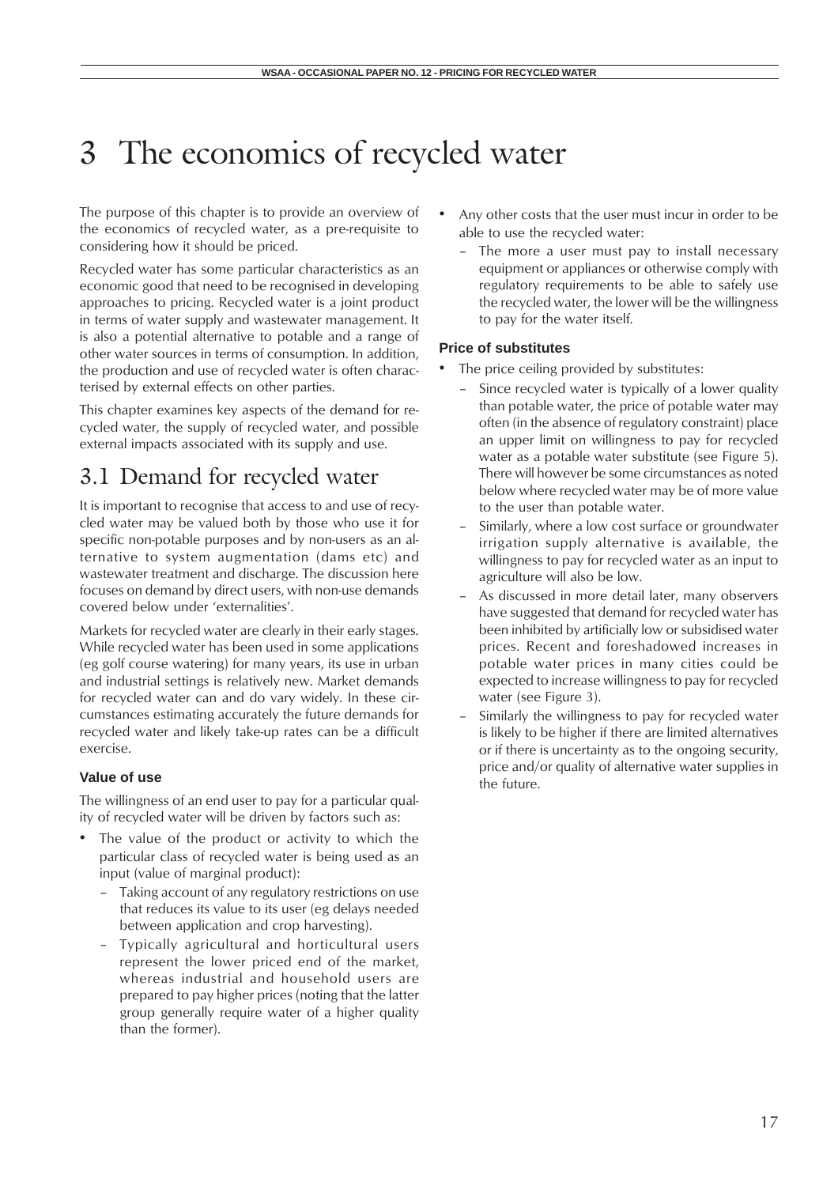# 3 The economics of recycled water

The purpose of this chapter is to provide an overview of the economics of recycled water, as a pre-requisite to considering how it should be priced.

Recycled water has some particular characteristics as an economic good that need to be recognised in developing approaches to pricing. Recycled water is a joint product in terms of water supply and wastewater management. It is also a potential alternative to potable and a range of other water sources in terms of consumption. In addition, the production and use of recycled water is often characterised by external effects on other parties.

This chapter examines key aspects of the demand for recycled water, the supply of recycled water, and possible external impacts associated with its supply and use.

## 3.1 Demand for recycled water

It is important to recognise that access to and use of recycled water may be valued both by those who use it for specific non-potable purposes and by non-users as an alternative to system augmentation (dams etc) and wastewater treatment and discharge. The discussion here focuses on demand by direct users, with non-use demands covered below under 'externalities'.

Markets for recycled water are clearly in their early stages. While recycled water has been used in some applications (eg golf course watering) for many years, its use in urban and industrial settings is relatively new. Market demands for recycled water can and do vary widely. In these circumstances estimating accurately the future demands for recycled water and likely take-up rates can be a difficult exercise.

### Value of use

The willingness of an end user to pay for a particular quality of recycled water will be driven by factors such as:

- The value of the product or activity to which the particular class of recycled water is being used as an input (value of marginal product):
  - Taking account of any regulatory restrictions on use that reduces its value to its user (eg delays needed between application and crop harvesting).
  - Typically agricultural and horticultural users represent the lower priced end of the market, whereas industrial and household users are prepared to pay higher prices (noting that the latter group generally require water of a higher quality than the former).
- Any other costs that the user must incur in order to be able to use the recycled water:
  - The more a user must pay to install necessary equipment or appliances or otherwise comply with regulatory requirements to be able to safely use the recycled water, the lower will be the willingness to pay for the water itself.

### Price of substitutes

- The price ceiling provided by substitutes:
  - Since recycled water is typically of a lower quality than potable water, the price of potable water may often (in the absence of regulatory constraint) place an upper limit on willingness to pay for recycled water as a potable water substitute (see Figure 5). There will however be some circumstances as noted below where recycled water may be of more value to the user than potable water.
  - Similarly, where a low cost surface or groundwater irrigation supply alternative is available, the willingness to pay for recycled water as an input to agriculture will also be low.
  - As discussed in more detail later, many observers have suggested that demand for recycled water has been inhibited by artificially low or subsidised water prices. Recent and foreshadowed increases in potable water prices in many cities could be expected to increase willingness to pay for recycled water (see Figure 3).
  - Similarly the willingness to pay for recycled water is likely to be higher if there are limited alternatives or if there is uncertainty as to the ongoing security, price and/or quality of alternative water supplies in the future.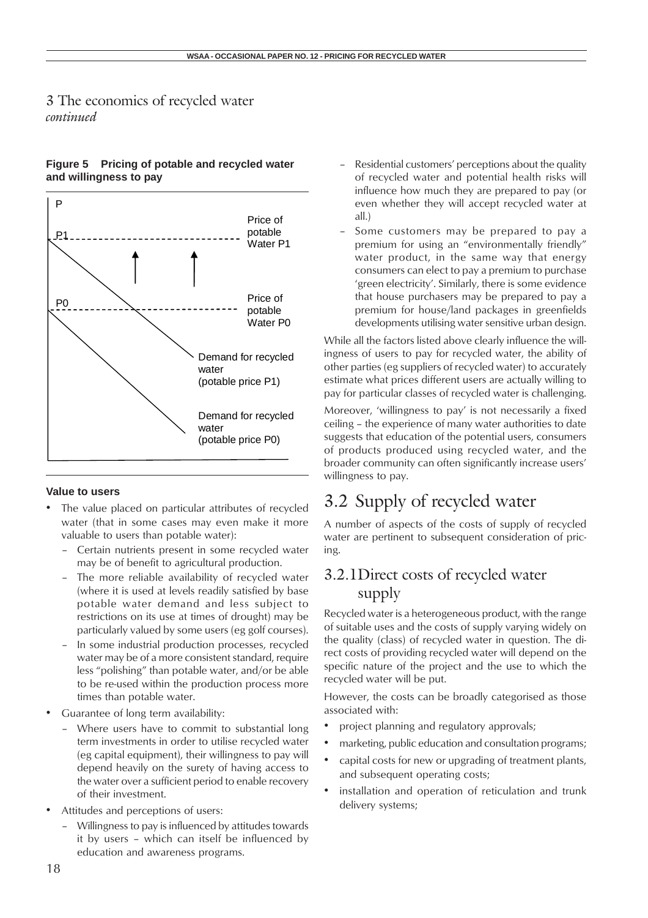## 3 The economics of recycled water *continued*

**Figure 5 Pricing of potable and recycled water and willingness to pay**

P

P1 — Price of potable Water P1

P0 — Price of potable Water P0

Demand for recycled water (potable price P1)

Demand for recycled water (potable price P0)

**Value to users**

- The value placed on particular attributes of recycled water (that in some cases may even make it more valuable to users than potable water):
  - Certain nutrients present in some recycled water may be of benefit to agricultural production.
  - The more reliable availability of recycled water (where it is used at levels readily satisfied by base potable water demand and less subject to restrictions on its use at times of drought) may be particularly valued by some users (eg golf courses).
  - In some industrial production processes, recycled water may be of a more consistent standard, require less "polishing" than potable water, and/or be able to be re-used within the production process more times than potable water.
- Guarantee of long term availability:
  - Where users have to commit to substantial long term investments in order to utilise recycled water (eg capital equipment), their willingness to pay will depend heavily on the surety of having access to the water over a sufficient period to enable recovery of their investment.
- Attitudes and perceptions of users:
  - Willingness to pay is influenced by attitudes towards it by users – which can itself be influenced by education and awareness programs.
  - Residential customers' perceptions about the quality of recycled water and potential health risks will influence how much they are prepared to pay (or even whether they will accept recycled water at all.)
  - Some customers may be prepared to pay a premium for using an "environmentally friendly" water product, in the same way that energy consumers can elect to pay a premium to purchase 'green electricity'. Similarly, there is some evidence that house purchasers may be prepared to pay a premium for house/land packages in greenfields developments utilising water sensitive urban design.

While all the factors listed above clearly influence the willingness of users to pay for recycled water, the ability of other parties (eg suppliers of recycled water) to accurately estimate what prices different users are actually willing to pay for particular classes of recycled water is challenging.

Moreover, 'willingness to pay' is not necessarily a fixed ceiling – the experience of many water authorities to date suggests that education of the potential users, consumers of products produced using recycled water, and the broader community can often significantly increase users' willingness to pay.

## 3.2 Supply of recycled water

A number of aspects of the costs of supply of recycled water are pertinent to subsequent consideration of pricing.

### 3.2.1 Direct costs of recycled water supply

Recycled water is a heterogeneous product, with the range of suitable uses and the costs of supply varying widely on the quality (class) of recycled water in question. The direct costs of providing recycled water will depend on the specific nature of the project and the use to which the recycled water will be put.

However, the costs can be broadly categorised as those associated with:

- project planning and regulatory approvals;
- marketing, public education and consultation programs;
- capital costs for new or upgrading of treatment plants, and subsequent operating costs;
- installation and operation of reticulation and trunk delivery systems;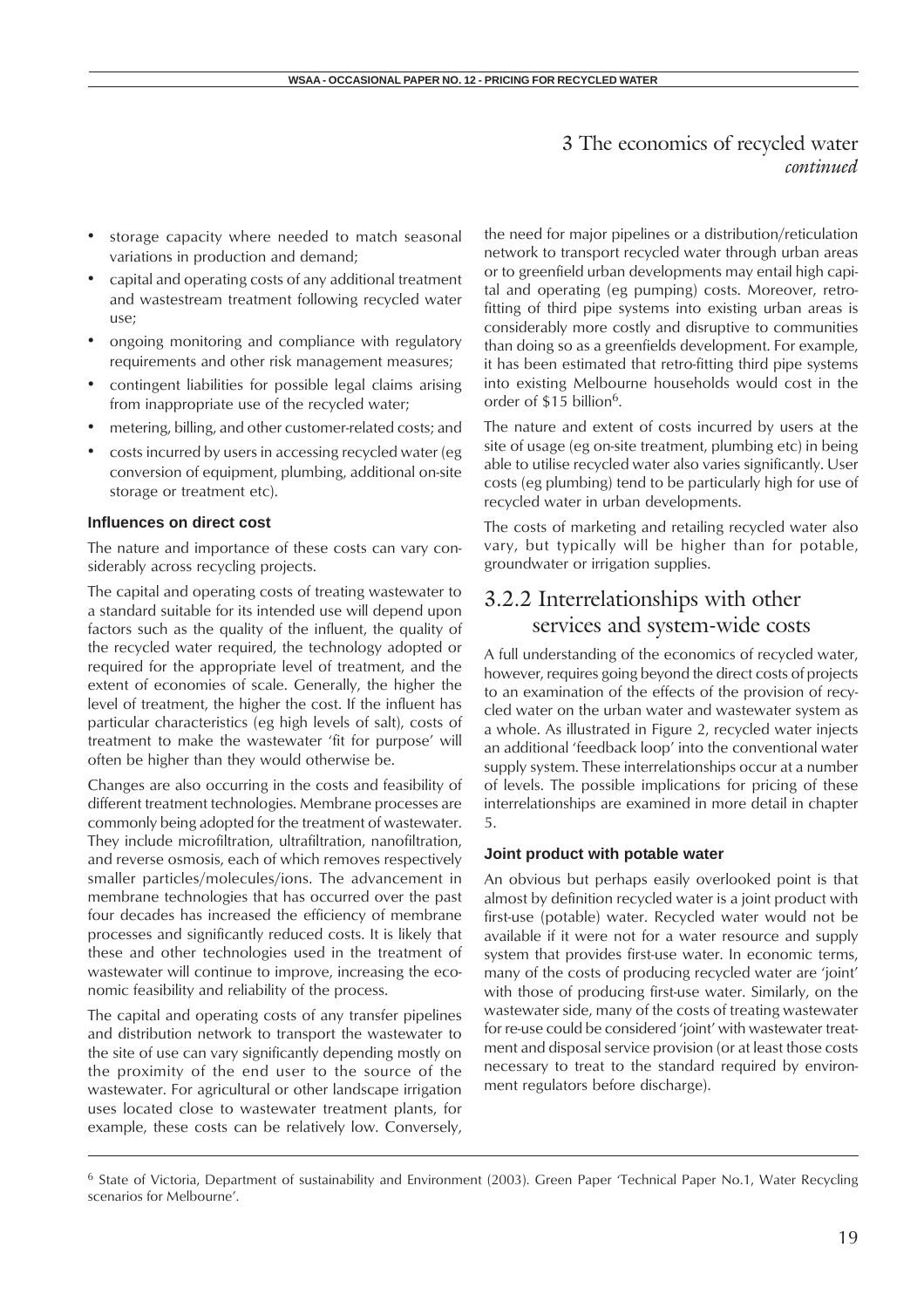# 3 The economics of recycled water *continued*

- storage capacity where needed to match seasonal variations in production and demand;
- capital and operating costs of any additional treatment and wastestream treatment following recycled water use;
- ongoing monitoring and compliance with regulatory requirements and other risk management measures;
- contingent liabilities for possible legal claims arising from inappropriate use of the recycled water;
- metering, billing, and other customer-related costs; and
- costs incurred by users in accessing recycled water (eg conversion of equipment, plumbing, additional on-site storage or treatment etc).

### Influences on direct cost

The nature and importance of these costs can vary considerably across recycling projects.

The capital and operating costs of treating wastewater to a standard suitable for its intended use will depend upon factors such as the quality of the influent, the quality of the recycled water required, the technology adopted or required for the appropriate level of treatment, and the extent of economies of scale. Generally, the higher the level of treatment, the higher the cost. If the influent has particular characteristics (eg high levels of salt), costs of treatment to make the wastewater 'fit for purpose' will often be higher than they would otherwise be.

Changes are also occurring in the costs and feasibility of different treatment technologies. Membrane processes are commonly being adopted for the treatment of wastewater. They include microfiltration, ultrafiltration, nanofiltration, and reverse osmosis, each of which removes respectively smaller particles/molecules/ions. The advancement in membrane technologies that has occurred over the past four decades has increased the efficiency of membrane processes and significantly reduced costs. It is likely that these and other technologies used in the treatment of wastewater will continue to improve, increasing the economic feasibility and reliability of the process.

The capital and operating costs of any transfer pipelines and distribution network to transport the wastewater to the site of use can vary significantly depending mostly on the proximity of the end user to the source of the wastewater. For agricultural or other landscape irrigation uses located close to wastewater treatment plants, for example, these costs can be relatively low. Conversely, the need for major pipelines or a distribution/reticulation network to transport recycled water through urban areas or to greenfield urban developments may entail high capital and operating (eg pumping) costs. Moreover, retro-fitting of third pipe systems into existing urban areas is considerably more costly and disruptive to communities than doing so as a greenfields development. For example, it has been estimated that retro-fitting third pipe systems into existing Melbourne households would cost in the order of $15 billion[6].

The nature and extent of costs incurred by users at the site of usage (eg on-site treatment, plumbing etc) in being able to utilise recycled water also varies significantly. User costs (eg plumbing) tend to be particularly high for use of recycled water in urban developments.

The costs of marketing and retailing recycled water also vary, but typically will be higher than for potable, groundwater or irrigation supplies.

## 3.2.2 Interrelationships with other services and system-wide costs

A full understanding of the economics of recycled water, however, requires going beyond the direct costs of projects to an examination of the effects of the provision of recycled water on the urban water and wastewater system as a whole. As illustrated in Figure 2, recycled water injects an additional 'feedback loop' into the conventional water supply system. These interrelationships occur at a number of levels. The possible implications for pricing of these interrelationships are examined in more detail in chapter 5.

### Joint product with potable water

An obvious but perhaps easily overlooked point is that almost by definition recycled water is a joint product with first-use (potable) water. Recycled water would not be available if it were not for a water resource and supply system that provides first-use water. In economic terms, many of the costs of producing recycled water are 'joint' with those of producing first-use water. Similarly, on the wastewater side, many of the costs of treating wastewater for re-use could be considered 'joint' with wastewater treatment and disposal service provision (or at least those costs necessary to treat to the standard required by environment regulators before discharge).

---

[6] State of Victoria, Department of sustainability and Environment (2003). Green Paper 'Technical Paper No.1, Water Recycling scenarios for Melbourne'.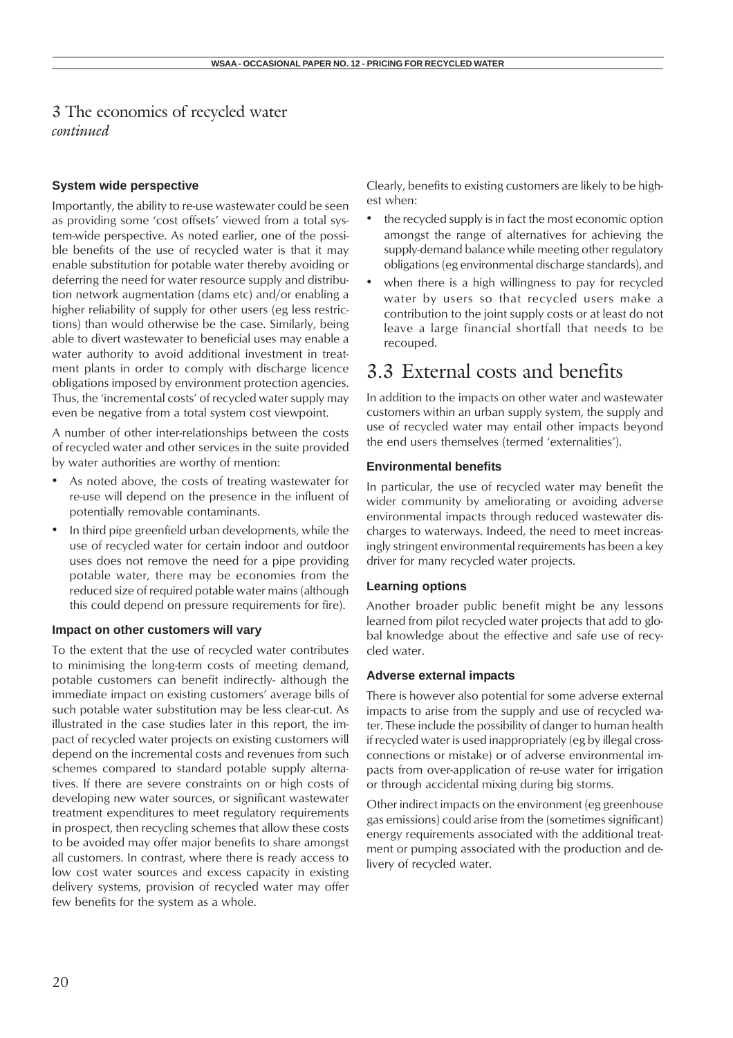# 3 The economics of recycled water
*continued*

### System wide perspective

Importantly, the ability to re-use wastewater could be seen as providing some 'cost offsets' viewed from a total system-wide perspective. As noted earlier, one of the possible benefits of the use of recycled water is that it may enable substitution for potable water thereby avoiding or deferring the need for water resource supply and distribution network augmentation (dams etc) and/or enabling a higher reliability of supply for other users (eg less restrictions) than would otherwise be the case. Similarly, being able to divert wastewater to beneficial uses may enable a water authority to avoid additional investment in treatment plants in order to comply with discharge licence obligations imposed by environment protection agencies. Thus, the 'incremental costs' of recycled water supply may even be negative from a total system cost viewpoint.

A number of other inter-relationships between the costs of recycled water and other services in the suite provided by water authorities are worthy of mention:

- As noted above, the costs of treating wastewater for re-use will depend on the presence in the influent of potentially removable contaminants.
- In third pipe greenfield urban developments, while the use of recycled water for certain indoor and outdoor uses does not remove the need for a pipe providing potable water, there may be economies from the reduced size of required potable water mains (although this could depend on pressure requirements for fire).

### Impact on other customers will vary

To the extent that the use of recycled water contributes to minimising the long-term costs of meeting demand, potable customers can benefit indirectly- although the immediate impact on existing customers' average bills of such potable water substitution may be less clear-cut. As illustrated in the case studies later in this report, the impact of recycled water projects on existing customers will depend on the incremental costs and revenues from such schemes compared to standard potable supply alternatives. If there are severe constraints on or high costs of developing new water sources, or significant wastewater treatment expenditures to meet regulatory requirements in prospect, then recycling schemes that allow these costs to be avoided may offer major benefits to share amongst all customers. In contrast, where there is ready access to low cost water sources and excess capacity in existing delivery systems, provision of recycled water may offer few benefits for the system as a whole.

Clearly, benefits to existing customers are likely to be highest when:

- the recycled supply is in fact the most economic option amongst the range of alternatives for achieving the supply-demand balance while meeting other regulatory obligations (eg environmental discharge standards), and
- when there is a high willingness to pay for recycled water by users so that recycled users make a contribution to the joint supply costs or at least do not leave a large financial shortfall that needs to be recouped.

## 3.3 External costs and benefits

In addition to the impacts on other water and wastewater customers within an urban supply system, the supply and use of recycled water may entail other impacts beyond the end users themselves (termed 'externalities').

### Environmental benefits

In particular, the use of recycled water may benefit the wider community by ameliorating or avoiding adverse environmental impacts through reduced wastewater discharges to waterways. Indeed, the need to meet increasingly stringent environmental requirements has been a key driver for many recycled water projects.

### Learning options

Another broader public benefit might be any lessons learned from pilot recycled water projects that add to global knowledge about the effective and safe use of recycled water.

### Adverse external impacts

There is however also potential for some adverse external impacts to arise from the supply and use of recycled water. These include the possibility of danger to human health if recycled water is used inappropriately (eg by illegal cross-connections or mistake) or of adverse environmental impacts from over-application of re-use water for irrigation or through accidental mixing during big storms.

Other indirect impacts on the environment (eg greenhouse gas emissions) could arise from the (sometimes significant) energy requirements associated with the additional treatment or pumping associated with the production and delivery of recycled water.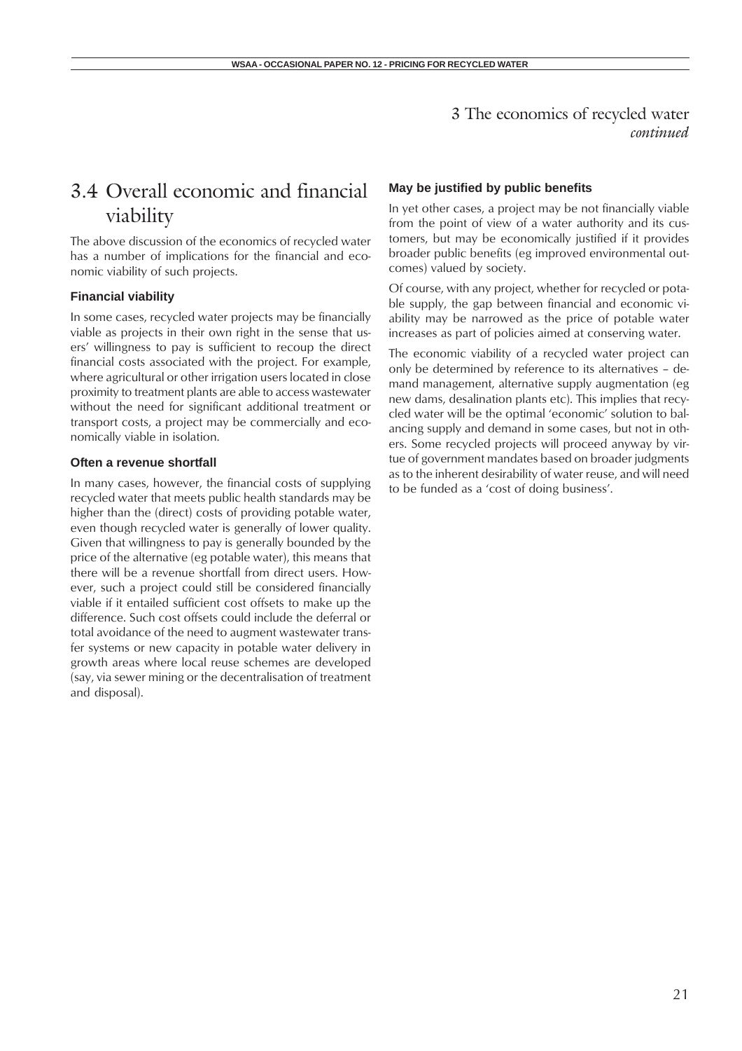# 3 The economics of recycled water *continued*

## 3.4 Overall economic and financial viability

The above discussion of the economics of recycled water has a number of implications for the financial and economic viability of such projects.

### Financial viability

In some cases, recycled water projects may be financially viable as projects in their own right in the sense that users' willingness to pay is sufficient to recoup the direct financial costs associated with the project. For example, where agricultural or other irrigation users located in close proximity to treatment plants are able to access wastewater without the need for significant additional treatment or transport costs, a project may be commercially and economically viable in isolation.

### Often a revenue shortfall

In many cases, however, the financial costs of supplying recycled water that meets public health standards may be higher than the (direct) costs of providing potable water, even though recycled water is generally of lower quality. Given that willingness to pay is generally bounded by the price of the alternative (eg potable water), this means that there will be a revenue shortfall from direct users. However, such a project could still be considered financially viable if it entailed sufficient cost offsets to make up the difference. Such cost offsets could include the deferral or total avoidance of the need to augment wastewater transfer systems or new capacity in potable water delivery in growth areas where local reuse schemes are developed (say, via sewer mining or the decentralisation of treatment and disposal).

### May be justified by public benefits

In yet other cases, a project may be not financially viable from the point of view of a water authority and its customers, but may be economically justified if it provides broader public benefits (eg improved environmental outcomes) valued by society.

Of course, with any project, whether for recycled or potable supply, the gap between financial and economic viability may be narrowed as the price of potable water increases as part of policies aimed at conserving water.

The economic viability of a recycled water project can only be determined by reference to its alternatives – demand management, alternative supply augmentation (eg new dams, desalination plants etc). This implies that recycled water will be the optimal 'economic' solution to balancing supply and demand in some cases, but not in others. Some recycled projects will proceed anyway by virtue of government mandates based on broader judgments as to the inherent desirability of water reuse, and will need to be funded as a 'cost of doing business'.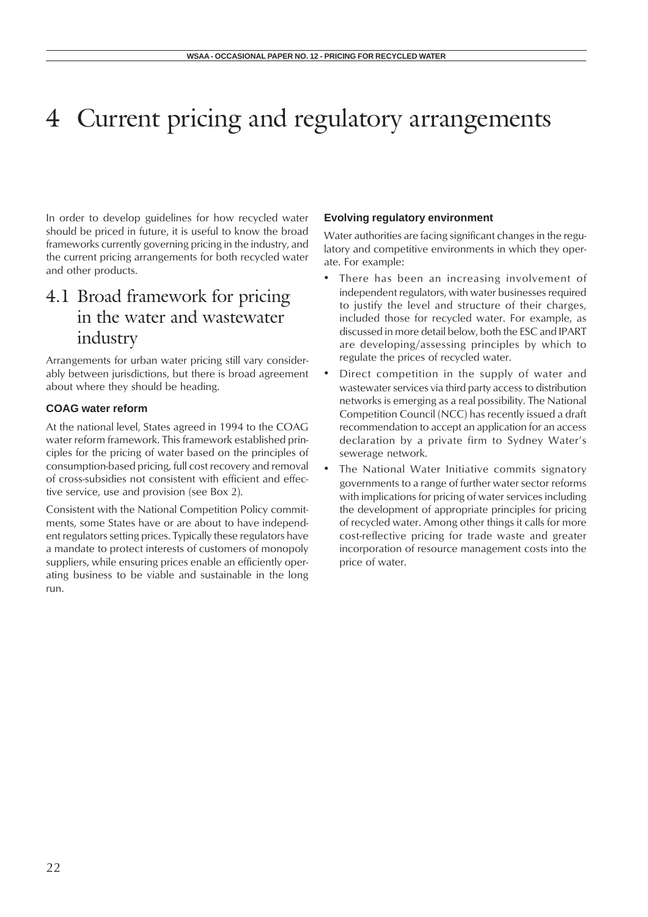# 4 Current pricing and regulatory arrangements

In order to develop guidelines for how recycled water should be priced in future, it is useful to know the broad frameworks currently governing pricing in the industry, and the current pricing arrangements for both recycled water and other products.

## 4.1 Broad framework for pricing in the water and wastewater industry

Arrangements for urban water pricing still vary considerably between jurisdictions, but there is broad agreement about where they should be heading.

### COAG water reform

At the national level, States agreed in 1994 to the COAG water reform framework. This framework established principles for the pricing of water based on the principles of consumption-based pricing, full cost recovery and removal of cross-subsidies not consistent with efficient and effective service, use and provision (see Box 2).

Consistent with the National Competition Policy commitments, some States have or are about to have independent regulators setting prices. Typically these regulators have a mandate to protect interests of customers of monopoly suppliers, while ensuring prices enable an efficiently operating business to be viable and sustainable in the long run.

### Evolving regulatory environment

Water authorities are facing significant changes in the regulatory and competitive environments in which they operate. For example:

- There has been an increasing involvement of independent regulators, with water businesses required to justify the level and structure of their charges, included those for recycled water. For example, as discussed in more detail below, both the ESC and IPART are developing/assessing principles by which to regulate the prices of recycled water.
- Direct competition in the supply of water and wastewater services via third party access to distribution networks is emerging as a real possibility. The National Competition Council (NCC) has recently issued a draft recommendation to accept an application for an access declaration by a private firm to Sydney Water's sewerage network.
- The National Water Initiative commits signatory governments to a range of further water sector reforms with implications for pricing of water services including the development of appropriate principles for pricing of recycled water. Among other things it calls for more cost-reflective pricing for trade waste and greater incorporation of resource management costs into the price of water.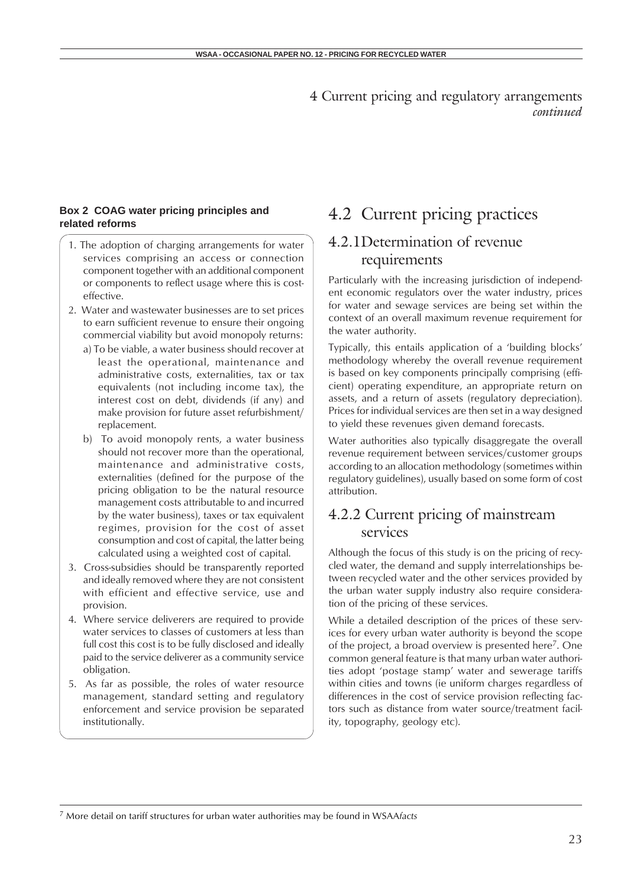# 4 Current pricing and regulatory arrangements *continued*

**Box 2 COAG water pricing principles and related reforms**

1. The adoption of charging arrangements for water services comprising an access or connection component together with an additional component or components to reflect usage where this is cost-effective.
2. Water and wastewater businesses are to set prices to earn sufficient revenue to ensure their ongoing commercial viability but avoid monopoly returns:
   a) To be viable, a water business should recover at least the operational, maintenance and administrative costs, externalities, tax or tax equivalents (not including income tax), the interest cost on debt, dividends (if any) and make provision for future asset refurbishment/ replacement.
   b) To avoid monopoly rents, a water business should not recover more than the operational, maintenance and administrative costs, externalities (defined for the purpose of the pricing obligation to be the natural resource management costs attributable to and incurred by the water business), taxes or tax equivalent regimes, provision for the cost of asset consumption and cost of capital, the latter being calculated using a weighted cost of capital.
3. Cross-subsidies should be transparently reported and ideally removed where they are not consistent with efficient and effective service, use and provision.
4. Where service deliverers are required to provide water services to classes of customers at less than full cost this cost is to be fully disclosed and ideally paid to the service deliverer as a community service obligation.
5. As far as possible, the roles of water resource management, standard setting and regulatory enforcement and service provision be separated institutionally.

## 4.2 Current pricing practices

### 4.2.1 Determination of revenue requirements

Particularly with the increasing jurisdiction of independent economic regulators over the water industry, prices for water and sewage services are being set within the context of an overall maximum revenue requirement for the water authority.

Typically, this entails application of a 'building blocks' methodology whereby the overall revenue requirement is based on key components principally comprising (efficient) operating expenditure, an appropriate return on assets, and a return of assets (regulatory depreciation). Prices for individual services are then set in a way designed to yield these revenues given demand forecasts.

Water authorities also typically disaggregate the overall revenue requirement between services/customer groups according to an allocation methodology (sometimes within regulatory guidelines), usually based on some form of cost attribution.

### 4.2.2 Current pricing of mainstream services

Although the focus of this study is on the pricing of recycled water, the demand and supply interrelationships between recycled water and the other services provided by the urban water supply industry also require consideration of the pricing of these services.

While a detailed description of the prices of these services for every urban water authority is beyond the scope of the project, a broad overview is presented here[7]. One common general feature is that many urban water authorities adopt 'postage stamp' water and sewerage tariffs within cities and towns (ie uniform charges regardless of differences in the cost of service provision reflecting factors such as distance from water source/treatment facility, topography, geology etc).

[7] More detail on tariff structures for urban water authorities may be found in WSAA*facts*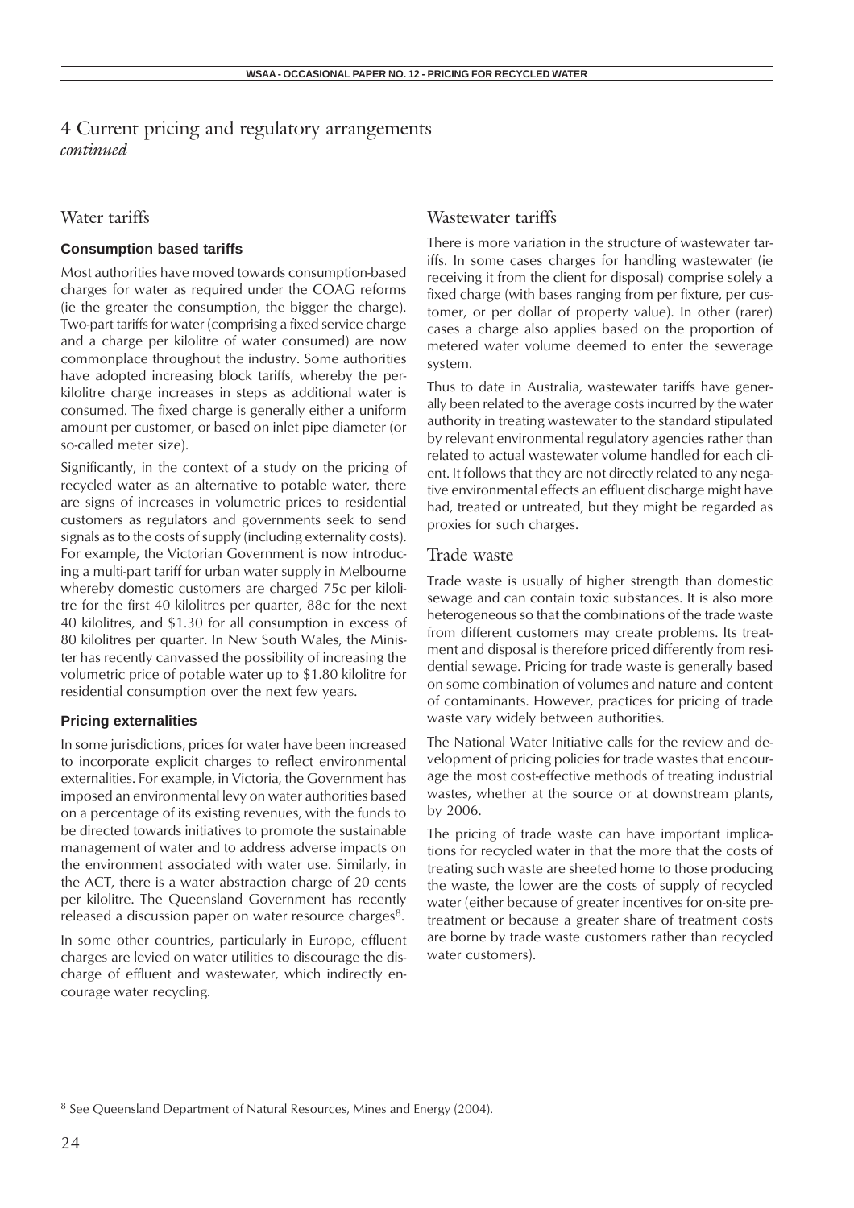# 4 Current pricing and regulatory arrangements
*continued*

## Water tariffs

### Consumption based tariffs

Most authorities have moved towards consumption-based charges for water as required under the COAG reforms (ie the greater the consumption, the bigger the charge). Two-part tariffs for water (comprising a fixed service charge and a charge per kilolitre of water consumed) are now commonplace throughout the industry. Some authorities have adopted increasing block tariffs, whereby the per-kilolitre charge increases in steps as additional water is consumed. The fixed charge is generally either a uniform amount per customer, or based on inlet pipe diameter (or so-called meter size).

Significantly, in the context of a study on the pricing of recycled water as an alternative to potable water, there are signs of increases in volumetric prices to residential customers as regulators and governments seek to send signals as to the costs of supply (including externality costs). For example, the Victorian Government is now introducing a multi-part tariff for urban water supply in Melbourne whereby domestic customers are charged 75c per kilolitre for the first 40 kilolitres per quarter, 88c for the next 40 kilolitres, and $1.30 for all consumption in excess of 80 kilolitres per quarter. In New South Wales, the Minister has recently canvassed the possibility of increasing the volumetric price of potable water up to $1.80 kilolitre for residential consumption over the next few years.

### Pricing externalities

In some jurisdictions, prices for water have been increased to incorporate explicit charges to reflect environmental externalities. For example, in Victoria, the Government has imposed an environmental levy on water authorities based on a percentage of its existing revenues, with the funds to be directed towards initiatives to promote the sustainable management of water and to address adverse impacts on the environment associated with water use. Similarly, in the ACT, there is a water abstraction charge of 20 cents per kilolitre. The Queensland Government has recently released a discussion paper on water resource charges[8].

In some other countries, particularly in Europe, effluent charges are levied on water utilities to discourage the discharge of effluent and wastewater, which indirectly encourage water recycling.

## Wastewater tariffs

There is more variation in the structure of wastewater tariffs. In some cases charges for handling wastewater (ie receiving it from the client for disposal) comprise solely a fixed charge (with bases ranging from per fixture, per customer, or per dollar of property value). In other (rarer) cases a charge also applies based on the proportion of metered water volume deemed to enter the sewerage system.

Thus to date in Australia, wastewater tariffs have generally been related to the average costs incurred by the water authority in treating wastewater to the standard stipulated by relevant environmental regulatory agencies rather than related to actual wastewater volume handled for each client. It follows that they are not directly related to any negative environmental effects an effluent discharge might have had, treated or untreated, but they might be regarded as proxies for such charges.

## Trade waste

Trade waste is usually of higher strength than domestic sewage and can contain toxic substances. It is also more heterogeneous so that the combinations of the trade waste from different customers may create problems. Its treatment and disposal is therefore priced differently from residential sewage. Pricing for trade waste is generally based on some combination of volumes and nature and content of contaminants. However, practices for pricing of trade waste vary widely between authorities.

The National Water Initiative calls for the review and development of pricing policies for trade wastes that encourage the most cost-effective methods of treating industrial wastes, whether at the source or at downstream plants, by 2006.

The pricing of trade waste can have important implications for recycled water in that the more that the costs of treating such waste are sheeted home to those producing the waste, the lower are the costs of supply of recycled water (either because of greater incentives for on-site pretreatment or because a greater share of treatment costs are borne by trade waste customers rather than recycled water customers).

---

[8] See Queensland Department of Natural Resources, Mines and Energy (2004).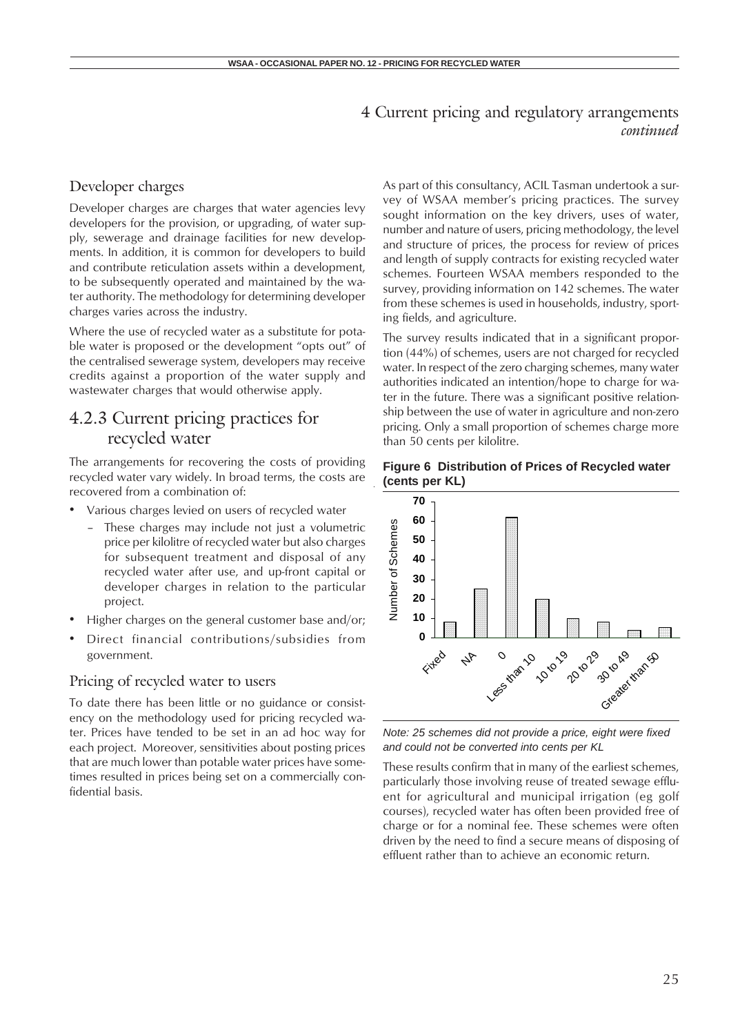# 4 Current pricing and regulatory arrangements *continued*

## Developer charges

Developer charges are charges that water agencies levy developers for the provision, or upgrading, of water supply, sewerage and drainage facilities for new developments. In addition, it is common for developers to build and contribute reticulation assets within a development, to be subsequently operated and maintained by the water authority. The methodology for determining developer charges varies across the industry.

Where the use of recycled water as a substitute for potable water is proposed or the development "opts out" of the centralised sewerage system, developers may receive credits against a proportion of the water supply and wastewater charges that would otherwise apply.

## 4.2.3 Current pricing practices for recycled water

The arrangements for recovering the costs of providing recycled water vary widely. In broad terms, the costs are recovered from a combination of:

- Various charges levied on users of recycled water
  - These charges may include not just a volumetric price per kilolitre of recycled water but also charges for subsequent treatment and disposal of any recycled water after use, and up-front capital or developer charges in relation to the particular project.
- Higher charges on the general customer base and/or;
- Direct financial contributions/subsidies from government.

### Pricing of recycled water to users

To date there has been little or no guidance or consistency on the methodology used for pricing recycled water. Prices have tended to be set in an ad hoc way for each project. Moreover, sensitivities about posting prices that are much lower than potable water prices have sometimes resulted in prices being set on a commercially confidential basis.

As part of this consultancy, ACIL Tasman undertook a survey of WSAA member's pricing practices. The survey sought information on the key drivers, uses of water, number and nature of users, pricing methodology, the level and structure of prices, the process for review of prices and length of supply contracts for existing recycled water schemes. Fourteen WSAA members responded to the survey, providing information on 142 schemes. The water from these schemes is used in households, industry, sporting fields, and agriculture.

The survey results indicated that in a significant proportion (44%) of schemes, users are not charged for recycled water. In respect of the zero charging schemes, many water authorities indicated an intention/hope to charge for water in the future. There was a significant positive relationship between the use of water in agriculture and non-zero pricing. Only a small proportion of schemes charge more than 50 cents per kilolitre.

**Figure 6 Distribution of Prices of Recycled water (cents per KL)**

| Price category | Number of Schemes |
| --- | --- |
| Fixed | 8 |
| NA | 25 |
| 0 | 62 |
| Less than 10 | 20 |
| 10 to 19 | 10 |
| 20 to 29 | 8 |
| 30 to 49 | 4 |
| Greater than 50 | 5 |

*Note: 25 schemes did not provide a price, eight were fixed and could not be converted into cents per KL*

These results confirm that in many of the earliest schemes, particularly those involving reuse of treated sewage effluent for agricultural and municipal irrigation (eg golf courses), recycled water has often been provided free of charge or for a nominal fee. These schemes were often driven by the need to find a secure means of disposing of effluent rather than to achieve an economic return.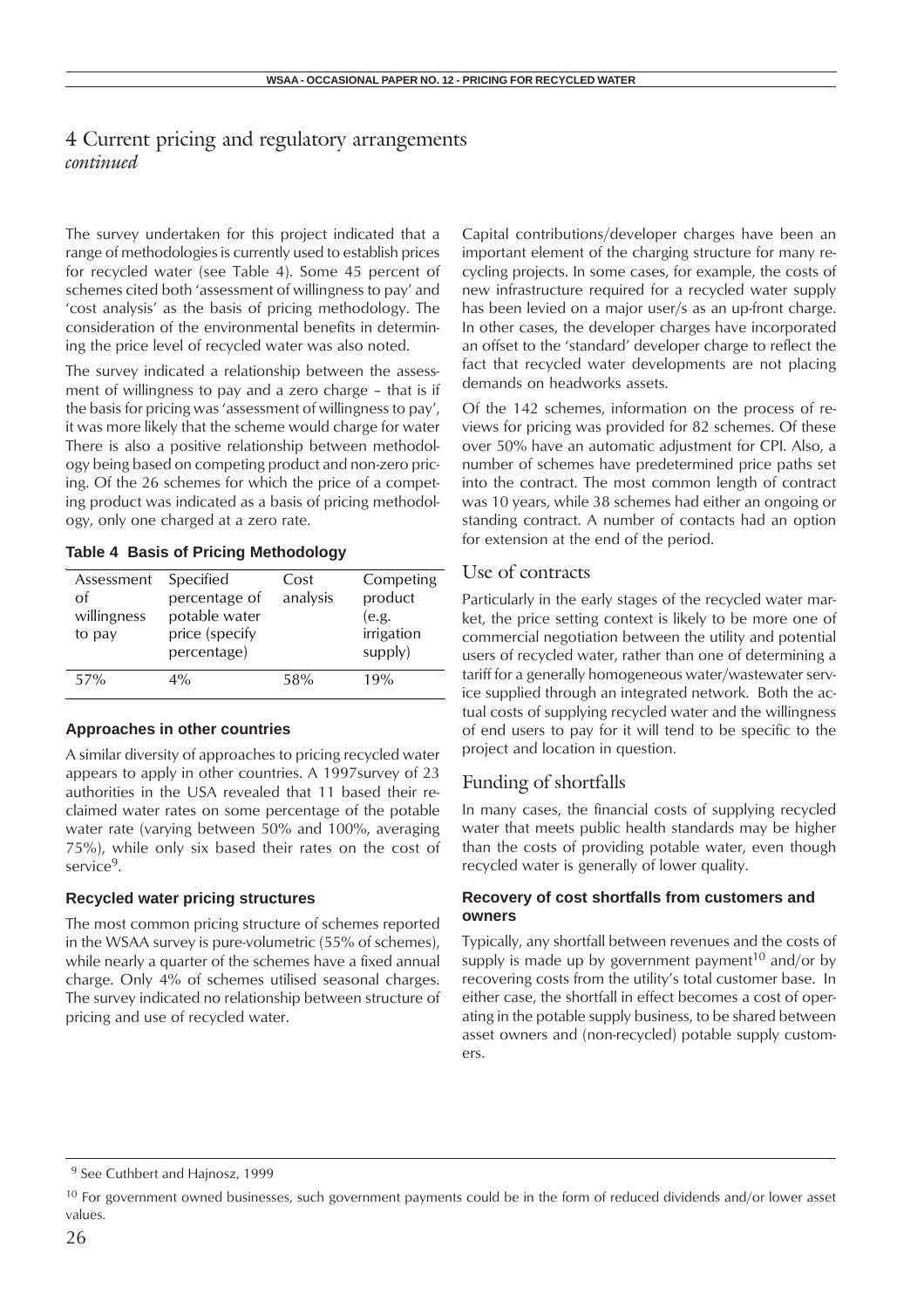# 4 Current pricing and regulatory arrangements
*continued*

The survey undertaken for this project indicated that a range of methodologies is currently used to establish prices for recycled water (see Table 4). Some 45 percent of schemes cited both 'assessment of willingness to pay' and 'cost analysis' as the basis of pricing methodology. The consideration of the environmental benefits in determining the price level of recycled water was also noted.

The survey indicated a relationship between the assessment of willingness to pay and a zero charge – that is if the basis for pricing was 'assessment of willingness to pay', it was more likely that the scheme would charge for water There is also a positive relationship between methodology being based on competing product and non-zero pricing. Of the 26 schemes for which the price of a competing product was indicated as a basis of pricing methodology, only one charged at a zero rate.

**Table 4 Basis of Pricing Methodology**

| Assessment of willingness to pay | Specified percentage of potable water price (specify percentage) | Cost analysis | Competing product (e.g. irrigation supply) |
|---|---|---|---|
| 57% | 4% | 58% | 19% |

### Approaches in other countries

A similar diversity of approaches to pricing recycled water appears to apply in other countries. A 1997survey of 23 authorities in the USA revealed that 11 based their reclaimed water rates on some percentage of the potable water rate (varying between 50% and 100%, averaging 75%), while only six based their rates on the cost of service[9].

### Recycled water pricing structures

The most common pricing structure of schemes reported in the WSAA survey is pure-volumetric (55% of schemes), while nearly a quarter of the schemes have a fixed annual charge. Only 4% of schemes utilised seasonal charges. The survey indicated no relationship between structure of pricing and use of recycled water.

Capital contributions/developer charges have been an important element of the charging structure for many recycling projects. In some cases, for example, the costs of new infrastructure required for a recycled water supply has been levied on a major user/s as an up-front charge. In other cases, the developer charges have incorporated an offset to the 'standard' developer charge to reflect the fact that recycled water developments are not placing demands on headworks assets.

Of the 142 schemes, information on the process of reviews for pricing was provided for 82 schemes. Of these over 50% have an automatic adjustment for CPI. Also, a number of schemes have predetermined price paths set into the contract. The most common length of contract was 10 years, while 38 schemes had either an ongoing or standing contract. A number of contacts had an option for extension at the end of the period.

## Use of contracts

Particularly in the early stages of the recycled water market, the price setting context is likely to be more one of commercial negotiation between the utility and potential users of recycled water, rather than one of determining a tariff for a generally homogeneous water/wastewater service supplied through an integrated network. Both the actual costs of supplying recycled water and the willingness of end users to pay for it will tend to be specific to the project and location in question.

## Funding of shortfalls

In many cases, the financial costs of supplying recycled water that meets public health standards may be higher than the costs of providing potable water, even though recycled water is generally of lower quality.

### Recovery of cost shortfalls from customers and owners

Typically, any shortfall between revenues and the costs of supply is made up by government payment[10] and/or by recovering costs from the utility's total customer base. In either case, the shortfall in effect becomes a cost of operating in the potable supply business, to be shared between asset owners and (non-recycled) potable supply customers.

---

[9] See Cuthbert and Hajnosz, 1999

[10] For government owned businesses, such government payments could be in the form of reduced dividends and/or lower asset values.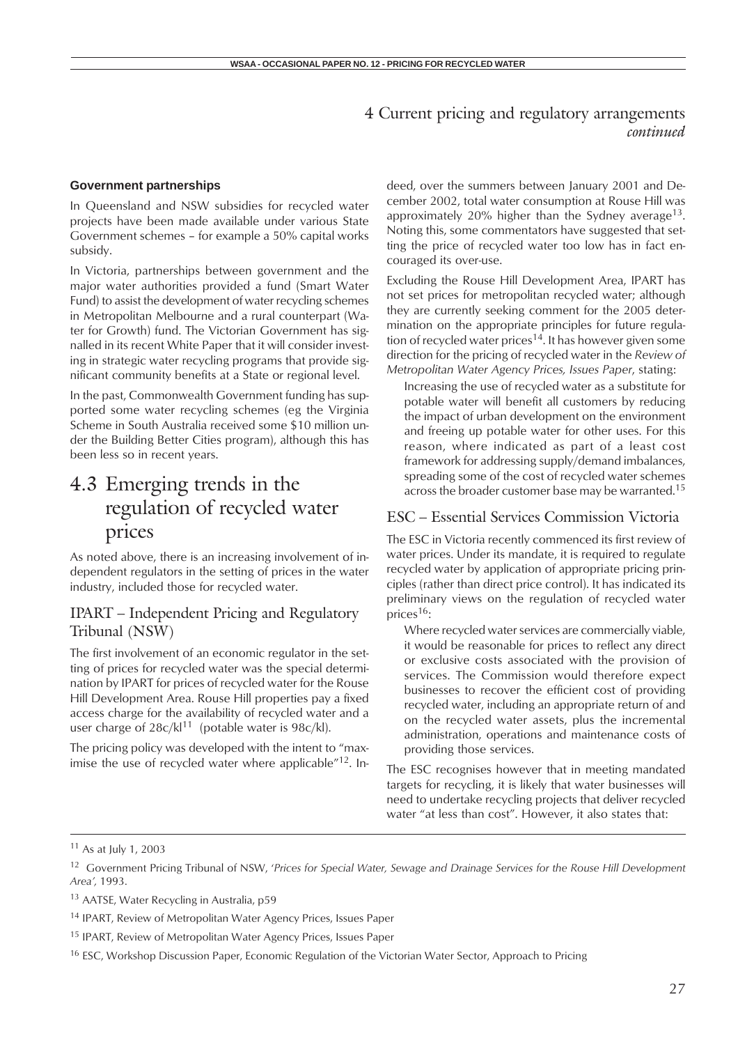# 4 Current pricing and regulatory arrangements *continued*

**Government partnerships**

In Queensland and NSW subsidies for recycled water projects have been made available under various State Government schemes – for example a 50% capital works subsidy.

In Victoria, partnerships between government and the major water authorities provided a fund (Smart Water Fund) to assist the development of water recycling schemes in Metropolitan Melbourne and a rural counterpart (Water for Growth) fund. The Victorian Government has signalled in its recent White Paper that it will consider investing in strategic water recycling programs that provide significant community benefits at a State or regional level.

In the past, Commonwealth Government funding has supported some water recycling schemes (eg the Virginia Scheme in South Australia received some $10 million under the Building Better Cities program), although this has been less so in recent years.

## 4.3 Emerging trends in the regulation of recycled water prices

As noted above, there is an increasing involvement of independent regulators in the setting of prices in the water industry, included those for recycled water.

### IPART – Independent Pricing and Regulatory Tribunal (NSW)

The first involvement of an economic regulator in the setting of prices for recycled water was the special determination by IPART for prices of recycled water for the Rouse Hill Development Area. Rouse Hill properties pay a fixed access charge for the availability of recycled water and a user charge of 28c/kl[11] (potable water is 98c/kl).

The pricing policy was developed with the intent to "maximise the use of recycled water where applicable"[12]. Indeed, over the summers between January 2001 and December 2002, total water consumption at Rouse Hill was approximately 20% higher than the Sydney average[13]. Noting this, some commentators have suggested that setting the price of recycled water too low has in fact encouraged its over-use.

Excluding the Rouse Hill Development Area, IPART has not set prices for metropolitan recycled water; although they are currently seeking comment for the 2005 determination on the appropriate principles for future regulation of recycled water prices[14]. It has however given some direction for the pricing of recycled water in the *Review of Metropolitan Water Agency Prices, Issues Paper*, stating:

> Increasing the use of recycled water as a substitute for potable water will benefit all customers by reducing the impact of urban development on the environment and freeing up potable water for other uses. For this reason, where indicated as part of a least cost framework for addressing supply/demand imbalances, spreading some of the cost of recycled water schemes across the broader customer base may be warranted.[15]

### ESC – Essential Services Commission Victoria

The ESC in Victoria recently commenced its first review of water prices. Under its mandate, it is required to regulate recycled water by application of appropriate pricing principles (rather than direct price control). It has indicated its preliminary views on the regulation of recycled water prices[16]:

> Where recycled water services are commercially viable, it would be reasonable for prices to reflect any direct or exclusive costs associated with the provision of services. The Commission would therefore expect businesses to recover the efficient cost of providing recycled water, including an appropriate return of and on the recycled water assets, plus the incremental administration, operations and maintenance costs of providing those services.

The ESC recognises however that in meeting mandated targets for recycling, it is likely that water businesses will need to undertake recycling projects that deliver recycled water "at less than cost". However, it also states that:

---

[11] As at July 1, 2003

[12] Government Pricing Tribunal of NSW, '*Prices for Special Water, Sewage and Drainage Services for the Rouse Hill Development Area',* 1993.

[13] AATSE, Water Recycling in Australia, p59

[14] IPART, Review of Metropolitan Water Agency Prices, Issues Paper

[15] IPART, Review of Metropolitan Water Agency Prices, Issues Paper

[16] ESC, Workshop Discussion Paper, Economic Regulation of the Victorian Water Sector, Approach to Pricing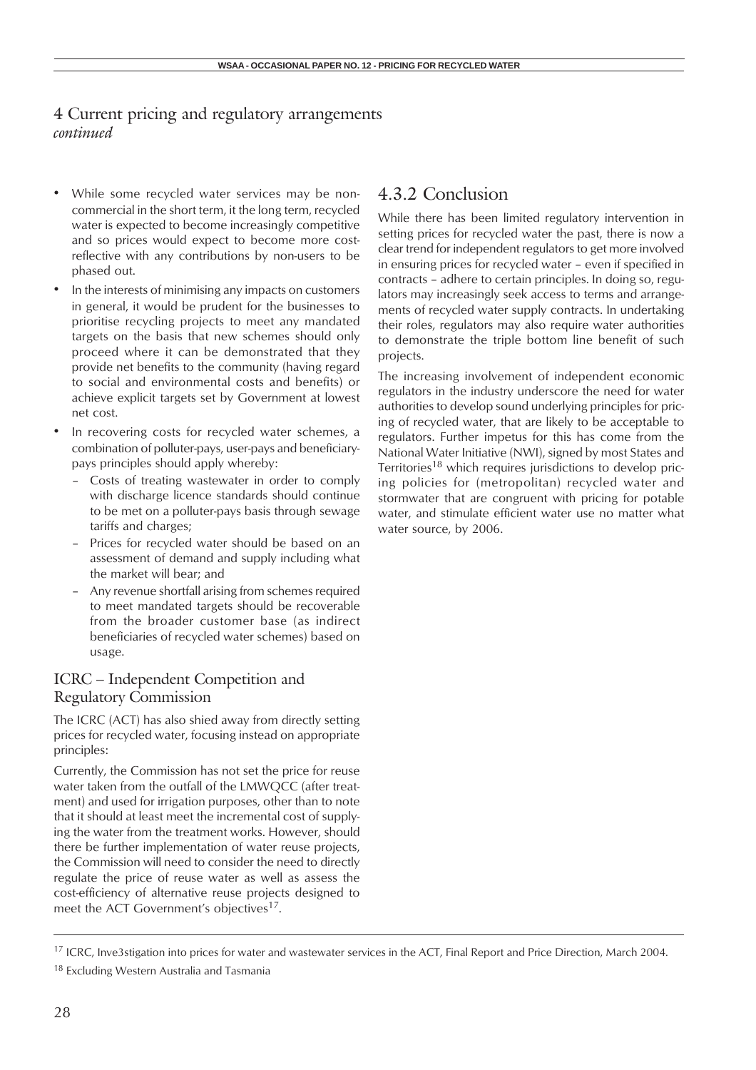## 4 Current pricing and regulatory arrangements *continued*

- While some recycled water services may be non-commercial in the short term, it the long term, recycled water is expected to become increasingly competitive and so prices would expect to become more cost-reflective with any contributions by non-users to be phased out.
- In the interests of minimising any impacts on customers in general, it would be prudent for the businesses to prioritise recycling projects to meet any mandated targets on the basis that new schemes should only proceed where it can be demonstrated that they provide net benefits to the community (having regard to social and environmental costs and benefits) or achieve explicit targets set by Government at lowest net cost.
- In recovering costs for recycled water schemes, a combination of polluter-pays, user-pays and beneficiary-pays principles should apply whereby:
  - Costs of treating wastewater in order to comply with discharge licence standards should continue to be met on a polluter-pays basis through sewage tariffs and charges;
  - Prices for recycled water should be based on an assessment of demand and supply including what the market will bear; and
  - Any revenue shortfall arising from schemes required to meet mandated targets should be recoverable from the broader customer base (as indirect beneficiaries of recycled water schemes) based on usage.

### ICRC – Independent Competition and Regulatory Commission

The ICRC (ACT) has also shied away from directly setting prices for recycled water, focusing instead on appropriate principles:

Currently, the Commission has not set the price for reuse water taken from the outfall of the LMWQCC (after treatment) and used for irrigation purposes, other than to note that it should at least meet the incremental cost of supplying the water from the treatment works. However, should there be further implementation of water reuse projects, the Commission will need to consider the need to directly regulate the price of reuse water as well as assess the cost-efficiency of alternative reuse projects designed to meet the ACT Government's objectives[17].

## 4.3.2 Conclusion

While there has been limited regulatory intervention in setting prices for recycled water the past, there is now a clear trend for independent regulators to get more involved in ensuring prices for recycled water – even if specified in contracts – adhere to certain principles. In doing so, regulators may increasingly seek access to terms and arrangements of recycled water supply contracts. In undertaking their roles, regulators may also require water authorities to demonstrate the triple bottom line benefit of such projects.

The increasing involvement of independent economic regulators in the industry underscore the need for water authorities to develop sound underlying principles for pricing of recycled water, that are likely to be acceptable to regulators. Further impetus for this has come from the National Water Initiative (NWI), signed by most States and Territories[18] which requires jurisdictions to develop pricing policies for (metropolitan) recycled water and stormwater that are congruent with pricing for potable water, and stimulate efficient water use no matter what water source, by 2006.

---

[17] ICRC, Inve3stigation into prices for water and wastewater services in the ACT, Final Report and Price Direction, March 2004.

[18] Excluding Western Australia and Tasmania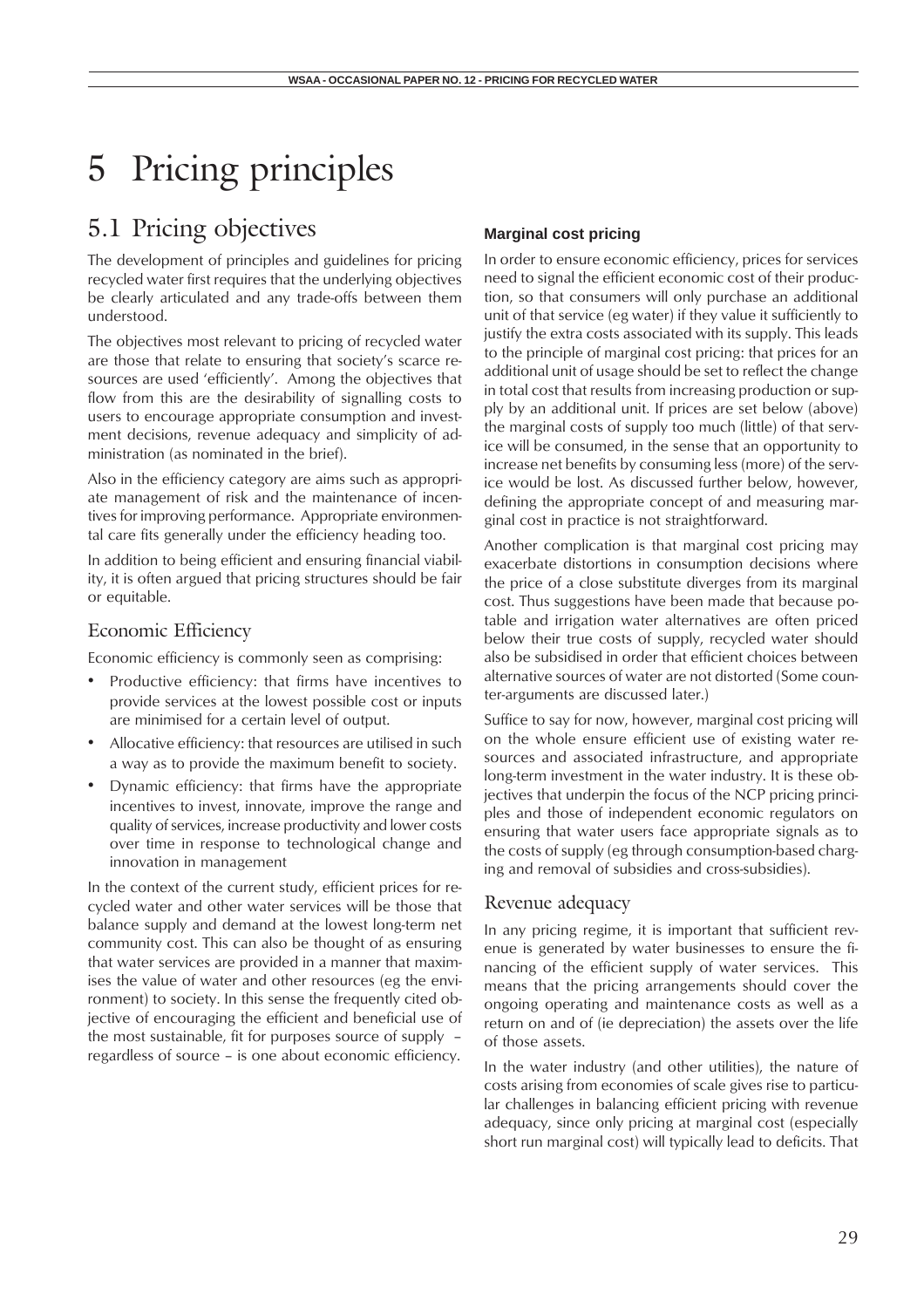# 5 Pricing principles

## 5.1 Pricing objectives

The development of principles and guidelines for pricing recycled water first requires that the underlying objectives be clearly articulated and any trade-offs between them understood.

The objectives most relevant to pricing of recycled water are those that relate to ensuring that society's scarce resources are used 'efficiently'. Among the objectives that flow from this are the desirability of signalling costs to users to encourage appropriate consumption and investment decisions, revenue adequacy and simplicity of administration (as nominated in the brief).

Also in the efficiency category are aims such as appropriate management of risk and the maintenance of incentives for improving performance. Appropriate environmental care fits generally under the efficiency heading too.

In addition to being efficient and ensuring financial viability, it is often argued that pricing structures should be fair or equitable.

### Economic Efficiency

Economic efficiency is commonly seen as comprising:

- Productive efficiency: that firms have incentives to provide services at the lowest possible cost or inputs are minimised for a certain level of output.
- Allocative efficiency: that resources are utilised in such a way as to provide the maximum benefit to society.
- Dynamic efficiency: that firms have the appropriate incentives to invest, innovate, improve the range and quality of services, increase productivity and lower costs over time in response to technological change and innovation in management

In the context of the current study, efficient prices for recycled water and other water services will be those that balance supply and demand at the lowest long-term net community cost. This can also be thought of as ensuring that water services are provided in a manner that maximises the value of water and other resources (eg the environment) to society. In this sense the frequently cited objective of encouraging the efficient and beneficial use of the most sustainable, fit for purposes source of supply – regardless of source – is one about economic efficiency.

#### Marginal cost pricing

In order to ensure economic efficiency, prices for services need to signal the efficient economic cost of their production, so that consumers will only purchase an additional unit of that service (eg water) if they value it sufficiently to justify the extra costs associated with its supply. This leads to the principle of marginal cost pricing: that prices for an additional unit of usage should be set to reflect the change in total cost that results from increasing production or supply by an additional unit. If prices are set below (above) the marginal costs of supply too much (little) of that service will be consumed, in the sense that an opportunity to increase net benefits by consuming less (more) of the service would be lost. As discussed further below, however, defining the appropriate concept of and measuring marginal cost in practice is not straightforward.

Another complication is that marginal cost pricing may exacerbate distortions in consumption decisions where the price of a close substitute diverges from its marginal cost. Thus suggestions have been made that because potable and irrigation water alternatives are often priced below their true costs of supply, recycled water should also be subsidised in order that efficient choices between alternative sources of water are not distorted (Some counter-arguments are discussed later.)

Suffice to say for now, however, marginal cost pricing will on the whole ensure efficient use of existing water resources and associated infrastructure, and appropriate long-term investment in the water industry. It is these objectives that underpin the focus of the NCP pricing principles and those of independent economic regulators on ensuring that water users face appropriate signals as to the costs of supply (eg through consumption-based charging and removal of subsidies and cross-subsidies).

### Revenue adequacy

In any pricing regime, it is important that sufficient revenue is generated by water businesses to ensure the financing of the efficient supply of water services. This means that the pricing arrangements should cover the ongoing operating and maintenance costs as well as a return on and of (ie depreciation) the assets over the life of those assets.

In the water industry (and other utilities), the nature of costs arising from economies of scale gives rise to particular challenges in balancing efficient pricing with revenue adequacy, since only pricing at marginal cost (especially short run marginal cost) will typically lead to deficits. That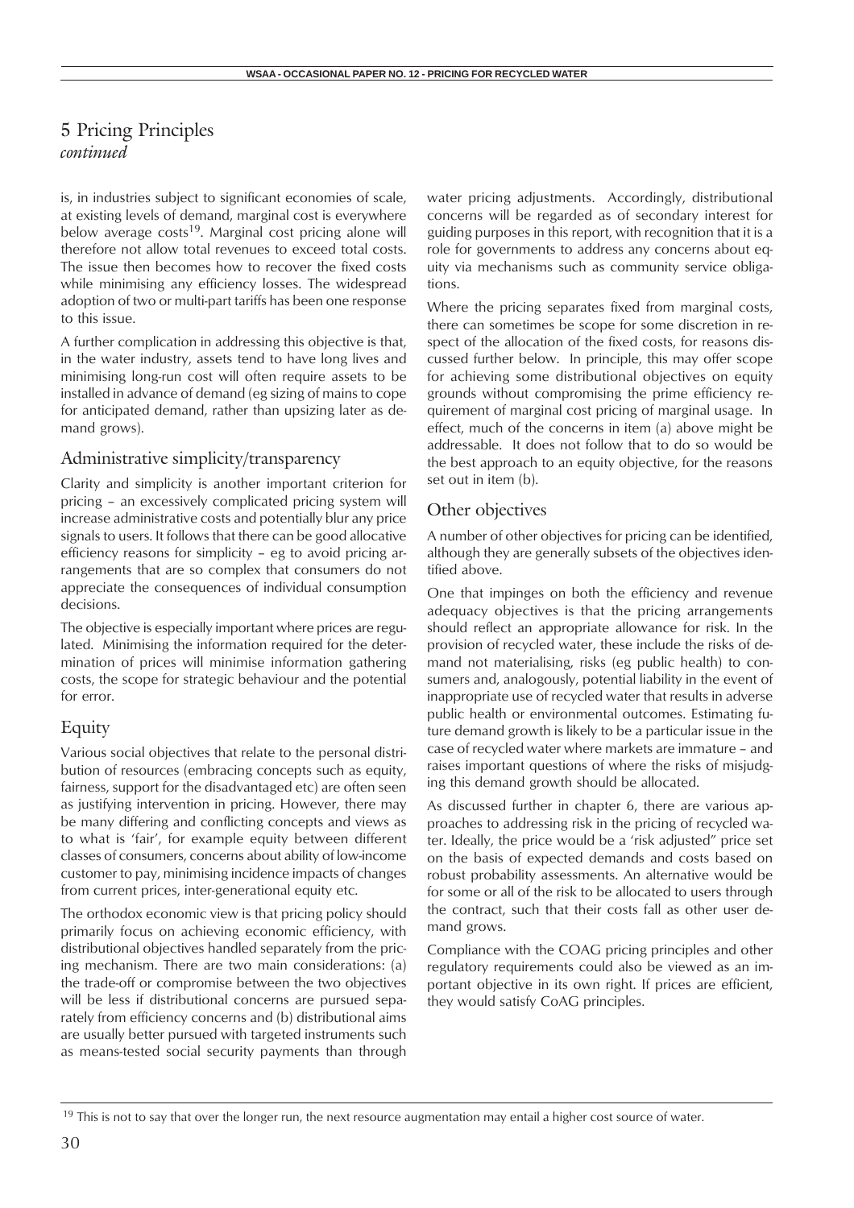# 5 Pricing Principles
*continued*

is, in industries subject to significant economies of scale, at existing levels of demand, marginal cost is everywhere below average costs[19]. Marginal cost pricing alone will therefore not allow total revenues to exceed total costs. The issue then becomes how to recover the fixed costs while minimising any efficiency losses. The widespread adoption of two or multi-part tariffs has been one response to this issue.

A further complication in addressing this objective is that, in the water industry, assets tend to have long lives and minimising long-run cost will often require assets to be installed in advance of demand (eg sizing of mains to cope for anticipated demand, rather than upsizing later as demand grows).

## Administrative simplicity/transparency

Clarity and simplicity is another important criterion for pricing – an excessively complicated pricing system will increase administrative costs and potentially blur any price signals to users. It follows that there can be good allocative efficiency reasons for simplicity – eg to avoid pricing arrangements that are so complex that consumers do not appreciate the consequences of individual consumption decisions.

The objective is especially important where prices are regulated. Minimising the information required for the determination of prices will minimise information gathering costs, the scope for strategic behaviour and the potential for error.

## Equity

Various social objectives that relate to the personal distribution of resources (embracing concepts such as equity, fairness, support for the disadvantaged etc) are often seen as justifying intervention in pricing. However, there may be many differing and conflicting concepts and views as to what is 'fair', for example equity between different classes of consumers, concerns about ability of low-income customer to pay, minimising incidence impacts of changes from current prices, inter-generational equity etc.

The orthodox economic view is that pricing policy should primarily focus on achieving economic efficiency, with distributional objectives handled separately from the pricing mechanism. There are two main considerations: (a) the trade-off or compromise between the two objectives will be less if distributional concerns are pursued separately from efficiency concerns and (b) distributional aims are usually better pursued with targeted instruments such as means-tested social security payments than through water pricing adjustments. Accordingly, distributional concerns will be regarded as of secondary interest for guiding purposes in this report, with recognition that it is a role for governments to address any concerns about equity via mechanisms such as community service obligations.

Where the pricing separates fixed from marginal costs, there can sometimes be scope for some discretion in respect of the allocation of the fixed costs, for reasons discussed further below. In principle, this may offer scope for achieving some distributional objectives on equity grounds without compromising the prime efficiency requirement of marginal cost pricing of marginal usage. In effect, much of the concerns in item (a) above might be addressable. It does not follow that to do so would be the best approach to an equity objective, for the reasons set out in item (b).

## Other objectives

A number of other objectives for pricing can be identified, although they are generally subsets of the objectives identified above.

One that impinges on both the efficiency and revenue adequacy objectives is that the pricing arrangements should reflect an appropriate allowance for risk. In the provision of recycled water, these include the risks of demand not materialising, risks (eg public health) to consumers and, analogously, potential liability in the event of inappropriate use of recycled water that results in adverse public health or environmental outcomes. Estimating future demand growth is likely to be a particular issue in the case of recycled water where markets are immature – and raises important questions of where the risks of misjudging this demand growth should be allocated.

As discussed further in chapter 6, there are various approaches to addressing risk in the pricing of recycled water. Ideally, the price would be a 'risk adjusted" price set on the basis of expected demands and costs based on robust probability assessments. An alternative would be for some or all of the risk to be allocated to users through the contract, such that their costs fall as other user demand grows.

Compliance with the COAG pricing principles and other regulatory requirements could also be viewed as an important objective in its own right. If prices are efficient, they would satisfy CoAG principles.

---

[19] This is not to say that over the longer run, the next resource augmentation may entail a higher cost source of water.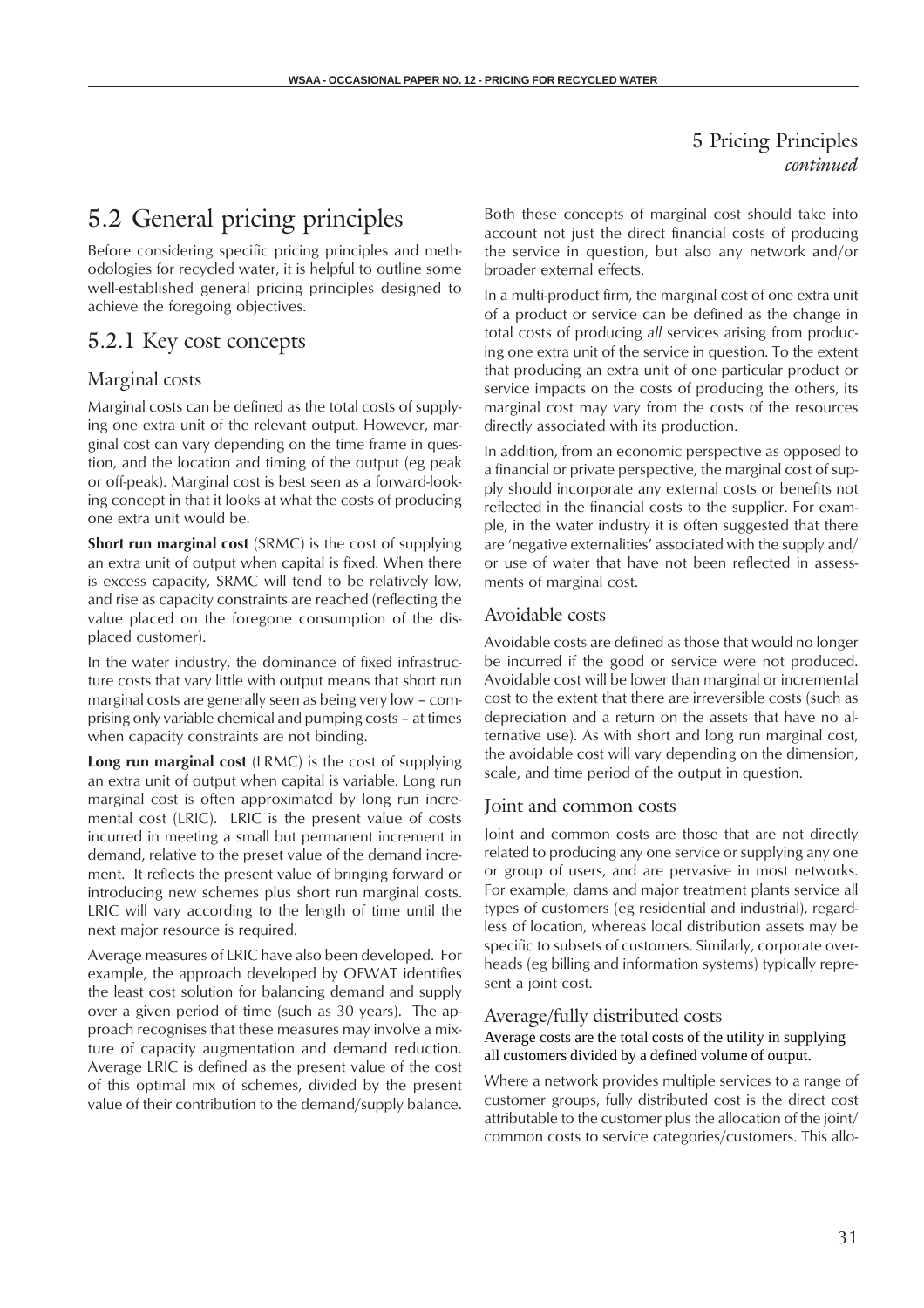## 5.2 General pricing principles

Before considering specific pricing principles and methodologies for recycled water, it is helpful to outline some well-established general pricing principles designed to achieve the foregoing objectives.

### 5.2.1 Key cost concepts

#### Marginal costs

Marginal costs can be defined as the total costs of supplying one extra unit of the relevant output. However, marginal cost can vary depending on the time frame in question, and the location and timing of the output (eg peak or off-peak). Marginal cost is best seen as a forward-looking concept in that it looks at what the costs of producing one extra unit would be.

**Short run marginal cost** (SRMC) is the cost of supplying an extra unit of output when capital is fixed. When there is excess capacity, SRMC will tend to be relatively low, and rise as capacity constraints are reached (reflecting the value placed on the foregone consumption of the displaced customer).

In the water industry, the dominance of fixed infrastructure costs that vary little with output means that short run marginal costs are generally seen as being very low – comprising only variable chemical and pumping costs – at times when capacity constraints are not binding.

**Long run marginal cost** (LRMC) is the cost of supplying an extra unit of output when capital is variable. Long run marginal cost is often approximated by long run incremental cost (LRIC). LRIC is the present value of costs incurred in meeting a small but permanent increment in demand, relative to the preset value of the demand increment. It reflects the present value of bringing forward or introducing new schemes plus short run marginal costs. LRIC will vary according to the length of time until the next major resource is required.

Average measures of LRIC have also been developed. For example, the approach developed by OFWAT identifies the least cost solution for balancing demand and supply over a given period of time (such as 30 years). The approach recognises that these measures may involve a mixture of capacity augmentation and demand reduction. Average LRIC is defined as the present value of the cost of this optimal mix of schemes, divided by the present value of their contribution to the demand/supply balance.

Both these concepts of marginal cost should take into account not just the direct financial costs of producing the service in question, but also any network and/or broader external effects.

In a multi-product firm, the marginal cost of one extra unit of a product or service can be defined as the change in total costs of producing *all* services arising from producing one extra unit of the service in question. To the extent that producing an extra unit of one particular product or service impacts on the costs of producing the others, its marginal cost may vary from the costs of the resources directly associated with its production.

In addition, from an economic perspective as opposed to a financial or private perspective, the marginal cost of supply should incorporate any external costs or benefits not reflected in the financial costs to the supplier. For example, in the water industry it is often suggested that there are 'negative externalities' associated with the supply and/or use of water that have not been reflected in assessments of marginal cost.

#### Avoidable costs

Avoidable costs are defined as those that would no longer be incurred if the good or service were not produced. Avoidable cost will be lower than marginal or incremental cost to the extent that there are irreversible costs (such as depreciation and a return on the assets that have no alternative use). As with short and long run marginal cost, the avoidable cost will vary depending on the dimension, scale, and time period of the output in question.

#### Joint and common costs

Joint and common costs are those that are not directly related to producing any one service or supplying any one or group of users, and are pervasive in most networks. For example, dams and major treatment plants service all types of customers (eg residential and industrial), regardless of location, whereas local distribution assets may be specific to subsets of customers. Similarly, corporate overheads (eg billing and information systems) typically represent a joint cost.

#### Average/fully distributed costs

Average costs are the total costs of the utility in supplying all customers divided by a defined volume of output.

Where a network provides multiple services to a range of customer groups, fully distributed cost is the direct cost attributable to the customer plus the allocation of the joint/common costs to service categories/customers. This allo-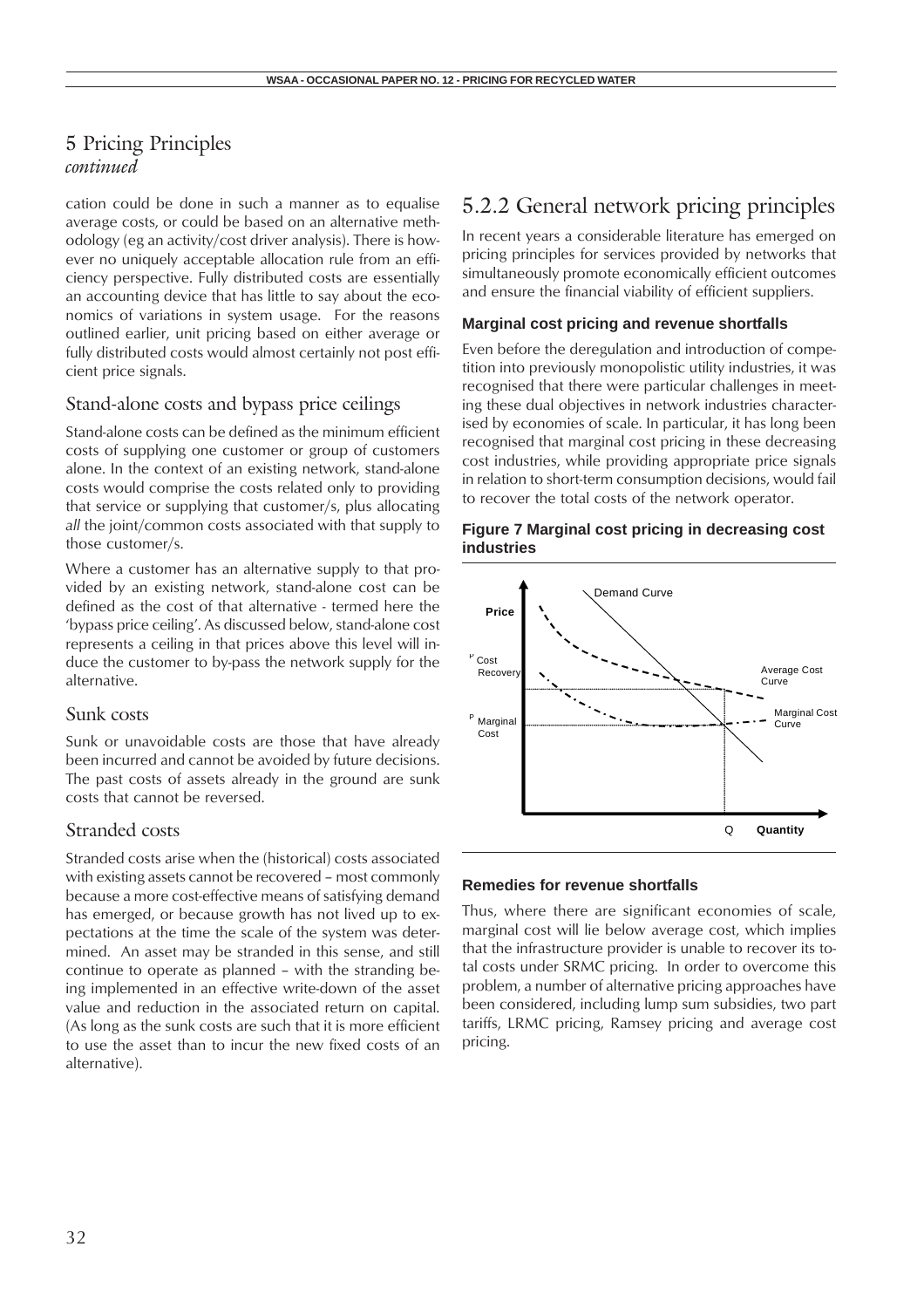## 5 Pricing Principles
*continued*

cation could be done in such a manner as to equalise average costs, or could be based on an alternative methodology (eg an activity/cost driver analysis). There is however no uniquely acceptable allocation rule from an efficiency perspective. Fully distributed costs are essentially an accounting device that has little to say about the economics of variations in system usage. For the reasons outlined earlier, unit pricing based on either average or fully distributed costs would almost certainly not post efficient price signals.

### Stand-alone costs and bypass price ceilings

Stand-alone costs can be defined as the minimum efficient costs of supplying one customer or group of customers alone. In the context of an existing network, stand-alone costs would comprise the costs related only to providing that service or supplying that customer/s, plus allocating *all* the joint/common costs associated with that supply to those customer/s.

Where a customer has an alternative supply to that provided by an existing network, stand-alone cost can be defined as the cost of that alternative - termed here the 'bypass price ceiling'. As discussed below, stand-alone cost represents a ceiling in that prices above this level will induce the customer to by-pass the network supply for the alternative.

### Sunk costs

Sunk or unavoidable costs are those that have already been incurred and cannot be avoided by future decisions. The past costs of assets already in the ground are sunk costs that cannot be reversed.

### Stranded costs

Stranded costs arise when the (historical) costs associated with existing assets cannot be recovered – most commonly because a more cost-effective means of satisfying demand has emerged, or because growth has not lived up to expectations at the time the scale of the system was determined. An asset may be stranded in this sense, and still continue to operate as planned – with the stranding being implemented in an effective write-down of the asset value and reduction in the associated return on capital. (As long as the sunk costs are such that it is more efficient to use the asset than to incur the new fixed costs of an alternative).

## 5.2.2 General network pricing principles

In recent years a considerable literature has emerged on pricing principles for services provided by networks that simultaneously promote economically efficient outcomes and ensure the financial viability of efficient suppliers.

#### Marginal cost pricing and revenue shortfalls

Even before the deregulation and introduction of competition into previously monopolistic utility industries, it was recognised that there were particular challenges in meeting these dual objectives in network industries characterised by economies of scale. In particular, it has long been recognised that marginal cost pricing in these decreasing cost industries, while providing appropriate price signals in relation to short-term consumption decisions, would fail to recover the total costs of the network operator.

**Figure 7 Marginal cost pricing in decreasing cost industries**

#### Remedies for revenue shortfalls

Thus, where there are significant economies of scale, marginal cost will lie below average cost, which implies that the infrastructure provider is unable to recover its total costs under SRMC pricing. In order to overcome this problem, a number of alternative pricing approaches have been considered, including lump sum subsidies, two part tariffs, LRMC pricing, Ramsey pricing and average cost pricing.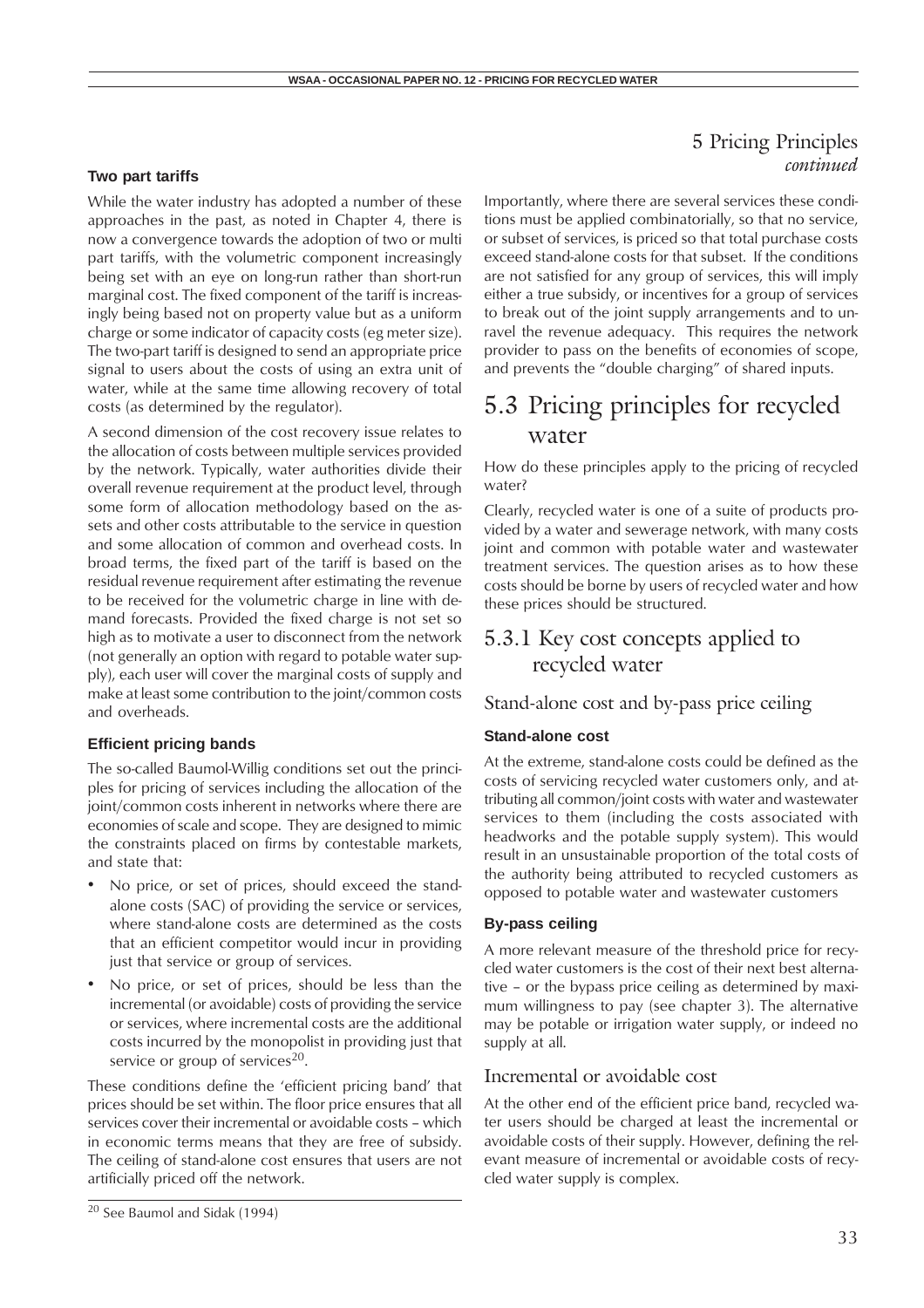#### Two part tariffs

While the water industry has adopted a number of these approaches in the past, as noted in Chapter 4, there is now a convergence towards the adoption of two or multi part tariffs, with the volumetric component increasingly being set with an eye on long-run rather than short-run marginal cost. The fixed component of the tariff is increasingly being based not on property value but as a uniform charge or some indicator of capacity costs (eg meter size). The two-part tariff is designed to send an appropriate price signal to users about the costs of using an extra unit of water, while at the same time allowing recovery of total costs (as determined by the regulator).

A second dimension of the cost recovery issue relates to the allocation of costs between multiple services provided by the network. Typically, water authorities divide their overall revenue requirement at the product level, through some form of allocation methodology based on the assets and other costs attributable to the service in question and some allocation of common and overhead costs. In broad terms, the fixed part of the tariff is based on the residual revenue requirement after estimating the revenue to be received for the volumetric charge in line with demand forecasts. Provided the fixed charge is not set so high as to motivate a user to disconnect from the network (not generally an option with regard to potable water supply), each user will cover the marginal costs of supply and make at least some contribution to the joint/common costs and overheads.

#### Efficient pricing bands

The so-called Baumol-Willig conditions set out the principles for pricing of services including the allocation of the joint/common costs inherent in networks where there are economies of scale and scope. They are designed to mimic the constraints placed on firms by contestable markets, and state that:

- No price, or set of prices, should exceed the stand-alone costs (SAC) of providing the service or services, where stand-alone costs are determined as the costs that an efficient competitor would incur in providing just that service or group of services.
- No price, or set of prices, should be less than the incremental (or avoidable) costs of providing the service or services, where incremental costs are the additional costs incurred by the monopolist in providing just that service or group of services[20].

These conditions define the 'efficient pricing band' that prices should be set within. The floor price ensures that all services cover their incremental or avoidable costs – which in economic terms means that they are free of subsidy. The ceiling of stand-alone cost ensures that users are not artificially priced off the network.

Importantly, where there are several services these conditions must be applied combinatorially, so that no service, or subset of services, is priced so that total purchase costs exceed stand-alone costs for that subset. If the conditions are not satisfied for any group of services, this will imply either a true subsidy, or incentives for a group of services to break out of the joint supply arrangements and to unravel the revenue adequacy. This requires the network provider to pass on the benefits of economies of scope, and prevents the "double charging" of shared inputs.

## 5.3 Pricing principles for recycled water

How do these principles apply to the pricing of recycled water?

Clearly, recycled water is one of a suite of products provided by a water and sewerage network, with many costs joint and common with potable water and wastewater treatment services. The question arises as to how these costs should be borne by users of recycled water and how these prices should be structured.

### 5.3.1 Key cost concepts applied to recycled water

#### Stand-alone cost and by-pass price ceiling

##### Stand-alone cost

At the extreme, stand-alone costs could be defined as the costs of servicing recycled water customers only, and attributing all common/joint costs with water and wastewater services to them (including the costs associated with headworks and the potable supply system). This would result in an unsustainable proportion of the total costs of the authority being attributed to recycled customers as opposed to potable water and wastewater customers

##### By-pass ceiling

A more relevant measure of the threshold price for recycled water customers is the cost of their next best alternative – or the bypass price ceiling as determined by maximum willingness to pay (see chapter 3). The alternative may be potable or irrigation water supply, or indeed no supply at all.

#### Incremental or avoidable cost

At the other end of the efficient price band, recycled water users should be charged at least the incremental or avoidable costs of their supply. However, defining the relevant measure of incremental or avoidable costs of recycled water supply is complex.

---

[20] See Baumol and Sidak (1994)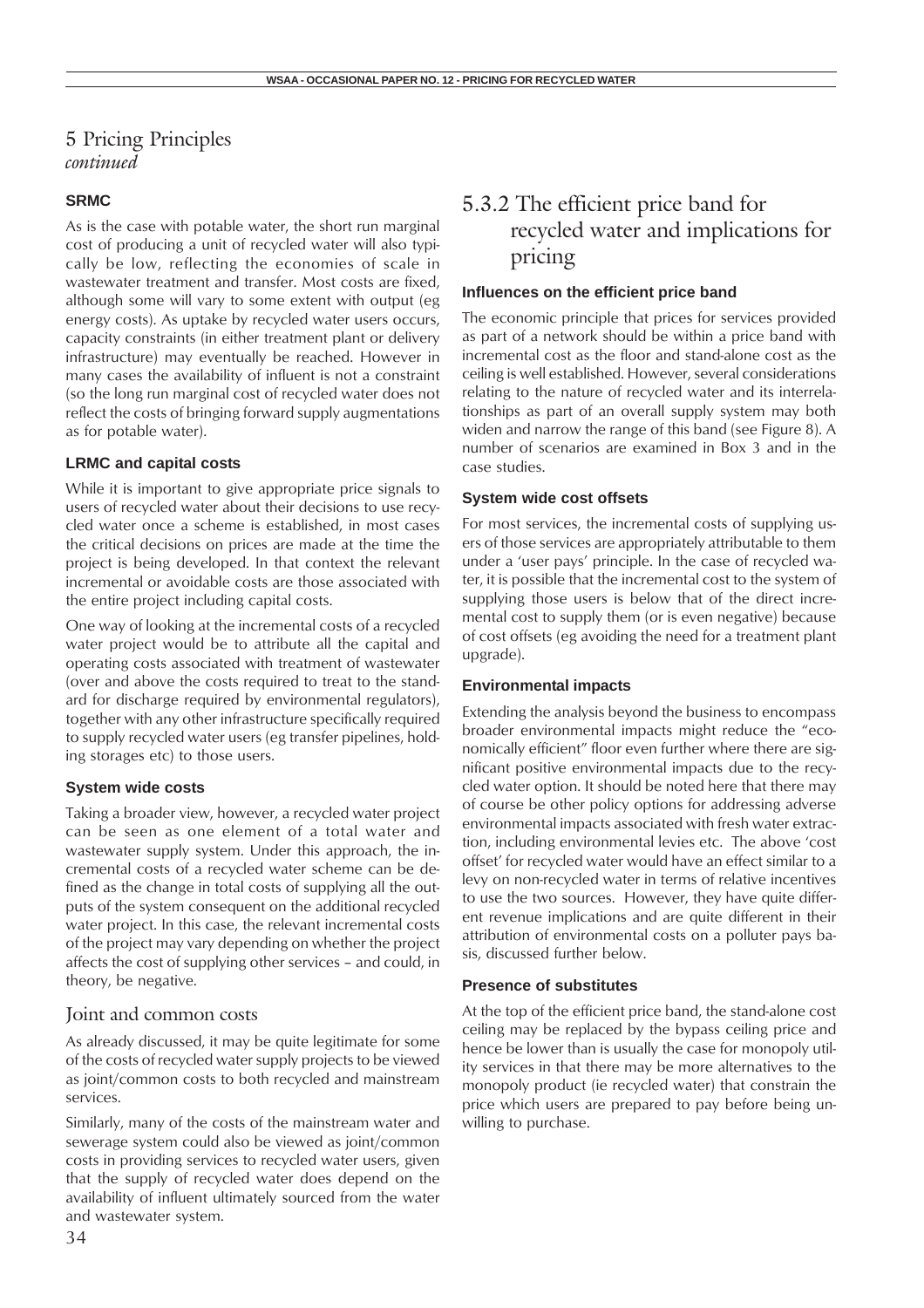## 5 Pricing Principles
*continued*

#### SRMC

As is the case with potable water, the short run marginal cost of producing a unit of recycled water will also typically be low, reflecting the economies of scale in wastewater treatment and transfer. Most costs are fixed, although some will vary to some extent with output (eg energy costs). As uptake by recycled water users occurs, capacity constraints (in either treatment plant or delivery infrastructure) may eventually be reached. However in many cases the availability of influent is not a constraint (so the long run marginal cost of recycled water does not reflect the costs of bringing forward supply augmentations as for potable water).

#### LRMC and capital costs

While it is important to give appropriate price signals to users of recycled water about their decisions to use recycled water once a scheme is established, in most cases the critical decisions on prices are made at the time the project is being developed. In that context the relevant incremental or avoidable costs are those associated with the entire project including capital costs.

One way of looking at the incremental costs of a recycled water project would be to attribute all the capital and operating costs associated with treatment of wastewater (over and above the costs required to treat to the standard for discharge required by environmental regulators), together with any other infrastructure specifically required to supply recycled water users (eg transfer pipelines, holding storages etc) to those users.

#### System wide costs

Taking a broader view, however, a recycled water project can be seen as one element of a total water and wastewater supply system. Under this approach, the incremental costs of a recycled water scheme can be defined as the change in total costs of supplying all the outputs of the system consequent on the additional recycled water project. In this case, the relevant incremental costs of the project may vary depending on whether the project affects the cost of supplying other services – and could, in theory, be negative.

### Joint and common costs

As already discussed, it may be quite legitimate for some of the costs of recycled water supply projects to be viewed as joint/common costs to both recycled and mainstream services.

Similarly, many of the costs of the mainstream water and sewerage system could also be viewed as joint/common costs in providing services to recycled water users, given that the supply of recycled water does depend on the availability of influent ultimately sourced from the water and wastewater system.

### 5.3.2 The efficient price band for recycled water and implications for pricing

#### Influences on the efficient price band

The economic principle that prices for services provided as part of a network should be within a price band with incremental cost as the floor and stand-alone cost as the ceiling is well established. However, several considerations relating to the nature of recycled water and its interrelationships as part of an overall supply system may both widen and narrow the range of this band (see Figure 8). A number of scenarios are examined in Box 3 and in the case studies.

#### System wide cost offsets

For most services, the incremental costs of supplying users of those services are appropriately attributable to them under a 'user pays' principle. In the case of recycled water, it is possible that the incremental cost to the system of supplying those users is below that of the direct incremental cost to supply them (or is even negative) because of cost offsets (eg avoiding the need for a treatment plant upgrade).

#### Environmental impacts

Extending the analysis beyond the business to encompass broader environmental impacts might reduce the "economically efficient" floor even further where there are significant positive environmental impacts due to the recycled water option. It should be noted here that there may of course be other policy options for addressing adverse environmental impacts associated with fresh water extraction, including environmental levies etc. The above 'cost offset' for recycled water would have an effect similar to a levy on non-recycled water in terms of relative incentives to use the two sources. However, they have quite different revenue implications and are quite different in their attribution of environmental costs on a polluter pays basis, discussed further below.

#### Presence of substitutes

At the top of the efficient price band, the stand-alone cost ceiling may be replaced by the bypass ceiling price and hence be lower than is usually the case for monopoly utility services in that there may be more alternatives to the monopoly product (ie recycled water) that constrain the price which users are prepared to pay before being unwilling to purchase.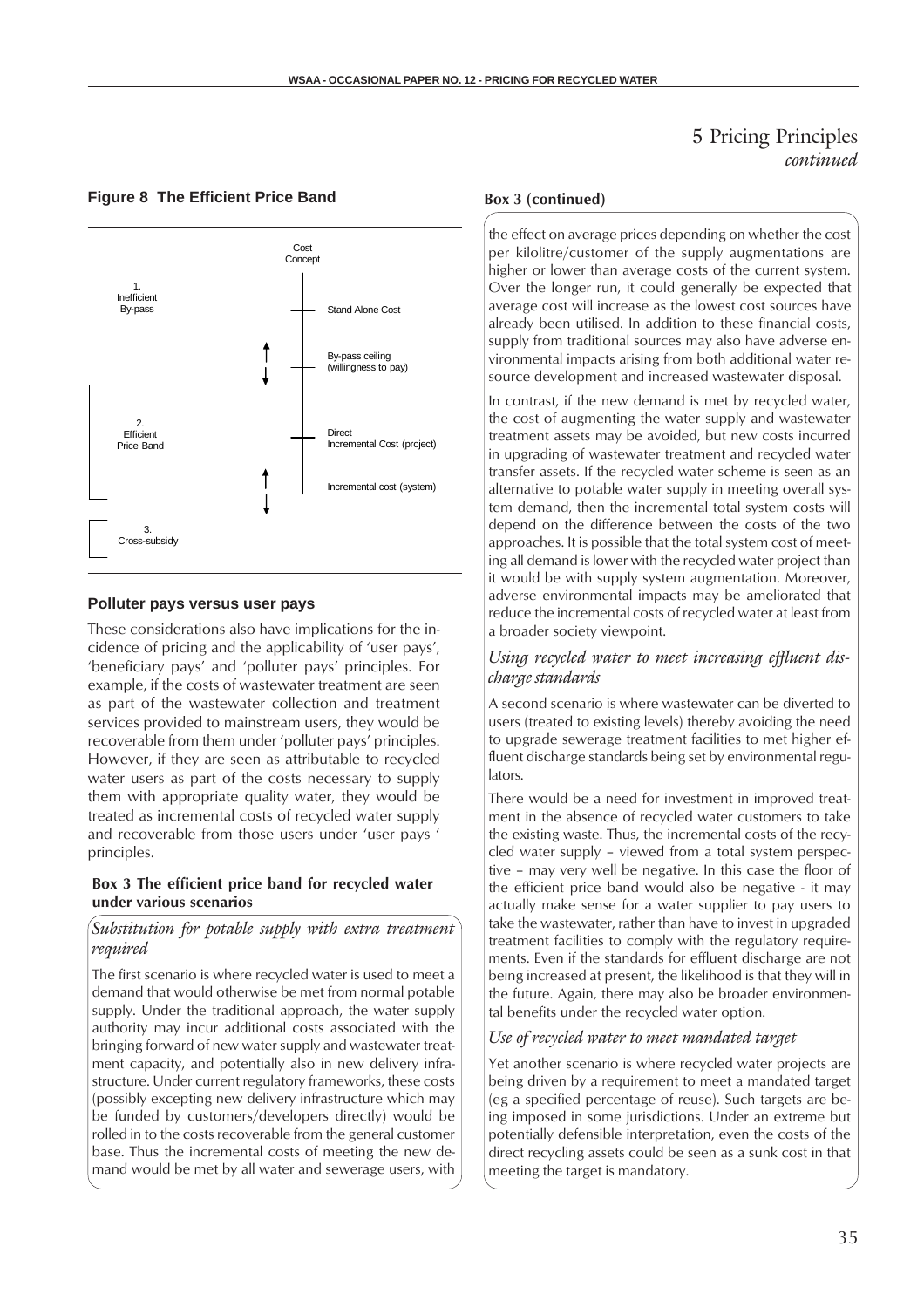# 5 Pricing Principles *continued*

**Figure 8 The Efficient Price Band**

Cost Concept

1. Inefficient By-pass

Stand Alone Cost

By-pass ceiling (willingness to pay)

2. Efficient Price Band

Direct Incremental Cost (project)

Incremental cost (system)

3. Cross-subsidy

## Polluter pays versus user pays

These considerations also have implications for the incidence of pricing and the applicability of 'user pays', 'beneficiary pays' and 'polluter pays' principles. For example, if the costs of wastewater treatment are seen as part of the wastewater collection and treatment services provided to mainstream users, they would be recoverable from them under 'polluter pays' principles. However, if they are seen as attributable to recycled water users as part of the costs necessary to supply them with appropriate quality water, they would be treated as incremental costs of recycled water supply and recoverable from those users under 'user pays ' principles.

### Box 3 The efficient price band for recycled water under various scenarios

*Substitution for potable supply with extra treatment required*

The first scenario is where recycled water is used to meet a demand that would otherwise be met from normal potable supply. Under the traditional approach, the water supply authority may incur additional costs associated with the bringing forward of new water supply and wastewater treatment capacity, and potentially also in new delivery infrastructure. Under current regulatory frameworks, these costs (possibly excepting new delivery infrastructure which may be funded by customers/developers directly) would be rolled in to the costs recoverable from the general customer base. Thus the incremental costs of meeting the new demand would be met by all water and sewerage users, with

**Box 3 (continued)**

the effect on average prices depending on whether the cost per kilolitre/customer of the supply augmentations are higher or lower than average costs of the current system. Over the longer run, it could generally be expected that average cost will increase as the lowest cost sources have already been utilised. In addition to these financial costs, supply from traditional sources may also have adverse environmental impacts arising from both additional water resource development and increased wastewater disposal.

In contrast, if the new demand is met by recycled water, the cost of augmenting the water supply and wastewater treatment assets may be avoided, but new costs incurred in upgrading of wastewater treatment and recycled water transfer assets. If the recycled water scheme is seen as an alternative to potable water supply in meeting overall system demand, then the incremental total system costs will depend on the difference between the costs of the two approaches. It is possible that the total system cost of meeting all demand is lower with the recycled water project than it would be with supply system augmentation. Moreover, adverse environmental impacts may be ameliorated that reduce the incremental costs of recycled water at least from a broader society viewpoint.

*Using recycled water to meet increasing effluent discharge standards*

A second scenario is where wastewater can be diverted to users (treated to existing levels) thereby avoiding the need to upgrade sewerage treatment facilities to met higher effluent discharge standards being set by environmental regulators.

There would be a need for investment in improved treatment in the absence of recycled water customers to take the existing waste. Thus, the incremental costs of the recycled water supply – viewed from a total system perspective – may very well be negative. In this case the floor of the efficient price band would also be negative - it may actually make sense for a water supplier to pay users to take the wastewater, rather than have to invest in upgraded treatment facilities to comply with the regulatory requirements. Even if the standards for effluent discharge are not being increased at present, the likelihood is that they will in the future. Again, there may also be broader environmental benefits under the recycled water option.

*Use of recycled water to meet mandated target*

Yet another scenario is where recycled water projects are being driven by a requirement to meet a mandated target (eg a specified percentage of reuse). Such targets are being imposed in some jurisdictions. Under an extreme but potentially defensible interpretation, even the costs of the direct recycling assets could be seen as a sunk cost in that meeting the target is mandatory.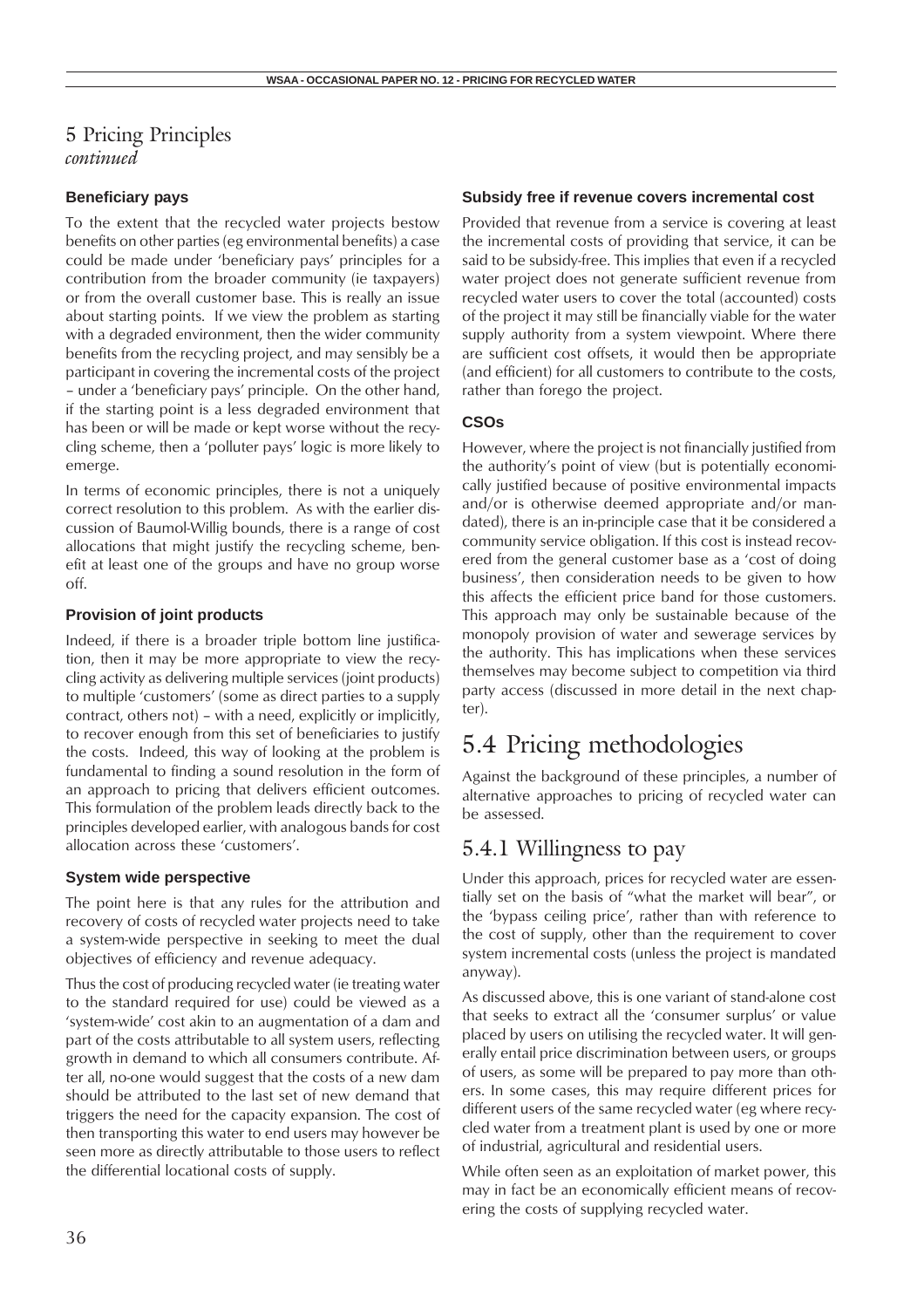# 5 Pricing Principles
*continued*

### Beneficiary pays

To the extent that the recycled water projects bestow benefits on other parties (eg environmental benefits) a case could be made under 'beneficiary pays' principles for a contribution from the broader community (ie taxpayers) or from the overall customer base. This is really an issue about starting points. If we view the problem as starting with a degraded environment, then the wider community benefits from the recycling project, and may sensibly be a participant in covering the incremental costs of the project – under a 'beneficiary pays' principle. On the other hand, if the starting point is a less degraded environment that has been or will be made or kept worse without the recycling scheme, then a 'polluter pays' logic is more likely to emerge.

In terms of economic principles, there is not a uniquely correct resolution to this problem. As with the earlier discussion of Baumol-Willig bounds, there is a range of cost allocations that might justify the recycling scheme, benefit at least one of the groups and have no group worse off.

### Provision of joint products

Indeed, if there is a broader triple bottom line justification, then it may be more appropriate to view the recycling activity as delivering multiple services (joint products) to multiple 'customers' (some as direct parties to a supply contract, others not) – with a need, explicitly or implicitly, to recover enough from this set of beneficiaries to justify the costs. Indeed, this way of looking at the problem is fundamental to finding a sound resolution in the form of an approach to pricing that delivers efficient outcomes. This formulation of the problem leads directly back to the principles developed earlier, with analogous bands for cost allocation across these 'customers'.

### System wide perspective

The point here is that any rules for the attribution and recovery of costs of recycled water projects need to take a system-wide perspective in seeking to meet the dual objectives of efficiency and revenue adequacy.

Thus the cost of producing recycled water (ie treating water to the standard required for use) could be viewed as a 'system-wide' cost akin to an augmentation of a dam and part of the costs attributable to all system users, reflecting growth in demand to which all consumers contribute. After all, no-one would suggest that the costs of a new dam should be attributed to the last set of new demand that triggers the need for the capacity expansion. The cost of then transporting this water to end users may however be seen more as directly attributable to those users to reflect the differential locational costs of supply.

### Subsidy free if revenue covers incremental cost

Provided that revenue from a service is covering at least the incremental costs of providing that service, it can be said to be subsidy-free. This implies that even if a recycled water project does not generate sufficient revenue from recycled water users to cover the total (accounted) costs of the project it may still be financially viable for the water supply authority from a system viewpoint. Where there are sufficient cost offsets, it would then be appropriate (and efficient) for all customers to contribute to the costs, rather than forego the project.

### CSOs

However, where the project is not financially justified from the authority's point of view (but is potentially economically justified because of positive environmental impacts and/or is otherwise deemed appropriate and/or mandated), there is an in-principle case that it be considered a community service obligation. If this cost is instead recovered from the general customer base as a 'cost of doing business', then consideration needs to be given to how this affects the efficient price band for those customers. This approach may only be sustainable because of the monopoly provision of water and sewerage services by the authority. This has implications when these services themselves may become subject to competition via third party access (discussed in more detail in the next chapter).

## 5.4 Pricing methodologies

Against the background of these principles, a number of alternative approaches to pricing of recycled water can be assessed.

### 5.4.1 Willingness to pay

Under this approach, prices for recycled water are essentially set on the basis of "what the market will bear", or the 'bypass ceiling price', rather than with reference to the cost of supply, other than the requirement to cover system incremental costs (unless the project is mandated anyway).

As discussed above, this is one variant of stand-alone cost that seeks to extract all the 'consumer surplus' or value placed by users on utilising the recycled water. It will generally entail price discrimination between users, or groups of users, as some will be prepared to pay more than others. In some cases, this may require different prices for different users of the same recycled water (eg where recycled water from a treatment plant is used by one or more of industrial, agricultural and residential users.

While often seen as an exploitation of market power, this may in fact be an economically efficient means of recovering the costs of supplying recycled water.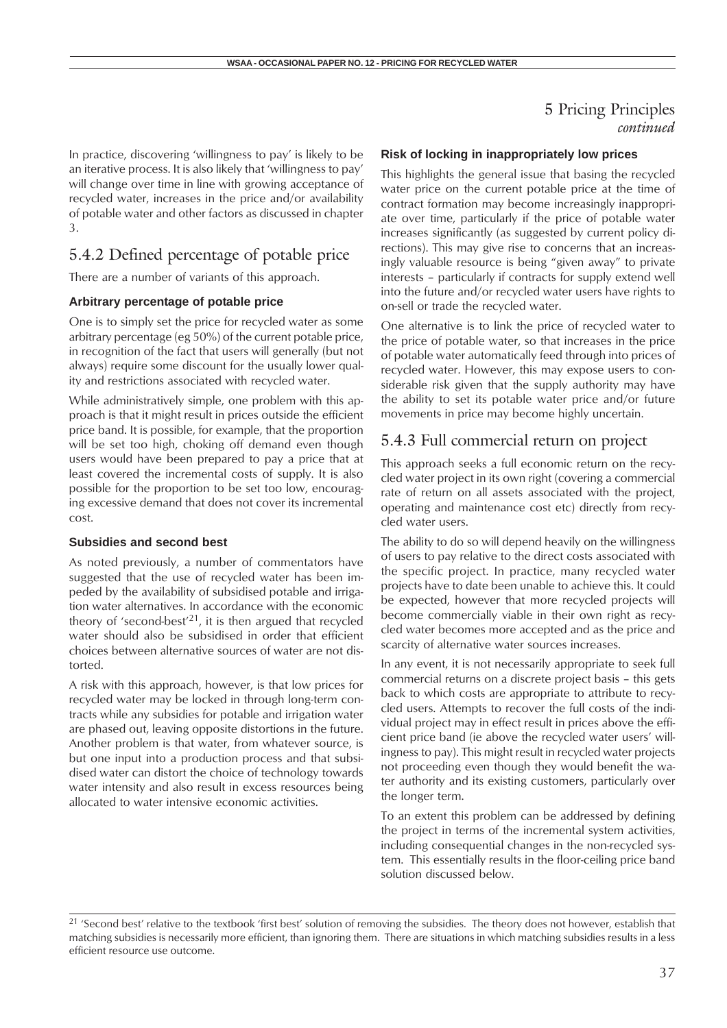In practice, discovering 'willingness to pay' is likely to be an iterative process. It is also likely that 'willingness to pay' will change over time in line with growing acceptance of recycled water, increases in the price and/or availability of potable water and other factors as discussed in chapter 3.

## 5.4.2 Defined percentage of potable price

There are a number of variants of this approach.

### Arbitrary percentage of potable price

One is to simply set the price for recycled water as some arbitrary percentage (eg 50%) of the current potable price, in recognition of the fact that users will generally (but not always) require some discount for the usually lower quality and restrictions associated with recycled water.

While administratively simple, one problem with this approach is that it might result in prices outside the efficient price band. It is possible, for example, that the proportion will be set too high, choking off demand even though users would have been prepared to pay a price that at least covered the incremental costs of supply. It is also possible for the proportion to be set too low, encouraging excessive demand that does not cover its incremental cost.

### Subsidies and second best

As noted previously, a number of commentators have suggested that the use of recycled water has been impeded by the availability of subsidised potable and irrigation water alternatives. In accordance with the economic theory of 'second-best'[21], it is then argued that recycled water should also be subsidised in order that efficient choices between alternative sources of water are not distorted.

A risk with this approach, however, is that low prices for recycled water may be locked in through long-term contracts while any subsidies for potable and irrigation water are phased out, leaving opposite distortions in the future. Another problem is that water, from whatever source, is but one input into a production process and that subsidised water can distort the choice of technology towards water intensity and also result in excess resources being allocated to water intensive economic activities.

### Risk of locking in inappropriately low prices

This highlights the general issue that basing the recycled water price on the current potable price at the time of contract formation may become increasingly inappropriate over time, particularly if the price of potable water increases significantly (as suggested by current policy directions). This may give rise to concerns that an increasingly valuable resource is being "given away" to private interests – particularly if contracts for supply extend well into the future and/or recycled water users have rights to on-sell or trade the recycled water.

One alternative is to link the price of recycled water to the price of potable water, so that increases in the price of potable water automatically feed through into prices of recycled water. However, this may expose users to considerable risk given that the supply authority may have the ability to set its potable water price and/or future movements in price may become highly uncertain.

## 5.4.3 Full commercial return on project

This approach seeks a full economic return on the recycled water project in its own right (covering a commercial rate of return on all assets associated with the project, operating and maintenance cost etc) directly from recycled water users.

The ability to do so will depend heavily on the willingness of users to pay relative to the direct costs associated with the specific project. In practice, many recycled water projects have to date been unable to achieve this. It could be expected, however that more recycled projects will become commercially viable in their own right as recycled water becomes more accepted and as the price and scarcity of alternative water sources increases.

In any event, it is not necessarily appropriate to seek full commercial returns on a discrete project basis – this gets back to which costs are appropriate to attribute to recycled users. Attempts to recover the full costs of the individual project may in effect result in prices above the efficient price band (ie above the recycled water users' willingness to pay). This might result in recycled water projects not proceeding even though they would benefit the water authority and its existing customers, particularly over the longer term.

To an extent this problem can be addressed by defining the project in terms of the incremental system activities, including consequential changes in the non-recycled system. This essentially results in the floor-ceiling price band solution discussed below.

---

[21] 'Second best' relative to the textbook 'first best' solution of removing the subsidies. The theory does not however, establish that matching subsidies is necessarily more efficient, than ignoring them. There are situations in which matching subsidies results in a less efficient resource use outcome.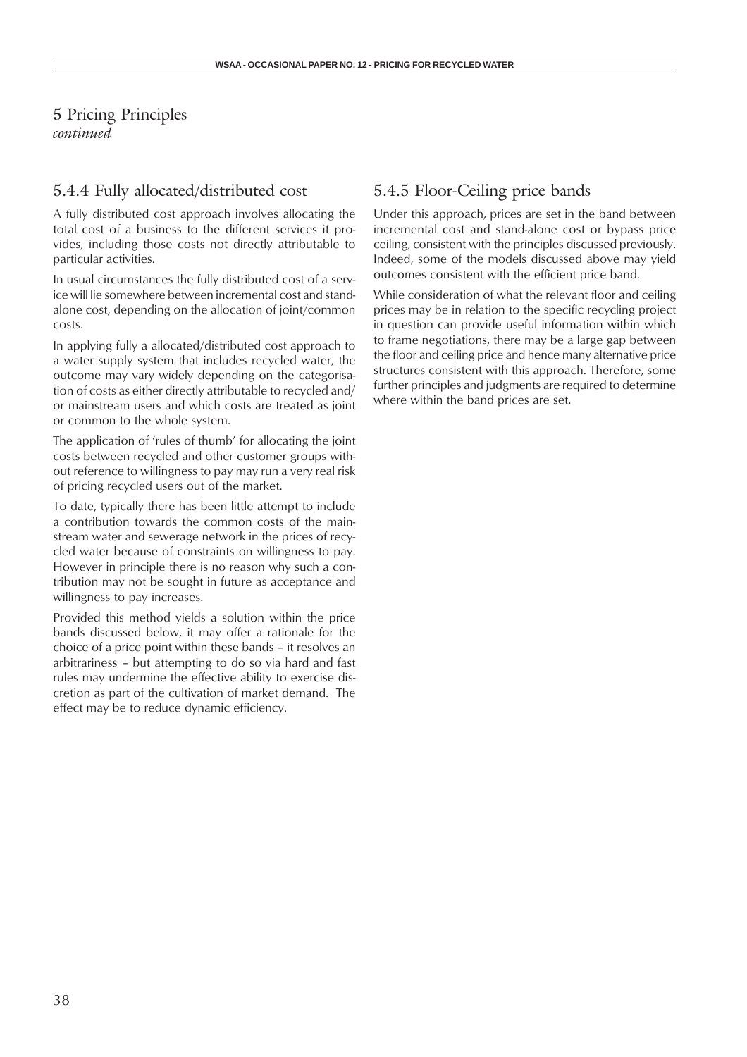# 5 Pricing Principles

*continued*

## 5.4.4 Fully allocated/distributed cost

A fully distributed cost approach involves allocating the total cost of a business to the different services it provides, including those costs not directly attributable to particular activities.

In usual circumstances the fully distributed cost of a service will lie somewhere between incremental cost and stand-alone cost, depending on the allocation of joint/common costs.

In applying fully a allocated/distributed cost approach to a water supply system that includes recycled water, the outcome may vary widely depending on the categorisation of costs as either directly attributable to recycled and/or mainstream users and which costs are treated as joint or common to the whole system.

The application of 'rules of thumb' for allocating the joint costs between recycled and other customer groups without reference to willingness to pay may run a very real risk of pricing recycled users out of the market.

To date, typically there has been little attempt to include a contribution towards the common costs of the mainstream water and sewerage network in the prices of recycled water because of constraints on willingness to pay. However in principle there is no reason why such a contribution may not be sought in future as acceptance and willingness to pay increases.

Provided this method yields a solution within the price bands discussed below, it may offer a rationale for the choice of a price point within these bands – it resolves an arbitrariness – but attempting to do so via hard and fast rules may undermine the effective ability to exercise discretion as part of the cultivation of market demand. The effect may be to reduce dynamic efficiency.

## 5.4.5 Floor-Ceiling price bands

Under this approach, prices are set in the band between incremental cost and stand-alone cost or bypass price ceiling, consistent with the principles discussed previously. Indeed, some of the models discussed above may yield outcomes consistent with the efficient price band.

While consideration of what the relevant floor and ceiling prices may be in relation to the specific recycling project in question can provide useful information within which to frame negotiations, there may be a large gap between the floor and ceiling price and hence many alternative price structures consistent with this approach. Therefore, some further principles and judgments are required to determine where within the band prices are set.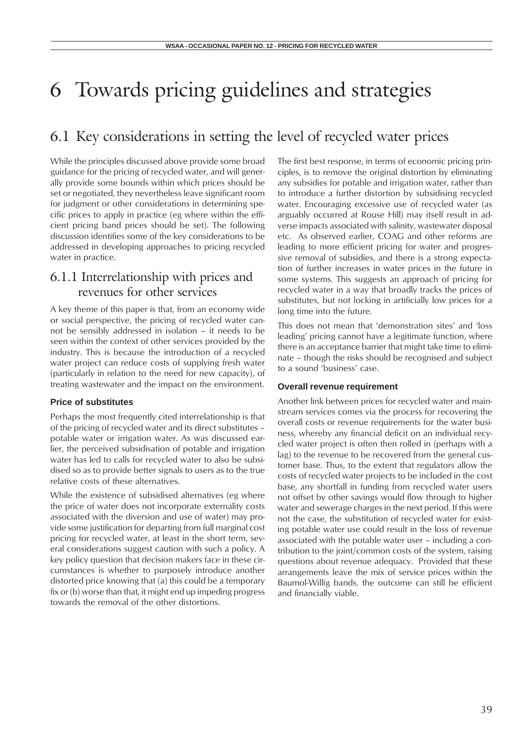# 6 Towards pricing guidelines and strategies

## 6.1 Key considerations in setting the level of recycled water prices

While the principles discussed above provide some broad guidance for the pricing of recycled water, and will generally provide some bounds within which prices should be set or negotiated, they nevertheless leave significant room for judgment or other considerations in determining specific prices to apply in practice (eg where within the efficient pricing band prices should be set). The following discussion identifies some of the key considerations to be addressed in developing approaches to pricing recycled water in practice.

### 6.1.1 Interrelationship with prices and revenues for other services

A key theme of this paper is that, from an economy wide or social perspective, the pricing of recycled water cannot be sensibly addressed in isolation – it needs to be seen within the context of other services provided by the industry. This is because the introduction of a recycled water project can reduce costs of supplying fresh water (particularly in relation to the need for new capacity), of treating wastewater and the impact on the environment.

#### Price of substitutes

Perhaps the most frequently cited interrelationship is that of the pricing of recycled water and its direct substitutes – potable water or irrigation water. As was discussed earlier, the perceived subsidisation of potable and irrigation water has led to calls for recycled water to also be subsidised so as to provide better signals to users as to the true relative costs of these alternatives.

While the existence of subsidised alternatives (eg where the price of water does not incorporate externality costs associated with the diversion and use of water) may provide some justification for departing from full marginal cost pricing for recycled water, at least in the short term, several considerations suggest caution with such a policy. A key policy question that decision makers face in these circumstances is whether to purposely introduce another distorted price knowing that (a) this could be a temporary fix or (b) worse than that, it might end up impeding progress towards the removal of the other distortions.

The first best response, in terms of economic pricing principles, is to remove the original distortion by eliminating any subsidies for potable and irrigation water, rather than to introduce a further distortion by subsidising recycled water. Encouraging excessive use of recycled water (as arguably occurred at Rouse Hill) may itself result in adverse impacts associated with salinity, wastewater disposal etc. As observed earlier, COAG and other reforms are leading to more efficient pricing for water and progressive removal of subsidies, and there is a strong expectation of further increases in water prices in the future in some systems. This suggests an approach of pricing for recycled water in a way that broadly tracks the prices of substitutes, but not locking in artificially low prices for a long time into the future.

This does not mean that 'demonstration sites' and 'loss leading' pricing cannot have a legitimate function, where there is an acceptance barrier that might take time to eliminate – though the risks should be recognised and subject to a sound 'business' case.

#### Overall revenue requirement

Another link between prices for recycled water and mainstream services comes via the process for recovering the overall costs or revenue requirements for the water business, whereby any financial deficit on an individual recycled water project is often then rolled in (perhaps with a lag) to the revenue to be recovered from the general customer base. Thus, to the extent that regulators allow the costs of recycled water projects to be included in the cost base, any shortfall in funding from recycled water users not offset by other savings would flow through to higher water and sewerage charges in the next period. If this were not the case, the substitution of recycled water for existing potable water use could result in the loss of revenue associated with the potable water user – including a contribution to the joint/common costs of the system, raising questions about revenue adequacy. Provided that these arrangements leave the mix of service prices within the Baumol-Willig bands, the outcome can still be efficient and financially viable.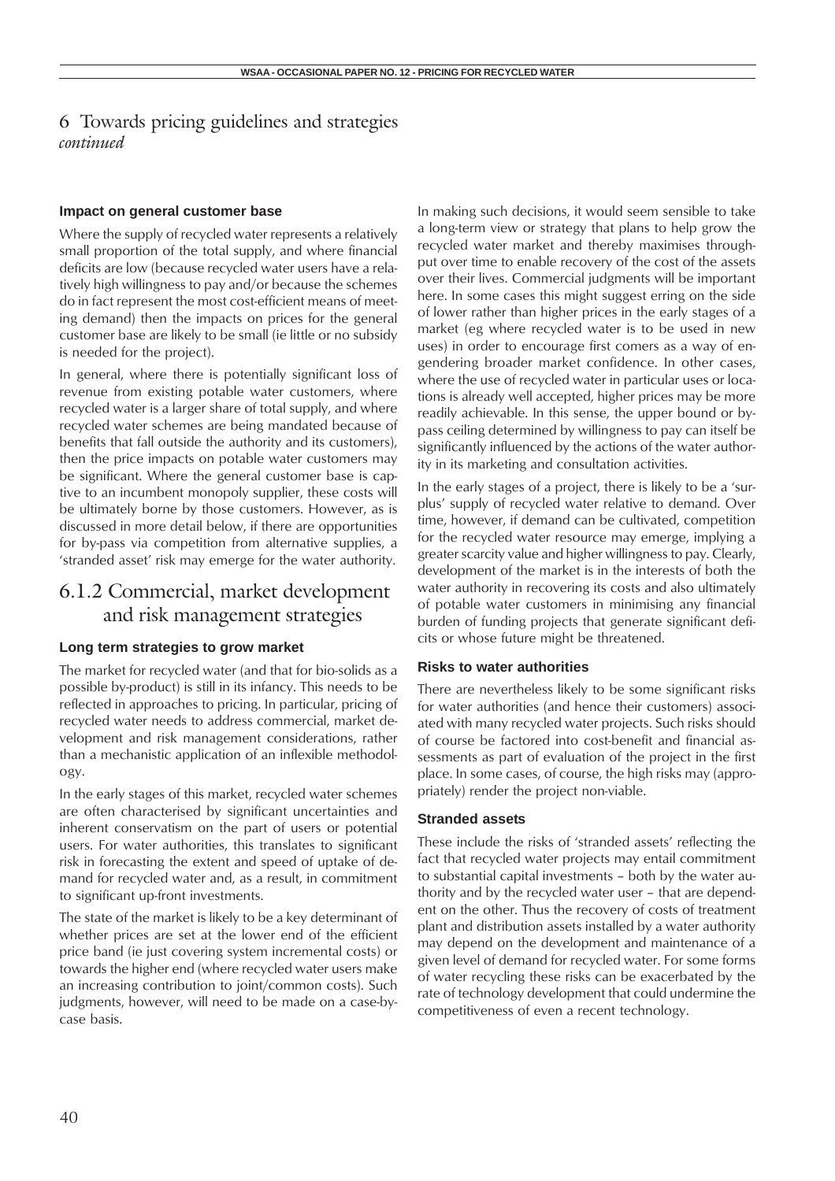# 6 Towards pricing guidelines and strategies
*continued*

**Impact on general customer base**

Where the supply of recycled water represents a relatively small proportion of the total supply, and where financial deficits are low (because recycled water users have a relatively high willingness to pay and/or because the schemes do in fact represent the most cost-efficient means of meeting demand) then the impacts on prices for the general customer base are likely to be small (ie little or no subsidy is needed for the project).

In general, where there is potentially significant loss of revenue from existing potable water customers, where recycled water is a larger share of total supply, and where recycled water schemes are being mandated because of benefits that fall outside the authority and its customers), then the price impacts on potable water customers may be significant. Where the general customer base is captive to an incumbent monopoly supplier, these costs will be ultimately borne by those customers. However, as is discussed in more detail below, if there are opportunities for by-pass via competition from alternative supplies, a 'stranded asset' risk may emerge for the water authority.

## 6.1.2 Commercial, market development and risk management strategies

**Long term strategies to grow market**

The market for recycled water (and that for bio-solids as a possible by-product) is still in its infancy. This needs to be reflected in approaches to pricing. In particular, pricing of recycled water needs to address commercial, market development and risk management considerations, rather than a mechanistic application of an inflexible methodology.

In the early stages of this market, recycled water schemes are often characterised by significant uncertainties and inherent conservatism on the part of users or potential users. For water authorities, this translates to significant risk in forecasting the extent and speed of uptake of demand for recycled water and, as a result, in commitment to significant up-front investments.

The state of the market is likely to be a key determinant of whether prices are set at the lower end of the efficient price band (ie just covering system incremental costs) or towards the higher end (where recycled water users make an increasing contribution to joint/common costs). Such judgments, however, will need to be made on a case-by-case basis.

In making such decisions, it would seem sensible to take a long-term view or strategy that plans to help grow the recycled water market and thereby maximises throughput over time to enable recovery of the cost of the assets over their lives. Commercial judgments will be important here. In some cases this might suggest erring on the side of lower rather than higher prices in the early stages of a market (eg where recycled water is to be used in new uses) in order to encourage first comers as a way of engendering broader market confidence. In other cases, where the use of recycled water in particular uses or locations is already well accepted, higher prices may be more readily achievable. In this sense, the upper bound or bypass ceiling determined by willingness to pay can itself be significantly influenced by the actions of the water authority in its marketing and consultation activities.

In the early stages of a project, there is likely to be a 'surplus' supply of recycled water relative to demand. Over time, however, if demand can be cultivated, competition for the recycled water resource may emerge, implying a greater scarcity value and higher willingness to pay. Clearly, development of the market is in the interests of both the water authority in recovering its costs and also ultimately of potable water customers in minimising any financial burden of funding projects that generate significant deficits or whose future might be threatened.

**Risks to water authorities**

There are nevertheless likely to be some significant risks for water authorities (and hence their customers) associated with many recycled water projects. Such risks should of course be factored into cost-benefit and financial assessments as part of evaluation of the project in the first place. In some cases, of course, the high risks may (appropriately) render the project non-viable.

**Stranded assets**

These include the risks of 'stranded assets' reflecting the fact that recycled water projects may entail commitment to substantial capital investments – both by the water authority and by the recycled water user – that are dependent on the other. Thus the recovery of costs of treatment plant and distribution assets installed by a water authority may depend on the development and maintenance of a given level of demand for recycled water. For some forms of water recycling these risks can be exacerbated by the rate of technology development that could undermine the competitiveness of even a recent technology.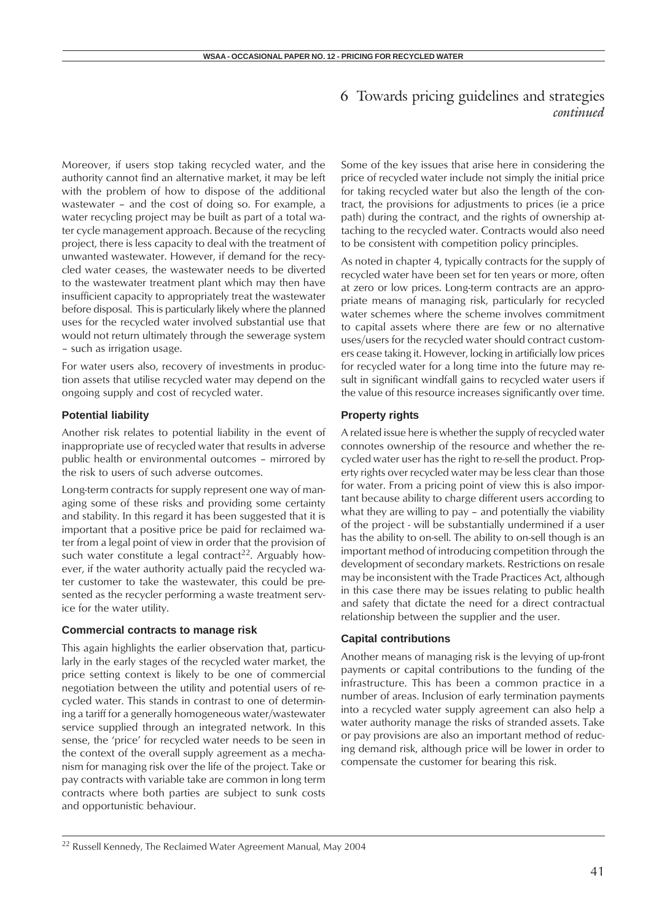# 6 Towards pricing guidelines and strategies *continued*

Moreover, if users stop taking recycled water, and the authority cannot find an alternative market, it may be left with the problem of how to dispose of the additional wastewater – and the cost of doing so. For example, a water recycling project may be built as part of a total water cycle management approach. Because of the recycling project, there is less capacity to deal with the treatment of unwanted wastewater. However, if demand for the recycled water ceases, the wastewater needs to be diverted to the wastewater treatment plant which may then have insufficient capacity to appropriately treat the wastewater before disposal. This is particularly likely where the planned uses for the recycled water involved substantial use that would not return ultimately through the sewerage system – such as irrigation usage.

For water users also, recovery of investments in production assets that utilise recycled water may depend on the ongoing supply and cost of recycled water.

### Potential liability

Another risk relates to potential liability in the event of inappropriate use of recycled water that results in adverse public health or environmental outcomes – mirrored by the risk to users of such adverse outcomes.

Long-term contracts for supply represent one way of managing some of these risks and providing some certainty and stability. In this regard it has been suggested that it is important that a positive price be paid for reclaimed water from a legal point of view in order that the provision of such water constitute a legal contract[22]. Arguably however, if the water authority actually paid the recycled water customer to take the wastewater, this could be presented as the recycler performing a waste treatment service for the water utility.

### Commercial contracts to manage risk

This again highlights the earlier observation that, particularly in the early stages of the recycled water market, the price setting context is likely to be one of commercial negotiation between the utility and potential users of recycled water. This stands in contrast to one of determining a tariff for a generally homogeneous water/wastewater service supplied through an integrated network. In this sense, the 'price' for recycled water needs to be seen in the context of the overall supply agreement as a mechanism for managing risk over the life of the project. Take or pay contracts with variable take are common in long term contracts where both parties are subject to sunk costs and opportunistic behaviour.

Some of the key issues that arise here in considering the price of recycled water include not simply the initial price for taking recycled water but also the length of the contract, the provisions for adjustments to prices (ie a price path) during the contract, and the rights of ownership attaching to the recycled water. Contracts would also need to be consistent with competition policy principles.

As noted in chapter 4, typically contracts for the supply of recycled water have been set for ten years or more, often at zero or low prices. Long-term contracts are an appropriate means of managing risk, particularly for recycled water schemes where the scheme involves commitment to capital assets where there are few or no alternative uses/users for the recycled water should contract customers cease taking it. However, locking in artificially low prices for recycled water for a long time into the future may result in significant windfall gains to recycled water users if the value of this resource increases significantly over time.

### Property rights

A related issue here is whether the supply of recycled water connotes ownership of the resource and whether the recycled water user has the right to re-sell the product. Property rights over recycled water may be less clear than those for water. From a pricing point of view this is also important because ability to charge different users according to what they are willing to pay – and potentially the viability of the project - will be substantially undermined if a user has the ability to on-sell. The ability to on-sell though is an important method of introducing competition through the development of secondary markets. Restrictions on resale may be inconsistent with the Trade Practices Act, although in this case there may be issues relating to public health and safety that dictate the need for a direct contractual relationship between the supplier and the user.

### Capital contributions

Another means of managing risk is the levying of up-front payments or capital contributions to the funding of the infrastructure. This has been a common practice in a number of areas. Inclusion of early termination payments into a recycled water supply agreement can also help a water authority manage the risks of stranded assets. Take or pay provisions are also an important method of reducing demand risk, although price will be lower in order to compensate the customer for bearing this risk.

---

[22] Russell Kennedy, The Reclaimed Water Agreement Manual, May 2004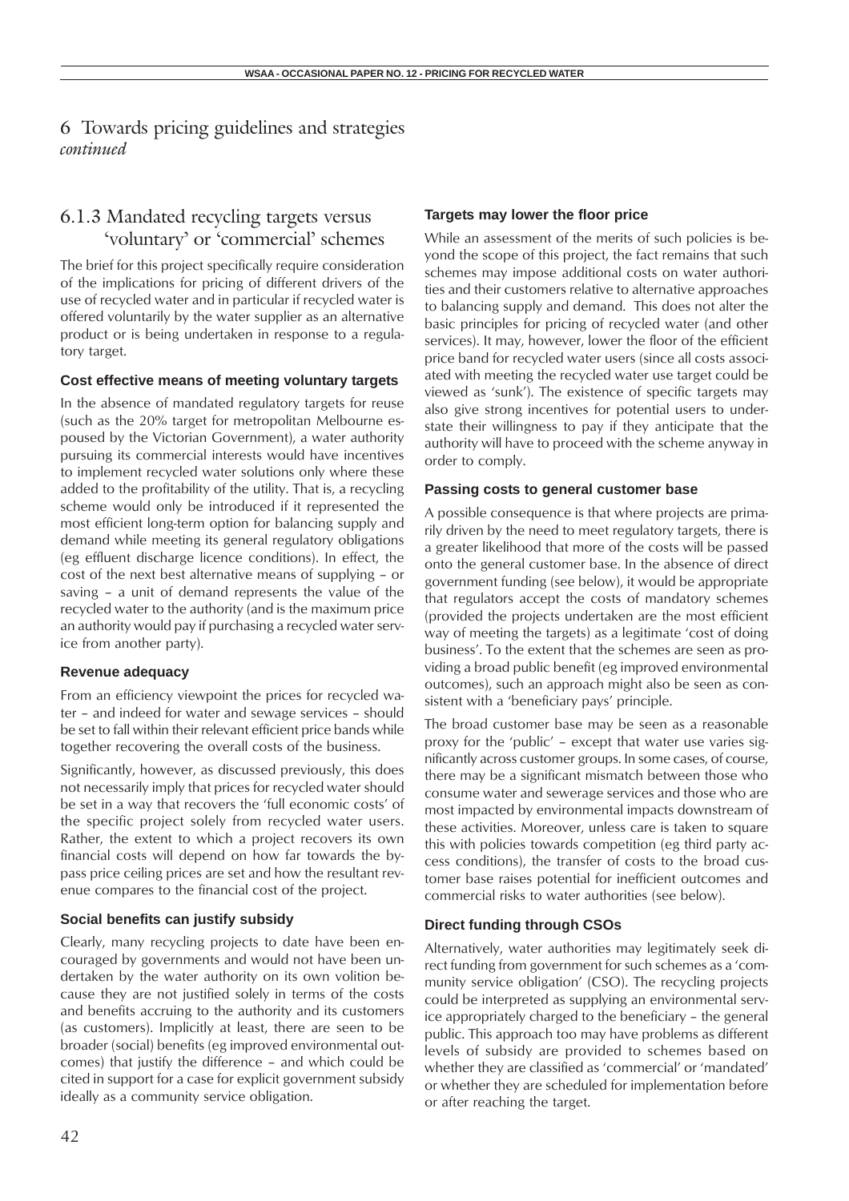# 6 Towards pricing guidelines and strategies *continued*

## 6.1.3 Mandated recycling targets versus 'voluntary' or 'commercial' schemes

The brief for this project specifically require consideration of the implications for pricing of different drivers of the use of recycled water and in particular if recycled water is offered voluntarily by the water supplier as an alternative product or is being undertaken in response to a regulatory target.

### Cost effective means of meeting voluntary targets

In the absence of mandated regulatory targets for reuse (such as the 20% target for metropolitan Melbourne espoused by the Victorian Government), a water authority pursuing its commercial interests would have incentives to implement recycled water solutions only where these added to the profitability of the utility. That is, a recycling scheme would only be introduced if it represented the most efficient long-term option for balancing supply and demand while meeting its general regulatory obligations (eg effluent discharge licence conditions). In effect, the cost of the next best alternative means of supplying – or saving – a unit of demand represents the value of the recycled water to the authority (and is the maximum price an authority would pay if purchasing a recycled water service from another party).

### Revenue adequacy

From an efficiency viewpoint the prices for recycled water – and indeed for water and sewage services – should be set to fall within their relevant efficient price bands while together recovering the overall costs of the business.

Significantly, however, as discussed previously, this does not necessarily imply that prices for recycled water should be set in a way that recovers the 'full economic costs' of the specific project solely from recycled water users. Rather, the extent to which a project recovers its own financial costs will depend on how far towards the bypass price ceiling prices are set and how the resultant revenue compares to the financial cost of the project.

### Social benefits can justify subsidy

Clearly, many recycling projects to date have been encouraged by governments and would not have been undertaken by the water authority on its own volition because they are not justified solely in terms of the costs and benefits accruing to the authority and its customers (as customers). Implicitly at least, there are seen to be broader (social) benefits (eg improved environmental outcomes) that justify the difference – and which could be cited in support for a case for explicit government subsidy ideally as a community service obligation.

### Targets may lower the floor price

While an assessment of the merits of such policies is beyond the scope of this project, the fact remains that such schemes may impose additional costs on water authorities and their customers relative to alternative approaches to balancing supply and demand. This does not alter the basic principles for pricing of recycled water (and other services). It may, however, lower the floor of the efficient price band for recycled water users (since all costs associated with meeting the recycled water use target could be viewed as 'sunk'). The existence of specific targets may also give strong incentives for potential users to understate their willingness to pay if they anticipate that the authority will have to proceed with the scheme anyway in order to comply.

### Passing costs to general customer base

A possible consequence is that where projects are primarily driven by the need to meet regulatory targets, there is a greater likelihood that more of the costs will be passed onto the general customer base. In the absence of direct government funding (see below), it would be appropriate that regulators accept the costs of mandatory schemes (provided the projects undertaken are the most efficient way of meeting the targets) as a legitimate 'cost of doing business'. To the extent that the schemes are seen as providing a broad public benefit (eg improved environmental outcomes), such an approach might also be seen as consistent with a 'beneficiary pays' principle.

The broad customer base may be seen as a reasonable proxy for the 'public' – except that water use varies significantly across customer groups. In some cases, of course, there may be a significant mismatch between those who consume water and sewerage services and those who are most impacted by environmental impacts downstream of these activities. Moreover, unless care is taken to square this with policies towards competition (eg third party access conditions), the transfer of costs to the broad customer base raises potential for inefficient outcomes and commercial risks to water authorities (see below).

### Direct funding through CSOs

Alternatively, water authorities may legitimately seek direct funding from government for such schemes as a 'community service obligation' (CSO). The recycling projects could be interpreted as supplying an environmental service appropriately charged to the beneficiary – the general public. This approach too may have problems as different levels of subsidy are provided to schemes based on whether they are classified as 'commercial' or 'mandated' or whether they are scheduled for implementation before or after reaching the target.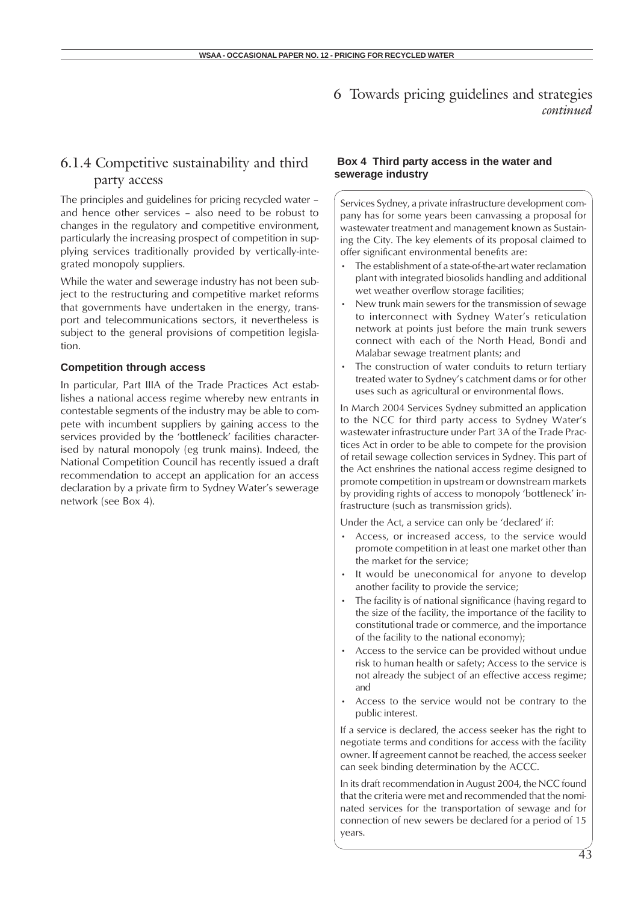# 6 Towards pricing guidelines and strategies *continued*

## 6.1.4 Competitive sustainability and third party access

The principles and guidelines for pricing recycled water – and hence other services – also need to be robust to changes in the regulatory and competitive environment, particularly the increasing prospect of competition in supplying services traditionally provided by vertically-integrated monopoly suppliers.

While the water and sewerage industry has not been subject to the restructuring and competitive market reforms that governments have undertaken in the energy, transport and telecommunications sectors, it nevertheless is subject to the general provisions of competition legislation.

### Competition through access

In particular, Part IIIA of the Trade Practices Act establishes a national access regime whereby new entrants in contestable segments of the industry may be able to compete with incumbent suppliers by gaining access to the services provided by the 'bottleneck' facilities characterised by natural monopoly (eg trunk mains). Indeed, the National Competition Council has recently issued a draft recommendation to accept an application for an access declaration by a private firm to Sydney Water's sewerage network (see Box 4).

**Box 4 Third party access in the water and sewerage industry**

Services Sydney, a private infrastructure development company has for some years been canvassing a proposal for wastewater treatment and management known as Sustaining the City. The key elements of its proposal claimed to offer significant environmental benefits are:

- The establishment of a state-of-the-art water reclamation plant with integrated biosolids handling and additional wet weather overflow storage facilities;
- New trunk main sewers for the transmission of sewage to interconnect with Sydney Water's reticulation network at points just before the main trunk sewers connect with each of the North Head, Bondi and Malabar sewage treatment plants; and
- The construction of water conduits to return tertiary treated water to Sydney's catchment dams or for other uses such as agricultural or environmental flows.

In March 2004 Services Sydney submitted an application to the NCC for third party access to Sydney Water's wastewater infrastructure under Part 3A of the Trade Practices Act in order to be able to compete for the provision of retail sewage collection services in Sydney. This part of the Act enshrines the national access regime designed to promote competition in upstream or downstream markets by providing rights of access to monopoly 'bottleneck' infrastructure (such as transmission grids).

Under the Act, a service can only be 'declared' if:

- Access, or increased access, to the service would promote competition in at least one market other than the market for the service;
- It would be uneconomical for anyone to develop another facility to provide the service;
- The facility is of national significance (having regard to the size of the facility, the importance of the facility to constitutional trade or commerce, and the importance of the facility to the national economy);
- Access to the service can be provided without undue risk to human health or safety; Access to the service is not already the subject of an effective access regime; and
- Access to the service would not be contrary to the public interest.

If a service is declared, the access seeker has the right to negotiate terms and conditions for access with the facility owner. If agreement cannot be reached, the access seeker can seek binding determination by the ACCC.

In its draft recommendation in August 2004, the NCC found that the criteria were met and recommended that the nominated services for the transportation of sewage and for connection of new sewers be declared for a period of 15 years.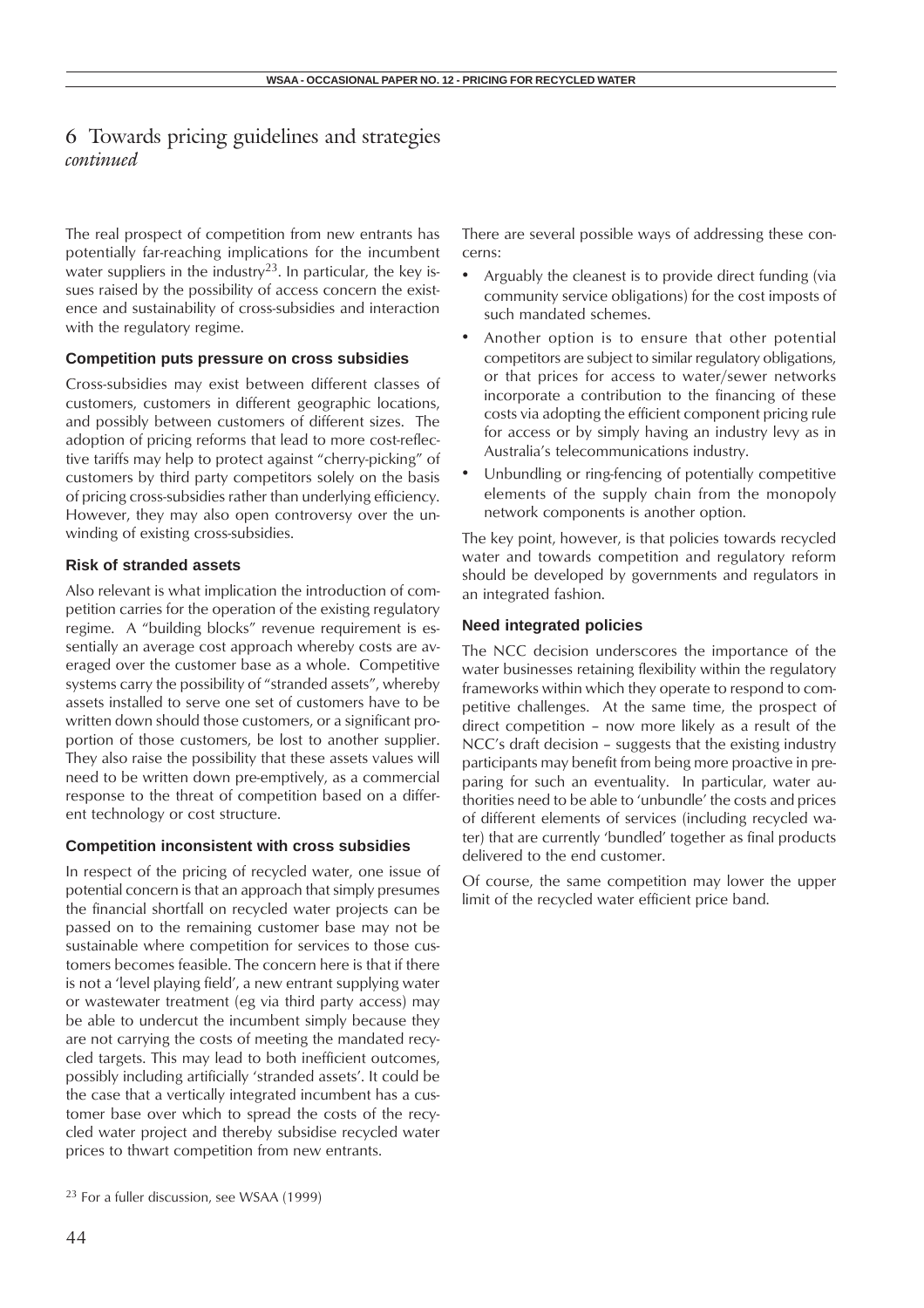# 6 Towards pricing guidelines and strategies *continued*

The real prospect of competition from new entrants has potentially far-reaching implications for the incumbent water suppliers in the industry[23]. In particular, the key issues raised by the possibility of access concern the existence and sustainability of cross-subsidies and interaction with the regulatory regime.

### Competition puts pressure on cross subsidies

Cross-subsidies may exist between different classes of customers, customers in different geographic locations, and possibly between customers of different sizes. The adoption of pricing reforms that lead to more cost-reflective tariffs may help to protect against "cherry-picking" of customers by third party competitors solely on the basis of pricing cross-subsidies rather than underlying efficiency. However, they may also open controversy over the unwinding of existing cross-subsidies.

### Risk of stranded assets

Also relevant is what implication the introduction of competition carries for the operation of the existing regulatory regime. A "building blocks" revenue requirement is essentially an average cost approach whereby costs are averaged over the customer base as a whole. Competitive systems carry the possibility of "stranded assets", whereby assets installed to serve one set of customers have to be written down should those customers, or a significant proportion of those customers, be lost to another supplier. They also raise the possibility that these assets values will need to be written down pre-emptively, as a commercial response to the threat of competition based on a different technology or cost structure.

### Competition inconsistent with cross subsidies

In respect of the pricing of recycled water, one issue of potential concern is that an approach that simply presumes the financial shortfall on recycled water projects can be passed on to the remaining customer base may not be sustainable where competition for services to those customers becomes feasible. The concern here is that if there is not a 'level playing field', a new entrant supplying water or wastewater treatment (eg via third party access) may be able to undercut the incumbent simply because they are not carrying the costs of meeting the mandated recycled targets. This may lead to both inefficient outcomes, possibly including artificially 'stranded assets'. It could be the case that a vertically integrated incumbent has a customer base over which to spread the costs of the recycled water project and thereby subsidise recycled water prices to thwart competition from new entrants.

There are several possible ways of addressing these concerns:

- Arguably the cleanest is to provide direct funding (via community service obligations) for the cost imposts of such mandated schemes.
- Another option is to ensure that other potential competitors are subject to similar regulatory obligations, or that prices for access to water/sewer networks incorporate a contribution to the financing of these costs via adopting the efficient component pricing rule for access or by simply having an industry levy as in Australia's telecommunications industry.
- Unbundling or ring-fencing of potentially competitive elements of the supply chain from the monopoly network components is another option.

The key point, however, is that policies towards recycled water and towards competition and regulatory reform should be developed by governments and regulators in an integrated fashion.

### Need integrated policies

The NCC decision underscores the importance of the water businesses retaining flexibility within the regulatory frameworks within which they operate to respond to competitive challenges. At the same time, the prospect of direct competition – now more likely as a result of the NCC's draft decision – suggests that the existing industry participants may benefit from being more proactive in preparing for such an eventuality. In particular, water authorities need to be able to 'unbundle' the costs and prices of different elements of services (including recycled water) that are currently 'bundled' together as final products delivered to the end customer.

Of course, the same competition may lower the upper limit of the recycled water efficient price band.

[23] For a fuller discussion, see WSAA (1999)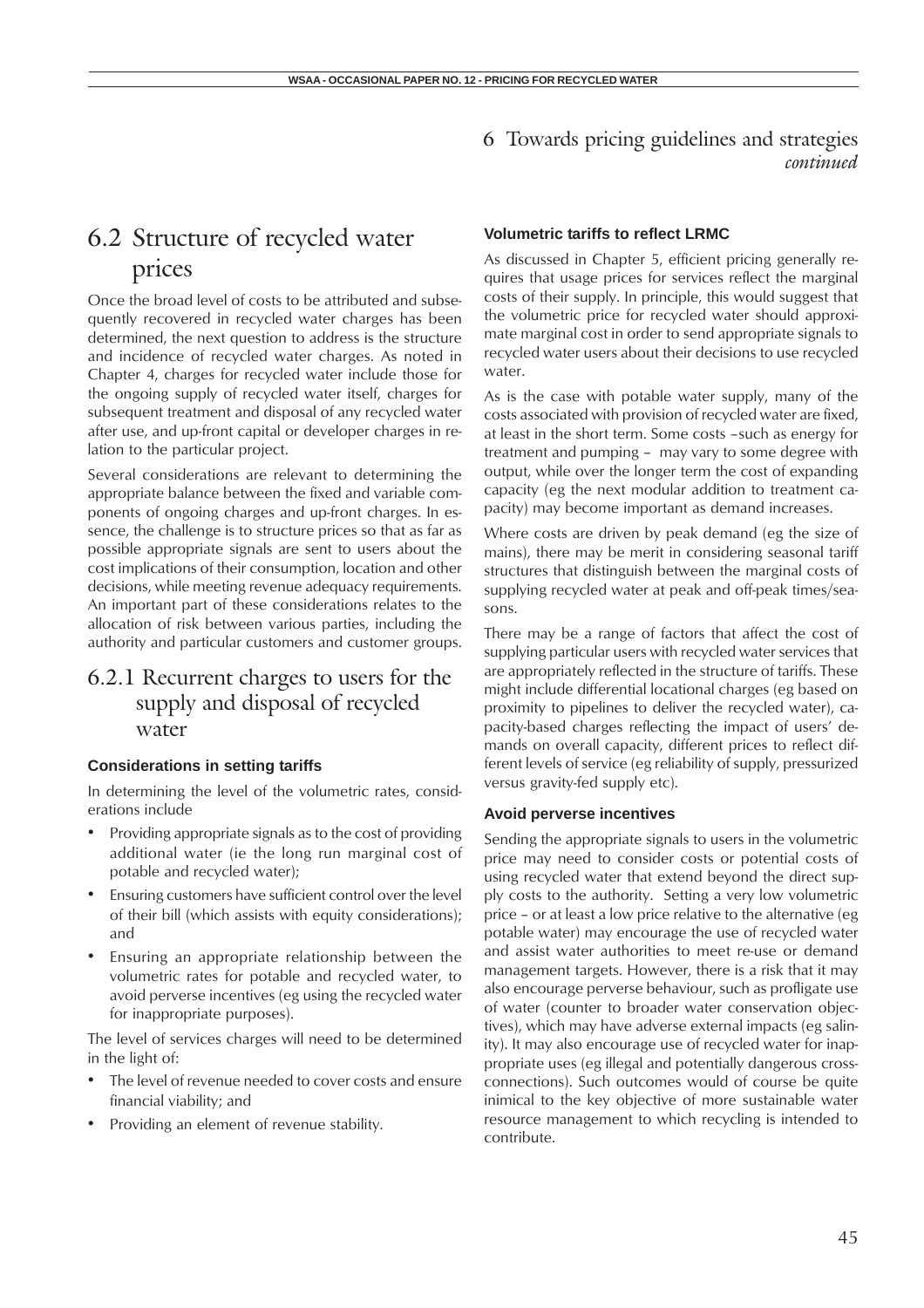## 6.2 Structure of recycled water prices

Once the broad level of costs to be attributed and subsequently recovered in recycled water charges has been determined, the next question to address is the structure and incidence of recycled water charges. As noted in Chapter 4, charges for recycled water include those for the ongoing supply of recycled water itself, charges for subsequent treatment and disposal of any recycled water after use, and up-front capital or developer charges in relation to the particular project.

Several considerations are relevant to determining the appropriate balance between the fixed and variable components of ongoing charges and up-front charges. In essence, the challenge is to structure prices so that as far as possible appropriate signals are sent to users about the cost implications of their consumption, location and other decisions, while meeting revenue adequacy requirements. An important part of these considerations relates to the allocation of risk between various parties, including the authority and particular customers and customer groups.

### 6.2.1 Recurrent charges to users for the supply and disposal of recycled water

#### Considerations in setting tariffs

In determining the level of the volumetric rates, considerations include

- Providing appropriate signals as to the cost of providing additional water (ie the long run marginal cost of potable and recycled water);
- Ensuring customers have sufficient control over the level of their bill (which assists with equity considerations); and
- Ensuring an appropriate relationship between the volumetric rates for potable and recycled water, to avoid perverse incentives (eg using the recycled water for inappropriate purposes).

The level of services charges will need to be determined in the light of:

- The level of revenue needed to cover costs and ensure financial viability; and
- Providing an element of revenue stability.

#### Volumetric tariffs to reflect LRMC

As discussed in Chapter 5, efficient pricing generally requires that usage prices for services reflect the marginal costs of their supply. In principle, this would suggest that the volumetric price for recycled water should approximate marginal cost in order to send appropriate signals to recycled water users about their decisions to use recycled water.

As is the case with potable water supply, many of the costs associated with provision of recycled water are fixed, at least in the short term. Some costs –such as energy for treatment and pumping – may vary to some degree with output, while over the longer term the cost of expanding capacity (eg the next modular addition to treatment capacity) may become important as demand increases.

Where costs are driven by peak demand (eg the size of mains), there may be merit in considering seasonal tariff structures that distinguish between the marginal costs of supplying recycled water at peak and off-peak times/seasons.

There may be a range of factors that affect the cost of supplying particular users with recycled water services that are appropriately reflected in the structure of tariffs. These might include differential locational charges (eg based on proximity to pipelines to deliver the recycled water), capacity-based charges reflecting the impact of users' demands on overall capacity, different prices to reflect different levels of service (eg reliability of supply, pressurized versus gravity-fed supply etc).

#### Avoid perverse incentives

Sending the appropriate signals to users in the volumetric price may need to consider costs or potential costs of using recycled water that extend beyond the direct supply costs to the authority. Setting a very low volumetric price – or at least a low price relative to the alternative (eg potable water) may encourage the use of recycled water and assist water authorities to meet re-use or demand management targets. However, there is a risk that it may also encourage perverse behaviour, such as profligate use of water (counter to broader water conservation objectives), which may have adverse external impacts (eg salinity). It may also encourage use of recycled water for inappropriate uses (eg illegal and potentially dangerous cross-connections). Such outcomes would of course be quite inimical to the key objective of more sustainable water resource management to which recycling is intended to contribute.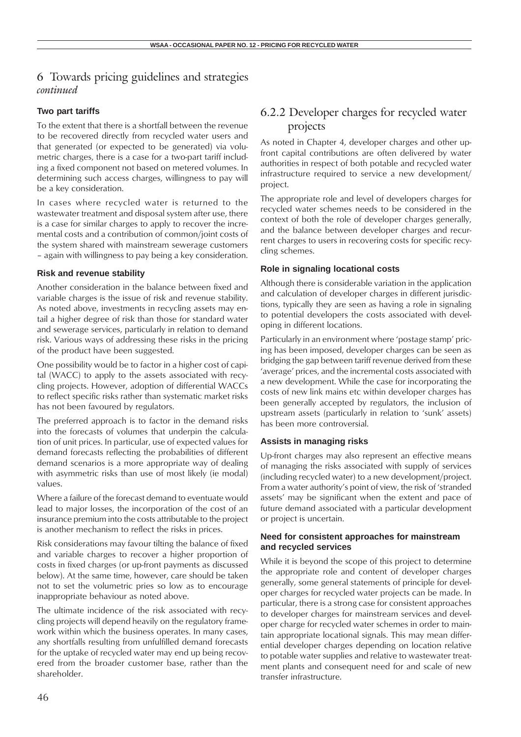# 6 Towards pricing guidelines and strategies *continued*

### Two part tariffs

To the extent that there is a shortfall between the revenue to be recovered directly from recycled water users and that generated (or expected to be generated) via volumetric charges, there is a case for a two-part tariff including a fixed component not based on metered volumes. In determining such access charges, willingness to pay will be a key consideration.

In cases where recycled water is returned to the wastewater treatment and disposal system after use, there is a case for similar charges to apply to recover the incremental costs and a contribution of common/joint costs of the system shared with mainstream sewerage customers – again with willingness to pay being a key consideration.

### Risk and revenue stability

Another consideration in the balance between fixed and variable charges is the issue of risk and revenue stability. As noted above, investments in recycling assets may entail a higher degree of risk than those for standard water and sewerage services, particularly in relation to demand risk. Various ways of addressing these risks in the pricing of the product have been suggested.

One possibility would be to factor in a higher cost of capital (WACC) to apply to the assets associated with recycling projects. However, adoption of differential WACCs to reflect specific risks rather than systematic market risks has not been favoured by regulators.

The preferred approach is to factor in the demand risks into the forecasts of volumes that underpin the calculation of unit prices. In particular, use of expected values for demand forecasts reflecting the probabilities of different demand scenarios is a more appropriate way of dealing with asymmetric risks than use of most likely (ie modal) values.

Where a failure of the forecast demand to eventuate would lead to major losses, the incorporation of the cost of an insurance premium into the costs attributable to the project is another mechanism to reflect the risks in prices.

Risk considerations may favour tilting the balance of fixed and variable charges to recover a higher proportion of costs in fixed charges (or up-front payments as discussed below). At the same time, however, care should be taken not to set the volumetric pries so low as to encourage inappropriate behaviour as noted above.

The ultimate incidence of the risk associated with recycling projects will depend heavily on the regulatory framework within which the business operates. In many cases, any shortfalls resulting from unfulfilled demand forecasts for the uptake of recycled water may end up being recovered from the broader customer base, rather than the shareholder.

## 6.2.2 Developer charges for recycled water projects

As noted in Chapter 4, developer charges and other up-front capital contributions are often delivered by water authorities in respect of both potable and recycled water infrastructure required to service a new development/ project.

The appropriate role and level of developers charges for recycled water schemes needs to be considered in the context of both the role of developer charges generally, and the balance between developer charges and recurrent charges to users in recovering costs for specific recycling schemes.

### Role in signaling locational costs

Although there is considerable variation in the application and calculation of developer charges in different jurisdictions, typically they are seen as having a role in signaling to potential developers the costs associated with developing in different locations.

Particularly in an environment where 'postage stamp' pricing has been imposed, developer charges can be seen as bridging the gap between tariff revenue derived from these 'average' prices, and the incremental costs associated with a new development. While the case for incorporating the costs of new link mains etc within developer charges has been generally accepted by regulators, the inclusion of upstream assets (particularly in relation to 'sunk' assets) has been more controversial.

### Assists in managing risks

Up-front charges may also represent an effective means of managing the risks associated with supply of services (including recycled water) to a new development/project. From a water authority's point of view, the risk of 'stranded assets' may be significant when the extent and pace of future demand associated with a particular development or project is uncertain.

### Need for consistent approaches for mainstream and recycled services

While it is beyond the scope of this project to determine the appropriate role and content of developer charges generally, some general statements of principle for developer charges for recycled water projects can be made. In particular, there is a strong case for consistent approaches to developer charges for mainstream services and developer charge for recycled water schemes in order to maintain appropriate locational signals. This may mean differential developer charges depending on location relative to potable water supplies and relative to wastewater treatment plants and consequent need for and scale of new transfer infrastructure.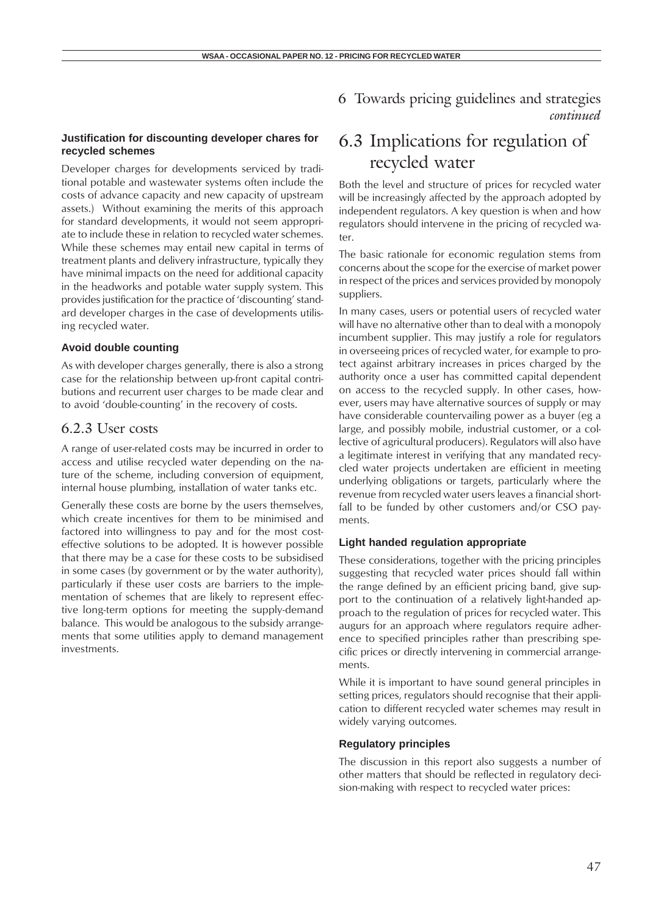**Justification for discounting developer chares for recycled schemes**

Developer charges for developments serviced by traditional potable and wastewater systems often include the costs of advance capacity and new capacity of upstream assets.) Without examining the merits of this approach for standard developments, it would not seem appropriate to include these in relation to recycled water schemes. While these schemes may entail new capital in terms of treatment plants and delivery infrastructure, typically they have minimal impacts on the need for additional capacity in the headworks and potable water supply system. This provides justification for the practice of 'discounting' standard developer charges in the case of developments utilising recycled water.

**Avoid double counting**

As with developer charges generally, there is also a strong case for the relationship between up-front capital contributions and recurrent user charges to be made clear and to avoid 'double-counting' in the recovery of costs.

### 6.2.3 User costs

A range of user-related costs may be incurred in order to access and utilise recycled water depending on the nature of the scheme, including conversion of equipment, internal house plumbing, installation of water tanks etc.

Generally these costs are borne by the users themselves, which create incentives for them to be minimised and factored into willingness to pay and for the most cost-effective solutions to be adopted. It is however possible that there may be a case for these costs to be subsidised in some cases (by government or by the water authority), particularly if these user costs are barriers to the implementation of schemes that are likely to represent effective long-term options for meeting the supply-demand balance. This would be analogous to the subsidy arrangements that some utilities apply to demand management investments.

# 6 Towards pricing guidelines and strategies *continued*

## 6.3 Implications for regulation of recycled water

Both the level and structure of prices for recycled water will be increasingly affected by the approach adopted by independent regulators. A key question is when and how regulators should intervene in the pricing of recycled water.

The basic rationale for economic regulation stems from concerns about the scope for the exercise of market power in respect of the prices and services provided by monopoly suppliers.

In many cases, users or potential users of recycled water will have no alternative other than to deal with a monopoly incumbent supplier. This may justify a role for regulators in overseeing prices of recycled water, for example to protect against arbitrary increases in prices charged by the authority once a user has committed capital dependent on access to the recycled supply. In other cases, however, users may have alternative sources of supply or may have considerable countervailing power as a buyer (eg a large, and possibly mobile, industrial customer, or a collective of agricultural producers). Regulators will also have a legitimate interest in verifying that any mandated recycled water projects undertaken are efficient in meeting underlying obligations or targets, particularly where the revenue from recycled water users leaves a financial shortfall to be funded by other customers and/or CSO payments.

**Light handed regulation appropriate**

These considerations, together with the pricing principles suggesting that recycled water prices should fall within the range defined by an efficient pricing band, give support to the continuation of a relatively light-handed approach to the regulation of prices for recycled water. This augurs for an approach where regulators require adherence to specified principles rather than prescribing specific prices or directly intervening in commercial arrangements.

While it is important to have sound general principles in setting prices, regulators should recognise that their application to different recycled water schemes may result in widely varying outcomes.

**Regulatory principles**

The discussion in this report also suggests a number of other matters that should be reflected in regulatory decision-making with respect to recycled water prices: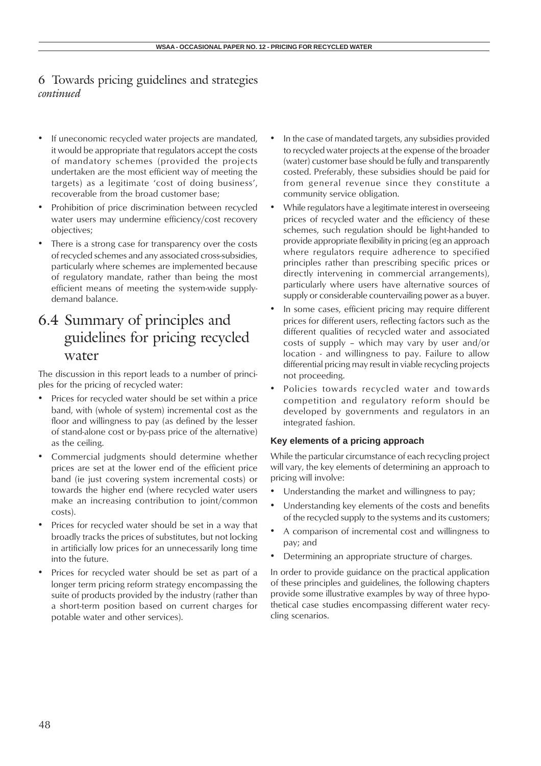# 6 Towards pricing guidelines and strategies *continued*

- If uneconomic recycled water projects are mandated, it would be appropriate that regulators accept the costs of mandatory schemes (provided the projects undertaken are the most efficient way of meeting the targets) as a legitimate 'cost of doing business', recoverable from the broad customer base;
- Prohibition of price discrimination between recycled water users may undermine efficiency/cost recovery objectives;
- There is a strong case for transparency over the costs of recycled schemes and any associated cross-subsidies, particularly where schemes are implemented because of regulatory mandate, rather than being the most efficient means of meeting the system-wide supply-demand balance.

## 6.4 Summary of principles and guidelines for pricing recycled water

The discussion in this report leads to a number of principles for the pricing of recycled water:

- Prices for recycled water should be set within a price band, with (whole of system) incremental cost as the floor and willingness to pay (as defined by the lesser of stand-alone cost or by-pass price of the alternative) as the ceiling.
- Commercial judgments should determine whether prices are set at the lower end of the efficient price band (ie just covering system incremental costs) or towards the higher end (where recycled water users make an increasing contribution to joint/common costs).
- Prices for recycled water should be set in a way that broadly tracks the prices of substitutes, but not locking in artificially low prices for an unnecessarily long time into the future.
- Prices for recycled water should be set as part of a longer term pricing reform strategy encompassing the suite of products provided by the industry (rather than a short-term position based on current charges for potable water and other services).
- In the case of mandated targets, any subsidies provided to recycled water projects at the expense of the broader (water) customer base should be fully and transparently costed. Preferably, these subsidies should be paid for from general revenue since they constitute a community service obligation.
- While regulators have a legitimate interest in overseeing prices of recycled water and the efficiency of these schemes, such regulation should be light-handed to provide appropriate flexibility in pricing (eg an approach where regulators require adherence to specified principles rather than prescribing specific prices or directly intervening in commercial arrangements), particularly where users have alternative sources of supply or considerable countervailing power as a buyer.
- In some cases, efficient pricing may require different prices for different users, reflecting factors such as the different qualities of recycled water and associated costs of supply – which may vary by user and/or location - and willingness to pay. Failure to allow differential pricing may result in viable recycling projects not proceeding.
- Policies towards recycled water and towards competition and regulatory reform should be developed by governments and regulators in an integrated fashion.

### Key elements of a pricing approach

While the particular circumstance of each recycling project will vary, the key elements of determining an approach to pricing will involve:

- Understanding the market and willingness to pay;
- Understanding key elements of the costs and benefits of the recycled supply to the systems and its customers;
- A comparison of incremental cost and willingness to pay; and
- Determining an appropriate structure of charges.

In order to provide guidance on the practical application of these principles and guidelines, the following chapters provide some illustrative examples by way of three hypothetical case studies encompassing different water recycling scenarios.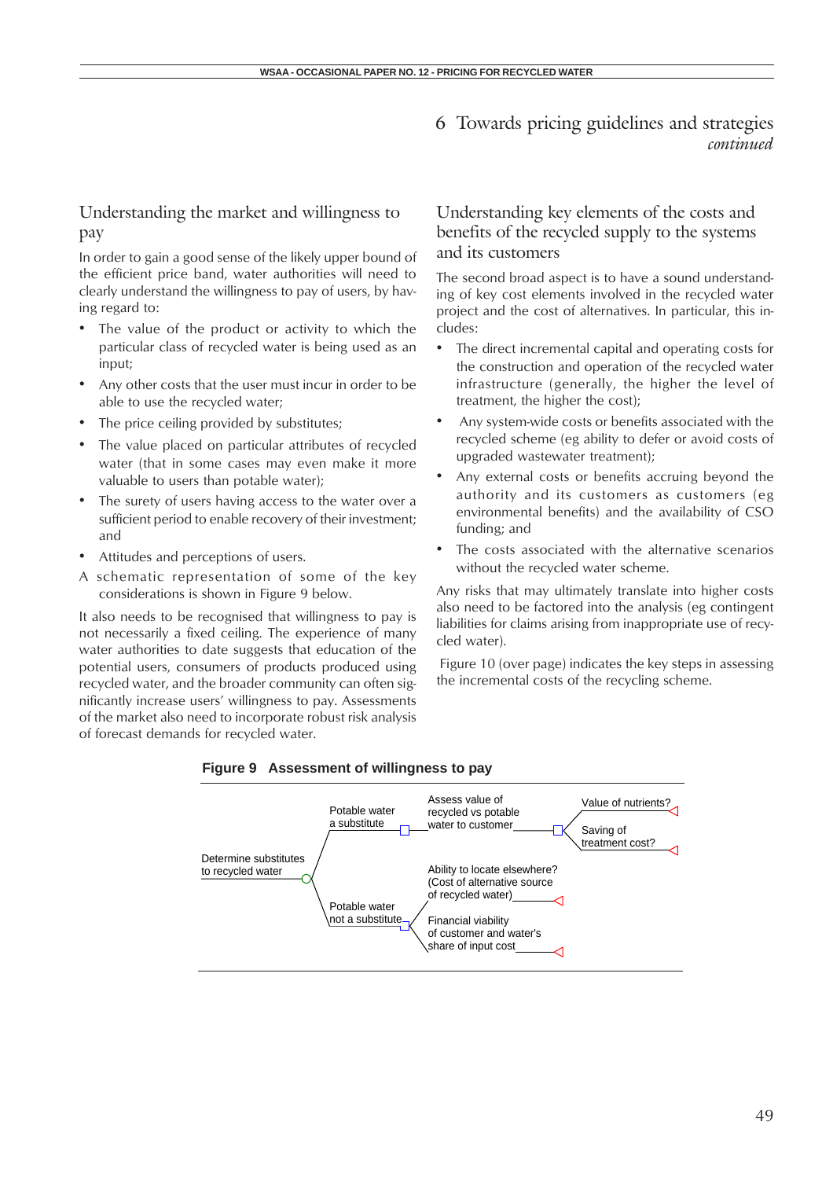# 6 Towards pricing guidelines and strategies *continued*

## Understanding the market and willingness to pay

In order to gain a good sense of the likely upper bound of the efficient price band, water authorities will need to clearly understand the willingness to pay of users, by having regard to:

- The value of the product or activity to which the particular class of recycled water is being used as an input;
- Any other costs that the user must incur in order to be able to use the recycled water;
- The price ceiling provided by substitutes;
- The value placed on particular attributes of recycled water (that in some cases may even make it more valuable to users than potable water);
- The surety of users having access to the water over a sufficient period to enable recovery of their investment; and
- Attitudes and perceptions of users.

A schematic representation of some of the key considerations is shown in Figure 9 below.

It also needs to be recognised that willingness to pay is not necessarily a fixed ceiling. The experience of many water authorities to date suggests that education of the potential users, consumers of products produced using recycled water, and the broader community can often significantly increase users' willingness to pay. Assessments of the market also need to incorporate robust risk analysis of forecast demands for recycled water.

## Understanding key elements of the costs and benefits of the recycled supply to the systems and its customers

The second broad aspect is to have a sound understanding of key cost elements involved in the recycled water project and the cost of alternatives. In particular, this includes:

- The direct incremental capital and operating costs for the construction and operation of the recycled water infrastructure (generally, the higher the level of treatment, the higher the cost);
- Any system-wide costs or benefits associated with the recycled scheme (eg ability to defer or avoid costs of upgraded wastewater treatment);
- Any external costs or benefits accruing beyond the authority and its customers as customers (eg environmental benefits) and the availability of CSO funding; and
- The costs associated with the alternative scenarios without the recycled water scheme.

Any risks that may ultimately translate into higher costs also need to be factored into the analysis (eg contingent liabilities for claims arising from inappropriate use of recycled water).

Figure 10 (over page) indicates the key steps in assessing the incremental costs of the recycling scheme.

**Figure 9 Assessment of willingness to pay**

- Determine substitutes to recycled water
  - Potable water a substitute
    - Assess value of recycled vs potable water to customer
      - Value of nutrients?
      - Saving of treatment cost?
  - Potable water not a substitute
    - Ability to locate elsewhere? (Cost of alternative source of recycled water)
    - Financial viability of customer and water's share of input cost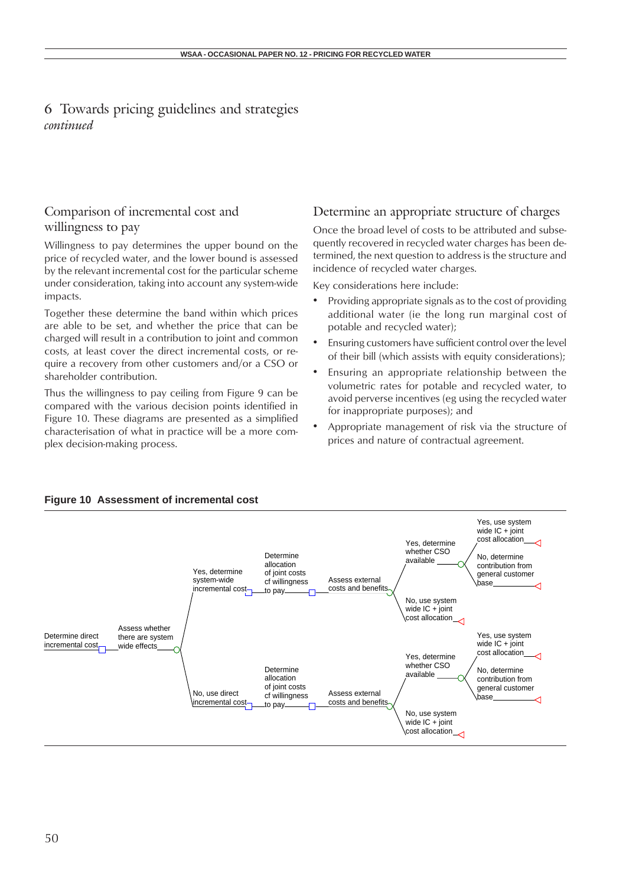# 6 Towards pricing guidelines and strategies *continued*

## Comparison of incremental cost and willingness to pay

Willingness to pay determines the upper bound on the price of recycled water, and the lower bound is assessed by the relevant incremental cost for the particular scheme under consideration, taking into account any system-wide impacts.

Together these determine the band within which prices are able to be set, and whether the price that can be charged will result in a contribution to joint and common costs, at least cover the direct incremental costs, or require a recovery from other customers and/or a CSO or shareholder contribution.

Thus the willingness to pay ceiling from Figure 9 can be compared with the various decision points identified in Figure 10. These diagrams are presented as a simplified characterisation of what in practice will be a more complex decision-making process.

## Determine an appropriate structure of charges

Once the broad level of costs to be attributed and subsequently recovered in recycled water charges has been determined, the next question to address is the structure and incidence of recycled water charges.

Key considerations here include:

- Providing appropriate signals as to the cost of providing additional water (ie the long run marginal cost of potable and recycled water);
- Ensuring customers have sufficient control over the level of their bill (which assists with equity considerations);
- Ensuring an appropriate relationship between the volumetric rates for potable and recycled water, to avoid perverse incentives (eg using the recycled water for inappropriate purposes); and
- Appropriate management of risk via the structure of prices and nature of contractual agreement.

**Figure 10 Assessment of incremental cost**

- Determine direct incremental cost
  - Assess whether there are system wide effects
    - Yes, determine system-wide incremental cost
      - Determine allocation of joint costs of willingness to pay
        - Assess external costs and benefits
          - Yes, determine whether CSO available
            - Yes, use system wide IC + joint cost allocation
            - No, determine contribution from general customer base
          - No, use system wide IC + joint cost allocation
    - No, use direct incremental cost
      - Determine allocation of joint costs of willingness to pay
        - Assess external costs and benefits
          - Yes, determine whether CSO available
            - Yes, use system wide IC + joint cost allocation
            - No, determine contribution from general customer base
          - No, use system wide IC + joint cost allocation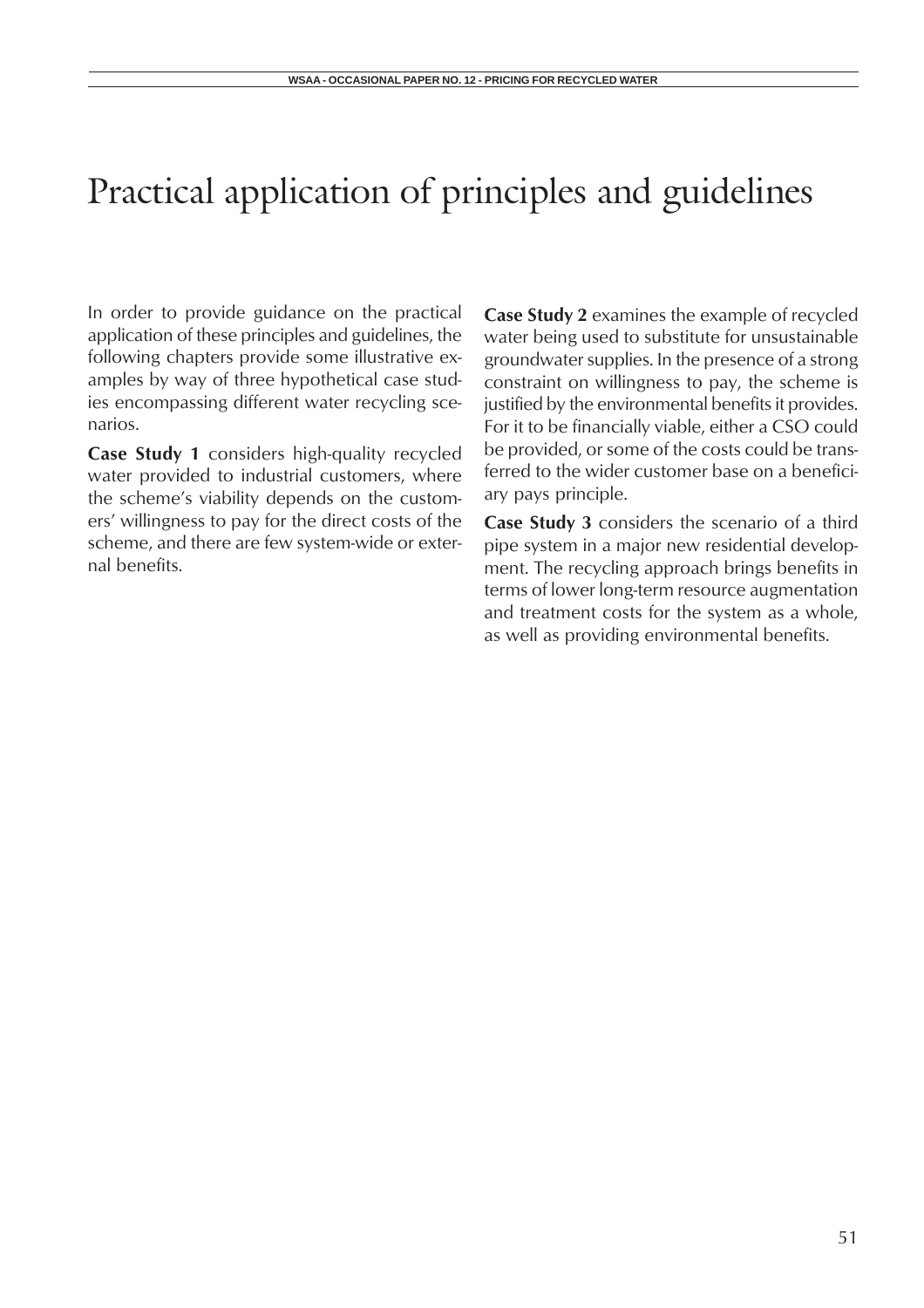# Practical application of principles and guidelines

In order to provide guidance on the practical application of these principles and guidelines, the following chapters provide some illustrative examples by way of three hypothetical case studies encompassing different water recycling scenarios.

**Case Study 1** considers high-quality recycled water provided to industrial customers, where the scheme's viability depends on the customers' willingness to pay for the direct costs of the scheme, and there are few system-wide or external benefits.

**Case Study 2** examines the example of recycled water being used to substitute for unsustainable groundwater supplies. In the presence of a strong constraint on willingness to pay, the scheme is justified by the environmental benefits it provides. For it to be financially viable, either a CSO could be provided, or some of the costs could be transferred to the wider customer base on a beneficiary pays principle.

**Case Study 3** considers the scenario of a third pipe system in a major new residential development. The recycling approach brings benefits in terms of lower long-term resource augmentation and treatment costs for the system as a whole, as well as providing environmental benefits.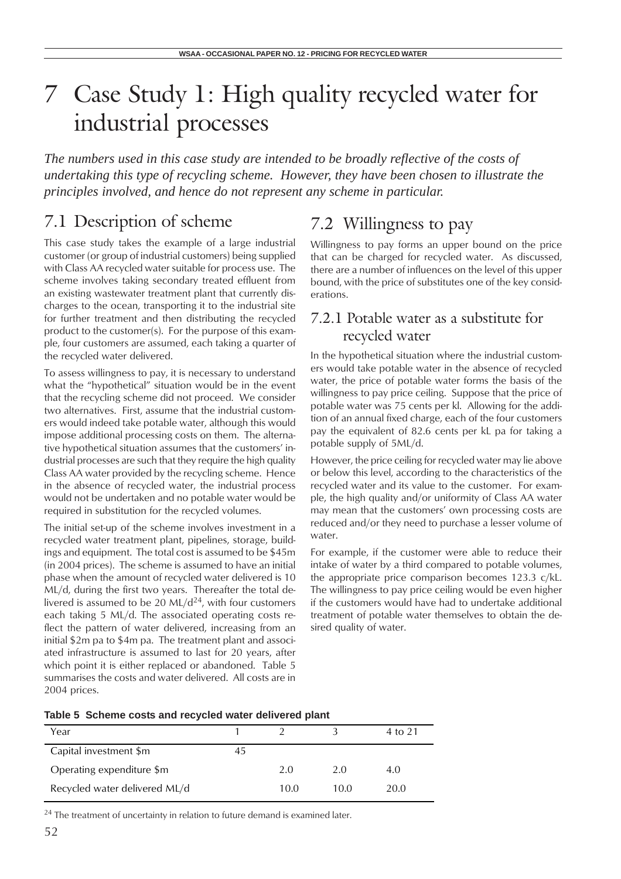# 7 Case Study 1: High quality recycled water for industrial processes

*The numbers used in this case study are intended to be broadly reflective of the costs of undertaking this type of recycling scheme. However, they have been chosen to illustrate the principles involved, and hence do not represent any scheme in particular.*

## 7.1 Description of scheme

This case study takes the example of a large industrial customer (or group of industrial customers) being supplied with Class AA recycled water suitable for process use. The scheme involves taking secondary treated effluent from an existing wastewater treatment plant that currently discharges to the ocean, transporting it to the industrial site for further treatment and then distributing the recycled product to the customer(s). For the purpose of this example, four customers are assumed, each taking a quarter of the recycled water delivered.

To assess willingness to pay, it is necessary to understand what the "hypothetical" situation would be in the event that the recycling scheme did not proceed. We consider two alternatives. First, assume that the industrial customers would indeed take potable water, although this would impose additional processing costs on them. The alternative hypothetical situation assumes that the customers' industrial processes are such that they require the high quality Class AA water provided by the recycling scheme. Hence in the absence of recycled water, the industrial process would not be undertaken and no potable water would be required in substitution for the recycled volumes.

The initial set-up of the scheme involves investment in a recycled water treatment plant, pipelines, storage, buildings and equipment. The total cost is assumed to be $45m (in 2004 prices). The scheme is assumed to have an initial phase when the amount of recycled water delivered is 10 ML/d, during the first two years. Thereafter the total delivered is assumed to be 20 ML/d[24], with four customers each taking 5 ML/d. The associated operating costs reflect the pattern of water delivered, increasing from an initial $2m pa to $4m pa. The treatment plant and associated infrastructure is assumed to last for 20 years, after which point it is either replaced or abandoned. Table 5 summarises the costs and water delivered. All costs are in 2004 prices.

## 7.2 Willingness to pay

Willingness to pay forms an upper bound on the price that can be charged for recycled water. As discussed, there are a number of influences on the level of this upper bound, with the price of substitutes one of the key considerations.

### 7.2.1 Potable water as a substitute for recycled water

In the hypothetical situation where the industrial customers would take potable water in the absence of recycled water, the price of potable water forms the basis of the willingness to pay price ceiling. Suppose that the price of potable water was 75 cents per kl. Allowing for the addition of an annual fixed charge, each of the four customers pay the equivalent of 82.6 cents per kL pa for taking a potable supply of 5ML/d.

However, the price ceiling for recycled water may lie above or below this level, according to the characteristics of the recycled water and its value to the customer. For example, the high quality and/or uniformity of Class AA water may mean that the customers' own processing costs are reduced and/or they need to purchase a lesser volume of water.

For example, if the customer were able to reduce their intake of water by a third compared to potable volumes, the appropriate price comparison becomes 123.3 c/kL. The willingness to pay price ceiling would be even higher if the customers would have had to undertake additional treatment of potable water themselves to obtain the desired quality of water.

**Table 5 Scheme costs and recycled water delivered plant**

| Year | 1 | 2 | 3 | 4 to 21 |
|---|---|---|---|---|
| Capital investment $m | 45 | | | |
| Operating expenditure $m | | 2.0 | 2.0 | 4.0 |
| Recycled water delivered ML/d | | 10.0 | 10.0 | 20.0 |

[24] The treatment of uncertainty in relation to future demand is examined later.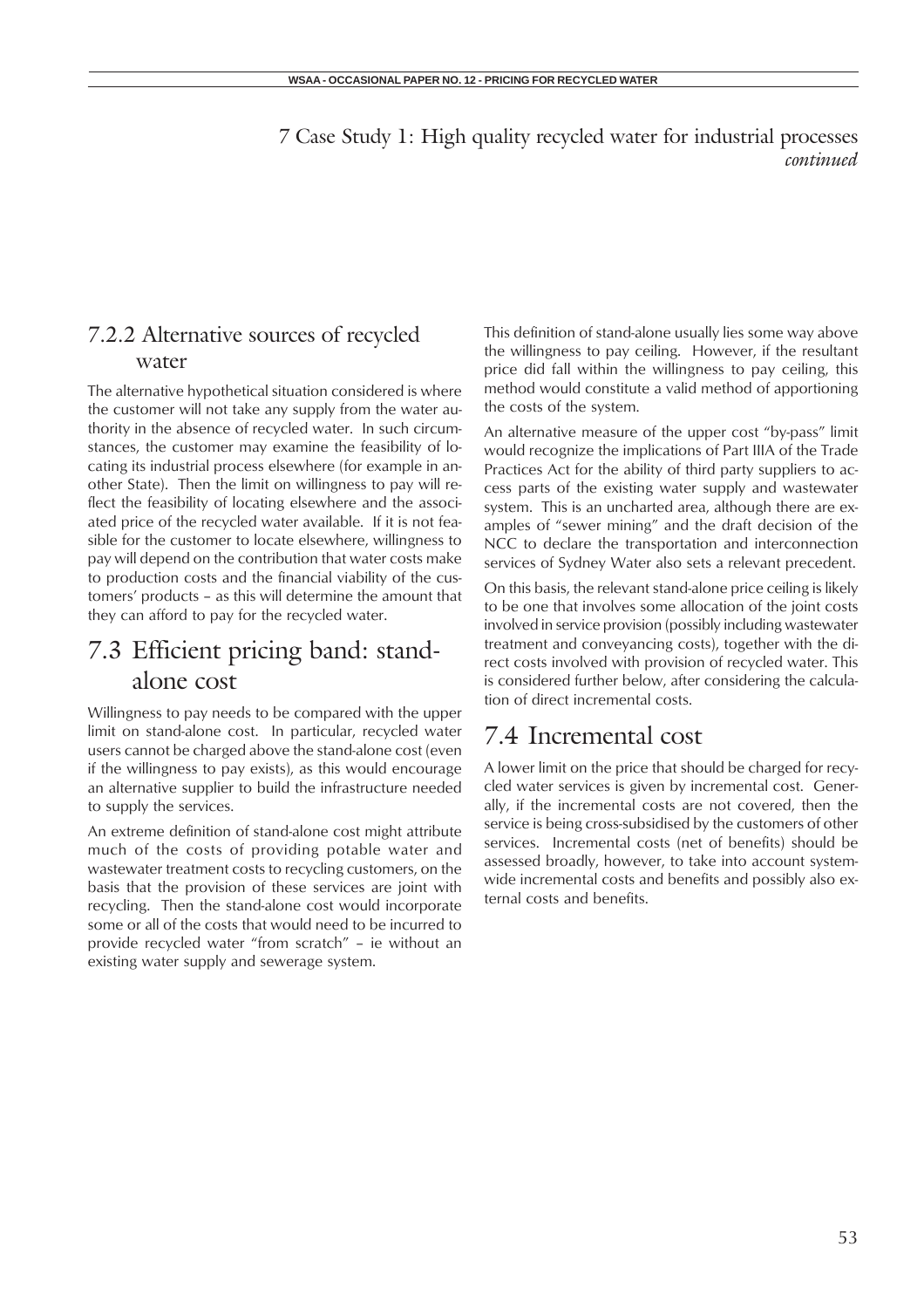7 Case Study 1: High quality recycled water for industrial processes *continued*

### 7.2.2 Alternative sources of recycled water

The alternative hypothetical situation considered is where the customer will not take any supply from the water authority in the absence of recycled water. In such circumstances, the customer may examine the feasibility of locating its industrial process elsewhere (for example in another State). Then the limit on willingness to pay will reflect the feasibility of locating elsewhere and the associated price of the recycled water available. If it is not feasible for the customer to locate elsewhere, willingness to pay will depend on the contribution that water costs make to production costs and the financial viability of the customers' products – as this will determine the amount that they can afford to pay for the recycled water.

## 7.3 Efficient pricing band: stand-alone cost

Willingness to pay needs to be compared with the upper limit on stand-alone cost. In particular, recycled water users cannot be charged above the stand-alone cost (even if the willingness to pay exists), as this would encourage an alternative supplier to build the infrastructure needed to supply the services.

An extreme definition of stand-alone cost might attribute much of the costs of providing potable water and wastewater treatment costs to recycling customers, on the basis that the provision of these services are joint with recycling. Then the stand-alone cost would incorporate some or all of the costs that would need to be incurred to provide recycled water "from scratch" – ie without an existing water supply and sewerage system.

This definition of stand-alone usually lies some way above the willingness to pay ceiling. However, if the resultant price did fall within the willingness to pay ceiling, this method would constitute a valid method of apportioning the costs of the system.

An alternative measure of the upper cost "by-pass" limit would recognize the implications of Part IIIA of the Trade Practices Act for the ability of third party suppliers to access parts of the existing water supply and wastewater system. This is an uncharted area, although there are examples of "sewer mining" and the draft decision of the NCC to declare the transportation and interconnection services of Sydney Water also sets a relevant precedent.

On this basis, the relevant stand-alone price ceiling is likely to be one that involves some allocation of the joint costs involved in service provision (possibly including wastewater treatment and conveyancing costs), together with the direct costs involved with provision of recycled water. This is considered further below, after considering the calculation of direct incremental costs.

## 7.4 Incremental cost

A lower limit on the price that should be charged for recycled water services is given by incremental cost. Generally, if the incremental costs are not covered, then the service is being cross-subsidised by the customers of other services. Incremental costs (net of benefits) should be assessed broadly, however, to take into account system-wide incremental costs and benefits and possibly also external costs and benefits.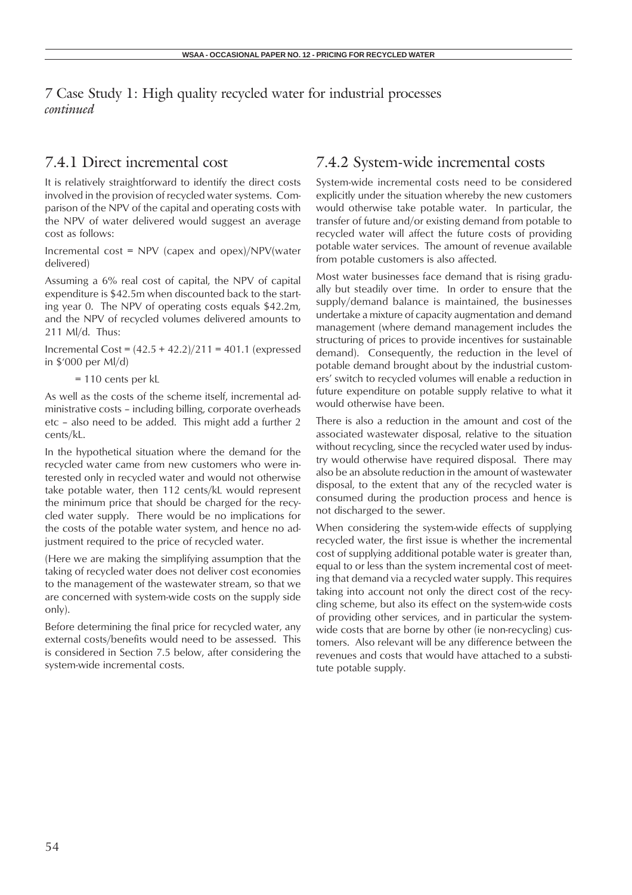# 7 Case Study 1: High quality recycled water for industrial processes *continued*

## 7.4.1 Direct incremental cost

It is relatively straightforward to identify the direct costs involved in the provision of recycled water systems. Comparison of the NPV of the capital and operating costs with the NPV of water delivered would suggest an average cost as follows:

Incremental cost = NPV (capex and opex)/NPV(water delivered)

Assuming a 6% real cost of capital, the NPV of capital expenditure is \$42.5m when discounted back to the starting year 0. The NPV of operating costs equals \$42.2m, and the NPV of recycled volumes delivered amounts to 211 Ml/d. Thus:

Incremental Cost = (42.5 + 42.2)/211 = 401.1 (expressed in \$'000 per Ml/d)

= 110 cents per kL

As well as the costs of the scheme itself, incremental administrative costs – including billing, corporate overheads etc – also need to be added. This might add a further 2 cents/kL.

In the hypothetical situation where the demand for the recycled water came from new customers who were interested only in recycled water and would not otherwise take potable water, then 112 cents/kL would represent the minimum price that should be charged for the recycled water supply. There would be no implications for the costs of the potable water system, and hence no adjustment required to the price of recycled water.

(Here we are making the simplifying assumption that the taking of recycled water does not deliver cost economies to the management of the wastewater stream, so that we are concerned with system-wide costs on the supply side only).

Before determining the final price for recycled water, any external costs/benefits would need to be assessed. This is considered in Section 7.5 below, after considering the system-wide incremental costs.

## 7.4.2 System-wide incremental costs

System-wide incremental costs need to be considered explicitly under the situation whereby the new customers would otherwise take potable water. In particular, the transfer of future and/or existing demand from potable to recycled water will affect the future costs of providing potable water services. The amount of revenue available from potable customers is also affected.

Most water businesses face demand that is rising gradually but steadily over time. In order to ensure that the supply/demand balance is maintained, the businesses undertake a mixture of capacity augmentation and demand management (where demand management includes the structuring of prices to provide incentives for sustainable demand). Consequently, the reduction in the level of potable demand brought about by the industrial customers' switch to recycled volumes will enable a reduction in future expenditure on potable supply relative to what it would otherwise have been.

There is also a reduction in the amount and cost of the associated wastewater disposal, relative to the situation without recycling, since the recycled water used by industry would otherwise have required disposal. There may also be an absolute reduction in the amount of wastewater disposal, to the extent that any of the recycled water is consumed during the production process and hence is not discharged to the sewer.

When considering the system-wide effects of supplying recycled water, the first issue is whether the incremental cost of supplying additional potable water is greater than, equal to or less than the system incremental cost of meeting that demand via a recycled water supply. This requires taking into account not only the direct cost of the recycling scheme, but also its effect on the system-wide costs of providing other services, and in particular the system-wide costs that are borne by other (ie non-recycling) customers. Also relevant will be any difference between the revenues and costs that would have attached to a substitute potable supply.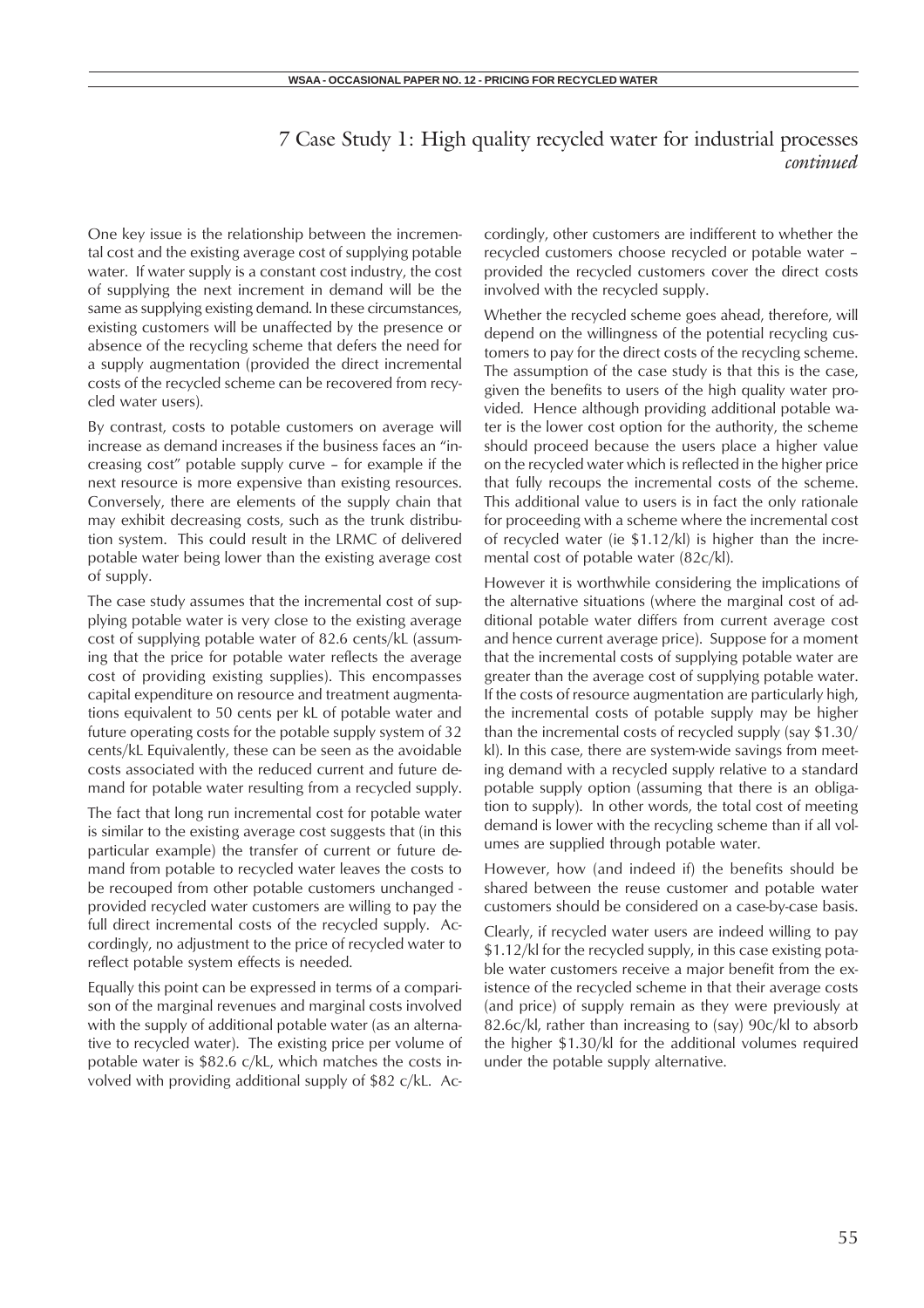# 7 Case Study 1: High quality recycled water for industrial processes *continued*

One key issue is the relationship between the incremental cost and the existing average cost of supplying potable water. If water supply is a constant cost industry, the cost of supplying the next increment in demand will be the same as supplying existing demand. In these circumstances, existing customers will be unaffected by the presence or absence of the recycling scheme that defers the need for a supply augmentation (provided the direct incremental costs of the recycled scheme can be recovered from recycled water users).

By contrast, costs to potable customers on average will increase as demand increases if the business faces an "increasing cost" potable supply curve – for example if the next resource is more expensive than existing resources. Conversely, there are elements of the supply chain that may exhibit decreasing costs, such as the trunk distribution system. This could result in the LRMC of delivered potable water being lower than the existing average cost of supply.

The case study assumes that the incremental cost of supplying potable water is very close to the existing average cost of supplying potable water of 82.6 cents/kL (assuming that the price for potable water reflects the average cost of providing existing supplies). This encompasses capital expenditure on resource and treatment augmentations equivalent to 50 cents per kL of potable water and future operating costs for the potable supply system of 32 cents/kL Equivalently, these can be seen as the avoidable costs associated with the reduced current and future demand for potable water resulting from a recycled supply.

The fact that long run incremental cost for potable water is similar to the existing average cost suggests that (in this particular example) the transfer of current or future demand from potable to recycled water leaves the costs to be recouped from other potable customers unchanged - provided recycled water customers are willing to pay the full direct incremental costs of the recycled supply. Accordingly, no adjustment to the price of recycled water to reflect potable system effects is needed.

Equally this point can be expressed in terms of a comparison of the marginal revenues and marginal costs involved with the supply of additional potable water (as an alternative to recycled water). The existing price per volume of potable water is $82.6 c/kL, which matches the costs involved with providing additional supply of $82 c/kL. Accordingly, other customers are indifferent to whether the recycled customers choose recycled or potable water – provided the recycled customers cover the direct costs involved with the recycled supply.

Whether the recycled scheme goes ahead, therefore, will depend on the willingness of the potential recycling customers to pay for the direct costs of the recycling scheme. The assumption of the case study is that this is the case, given the benefits to users of the high quality water provided. Hence although providing additional potable water is the lower cost option for the authority, the scheme should proceed because the users place a higher value on the recycled water which is reflected in the higher price that fully recoups the incremental costs of the scheme. This additional value to users is in fact the only rationale for proceeding with a scheme where the incremental cost of recycled water (ie $1.12/kl) is higher than the incremental cost of potable water (82c/kl).

However it is worthwhile considering the implications of the alternative situations (where the marginal cost of additional potable water differs from current average cost and hence current average price). Suppose for a moment that the incremental costs of supplying potable water are greater than the average cost of supplying potable water. If the costs of resource augmentation are particularly high, the incremental costs of potable supply may be higher than the incremental costs of recycled supply (say $1.30/kl). In this case, there are system-wide savings from meeting demand with a recycled supply relative to a standard potable supply option (assuming that there is an obligation to supply). In other words, the total cost of meeting demand is lower with the recycling scheme than if all volumes are supplied through potable water.

However, how (and indeed if) the benefits should be shared between the reuse customer and potable water customers should be considered on a case-by-case basis.

Clearly, if recycled water users are indeed willing to pay $1.12/kl for the recycled supply, in this case existing potable water customers receive a major benefit from the existence of the recycled scheme in that their average costs (and price) of supply remain as they were previously at 82.6c/kl, rather than increasing to (say) 90c/kl to absorb the higher $1.30/kl for the additional volumes required under the potable supply alternative.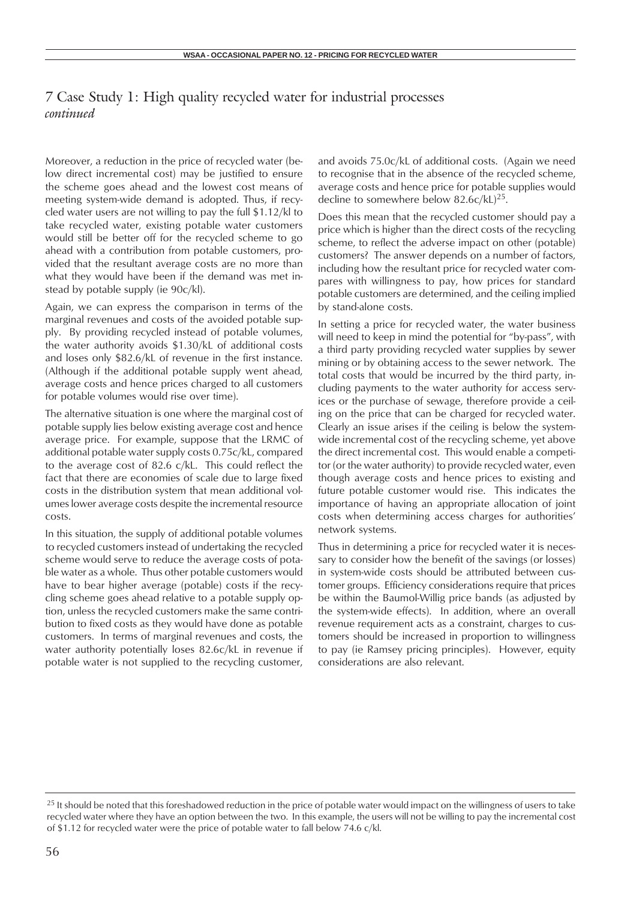# 7 Case Study 1: High quality recycled water for industrial processes *continued*

Moreover, a reduction in the price of recycled water (below direct incremental cost) may be justified to ensure the scheme goes ahead and the lowest cost means of meeting system-wide demand is adopted. Thus, if recycled water users are not willing to pay the full $1.12/kl to take recycled water, existing potable water customers would still be better off for the recycled scheme to go ahead with a contribution from potable customers, provided that the resultant average costs are no more than what they would have been if the demand was met instead by potable supply (ie 90c/kl).

Again, we can express the comparison in terms of the marginal revenues and costs of the avoided potable supply. By providing recycled instead of potable volumes, the water authority avoids $1.30/kL of additional costs and loses only $82.6/kL of revenue in the first instance. (Although if the additional potable supply went ahead, average costs and hence prices charged to all customers for potable volumes would rise over time).

The alternative situation is one where the marginal cost of potable supply lies below existing average cost and hence average price. For example, suppose that the LRMC of additional potable water supply costs 0.75c/kL, compared to the average cost of 82.6 c/kL. This could reflect the fact that there are economies of scale due to large fixed costs in the distribution system that mean additional volumes lower average costs despite the incremental resource costs.

In this situation, the supply of additional potable volumes to recycled customers instead of undertaking the recycled scheme would serve to reduce the average costs of potable water as a whole. Thus other potable customers would have to bear higher average (potable) costs if the recycling scheme goes ahead relative to a potable supply option, unless the recycled customers make the same contribution to fixed costs as they would have done as potable customers. In terms of marginal revenues and costs, the water authority potentially loses 82.6c/kL in revenue if potable water is not supplied to the recycling customer, and avoids 75.0c/kL of additional costs. (Again we need to recognise that in the absence of the recycled scheme, average costs and hence price for potable supplies would decline to somewhere below 82.6c/kL)[25].

Does this mean that the recycled customer should pay a price which is higher than the direct costs of the recycling scheme, to reflect the adverse impact on other (potable) customers? The answer depends on a number of factors, including how the resultant price for recycled water compares with willingness to pay, how prices for standard potable customers are determined, and the ceiling implied by stand-alone costs.

In setting a price for recycled water, the water business will need to keep in mind the potential for "by-pass", with a third party providing recycled water supplies by sewer mining or by obtaining access to the sewer network. The total costs that would be incurred by the third party, including payments to the water authority for access services or the purchase of sewage, therefore provide a ceiling on the price that can be charged for recycled water. Clearly an issue arises if the ceiling is below the system-wide incremental cost of the recycling scheme, yet above the direct incremental cost. This would enable a competitor (or the water authority) to provide recycled water, even though average costs and hence prices to existing and future potable customer would rise. This indicates the importance of having an appropriate allocation of joint costs when determining access charges for authorities' network systems.

Thus in determining a price for recycled water it is necessary to consider how the benefit of the savings (or losses) in system-wide costs should be attributed between customer groups. Efficiency considerations require that prices be within the Baumol-Willig price bands (as adjusted by the system-wide effects). In addition, where an overall revenue requirement acts as a constraint, charges to customers should be increased in proportion to willingness to pay (ie Ramsey pricing principles). However, equity considerations are also relevant.

---

[25] It should be noted that this foreshadowed reduction in the price of potable water would impact on the willingness of users to take recycled water where they have an option between the two. In this example, the users will not be willing to pay the incremental cost of $1.12 for recycled water were the price of potable water to fall below 74.6 c/kl.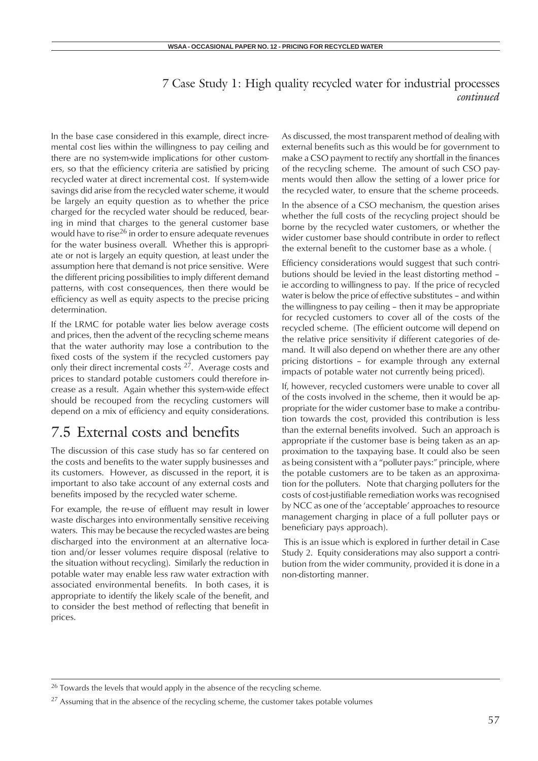# 7 Case Study 1: High quality recycled water for industrial processes *continued*

In the base case considered in this example, direct incremental cost lies within the willingness to pay ceiling and there are no system-wide implications for other customers, so that the efficiency criteria are satisfied by pricing recycled water at direct incremental cost. If system-wide savings did arise from the recycled water scheme, it would be largely an equity question as to whether the price charged for the recycled water should be reduced, bearing in mind that charges to the general customer base would have to rise[26] in order to ensure adequate revenues for the water business overall. Whether this is appropriate or not is largely an equity question, at least under the assumption here that demand is not price sensitive. Were the different pricing possibilities to imply different demand patterns, with cost consequences, then there would be efficiency as well as equity aspects to the precise pricing determination.

If the LRMC for potable water lies below average costs and prices, then the advent of the recycling scheme means that the water authority may lose a contribution to the fixed costs of the system if the recycled customers pay only their direct incremental costs [27]. Average costs and prices to standard potable customers could therefore increase as a result. Again whether this system-wide effect should be recouped from the recycling customers will depend on a mix of efficiency and equity considerations.

## 7.5 External costs and benefits

The discussion of this case study has so far centered on the costs and benefits to the water supply businesses and its customers. However, as discussed in the report, it is important to also take account of any external costs and benefits imposed by the recycled water scheme.

For example, the re-use of effluent may result in lower waste discharges into environmentally sensitive receiving waters. This may be because the recycled wastes are being discharged into the environment at an alternative location and/or lesser volumes require disposal (relative to the situation without recycling). Similarly the reduction in potable water may enable less raw water extraction with associated environmental benefits. In both cases, it is appropriate to identify the likely scale of the benefit, and to consider the best method of reflecting that benefit in prices.

As discussed, the most transparent method of dealing with external benefits such as this would be for government to make a CSO payment to rectify any shortfall in the finances of the recycling scheme. The amount of such CSO payments would then allow the setting of a lower price for the recycled water, to ensure that the scheme proceeds.

In the absence of a CSO mechanism, the question arises whether the full costs of the recycling project should be borne by the recycled water customers, or whether the wider customer base should contribute in order to reflect the external benefit to the customer base as a whole. (

Efficiency considerations would suggest that such contributions should be levied in the least distorting method – ie according to willingness to pay. If the price of recycled water is below the price of effective substitutes – and within the willingness to pay ceiling – then it may be appropriate for recycled customers to cover all of the costs of the recycled scheme. (The efficient outcome will depend on the relative price sensitivity if different categories of demand. It will also depend on whether there are any other pricing distortions – for example through any external impacts of potable water not currently being priced).

If, however, recycled customers were unable to cover all of the costs involved in the scheme, then it would be appropriate for the wider customer base to make a contribution towards the cost, provided this contribution is less than the external benefits involved. Such an approach is appropriate if the customer base is being taken as an approximation to the taxpaying base. It could also be seen as being consistent with a "polluter pays:" principle, where the potable customers are to be taken as an approximation for the polluters. Note that charging polluters for the costs of cost-justifiable remediation works was recognised by NCC as one of the 'acceptable' approaches to resource management charging in place of a full polluter pays or beneficiary pays approach).

This is an issue which is explored in further detail in Case Study 2. Equity considerations may also support a contribution from the wider community, provided it is done in a non-distorting manner.

---

[26] Towards the levels that would apply in the absence of the recycling scheme.

[27] Assuming that in the absence of the recycling scheme, the customer takes potable volumes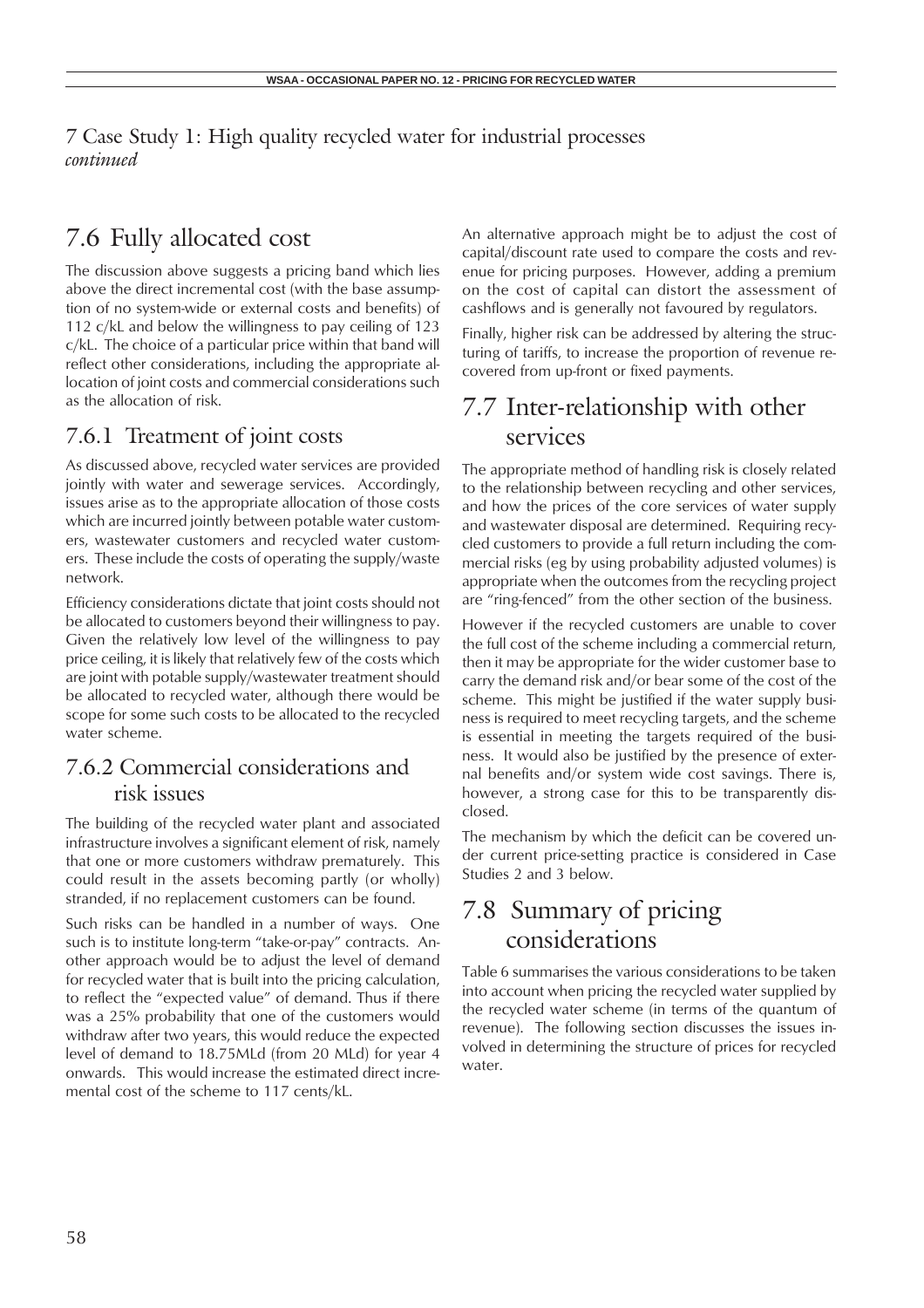7 Case Study 1: High quality recycled water for industrial processes
*continued*

## 7.6 Fully allocated cost

The discussion above suggests a pricing band which lies above the direct incremental cost (with the base assumption of no system-wide or external costs and benefits) of 112 c/kL and below the willingness to pay ceiling of 123 c/kL. The choice of a particular price within that band will reflect other considerations, including the appropriate allocation of joint costs and commercial considerations such as the allocation of risk.

### 7.6.1 Treatment of joint costs

As discussed above, recycled water services are provided jointly with water and sewerage services. Accordingly, issues arise as to the appropriate allocation of those costs which are incurred jointly between potable water customers, wastewater customers and recycled water customers. These include the costs of operating the supply/waste network.

Efficiency considerations dictate that joint costs should not be allocated to customers beyond their willingness to pay. Given the relatively low level of the willingness to pay price ceiling, it is likely that relatively few of the costs which are joint with potable supply/wastewater treatment should be allocated to recycled water, although there would be scope for some such costs to be allocated to the recycled water scheme.

### 7.6.2 Commercial considerations and risk issues

The building of the recycled water plant and associated infrastructure involves a significant element of risk, namely that one or more customers withdraw prematurely. This could result in the assets becoming partly (or wholly) stranded, if no replacement customers can be found.

Such risks can be handled in a number of ways. One such is to institute long-term "take-or-pay" contracts. Another approach would be to adjust the level of demand for recycled water that is built into the pricing calculation, to reflect the "expected value" of demand. Thus if there was a 25% probability that one of the customers would withdraw after two years, this would reduce the expected level of demand to 18.75MLd (from 20 MLd) for year 4 onwards. This would increase the estimated direct incremental cost of the scheme to 117 cents/kL.

An alternative approach might be to adjust the cost of capital/discount rate used to compare the costs and revenue for pricing purposes. However, adding a premium on the cost of capital can distort the assessment of cashflows and is generally not favoured by regulators.

Finally, higher risk can be addressed by altering the structuring of tariffs, to increase the proportion of revenue recovered from up-front or fixed payments.

## 7.7 Inter-relationship with other services

The appropriate method of handling risk is closely related to the relationship between recycling and other services, and how the prices of the core services of water supply and wastewater disposal are determined. Requiring recycled customers to provide a full return including the commercial risks (eg by using probability adjusted volumes) is appropriate when the outcomes from the recycling project are "ring-fenced" from the other section of the business.

However if the recycled customers are unable to cover the full cost of the scheme including a commercial return, then it may be appropriate for the wider customer base to carry the demand risk and/or bear some of the cost of the scheme. This might be justified if the water supply business is required to meet recycling targets, and the scheme is essential in meeting the targets required of the business. It would also be justified by the presence of external benefits and/or system wide cost savings. There is, however, a strong case for this to be transparently disclosed.

The mechanism by which the deficit can be covered under current price-setting practice is considered in Case Studies 2 and 3 below.

## 7.8 Summary of pricing considerations

Table 6 summarises the various considerations to be taken into account when pricing the recycled water supplied by the recycled water scheme (in terms of the quantum of revenue). The following section discusses the issues involved in determining the structure of prices for recycled water.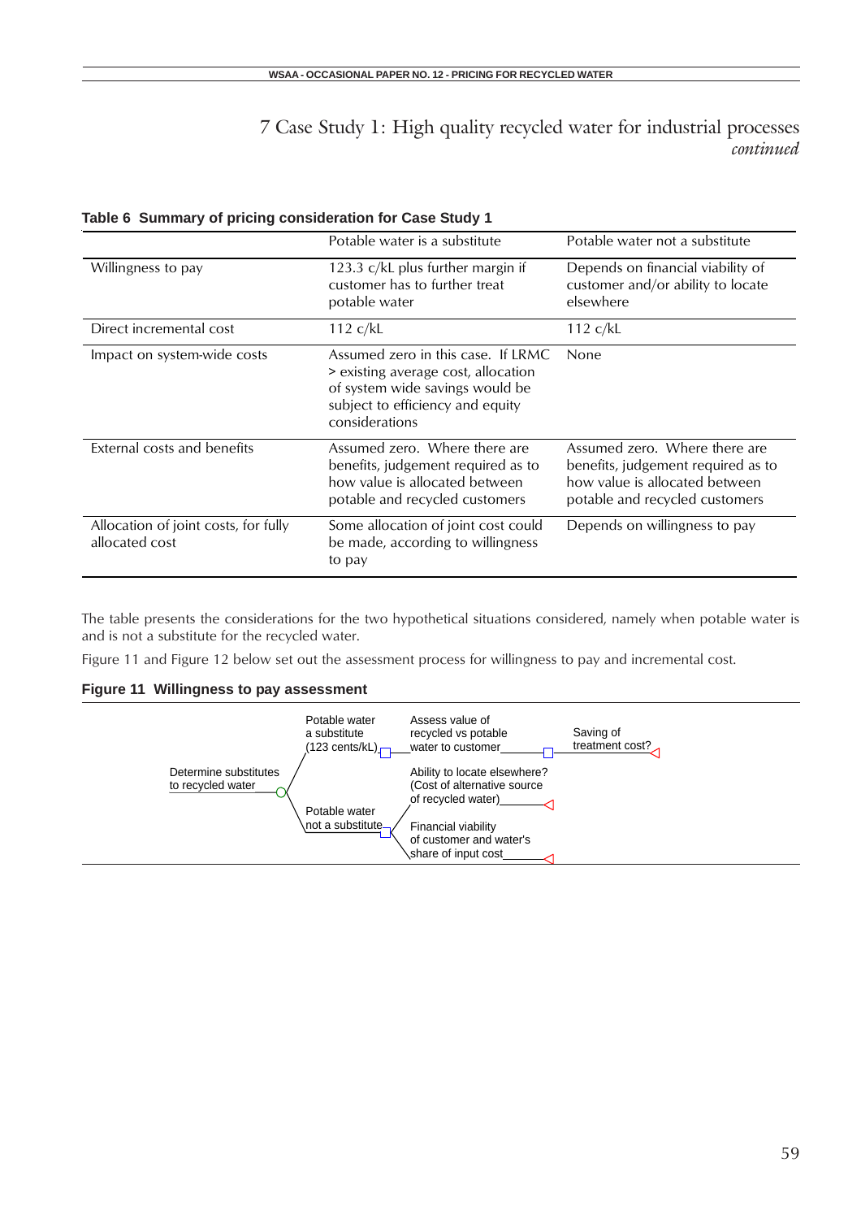# 7 Case Study 1: High quality recycled water for industrial processes *continued*

**Table 6 Summary of pricing consideration for Case Study 1**

| | Potable water is a substitute | Potable water not a substitute |
|---|---|---|
| Willingness to pay | 123.3 c/kL plus further margin if customer has to further treat potable water | Depends on financial viability of customer and/or ability to locate elsewhere |
| Direct incremental cost | 112 c/kL | 112 c/kL |
| Impact on system-wide costs | Assumed zero in this case. If LRMC > existing average cost, allocation of system wide savings would be subject to efficiency and equity considerations | None |
| External costs and benefits | Assumed zero. Where there are benefits, judgement required as to how value is allocated between potable and recycled customers | Assumed zero. Where there are benefits, judgement required as to how value is allocated between potable and recycled customers |
| Allocation of joint costs, for fully allocated cost | Some allocation of joint cost could be made, according to willingness to pay | Depends on willingness to pay |

The table presents the considerations for the two hypothetical situations considered, namely when potable water is and is not a substitute for the recycled water.

Figure 11 and Figure 12 below set out the assessment process for willingness to pay and incremental cost.

**Figure 11 Willingness to pay assessment**

Determine substitutes to recycled water

- Potable water a substitute (123 cents/kL)
  - Assess value of recycled vs potable water to customer
    - Saving of treatment cost?
- Potable water not a substitute
  - Ability to locate elsewhere? (Cost of alternative source of recycled water)
  - Financial viability of customer and water's share of input cost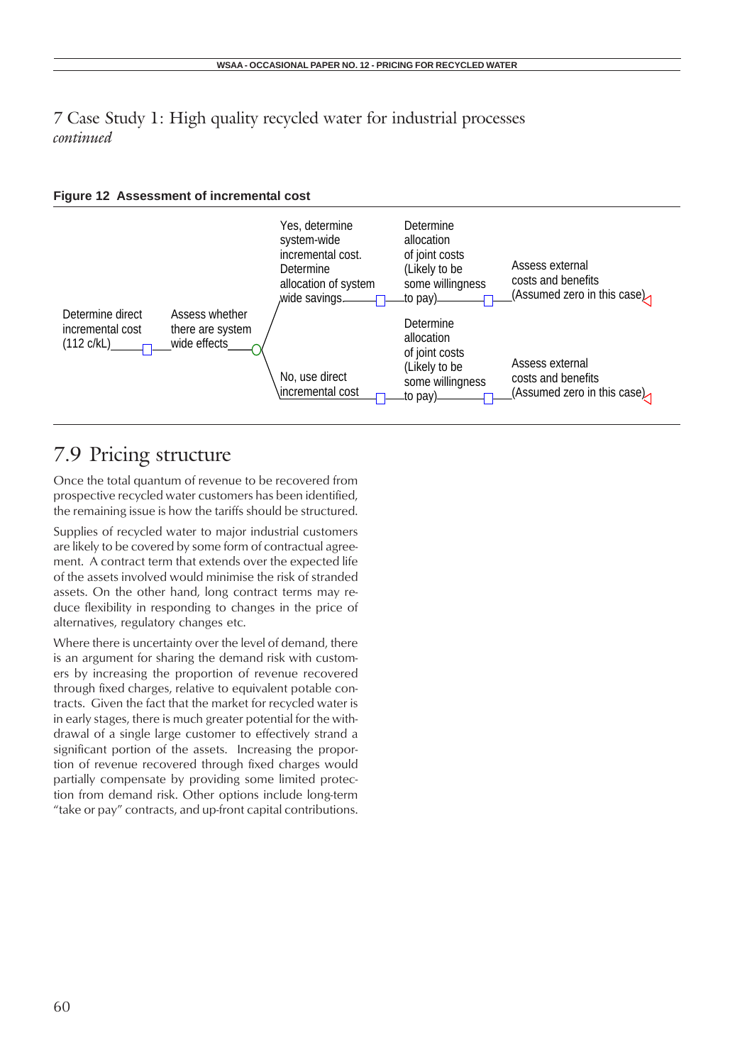# 7 Case Study 1: High quality recycled water for industrial processes *continued*

**Figure 12 Assessment of incremental cost**

Determine direct incremental cost (112 c/kL) → Assess whether there are system wide effects

- Yes, determine system-wide incremental cost. Determine allocation of system wide savings → Determine allocation of joint costs (Likely to be some willingness to pay) → Assess external costs and benefits (Assumed zero in this case)
- No, use direct incremental cost → Determine allocation of joint costs (Likely to be some willingness to pay) → Assess external costs and benefits (Assumed zero in this case)

## 7.9 Pricing structure

Once the total quantum of revenue to be recovered from prospective recycled water customers has been identified, the remaining issue is how the tariffs should be structured.

Supplies of recycled water to major industrial customers are likely to be covered by some form of contractual agreement. A contract term that extends over the expected life of the assets involved would minimise the risk of stranded assets. On the other hand, long contract terms may reduce flexibility in responding to changes in the price of alternatives, regulatory changes etc.

Where there is uncertainty over the level of demand, there is an argument for sharing the demand risk with customers by increasing the proportion of revenue recovered through fixed charges, relative to equivalent potable contracts. Given the fact that the market for recycled water is in early stages, there is much greater potential for the withdrawal of a single large customer to effectively strand a significant portion of the assets. Increasing the proportion of revenue recovered through fixed charges would partially compensate by providing some limited protection from demand risk. Other options include long-term "take or pay" contracts, and up-front capital contributions.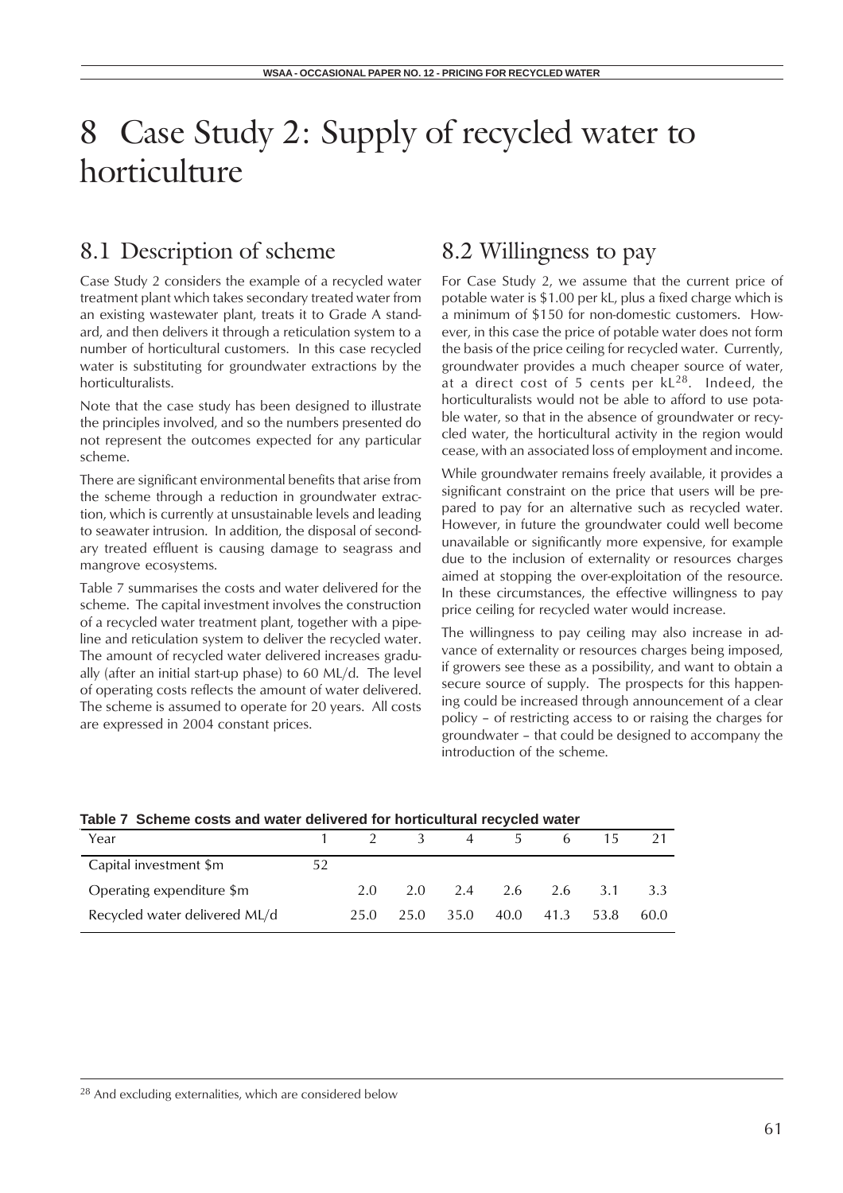# 8 Case Study 2: Supply of recycled water to horticulture

## 8.1 Description of scheme

Case Study 2 considers the example of a recycled water treatment plant which takes secondary treated water from an existing wastewater plant, treats it to Grade A standard, and then delivers it through a reticulation system to a number of horticultural customers. In this case recycled water is substituting for groundwater extractions by the horticulturalists.

Note that the case study has been designed to illustrate the principles involved, and so the numbers presented do not represent the outcomes expected for any particular scheme.

There are significant environmental benefits that arise from the scheme through a reduction in groundwater extraction, which is currently at unsustainable levels and leading to seawater intrusion. In addition, the disposal of secondary treated effluent is causing damage to seagrass and mangrove ecosystems.

Table 7 summarises the costs and water delivered for the scheme. The capital investment involves the construction of a recycled water treatment plant, together with a pipeline and reticulation system to deliver the recycled water. The amount of recycled water delivered increases gradually (after an initial start-up phase) to 60 ML/d. The level of operating costs reflects the amount of water delivered. The scheme is assumed to operate for 20 years. All costs are expressed in 2004 constant prices.

## 8.2 Willingness to pay

For Case Study 2, we assume that the current price of potable water is $1.00 per kL, plus a fixed charge which is a minimum of $150 for non-domestic customers. However, in this case the price of potable water does not form the basis of the price ceiling for recycled water. Currently, groundwater provides a much cheaper source of water, at a direct cost of 5 cents per kL[28]. Indeed, the horticulturalists would not be able to afford to use potable water, so that in the absence of groundwater or recycled water, the horticultural activity in the region would cease, with an associated loss of employment and income.

While groundwater remains freely available, it provides a significant constraint on the price that users will be prepared to pay for an alternative such as recycled water. However, in future the groundwater could well become unavailable or significantly more expensive, for example due to the inclusion of externality or resources charges aimed at stopping the over-exploitation of the resource. In these circumstances, the effective willingness to pay price ceiling for recycled water would increase.

The willingness to pay ceiling may also increase in advance of externality or resources charges being imposed, if growers see these as a possibility, and want to obtain a secure source of supply. The prospects for this happening could be increased through announcement of a clear policy – of restricting access to or raising the charges for groundwater – that could be designed to accompany the introduction of the scheme.

**Table 7 Scheme costs and water delivered for horticultural recycled water**

| Year | 1 | 2 | 3 | 4 | 5 | 6 | 15 | 21 |
|---|---|---|---|---|---|---|---|---|
| Capital investment $m | 52 | | | | | | | |
| Operating expenditure $m | | 2.0 | 2.0 | 2.4 | 2.6 | 2.6 | 3.1 | 3.3 |
| Recycled water delivered ML/d | | 25.0 | 25.0 | 35.0 | 40.0 | 41.3 | 53.8 | 60.0 |

[28] And excluding externalities, which are considered below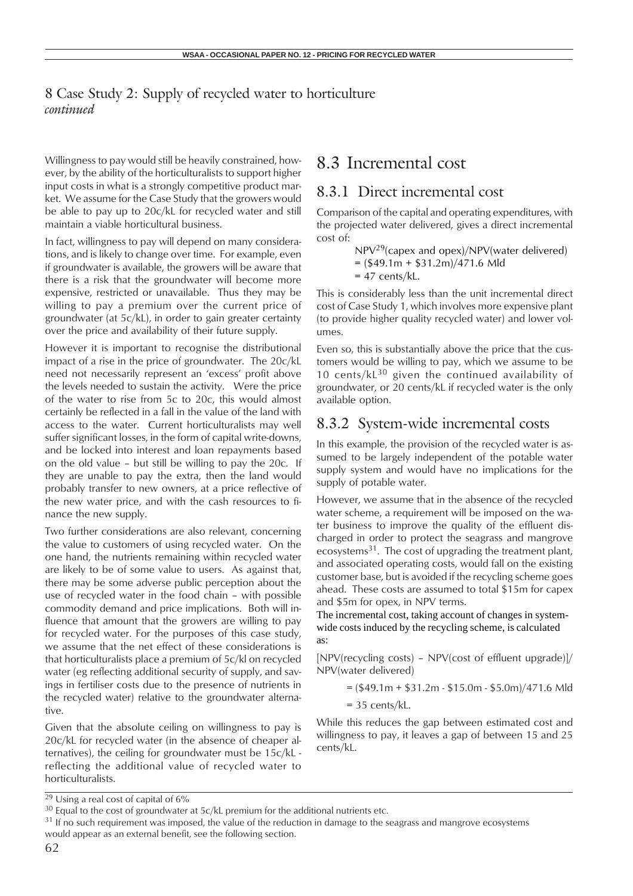# 8 Case Study 2: Supply of recycled water to horticulture *continued*

Willingness to pay would still be heavily constrained, however, by the ability of the horticulturalists to support higher input costs in what is a strongly competitive product market. We assume for the Case Study that the growers would be able to pay up to 20c/kL for recycled water and still maintain a viable horticultural business.

In fact, willingness to pay will depend on many considerations, and is likely to change over time. For example, even if groundwater is available, the growers will be aware that there is a risk that the groundwater will become more expensive, restricted or unavailable. Thus they may be willing to pay a premium over the current price of groundwater (at 5c/kL), in order to gain greater certainty over the price and availability of their future supply.

However it is important to recognise the distributional impact of a rise in the price of groundwater. The 20c/kL need not necessarily represent an 'excess' profit above the levels needed to sustain the activity. Were the price of the water to rise from 5c to 20c, this would almost certainly be reflected in a fall in the value of the land with access to the water. Current horticulturalists may well suffer significant losses, in the form of capital write-downs, and be locked into interest and loan repayments based on the old value – but still be willing to pay the 20c. If they are unable to pay the extra, then the land would probably transfer to new owners, at a price reflective of the new water price, and with the cash resources to finance the new supply.

Two further considerations are also relevant, concerning the value to customers of using recycled water. On the one hand, the nutrients remaining within recycled water are likely to be of some value to users. As against that, there may be some adverse public perception about the use of recycled water in the food chain – with possible commodity demand and price implications. Both will influence that amount that the growers are willing to pay for recycled water. For the purposes of this case study, we assume that the net effect of these considerations is that horticulturalists place a premium of 5c/kl on recycled water (eg reflecting additional security of supply, and savings in fertiliser costs due to the presence of nutrients in the recycled water) relative to the groundwater alternative.

Given that the absolute ceiling on willingness to pay is 20c/kL for recycled water (in the absence of cheaper alternatives), the ceiling for groundwater must be 15c/kL - reflecting the additional value of recycled water to horticulturalists.

## 8.3 Incremental cost

### 8.3.1 Direct incremental cost

Comparison of the capital and operating expenditures, with the projected water delivered, gives a direct incremental cost of:

NPV[29](capex and opex)/NPV(water delivered)
= ($49.1m + $31.2m)/471.6 Mld
= 47 cents/kL.

This is considerably less than the unit incremental direct cost of Case Study 1, which involves more expensive plant (to provide higher quality recycled water) and lower volumes.

Even so, this is substantially above the price that the customers would be willing to pay, which we assume to be 10 cents/kL[30] given the continued availability of groundwater, or 20 cents/kL if recycled water is the only available option.

### 8.3.2 System-wide incremental costs

In this example, the provision of the recycled water is assumed to be largely independent of the potable water supply system and would have no implications for the supply of potable water.

However, we assume that in the absence of the recycled water scheme, a requirement will be imposed on the water business to improve the quality of the effluent discharged in order to protect the seagrass and mangrove ecosystems[31]. The cost of upgrading the treatment plant, and associated operating costs, would fall on the existing customer base, but is avoided if the recycling scheme goes ahead. These costs are assumed to total $15m for capex and $5m for opex, in NPV terms.

The incremental cost, taking account of changes in system-wide costs induced by the recycling scheme, is calculated as:

[NPV(recycling costs) – NPV(cost of effluent upgrade)]/NPV(water delivered)

= ($49.1m + $31.2m - $15.0m - $5.0m)/471.6 Mld

= 35 cents/kL.

While this reduces the gap between estimated cost and willingness to pay, it leaves a gap of between 15 and 25 cents/kL.

---

[29] Using a real cost of capital of 6%

[30] Equal to the cost of groundwater at 5c/kL premium for the additional nutrients etc.

[31] If no such requirement was imposed, the value of the reduction in damage to the seagrass and mangrove ecosystems would appear as an external benefit, see the following section.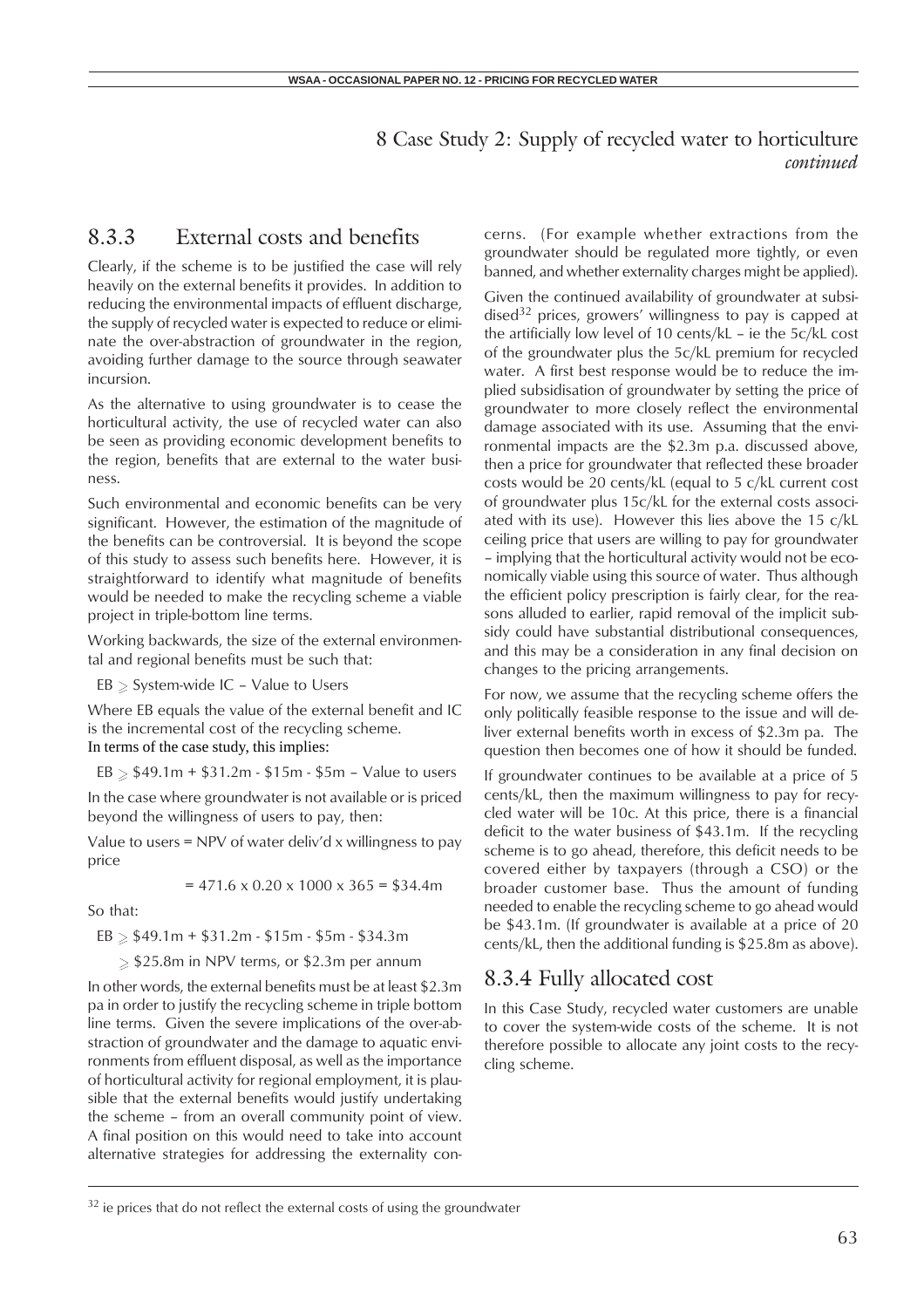# 8 Case Study 2: Supply of recycled water to horticulture *continued*

## 8.3.3 External costs and benefits

Clearly, if the scheme is to be justified the case will rely heavily on the external benefits it provides. In addition to reducing the environmental impacts of effluent discharge, the supply of recycled water is expected to reduce or eliminate the over-abstraction of groundwater in the region, avoiding further damage to the source through seawater incursion.

As the alternative to using groundwater is to cease the horticultural activity, the use of recycled water can also be seen as providing economic development benefits to the region, benefits that are external to the water business.

Such environmental and economic benefits can be very significant. However, the estimation of the magnitude of the benefits can be controversial. It is beyond the scope of this study to assess such benefits here. However, it is straightforward to identify what magnitude of benefits would be needed to make the recycling scheme a viable project in triple-bottom line terms.

Working backwards, the size of the external environmental and regional benefits must be such that:

$EB \geq$ System-wide IC – Value to Users

Where EB equals the value of the external benefit and IC is the incremental cost of the recycling scheme.

In terms of the case study, this implies:

$EB \geq$ \$49.1m + \$31.2m - \$15m - \$5m – Value to users

In the case where groundwater is not available or is priced beyond the willingness of users to pay, then:

Value to users = NPV of water deliv'd x willingness to pay price

$= 471.6 \times 0.20 \times 1000 \times 365 =$ \$34.4m

So that:

$EB \geq$ \$49.1m + \$31.2m - \$15m - \$5m - \$34.3m

$\geq$ \$25.8m in NPV terms, or \$2.3m per annum

In other words, the external benefits must be at least \$2.3m pa in order to justify the recycling scheme in triple bottom line terms. Given the severe implications of the over-abstraction of groundwater and the damage to aquatic environments from effluent disposal, as well as the importance of horticultural activity for regional employment, it is plausible that the external benefits would justify undertaking the scheme – from an overall community point of view. A final position on this would need to take into account alternative strategies for addressing the externality concerns. (For example whether extractions from the groundwater should be regulated more tightly, or even banned, and whether externality charges might be applied).

Given the continued availability of groundwater at subsidised[32] prices, growers' willingness to pay is capped at the artificially low level of 10 cents/kL – ie the 5c/kL cost of the groundwater plus the 5c/kL premium for recycled water. A first best response would be to reduce the implied subsidisation of groundwater by setting the price of groundwater to more closely reflect the environmental damage associated with its use. Assuming that the environmental impacts are the \$2.3m p.a. discussed above, then a price for groundwater that reflected these broader costs would be 20 cents/kL (equal to 5 c/kL current cost of groundwater plus 15c/kL for the external costs associated with its use). However this lies above the 15 c/kL ceiling price that users are willing to pay for groundwater – implying that the horticultural activity would not be economically viable using this source of water. Thus although the efficient policy prescription is fairly clear, for the reasons alluded to earlier, rapid removal of the implicit subsidy could have substantial distributional consequences, and this may be a consideration in any final decision on changes to the pricing arrangements.

For now, we assume that the recycling scheme offers the only politically feasible response to the issue and will deliver external benefits worth in excess of \$2.3m pa. The question then becomes one of how it should be funded.

If groundwater continues to be available at a price of 5 cents/kL, then the maximum willingness to pay for recycled water will be 10c. At this price, there is a financial deficit to the water business of \$43.1m. If the recycling scheme is to go ahead, therefore, this deficit needs to be covered either by taxpayers (through a CSO) or the broader customer base. Thus the amount of funding needed to enable the recycling scheme to go ahead would be \$43.1m. (If groundwater is available at a price of 20 cents/kL, then the additional funding is \$25.8m as above).

## 8.3.4 Fully allocated cost

In this Case Study, recycled water customers are unable to cover the system-wide costs of the scheme. It is not therefore possible to allocate any joint costs to the recycling scheme.

[32] ie prices that do not reflect the external costs of using the groundwater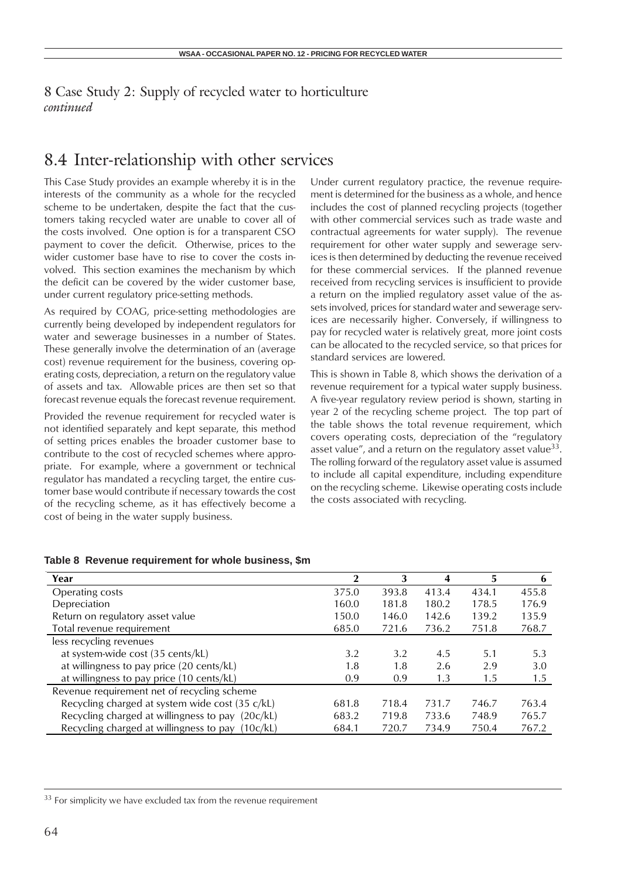# 8 Case Study 2: Supply of recycled water to horticulture *continued*

## 8.4 Inter-relationship with other services

This Case Study provides an example whereby it is in the interests of the community as a whole for the recycled scheme to be undertaken, despite the fact that the customers taking recycled water are unable to cover all of the costs involved. One option is for a transparent CSO payment to cover the deficit. Otherwise, prices to the wider customer base have to rise to cover the costs involved. This section examines the mechanism by which the deficit can be covered by the wider customer base, under current regulatory price-setting methods.

As required by COAG, price-setting methodologies are currently being developed by independent regulators for water and sewerage businesses in a number of States. These generally involve the determination of an (average cost) revenue requirement for the business, covering operating costs, depreciation, a return on the regulatory value of assets and tax. Allowable prices are then set so that forecast revenue equals the forecast revenue requirement.

Provided the revenue requirement for recycled water is not identified separately and kept separate, this method of setting prices enables the broader customer base to contribute to the cost of recycled schemes where appropriate. For example, where a government or technical regulator has mandated a recycling target, the entire customer base would contribute if necessary towards the cost of the recycling scheme, as it has effectively become a cost of being in the water supply business.

Under current regulatory practice, the revenue requirement is determined for the business as a whole, and hence includes the cost of planned recycling projects (together with other commercial services such as trade waste and contractual agreements for water supply). The revenue requirement for other water supply and sewerage services is then determined by deducting the revenue received for these commercial services. If the planned revenue received from recycling services is insufficient to provide a return on the implied regulatory asset value of the assets involved, prices for standard water and sewerage services are necessarily higher. Conversely, if willingness to pay for recycled water is relatively great, more joint costs can be allocated to the recycled service, so that prices for standard services are lowered.

This is shown in Table 8, which shows the derivation of a revenue requirement for a typical water supply business. A five-year regulatory review period is shown, starting in year 2 of the recycling scheme project. The top part of the table shows the total revenue requirement, which covers operating costs, depreciation of the "regulatory asset value", and a return on the regulatory asset value[33]. The rolling forward of the regulatory asset value is assumed to include all capital expenditure, including expenditure on the recycling scheme. Likewise operating costs include the costs associated with recycling.

**Table 8 Revenue requirement for whole business, $m**

| Year | 2 | 3 | 4 | 5 | 6 |
|---|---|---|---|---|---|
| Operating costs | 375.0 | 393.8 | 413.4 | 434.1 | 455.8 |
| Depreciation | 160.0 | 181.8 | 180.2 | 178.5 | 176.9 |
| Return on regulatory asset value | 150.0 | 146.0 | 142.6 | 139.2 | 135.9 |
| Total revenue requirement | 685.0 | 721.6 | 736.2 | 751.8 | 768.7 |
| less recycling revenues | | | | | |
| at system-wide cost (35 cents/kL) | 3.2 | 3.2 | 4.5 | 5.1 | 5.3 |
| at willingness to pay price (20 cents/kL) | 1.8 | 1.8 | 2.6 | 2.9 | 3.0 |
| at willingness to pay price (10 cents/kL) | 0.9 | 0.9 | 1.3 | 1.5 | 1.5 |
| Revenue requirement net of recycling scheme | | | | | |
| Recycling charged at system wide cost (35 c/kL) | 681.8 | 718.4 | 731.7 | 746.7 | 763.4 |
| Recycling charged at willingness to pay (20c/kL) | 683.2 | 719.8 | 733.6 | 748.9 | 765.7 |
| Recycling charged at willingness to pay (10c/kL) | 684.1 | 720.7 | 734.9 | 750.4 | 767.2 |

[33] For simplicity we have excluded tax from the revenue requirement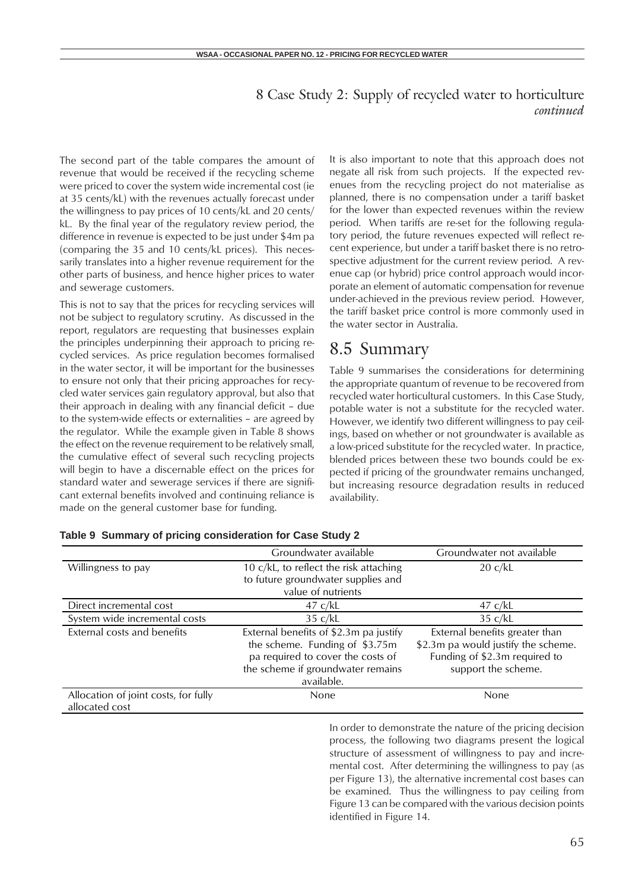# 8 Case Study 2: Supply of recycled water to horticulture *continued*

The second part of the table compares the amount of revenue that would be received if the recycling scheme were priced to cover the system wide incremental cost (ie at 35 cents/kL) with the revenues actually forecast under the willingness to pay prices of 10 cents/kL and 20 cents/kL. By the final year of the regulatory review period, the difference in revenue is expected to be just under $4m pa (comparing the 35 and 10 cents/kL prices). This necessarily translates into a higher revenue requirement for the other parts of business, and hence higher prices to water and sewerage customers.

This is not to say that the prices for recycling services will not be subject to regulatory scrutiny. As discussed in the report, regulators are requesting that businesses explain the principles underpinning their approach to pricing recycled services. As price regulation becomes formalised in the water sector, it will be important for the businesses to ensure not only that their pricing approaches for recycled water services gain regulatory approval, but also that their approach in dealing with any financial deficit – due to the system-wide effects or externalities – are agreed by the regulator. While the example given in Table 8 shows the effect on the revenue requirement to be relatively small, the cumulative effect of several such recycling projects will begin to have a discernable effect on the prices for standard water and sewerage services if there are significant external benefits involved and continuing reliance is made on the general customer base for funding.

It is also important to note that this approach does not negate all risk from such projects. If the expected revenues from the recycling project do not materialise as planned, there is no compensation under a tariff basket for the lower than expected revenues within the review period. When tariffs are re-set for the following regulatory period, the future revenues expected will reflect recent experience, but under a tariff basket there is no retrospective adjustment for the current review period. A revenue cap (or hybrid) price control approach would incorporate an element of automatic compensation for revenue under-achieved in the previous review period. However, the tariff basket price control is more commonly used in the water sector in Australia.

## 8.5 Summary

Table 9 summarises the considerations for determining the appropriate quantum of revenue to be recovered from recycled water horticultural customers. In this Case Study, potable water is not a substitute for the recycled water. However, we identify two different willingness to pay ceilings, based on whether or not groundwater is available as a low-priced substitute for the recycled water. In practice, blended prices between these two bounds could be expected if pricing of the groundwater remains unchanged, but increasing resource degradation results in reduced availability.

**Table 9 Summary of pricing consideration for Case Study 2**

| | Groundwater available | Groundwater not available |
|---|---|---|
| Willingness to pay | 10 c/kL, to reflect the risk attaching to future groundwater supplies and value of nutrients | 20 c/kL |
| Direct incremental cost | 47 c/kL | 47 c/kL |
| System wide incremental costs | 35 c/kL | 35 c/kL |
| External costs and benefits | External benefits of $2.3m pa justify the scheme. Funding of $3.75m pa required to cover the costs of the scheme if groundwater remains available. | External benefits greater than $2.3m pa would justify the scheme. Funding of $2.3m required to support the scheme. |
| Allocation of joint costs, for fully allocated cost | None | None |

In order to demonstrate the nature of the pricing decision process, the following two diagrams present the logical structure of assessment of willingness to pay and incremental cost. After determining the willingness to pay (as per Figure 13), the alternative incremental cost bases can be examined. Thus the willingness to pay ceiling from Figure 13 can be compared with the various decision points identified in Figure 14.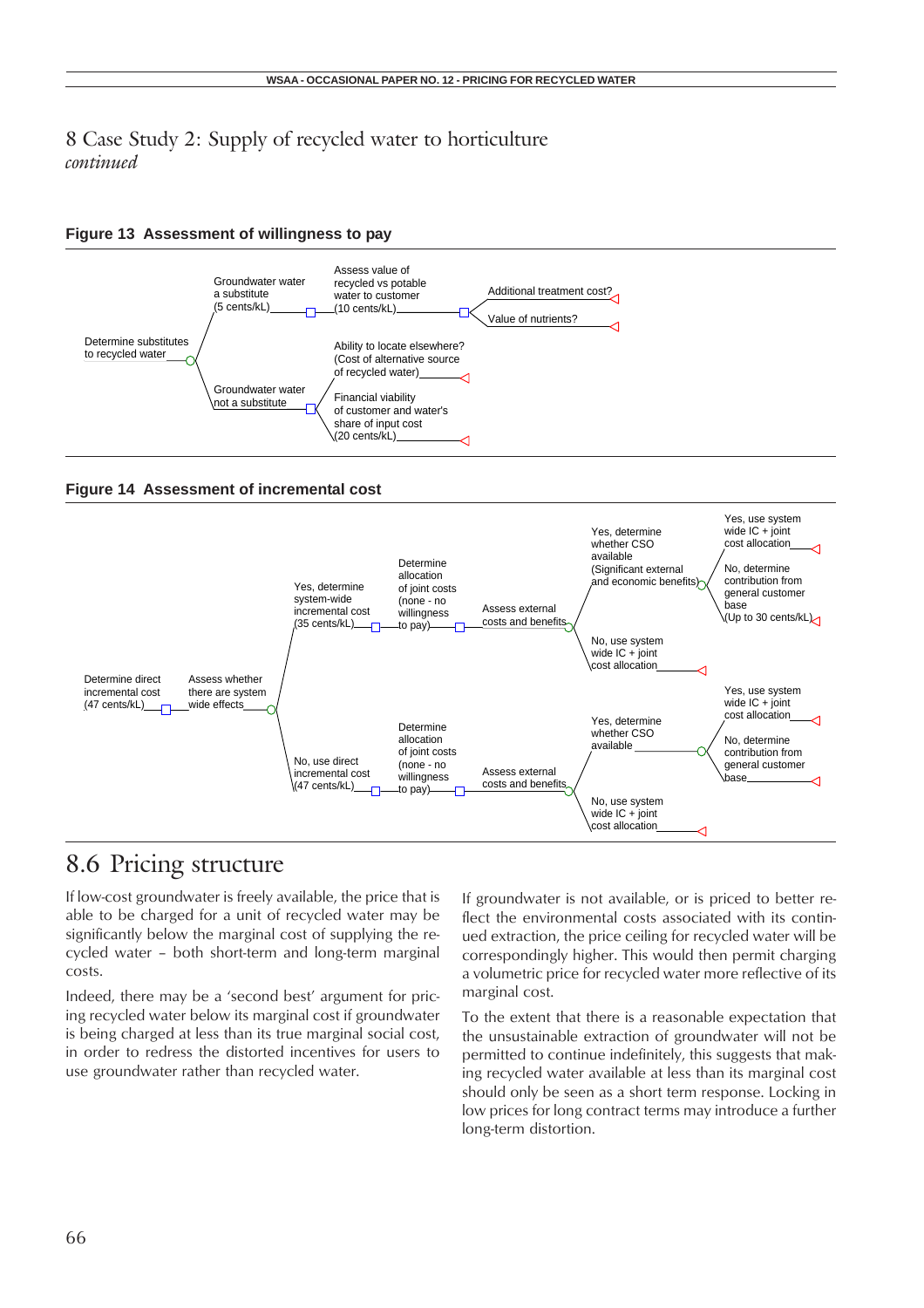# 8 Case Study 2: Supply of recycled water to horticulture

*continued*

**Figure 13 Assessment of willingness to pay**

- Determine substitutes to recycled water
  - Groundwater water a substitute (5 cents/kL)
    - Assess value of recycled vs potable water to customer (10 cents/kL)
      - Additional treatment cost?
      - Value of nutrients?
  - Groundwater water not a substitute
    - Ability to locate elsewhere? (Cost of alternative source of recycled water)
    - Financial viability of customer and water's share of input cost (20 cents/kL)

**Figure 14 Assessment of incremental cost**

- Determine direct incremental cost (47 cents/kL)
  - Assess whether there are system wide effects
    - Yes, determine system-wide incremental cost (35 cents/kL)
      - Determine allocation of joint costs (none - no willingness to pay)
        - Assess external costs and benefits
          - Yes, determine whether CSO available (Significant external and economic benefits)
            - Yes, use system wide IC + joint cost allocation
            - No, determine contribution from general customer base (Up to 30 cents/kL)
          - No, use system wide IC + joint cost allocation
    - No, use direct incremental cost (47 cents/kL)
      - Determine allocation of joint costs (none - no willingness to pay)
        - Assess external costs and benefits
          - Yes, determine whether CSO available
            - Yes, use system wide IC + joint cost allocation
            - No, determine contribution from general customer base
          - No, use system wide IC + joint cost allocation

## 8.6 Pricing structure

If low-cost groundwater is freely available, the price that is able to be charged for a unit of recycled water may be significantly below the marginal cost of supplying the recycled water – both short-term and long-term marginal costs.

Indeed, there may be a 'second best' argument for pricing recycled water below its marginal cost if groundwater is being charged at less than its true marginal social cost, in order to redress the distorted incentives for users to use groundwater rather than recycled water.

If groundwater is not available, or is priced to better reflect the environmental costs associated with its continued extraction, the price ceiling for recycled water will be correspondingly higher. This would then permit charging a volumetric price for recycled water more reflective of its marginal cost.

To the extent that there is a reasonable expectation that the unsustainable extraction of groundwater will not be permitted to continue indefinitely, this suggests that making recycled water available at less than its marginal cost should only be seen as a short term response. Locking in low prices for long contract terms may introduce a further long-term distortion.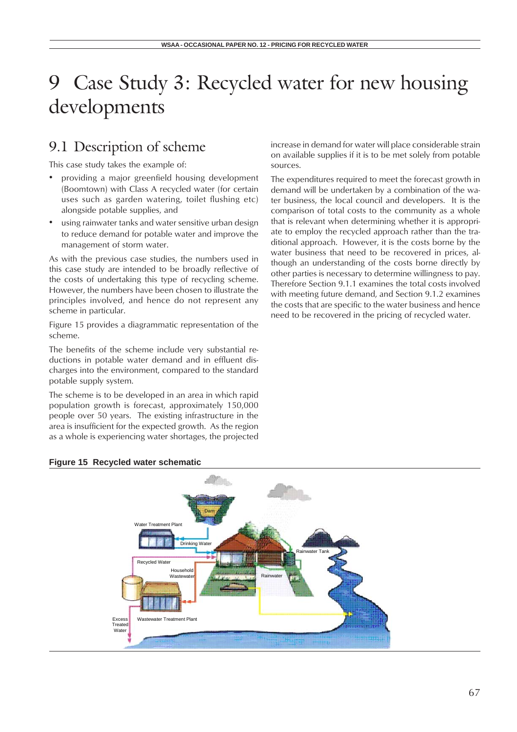# 9 Case Study 3: Recycled water for new housing developments

## 9.1 Description of scheme

This case study takes the example of:

- providing a major greenfield housing development (Boomtown) with Class A recycled water (for certain uses such as garden watering, toilet flushing etc) alongside potable supplies, and
- using rainwater tanks and water sensitive urban design to reduce demand for potable water and improve the management of storm water.

As with the previous case studies, the numbers used in this case study are intended to be broadly reflective of the costs of undertaking this type of recycling scheme. However, the numbers have been chosen to illustrate the principles involved, and hence do not represent any scheme in particular.

Figure 15 provides a diagrammatic representation of the scheme.

The benefits of the scheme include very substantial reductions in potable water demand and in effluent discharges into the environment, compared to the standard potable supply system.

The scheme is to be developed in an area in which rapid population growth is forecast, approximately 150,000 people over 50 years. The existing infrastructure in the area is insufficient for the expected growth. As the region as a whole is experiencing water shortages, the projected increase in demand for water will place considerable strain on available supplies if it is to be met solely from potable sources.

The expenditures required to meet the forecast growth in demand will be undertaken by a combination of the water business, the local council and developers. It is the comparison of total costs to the community as a whole that is relevant when determining whether it is appropriate to employ the recycled approach rather than the traditional approach. However, it is the costs borne by the water business that need to be recovered in prices, although an understanding of the costs borne directly by other parties is necessary to determine willingness to pay. Therefore Section 9.1.1 examines the total costs involved with meeting future demand, and Section 9.1.2 examines the costs that are specific to the water business and hence need to be recovered in the pricing of recycled water.

**Figure 15 Recycled water schematic**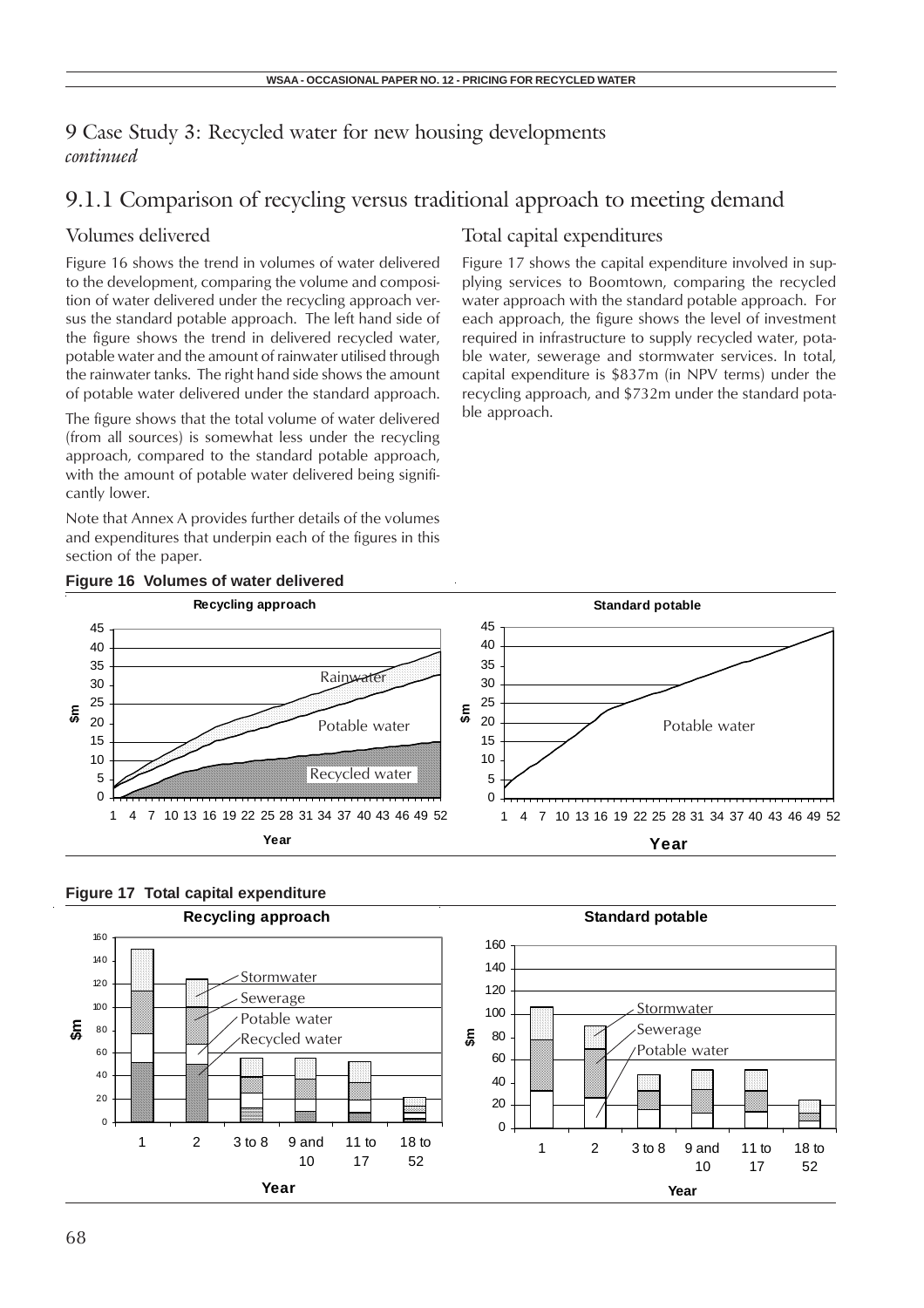# 9 Case Study 3: Recycled water for new housing developments

*continued*

## 9.1.1 Comparison of recycling versus traditional approach to meeting demand

### Volumes delivered

Figure 16 shows the trend in volumes of water delivered to the development, comparing the volume and composition of water delivered under the recycling approach versus the standard potable approach. The left hand side of the figure shows the trend in delivered recycled water, potable water and the amount of rainwater utilised through the rainwater tanks. The right hand side shows the amount of potable water delivered under the standard approach.

The figure shows that the total volume of water delivered (from all sources) is somewhat less under the recycling approach, compared to the standard potable approach, with the amount of potable water delivered being significantly lower.

Note that Annex A provides further details of the volumes and expenditures that underpin each of the figures in this section of the paper.

### Total capital expenditures

Figure 17 shows the capital expenditure involved in supplying services to Boomtown, comparing the recycled water approach with the standard potable approach. For each approach, the figure shows the level of investment required in infrastructure to supply recycled water, potable water, sewerage and stormwater services. In total, capital expenditure is $837m (in NPV terms) under the recycling approach, and $732m under the standard potable approach.

**Figure 16 Volumes of water delivered**

**Figure 17 Total capital expenditure**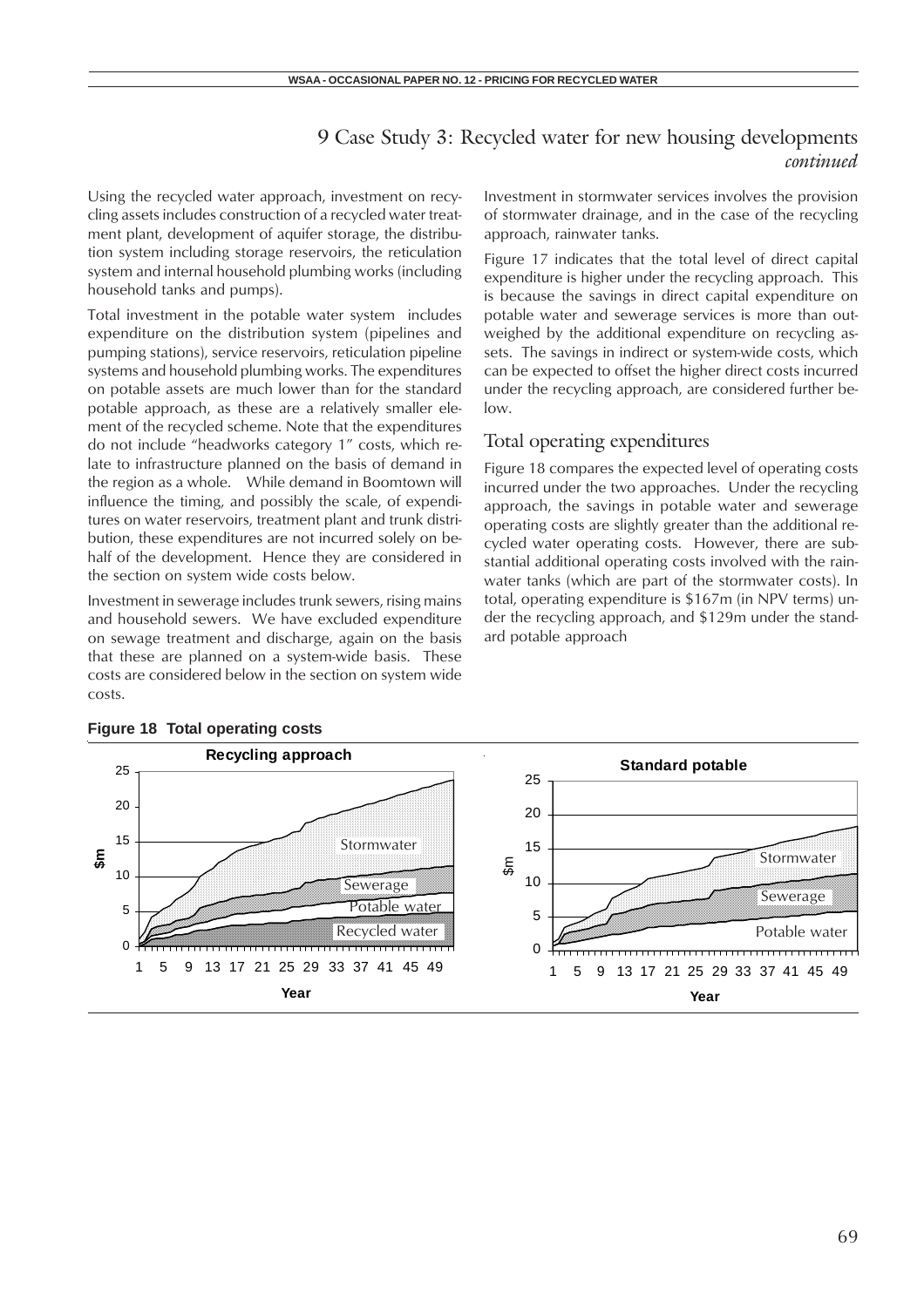## 9 Case Study 3: Recycled water for new housing developments *continued*

Using the recycled water approach, investment on recycling assets includes construction of a recycled water treatment plant, development of aquifer storage, the distribution system including storage reservoirs, the reticulation system and internal household plumbing works (including household tanks and pumps).

Total investment in the potable water system includes expenditure on the distribution system (pipelines and pumping stations), service reservoirs, reticulation pipeline systems and household plumbing works. The expenditures on potable assets are much lower than for the standard potable approach, as these are a relatively smaller element of the recycled scheme. Note that the expenditures do not include "headworks category 1" costs, which relate to infrastructure planned on the basis of demand in the region as a whole. While demand in Boomtown will influence the timing, and possibly the scale, of expenditures on water reservoirs, treatment plant and trunk distribution, these expenditures are not incurred solely on behalf of the development. Hence they are considered in the section on system wide costs below.

Investment in sewerage includes trunk sewers, rising mains and household sewers. We have excluded expenditure on sewage treatment and discharge, again on the basis that these are planned on a system-wide basis. These costs are considered below in the section on system wide costs.

Investment in stormwater services involves the provision of stormwater drainage, and in the case of the recycling approach, rainwater tanks.

Figure 17 indicates that the total level of direct capital expenditure is higher under the recycling approach. This is because the savings in direct capital expenditure on potable water and sewerage services is more than outweighed by the additional expenditure on recycling assets. The savings in indirect or system-wide costs, which can be expected to offset the higher direct costs incurred under the recycling approach, are considered further below.

### Total operating expenditures

Figure 18 compares the expected level of operating costs incurred under the two approaches. Under the recycling approach, the savings in potable water and sewerage operating costs are slightly greater than the additional recycled water operating costs. However, there are substantial additional operating costs involved with the rainwater tanks (which are part of the stormwater costs). In total, operating expenditure is $167m (in NPV terms) under the recycling approach, and $129m under the standard potable approach

**Figure 18 Total operating costs**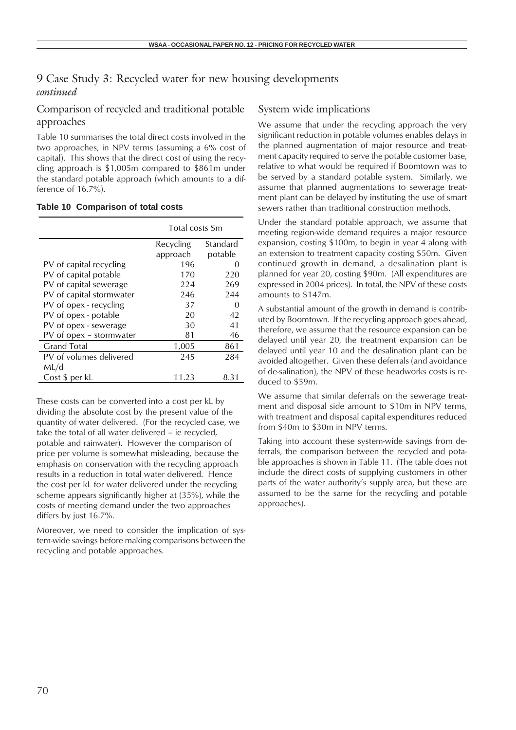# 9 Case Study 3: Recycled water for new housing developments

*continued*

## Comparison of recycled and traditional potable approaches

Table 10 summarises the total direct costs involved in the two approaches, in NPV terms (assuming a 6% cost of capital). This shows that the direct cost of using the recycling approach is $1,005m compared to $861m under the standard potable approach (which amounts to a difference of 16.7%).

**Table 10 Comparison of total costs**

| | Total costs $m | |
|---|---|---|
| | Recycling approach | Standard potable |
| PV of capital recycling | 196 | 0 |
| PV of capital potable | 170 | 220 |
| PV of capital sewerage | 224 | 269 |
| PV of capital stormwater | 246 | 244 |
| PV of opex - recycling | 37 | 0 |
| PV of opex - potable | 20 | 42 |
| PV of opex - sewerage | 30 | 41 |
| PV of opex – stormwater | 81 | 46 |
| Grand Total | 1,005 | 861 |
| PV of volumes delivered ML/d | 245 | 284 |
| Cost $ per kL | 11.23 | 8.31 |

These costs can be converted into a cost per kL by dividing the absolute cost by the present value of the quantity of water delivered. (For the recycled case, we take the total of all water delivered – ie recycled, potable and rainwater). However the comparison of price per volume is somewhat misleading, because the emphasis on conservation with the recycling approach results in a reduction in total water delivered. Hence the cost per kL for water delivered under the recycling scheme appears significantly higher at (35%), while the costs of meeting demand under the two approaches differs by just 16.7%.

Moreover, we need to consider the implication of system-wide savings before making comparisons between the recycling and potable approaches.

## System wide implications

We assume that under the recycling approach the very significant reduction in potable volumes enables delays in the planned augmentation of major resource and treatment capacity required to serve the potable customer base, relative to what would be required if Boomtown was to be served by a standard potable system. Similarly, we assume that planned augmentations to sewerage treatment plant can be delayed by instituting the use of smart sewers rather than traditional construction methods.

Under the standard potable approach, we assume that meeting region-wide demand requires a major resource expansion, costing $100m, to begin in year 4 along with an extension to treatment capacity costing $50m. Given continued growth in demand, a desalination plant is planned for year 20, costing $90m. (All expenditures are expressed in 2004 prices). In total, the NPV of these costs amounts to $147m.

A substantial amount of the growth in demand is contributed by Boomtown. If the recycling approach goes ahead, therefore, we assume that the resource expansion can be delayed until year 20, the treatment expansion can be delayed until year 10 and the desalination plant can be avoided altogether. Given these deferrals (and avoidance of de-salination), the NPV of these headworks costs is reduced to $59m.

We assume that similar deferrals on the sewerage treatment and disposal side amount to $10m in NPV terms, with treatment and disposal capital expenditures reduced from $40m to $30m in NPV terms.

Taking into account these system-wide savings from deferrals, the comparison between the recycled and potable approaches is shown in Table 11. (The table does not include the direct costs of supplying customers in other parts of the water authority's supply area, but these are assumed to be the same for the recycling and potable approaches).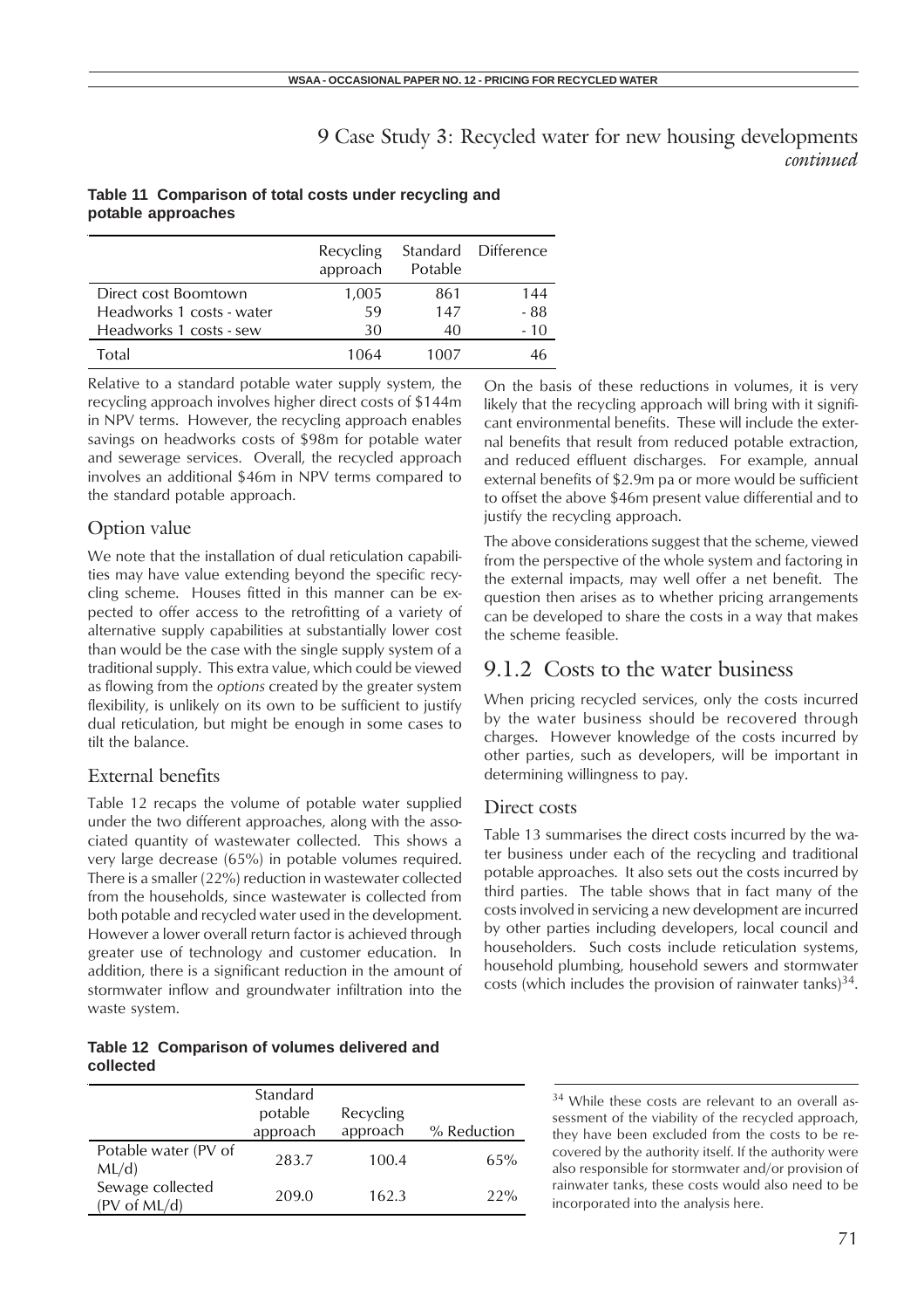## 9 Case Study 3: Recycled water for new housing developments *continued*

**Table 11 Comparison of total costs under recycling and potable approaches**

| | Recycling approach | Standard Potable | Difference |
|---|---|---|---|
| Direct cost Boomtown | 1,005 | 861 | 144 |
| Headworks 1 costs - water | 59 | 147 | - 88 |
| Headworks 1 costs - sew | 30 | 40 | - 10 |
| Total | 1064 | 1007 | 46 |

Relative to a standard potable water supply system, the recycling approach involves higher direct costs of $144m in NPV terms. However, the recycling approach enables savings on headworks costs of $98m for potable water and sewerage services. Overall, the recycled approach involves an additional $46m in NPV terms compared to the standard potable approach.

### Option value

We note that the installation of dual reticulation capabilities may have value extending beyond the specific recycling scheme. Houses fitted in this manner can be expected to offer access to the retrofitting of a variety of alternative supply capabilities at substantially lower cost than would be the case with the single supply system of a traditional supply. This extra value, which could be viewed as flowing from the *options* created by the greater system flexibility, is unlikely on its own to be sufficient to justify dual reticulation, but might be enough in some cases to tilt the balance.

### External benefits

Table 12 recaps the volume of potable water supplied under the two different approaches, along with the associated quantity of wastewater collected. This shows a very large decrease (65%) in potable volumes required. There is a smaller (22%) reduction in wastewater collected from the households, since wastewater is collected from both potable and recycled water used in the development. However a lower overall return factor is achieved through greater use of technology and customer education. In addition, there is a significant reduction in the amount of stormwater inflow and groundwater infiltration into the waste system.

**Table 12 Comparison of volumes delivered and collected**

| | Standard potable approach | Recycling approach | % Reduction |
|---|---|---|---|
| Potable water (PV of ML/d) | 283.7 | 100.4 | 65% |
| Sewage collected (PV of ML/d) | 209.0 | 162.3 | 22% |

On the basis of these reductions in volumes, it is very likely that the recycling approach will bring with it significant environmental benefits. These will include the external benefits that result from reduced potable extraction, and reduced effluent discharges. For example, annual external benefits of $2.9m pa or more would be sufficient to offset the above $46m present value differential and to justify the recycling approach.

The above considerations suggest that the scheme, viewed from the perspective of the whole system and factoring in the external impacts, may well offer a net benefit. The question then arises as to whether pricing arrangements can be developed to share the costs in a way that makes the scheme feasible.

## 9.1.2 Costs to the water business

When pricing recycled services, only the costs incurred by the water business should be recovered through charges. However knowledge of the costs incurred by other parties, such as developers, will be important in determining willingness to pay.

### Direct costs

Table 13 summarises the direct costs incurred by the water business under each of the recycling and traditional potable approaches. It also sets out the costs incurred by third parties. The table shows that in fact many of the costs involved in servicing a new development are incurred by other parties including developers, local council and householders. Such costs include reticulation systems, household plumbing, household sewers and stormwater costs (which includes the provision of rainwater tanks)[34].

[34] While these costs are relevant to an overall assessment of the viability of the recycled approach, they have been excluded from the costs to be recovered by the authority itself. If the authority were also responsible for stormwater and/or provision of rainwater tanks, these costs would also need to be incorporated into the analysis here.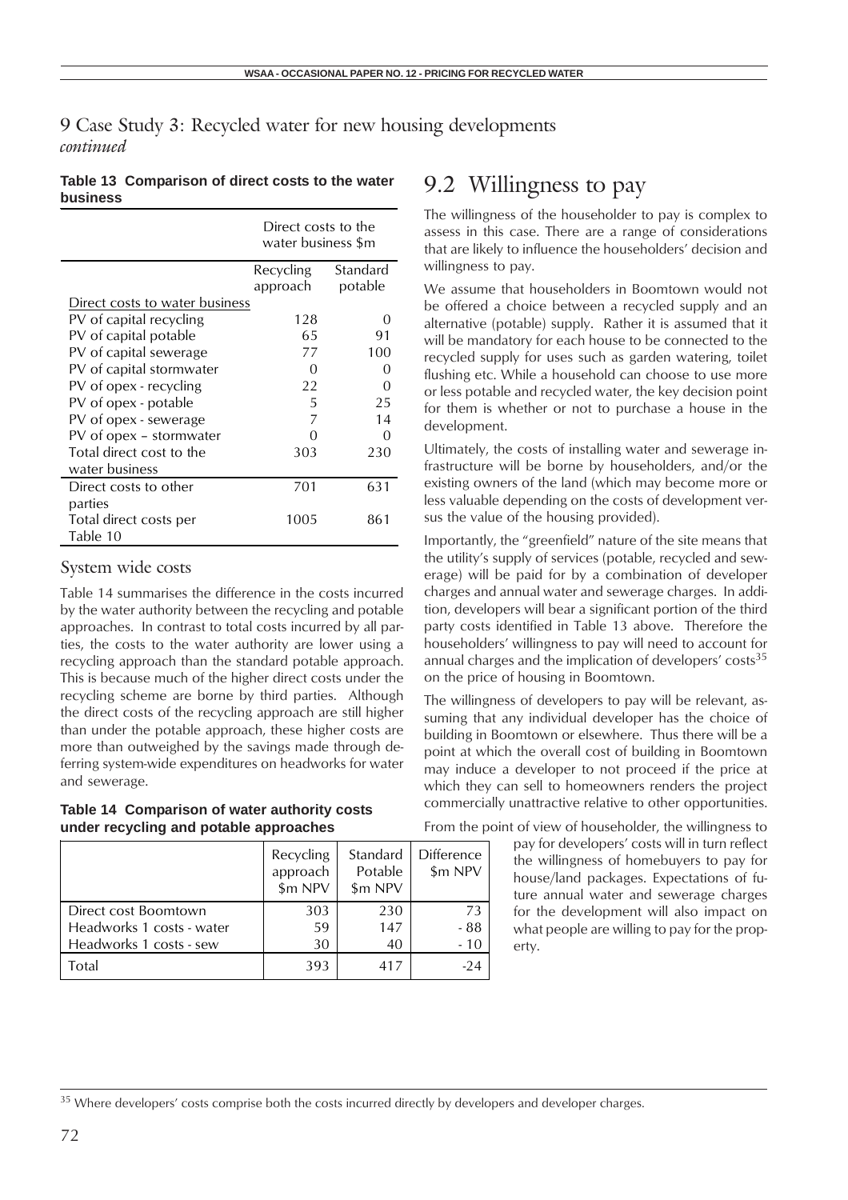# 9 Case Study 3: Recycled water for new housing developments *continued*

**Table 13 Comparison of direct costs to the water business**

| | Direct costs to the water business $m | |
|---|---|---|
| | Recycling approach | Standard potable |
| Direct costs to water business | | |
| PV of capital recycling | 128 | 0 |
| PV of capital potable | 65 | 91 |
| PV of capital sewerage | 77 | 100 |
| PV of capital stormwater | 0 | 0 |
| PV of opex - recycling | 22 | 0 |
| PV of opex - potable | 5 | 25 |
| PV of opex - sewerage | 7 | 14 |
| PV of opex – stormwater | 0 | 0 |
| Total direct cost to the water business | 303 | 230 |
| Direct costs to other parties | 701 | 631 |
| Total direct costs per Table 10 | 1005 | 861 |

## System wide costs

Table 14 summarises the difference in the costs incurred by the water authority between the recycling and potable approaches. In contrast to total costs incurred by all parties, the costs to the water authority are lower using a recycling approach than the standard potable approach. This is because much of the higher direct costs under the recycling scheme are borne by third parties. Although the direct costs of the recycling approach are still higher than under the potable approach, these higher costs are more than outweighed by the savings made through deferring system-wide expenditures on headworks for water and sewerage.

**Table 14 Comparison of water authority costs under recycling and potable approaches**

| | Recycling approach $m NPV | Standard Potable $m NPV | Difference $m NPV |
|---|---|---|---|
| Direct cost Boomtown | 303 | 230 | 73 |
| Headworks 1 costs - water | 59 | 147 | - 88 |
| Headworks 1 costs - sew | 30 | 40 | - 10 |
| Total | 393 | 417 | -24 |

# 9.2 Willingness to pay

The willingness of the householder to pay is complex to assess in this case. There are a range of considerations that are likely to influence the householders' decision and willingness to pay.

We assume that householders in Boomtown would not be offered a choice between a recycled supply and an alternative (potable) supply. Rather it is assumed that it will be mandatory for each house to be connected to the recycled supply for uses such as garden watering, toilet flushing etc. While a household can choose to use more or less potable and recycled water, the key decision point for them is whether or not to purchase a house in the development.

Ultimately, the costs of installing water and sewerage infrastructure will be borne by householders, and/or the existing owners of the land (which may become more or less valuable depending on the costs of development versus the value of the housing provided).

Importantly, the "greenfield" nature of the site means that the utility's supply of services (potable, recycled and sewerage) will be paid for by a combination of developer charges and annual water and sewerage charges. In addition, developers will bear a significant portion of the third party costs identified in Table 13 above. Therefore the householders' willingness to pay will need to account for annual charges and the implication of developers' costs[35] on the price of housing in Boomtown.

The willingness of developers to pay will be relevant, assuming that any individual developer has the choice of building in Boomtown or elsewhere. Thus there will be a point at which the overall cost of building in Boomtown may induce a developer to not proceed if the price at which they can sell to homeowners renders the project commercially unattractive relative to other opportunities.

From the point of view of householder, the willingness to pay for developers' costs will in turn reflect the willingness of homebuyers to pay for house/land packages. Expectations of future annual water and sewerage charges for the development will also impact on what people are willing to pay for the property.

[35] Where developers' costs comprise both the costs incurred directly by developers and developer charges.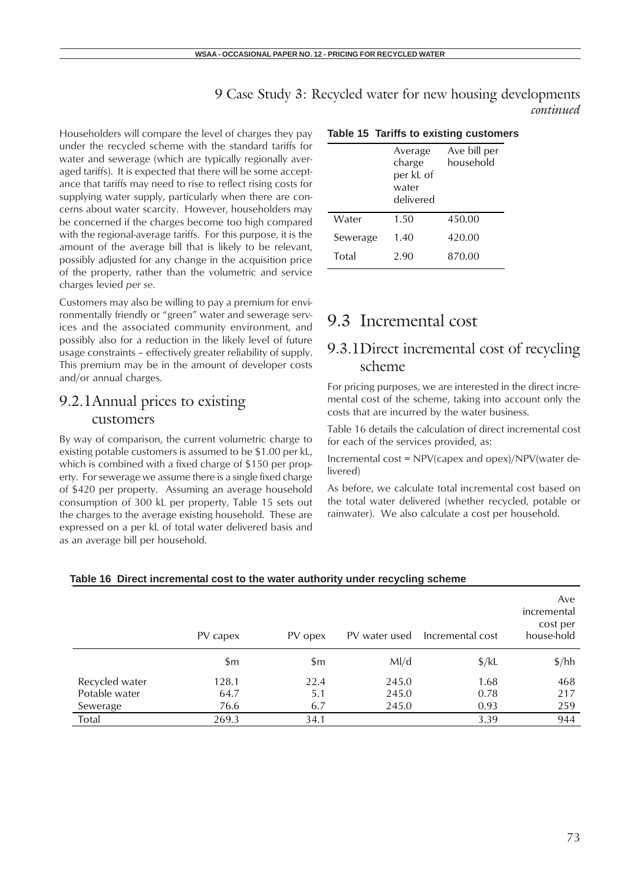# 9 Case Study 3: Recycled water for new housing developments *continued*

Householders will compare the level of charges they pay under the recycled scheme with the standard tariffs for water and sewerage (which are typically regionally averaged tariffs). It is expected that there will be some acceptance that tariffs may need to rise to reflect rising costs for supplying water supply, particularly when there are concerns about water scarcity. However, householders may be concerned if the charges become too high compared with the regional-average tariffs. For this purpose, it is the amount of the average bill that is likely to be relevant, possibly adjusted for any change in the acquisition price of the property, rather than the volumetric and service charges levied *per se*.

Customers may also be willing to pay a premium for environmentally friendly or "green" water and sewerage services and the associated community environment, and possibly also for a reduction in the likely level of future usage constraints – effectively greater reliability of supply. This premium may be in the amount of developer costs and/or annual charges.

## 9.2.1 Annual prices to existing customers

By way of comparison, the current volumetric charge to existing potable customers is assumed to be $1.00 per kL, which is combined with a fixed charge of $150 per property. For sewerage we assume there is a single fixed charge of $420 per property. Assuming an average household consumption of 300 kL per property, Table 15 sets out the charges to the average existing household. These are expressed on a per kL of total water delivered basis and as an average bill per household.

**Table 15 Tariffs to existing customers**

| | Average charge per kL of water delivered | Ave bill per household |
|---|---|---|
| Water | 1.50 | 450.00 |
| Sewerage | 1.40 | 420.00 |
| Total | 2.90 | 870.00 |

# 9.3 Incremental cost

## 9.3.1 Direct incremental cost of recycling scheme

For pricing purposes, we are interested in the direct incremental cost of the scheme, taking into account only the costs that are incurred by the water business.

Table 16 details the calculation of direct incremental cost for each of the services provided, as:

Incremental cost = NPV(capex and opex)/NPV(water delivered)

As before, we calculate total incremental cost based on the total water delivered (whether recycled, potable or rainwater). We also calculate a cost per household.

**Table 16 Direct incremental cost to the water authority under recycling scheme**

| | PV capex | PV opex | PV water used | Incremental cost | Ave incremental cost per house-hold |
|---|---|---|---|---|---|
| | $m | $m | Ml/d | $/kL | $/hh |
| Recycled water | 128.1 | 22.4 | 245.0 | 1.68 | 468 |
| Potable water | 64.7 | 5.1 | 245.0 | 0.78 | 217 |
| Sewerage | 76.6 | 6.7 | 245.0 | 0.93 | 259 |
| Total | 269.3 | 34.1 | | 3.39 | 944 |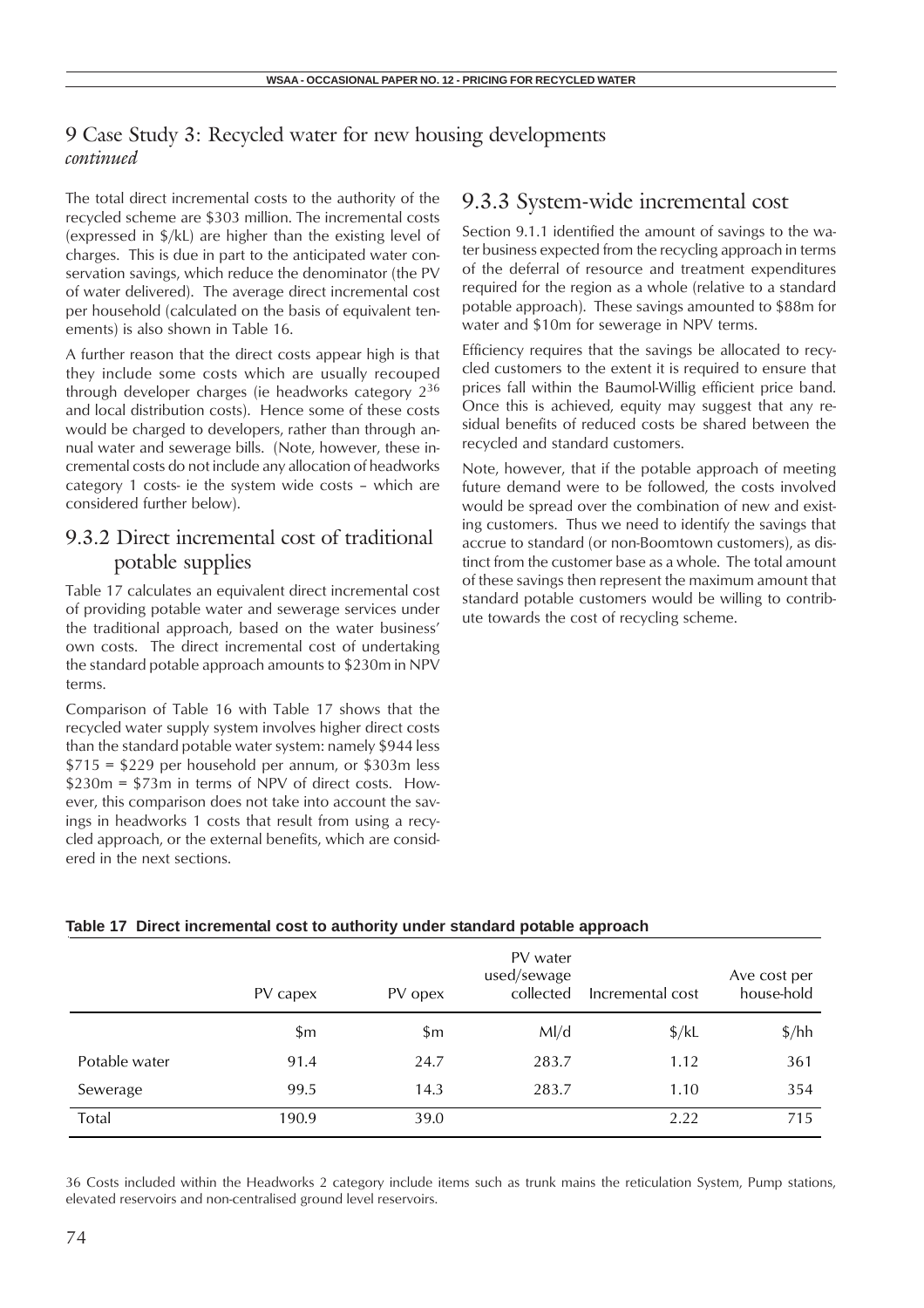## 9 Case Study 3: Recycled water for new housing developments *continued*

The total direct incremental costs to the authority of the recycled scheme are $303 million. The incremental costs (expressed in $/kL) are higher than the existing level of charges. This is due in part to the anticipated water conservation savings, which reduce the denominator (the PV of water delivered). The average direct incremental cost per household (calculated on the basis of equivalent tenements) is also shown in Table 16.

A further reason that the direct costs appear high is that they include some costs which are usually recouped through developer charges (ie headworks category 2[36] and local distribution costs). Hence some of these costs would be charged to developers, rather than through annual water and sewerage bills. (Note, however, these incremental costs do not include any allocation of headworks category 1 costs- ie the system wide costs – which are considered further below).

### 9.3.2 Direct incremental cost of traditional potable supplies

Table 17 calculates an equivalent direct incremental cost of providing potable water and sewerage services under the traditional approach, based on the water business' own costs. The direct incremental cost of undertaking the standard potable approach amounts to $230m in NPV terms.

Comparison of Table 16 with Table 17 shows that the recycled water supply system involves higher direct costs than the standard potable water system: namely $944 less $715 = $229 per household per annum, or $303m less $230m = $73m in terms of NPV of direct costs. However, this comparison does not take into account the savings in headworks 1 costs that result from using a recycled approach, or the external benefits, which are considered in the next sections.

### 9.3.3 System-wide incremental cost

Section 9.1.1 identified the amount of savings to the water business expected from the recycling approach in terms of the deferral of resource and treatment expenditures required for the region as a whole (relative to a standard potable approach). These savings amounted to $88m for water and $10m for sewerage in NPV terms.

Efficiency requires that the savings be allocated to recycled customers to the extent it is required to ensure that prices fall within the Baumol-Willig efficient price band. Once this is achieved, equity may suggest that any residual benefits of reduced costs be shared between the recycled and standard customers.

Note, however, that if the potable approach of meeting future demand were to be followed, the costs involved would be spread over the combination of new and existing customers. Thus we need to identify the savings that accrue to standard (or non-Boomtown customers), as distinct from the customer base as a whole. The total amount of these savings then represent the maximum amount that standard potable customers would be willing to contribute towards the cost of recycling scheme.

**Table 17 Direct incremental cost to authority under standard potable approach**

| | PV capex | PV opex | PV water used/sewage collected | Incremental cost | Ave cost per house-hold |
|---|---|---|---|---|---|
| | $m | $m | Ml/d | $/kL | $/hh |
| Potable water | 91.4 | 24.7 | 283.7 | 1.12 | 361 |
| Sewerage | 99.5 | 14.3 | 283.7 | 1.10 | 354 |
| Total | 190.9 | 39.0 | | 2.22 | 715 |

36 Costs included within the Headworks 2 category include items such as trunk mains the reticulation System, Pump stations, elevated reservoirs and non-centralised ground level reservoirs.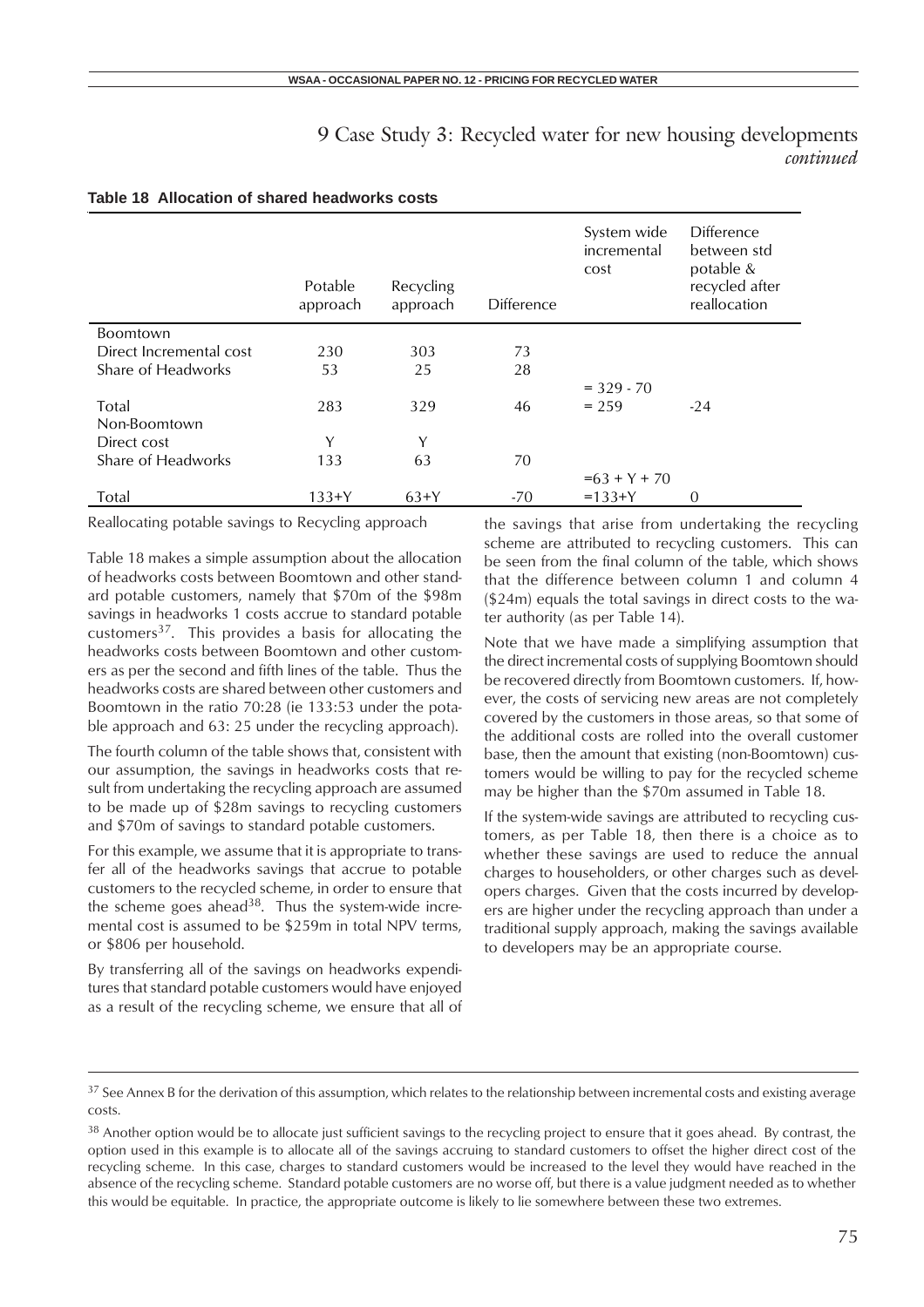# 9 Case Study 3: Recycled water for new housing developments *continued*

**Table 18 Allocation of shared headworks costs**

| | Potable approach | Recycling approach | Difference | System wide incremental cost | Difference between std potable & recycled after reallocation |
|---|---|---|---|---|---|
| Boomtown | | | | | |
| Direct Incremental cost | 230 | 303 | 73 | | |
| Share of Headworks | 53 | 25 | 28 | | |
| | | | | = 329 - 70 | |
| Total | 283 | 329 | 46 | = 259 | -24 |
| Non-Boomtown | | | | | |
| Direct cost | Y | Y | | | |
| Share of Headworks | 133 | 63 | 70 | | |
| | | | | =63 + Y + 70 | |
| Total | 133+Y | 63+Y | -70 | =133+Y | 0 |

Reallocating potable savings to Recycling approach

Table 18 makes a simple assumption about the allocation of headworks costs between Boomtown and other standard potable customers, namely that \$70m of the \$98m savings in headworks 1 costs accrue to standard potable customers[37]. This provides a basis for allocating the headworks costs between Boomtown and other customers as per the second and fifth lines of the table. Thus the headworks costs are shared between other customers and Boomtown in the ratio 70:28 (ie 133:53 under the potable approach and 63: 25 under the recycling approach).

The fourth column of the table shows that, consistent with our assumption, the savings in headworks costs that result from undertaking the recycling approach are assumed to be made up of \$28m savings to recycling customers and \$70m of savings to standard potable customers.

For this example, we assume that it is appropriate to transfer all of the headworks savings that accrue to potable customers to the recycled scheme, in order to ensure that the scheme goes ahead[38]. Thus the system-wide incremental cost is assumed to be \$259m in total NPV terms, or \$806 per household.

By transferring all of the savings on headworks expenditures that standard potable customers would have enjoyed as a result of the recycling scheme, we ensure that all of the savings that arise from undertaking the recycling scheme are attributed to recycling customers. This can be seen from the final column of the table, which shows that the difference between column 1 and column 4 (\$24m) equals the total savings in direct costs to the water authority (as per Table 14).

Note that we have made a simplifying assumption that the direct incremental costs of supplying Boomtown should be recovered directly from Boomtown customers. If, however, the costs of servicing new areas are not completely covered by the customers in those areas, so that some of the additional costs are rolled into the overall customer base, then the amount that existing (non-Boomtown) customers would be willing to pay for the recycled scheme may be higher than the \$70m assumed in Table 18.

If the system-wide savings are attributed to recycling customers, as per Table 18, then there is a choice as to whether these savings are used to reduce the annual charges to householders, or other charges such as developers charges. Given that the costs incurred by developers are higher under the recycling approach than under a traditional supply approach, making the savings available to developers may be an appropriate course.

---

[37] See Annex B for the derivation of this assumption, which relates to the relationship between incremental costs and existing average costs.

[38] Another option would be to allocate just sufficient savings to the recycling project to ensure that it goes ahead. By contrast, the option used in this example is to allocate all of the savings accruing to standard customers to offset the higher direct cost of the recycling scheme. In this case, charges to standard customers would be increased to the level they would have reached in the absence of the recycling scheme. Standard potable customers are no worse off, but there is a value judgment needed as to whether this would be equitable. In practice, the appropriate outcome is likely to lie somewhere between these two extremes.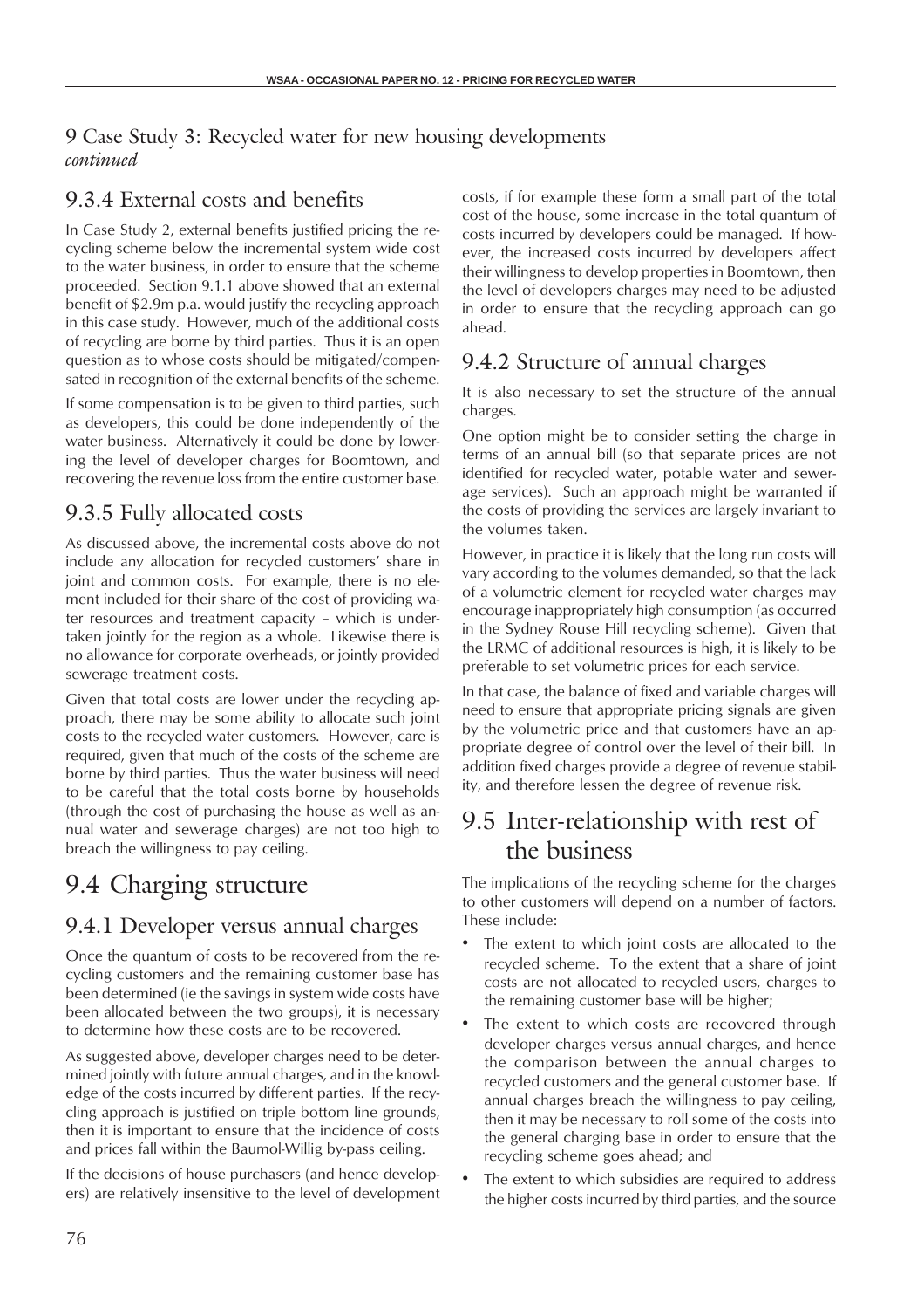## 9 Case Study 3: Recycled water for new housing developments *continued*

### 9.3.4 External costs and benefits

In Case Study 2, external benefits justified pricing the recycling scheme below the incremental system wide cost to the water business, in order to ensure that the scheme proceeded. Section 9.1.1 above showed that an external benefit of $2.9m p.a. would justify the recycling approach in this case study. However, much of the additional costs of recycling are borne by third parties. Thus it is an open question as to whose costs should be mitigated/compensated in recognition of the external benefits of the scheme.

If some compensation is to be given to third parties, such as developers, this could be done independently of the water business. Alternatively it could be done by lowering the level of developer charges for Boomtown, and recovering the revenue loss from the entire customer base.

### 9.3.5 Fully allocated costs

As discussed above, the incremental costs above do not include any allocation for recycled customers' share in joint and common costs. For example, there is no element included for their share of the cost of providing water resources and treatment capacity – which is undertaken jointly for the region as a whole. Likewise there is no allowance for corporate overheads, or jointly provided sewerage treatment costs.

Given that total costs are lower under the recycling approach, there may be some ability to allocate such joint costs to the recycled water customers. However, care is required, given that much of the costs of the scheme are borne by third parties. Thus the water business will need to be careful that the total costs borne by households (through the cost of purchasing the house as well as annual water and sewerage charges) are not too high to breach the willingness to pay ceiling.

## 9.4 Charging structure

### 9.4.1 Developer versus annual charges

Once the quantum of costs to be recovered from the recycling customers and the remaining customer base has been determined (ie the savings in system wide costs have been allocated between the two groups), it is necessary to determine how these costs are to be recovered.

As suggested above, developer charges need to be determined jointly with future annual charges, and in the knowledge of the costs incurred by different parties. If the recycling approach is justified on triple bottom line grounds, then it is important to ensure that the incidence of costs and prices fall within the Baumol-Willig by-pass ceiling.

If the decisions of house purchasers (and hence developers) are relatively insensitive to the level of development costs, if for example these form a small part of the total cost of the house, some increase in the total quantum of costs incurred by developers could be managed. If however, the increased costs incurred by developers affect their willingness to develop properties in Boomtown, then the level of developers charges may need to be adjusted in order to ensure that the recycling approach can go ahead.

### 9.4.2 Structure of annual charges

It is also necessary to set the structure of the annual charges.

One option might be to consider setting the charge in terms of an annual bill (so that separate prices are not identified for recycled water, potable water and sewerage services). Such an approach might be warranted if the costs of providing the services are largely invariant to the volumes taken.

However, in practice it is likely that the long run costs will vary according to the volumes demanded, so that the lack of a volumetric element for recycled water charges may encourage inappropriately high consumption (as occurred in the Sydney Rouse Hill recycling scheme). Given that the LRMC of additional resources is high, it is likely to be preferable to set volumetric prices for each service.

In that case, the balance of fixed and variable charges will need to ensure that appropriate pricing signals are given by the volumetric price and that customers have an appropriate degree of control over the level of their bill. In addition fixed charges provide a degree of revenue stability, and therefore lessen the degree of revenue risk.

## 9.5 Inter-relationship with rest of the business

The implications of the recycling scheme for the charges to other customers will depend on a number of factors. These include:

- The extent to which joint costs are allocated to the recycled scheme. To the extent that a share of joint costs are not allocated to recycled users, charges to the remaining customer base will be higher;
- The extent to which costs are recovered through developer charges versus annual charges, and hence the comparison between the annual charges to recycled customers and the general customer base. If annual charges breach the willingness to pay ceiling, then it may be necessary to roll some of the costs into the general charging base in order to ensure that the recycling scheme goes ahead; and
- The extent to which subsidies are required to address the higher costs incurred by third parties, and the source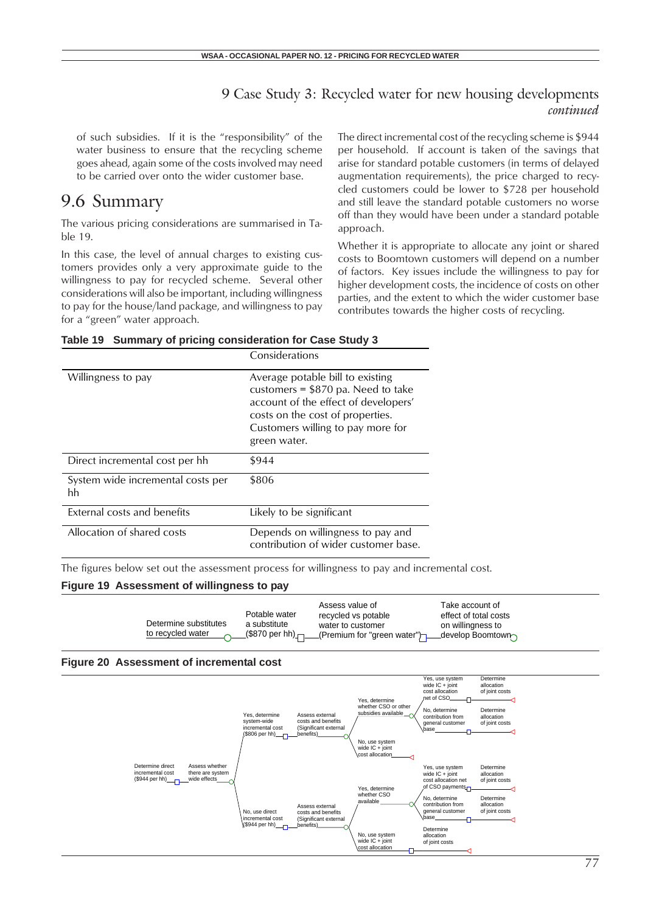## 9 Case Study 3: Recycled water for new housing developments *continued*

of such subsidies. If it is the "responsibility" of the water business to ensure that the recycling scheme goes ahead, again some of the costs involved may need to be carried over onto the wider customer base.

## 9.6 Summary

The various pricing considerations are summarised in Table 19.

In this case, the level of annual charges to existing customers provides only a very approximate guide to the willingness to pay for recycled scheme. Several other considerations will also be important, including willingness to pay for the house/land package, and willingness to pay for a "green" water approach.

The direct incremental cost of the recycling scheme is $944 per household. If account is taken of the savings that arise for standard potable customers (in terms of delayed augmentation requirements), the price charged to recycled customers could be lower to $728 per household and still leave the standard potable customers no worse off than they would have been under a standard potable approach.

Whether it is appropriate to allocate any joint or shared costs to Boomtown customers will depend on a number of factors. Key issues include the willingness to pay for higher development costs, the incidence of costs on other parties, and the extent to which the wider customer base contributes towards the higher costs of recycling.

**Table 19 Summary of pricing consideration for Case Study 3**

| | Considerations |
|---|---|
| Willingness to pay | Average potable bill to existing customers = $870 pa. Need to take account of the effect of developers' costs on the cost of properties. Customers willing to pay more for green water. |
| Direct incremental cost per hh | $944 |
| System wide incremental costs per hh | $806 |
| External costs and benefits | Likely to be significant |
| Allocation of shared costs | Depends on willingness to pay and contribution of wider customer base. |

The figures below set out the assessment process for willingness to pay and incremental cost.

**Figure 19 Assessment of willingness to pay**

Determine substitutes to recycled water → Potable water a substitute ($870 per hh) → Assess value of recycled vs potable water to customer (Premium for "green water") → Take account of effect of total costs on willingness to develop Boomtown

**Figure 20 Assessment of incremental cost**

- Determine direct incremental cost ($944 per hh) → Assess whether there are system wide effects
  - Yes, determine system-wide incremental cost ($806 per hh) → Assess external costs and benefits (Significant external benefits)
    - Yes, determine whether CSO or other subsidies available
      - Yes, use system wide IC + joint cost allocation net of CSO → Determine allocation of joint costs
      - No, determine contribution from general customer base → Determine allocation of joint costs
    - No, use system wide IC + joint cost allocation
  - No, use direct incremental cost ($944 per hh) → Assess external costs and benefits (Significant external benefits)
    - Yes, determine whether CSO available
      - Yes, use system wide IC + joint cost allocation net of CSO payments → Determine allocation of joint costs
      - No, determine contribution from general customer base → Determine allocation of joint costs
    - No, use system wide IC + joint cost allocation → Determine allocation of joint costs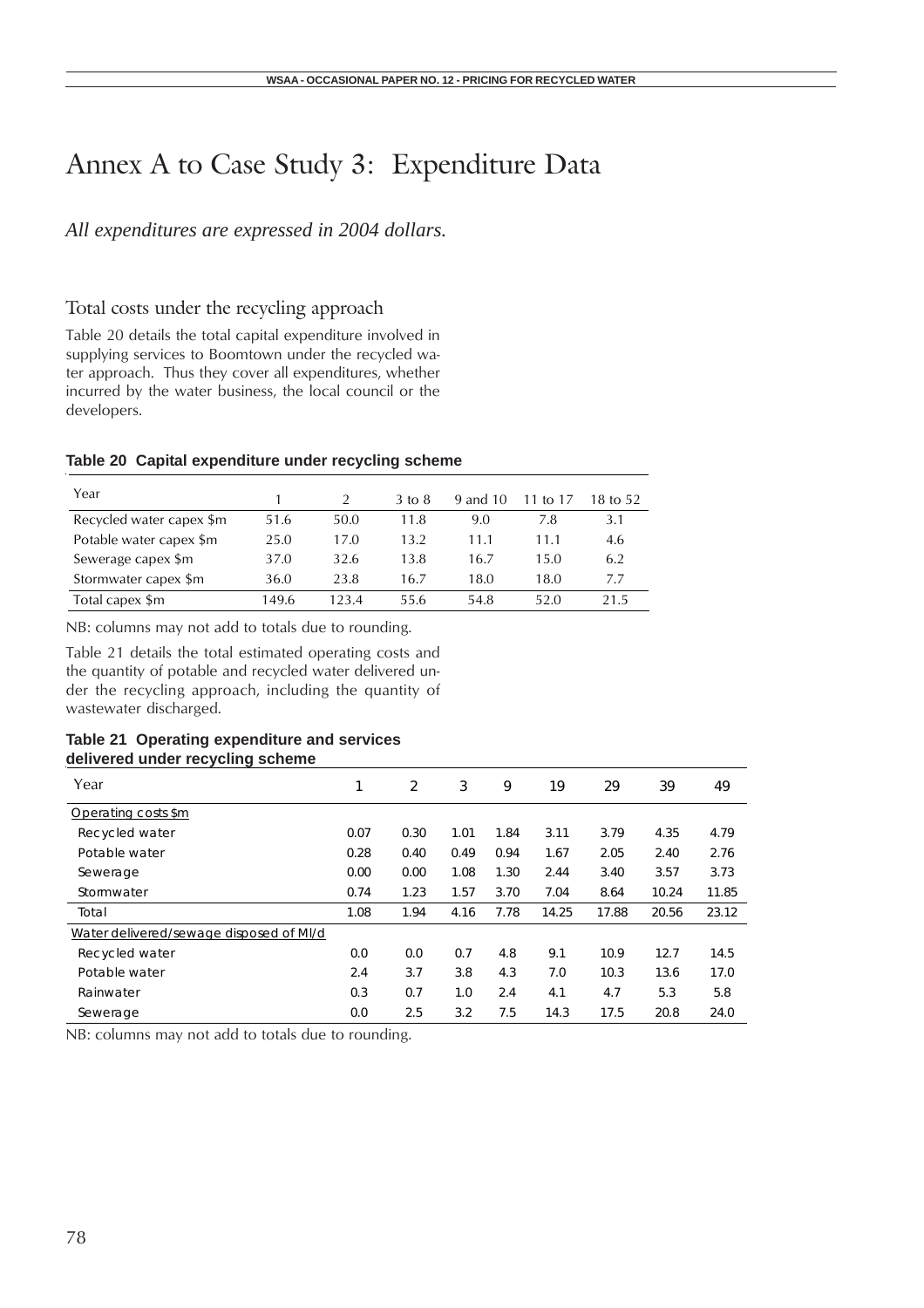# Annex A to Case Study 3: Expenditure Data

*All expenditures are expressed in 2004 dollars.*

## Total costs under the recycling approach

Table 20 details the total capital expenditure involved in supplying services to Boomtown under the recycled water approach. Thus they cover all expenditures, whether incurred by the water business, the local council or the developers.

**Table 20 Capital expenditure under recycling scheme**

| Year | 1 | 2 | 3 to 8 | 9 and 10 | 11 to 17 | 18 to 52 |
|---|---|---|---|---|---|---|
| Recycled water capex $m | 51.6 | 50.0 | 11.8 | 9.0 | 7.8 | 3.1 |
| Potable water capex $m | 25.0 | 17.0 | 13.2 | 11.1 | 11.1 | 4.6 |
| Sewerage capex $m | 37.0 | 32.6 | 13.8 | 16.7 | 15.0 | 6.2 |
| Stormwater capex $m | 36.0 | 23.8 | 16.7 | 18.0 | 18.0 | 7.7 |
| Total capex $m | 149.6 | 123.4 | 55.6 | 54.8 | 52.0 | 21.5 |

NB: columns may not add to totals due to rounding.

Table 21 details the total estimated operating costs and the quantity of potable and recycled water delivered under the recycling approach, including the quantity of wastewater discharged.

**Table 21 Operating expenditure and services delivered under recycling scheme**

| Year | 1 | 2 | 3 | 9 | 19 | 29 | 39 | 49 |
|---|---|---|---|---|---|---|---|---|
| Operating costs $m | | | | | | | | |
| Recycled water | 0.07 | 0.30 | 1.01 | 1.84 | 3.11 | 3.79 | 4.35 | 4.79 |
| Potable water | 0.28 | 0.40 | 0.49 | 0.94 | 1.67 | 2.05 | 2.40 | 2.76 |
| Sewerage | 0.00 | 0.00 | 1.08 | 1.30 | 2.44 | 3.40 | 3.57 | 3.73 |
| Stormwater | 0.74 | 1.23 | 1.57 | 3.70 | 7.04 | 8.64 | 10.24 | 11.85 |
| Total | 1.08 | 1.94 | 4.16 | 7.78 | 14.25 | 17.88 | 20.56 | 23.12 |
| Water delivered/sewage disposed of Ml/d | | | | | | | | |
| Recycled water | 0.0 | 0.0 | 0.7 | 4.8 | 9.1 | 10.9 | 12.7 | 14.5 |
| Potable water | 2.4 | 3.7 | 3.8 | 4.3 | 7.0 | 10.3 | 13.6 | 17.0 |
| Rainwater | 0.3 | 0.7 | 1.0 | 2.4 | 4.1 | 4.7 | 5.3 | 5.8 |
| Sewerage | 0.0 | 2.5 | 3.2 | 7.5 | 14.3 | 17.5 | 20.8 | 24.0 |

NB: columns may not add to totals due to rounding.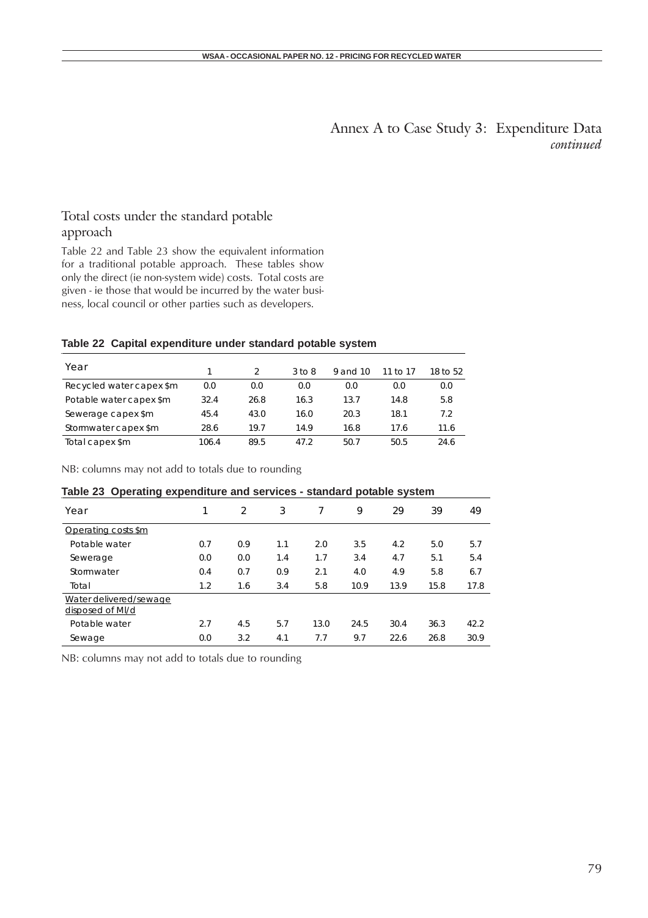# Annex A to Case Study 3: Expenditure Data

*continued*

## Total costs under the standard potable approach

Table 22 and Table 23 show the equivalent information for a traditional potable approach. These tables show only the direct (ie non-system wide) costs. Total costs are given - ie those that would be incurred by the water business, local council or other parties such as developers.

**Table 22 Capital expenditure under standard potable system**

| Year | 1 | 2 | 3 to 8 | 9 and 10 | 11 to 17 | 18 to 52 |
|---|---|---|---|---|---|---|
| Recycled water capex $m | 0.0 | 0.0 | 0.0 | 0.0 | 0.0 | 0.0 |
| Potable water capex $m | 32.4 | 26.8 | 16.3 | 13.7 | 14.8 | 5.8 |
| Sewerage capex $m | 45.4 | 43.0 | 16.0 | 20.3 | 18.1 | 7.2 |
| Stormwater capex $m | 28.6 | 19.7 | 14.9 | 16.8 | 17.6 | 11.6 |
| Total capex $m | 106.4 | 89.5 | 47.2 | 50.7 | 50.5 | 24.6 |

NB: columns may not add to totals due to rounding

**Table 23 Operating expenditure and services - standard potable system**

| Year | 1 | 2 | 3 | 7 | 9 | 29 | 39 | 49 |
|---|---|---|---|---|---|---|---|---|
| Operating costs $m | | | | | | | | |
| Potable water | 0.7 | 0.9 | 1.1 | 2.0 | 3.5 | 4.2 | 5.0 | 5.7 |
| Sewerage | 0.0 | 0.0 | 1.4 | 1.7 | 3.4 | 4.7 | 5.1 | 5.4 |
| Stormwater | 0.4 | 0.7 | 0.9 | 2.1 | 4.0 | 4.9 | 5.8 | 6.7 |
| Total | 1.2 | 1.6 | 3.4 | 5.8 | 10.9 | 13.9 | 15.8 | 17.8 |
| Water delivered/sewage disposed of Ml/d | | | | | | | | |
| Potable water | 2.7 | 4.5 | 5.7 | 13.0 | 24.5 | 30.4 | 36.3 | 42.2 |
| Sewage | 0.0 | 3.2 | 4.1 | 7.7 | 9.7 | 22.6 | 26.8 | 30.9 |

NB: columns may not add to totals due to rounding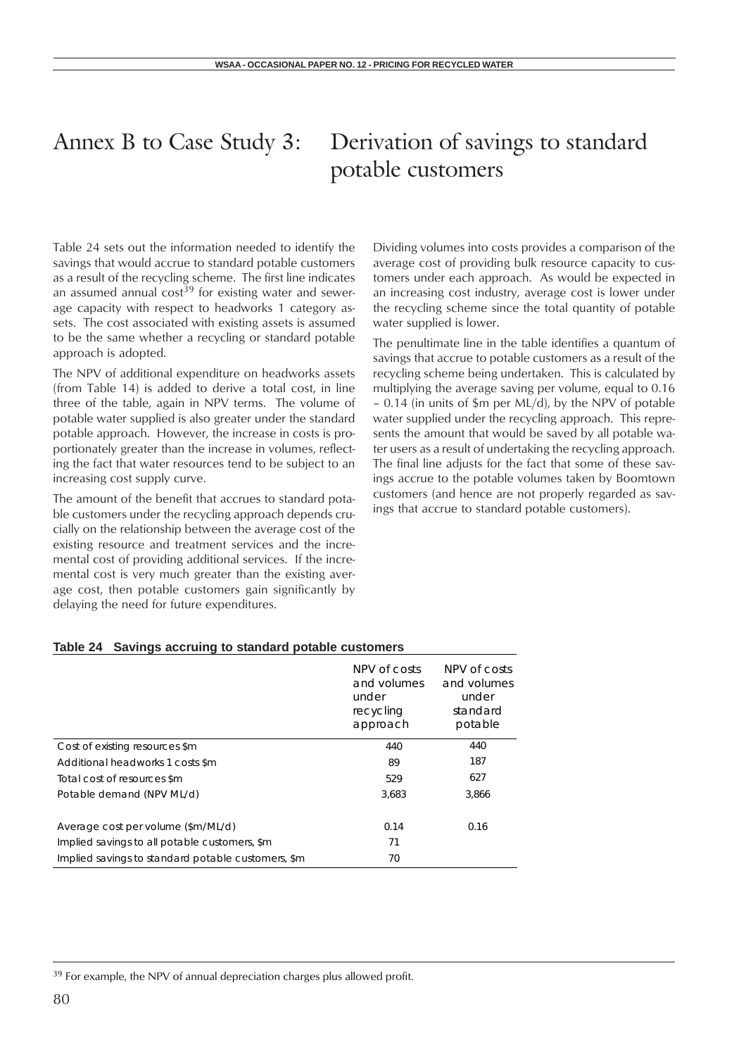# Annex B to Case Study 3: Derivation of savings to standard potable customers

Table 24 sets out the information needed to identify the savings that would accrue to standard potable customers as a result of the recycling scheme. The first line indicates an assumed annual cost[39] for existing water and sewerage capacity with respect to headworks 1 category assets. The cost associated with existing assets is assumed to be the same whether a recycling or standard potable approach is adopted.

The NPV of additional expenditure on headworks assets (from Table 14) is added to derive a total cost, in line three of the table, again in NPV terms. The volume of potable water supplied is also greater under the standard potable approach. However, the increase in costs is proportionately greater than the increase in volumes, reflecting the fact that water resources tend to be subject to an increasing cost supply curve.

The amount of the benefit that accrues to standard potable customers under the recycling approach depends crucially on the relationship between the average cost of the existing resource and treatment services and the incremental cost of providing additional services. If the incremental cost is very much greater than the existing average cost, then potable customers gain significantly by delaying the need for future expenditures.

Dividing volumes into costs provides a comparison of the average cost of providing bulk resource capacity to customers under each approach. As would be expected in an increasing cost industry, average cost is lower under the recycling scheme since the total quantity of potable water supplied is lower.

The penultimate line in the table identifies a quantum of savings that accrue to potable customers as a result of the recycling scheme being undertaken. This is calculated by multiplying the average saving per volume, equal to 0.16 – 0.14 (in units of \$m per ML/d), by the NPV of potable water supplied under the recycling approach. This represents the amount that would be saved by all potable water users as a result of undertaking the recycling approach. The final line adjusts for the fact that some of these savings accrue to the potable volumes taken by Boomtown customers (and hence are not properly regarded as savings that accrue to standard potable customers).

**Table 24 Savings accruing to standard potable customers**

| | NPV of costs and volumes under recycling approach | NPV of costs and volumes under standard potable |
|---|---|---|
| Cost of existing resources \$m | 440 | 440 |
| Additional headworks 1 costs \$m | 89 | 187 |
| Total cost of resources \$m | 529 | 627 |
| Potable demand (NPV ML/d) | 3,683 | 3,866 |
| Average cost per volume (\$m/ML/d) | 0.14 | 0.16 |
| Implied savings to all potable customers, \$m | 71 | |
| Implied savings to standard potable customers, \$m | 70 | |

[39] For example, the NPV of annual depreciation charges plus allowed profit.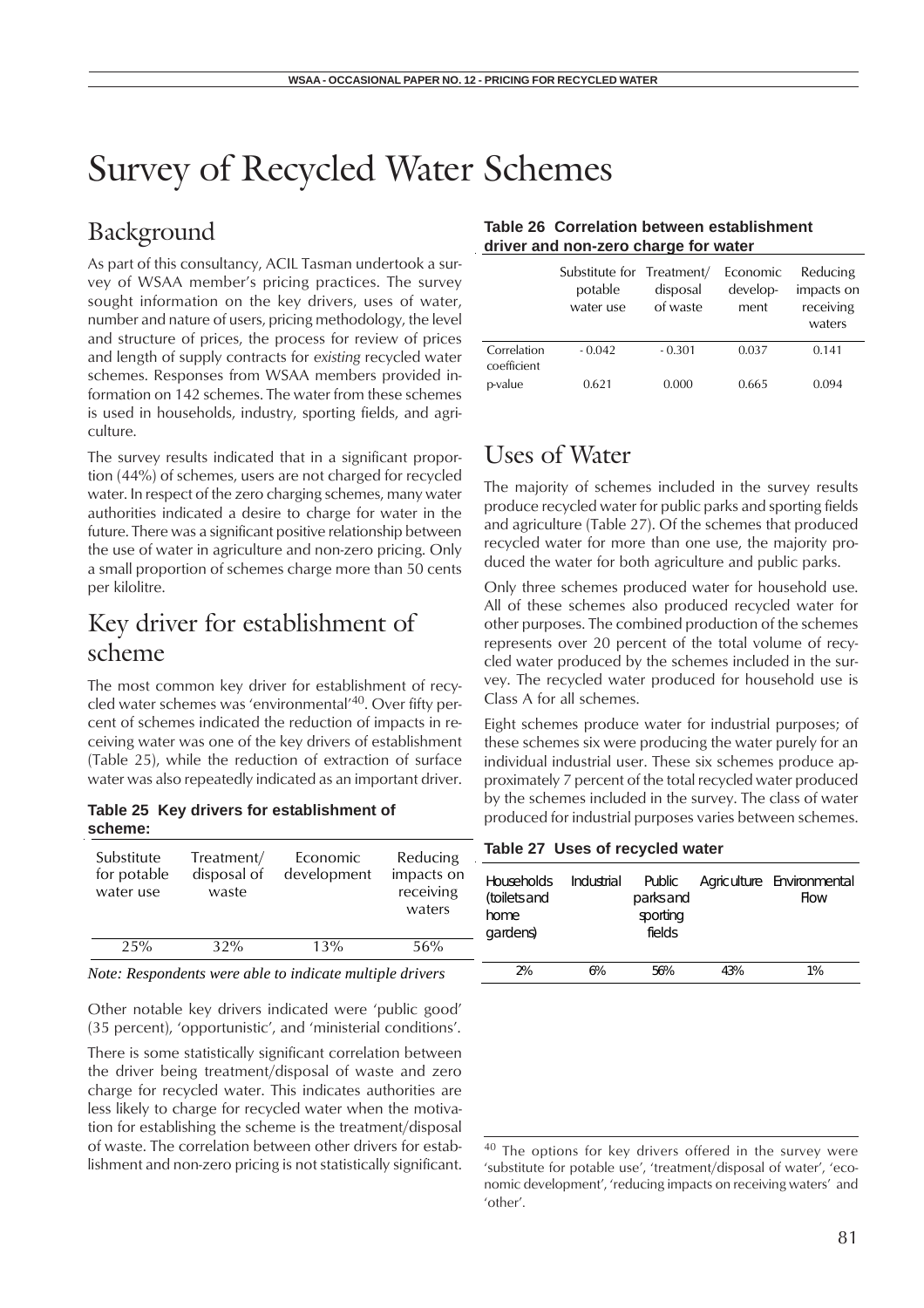// Running header omitted per rules 6; page number omitted.
# Survey of Recycled Water Schemes

## Background

As part of this consultancy, ACIL Tasman undertook a survey of WSAA member's pricing practices. The survey sought information on the key drivers, uses of water, number and nature of users, pricing methodology, the level and structure of prices, the process for review of prices and length of supply contracts for *existing* recycled water schemes. Responses from WSAA members provided information on 142 schemes. The water from these schemes is used in households, industry, sporting fields, and agriculture.

The survey results indicated that in a significant proportion (44%) of schemes, users are not charged for recycled water. In respect of the zero charging schemes, many water authorities indicated a desire to charge for water in the future. There was a significant positive relationship between the use of water in agriculture and non-zero pricing. Only a small proportion of schemes charge more than 50 cents per kilolitre.

## Key driver for establishment of scheme

The most common key driver for establishment of recycled water schemes was 'environmental'[40]. Over fifty percent of schemes indicated the reduction of impacts in receiving water was one of the key drivers of establishment (Table 25), while the reduction of extraction of surface water was also repeatedly indicated as an important driver.

**Table 25 Key drivers for establishment of scheme:**

| Substitute for potable water use | Treatment/ disposal of waste | Economic development | Reducing impacts on receiving waters |
|---|---|---|---|
| 25% | 32% | 13% | 56% |

*Note: Respondents were able to indicate multiple drivers*

Other notable key drivers indicated were 'public good' (35 percent), 'opportunistic', and 'ministerial conditions'.

There is some statistically significant correlation between the driver being treatment/disposal of waste and zero charge for recycled water. This indicates authorities are less likely to charge for recycled water when the motivation for establishing the scheme is the treatment/disposal of waste. The correlation between other drivers for establishment and non-zero pricing is not statistically significant.

**Table 26 Correlation between establishment driver and non-zero charge for water**

| | Substitute for potable water use | Treatment/ disposal of waste | Economic development | Reducing impacts on receiving waters |
|---|---|---|---|---|
| Correlation coefficient | - 0.042 | - 0.301 | 0.037 | 0.141 |
| p-value | 0.621 | 0.000 | 0.665 | 0.094 |

## Uses of Water

The majority of schemes included in the survey results produce recycled water for public parks and sporting fields and agriculture (Table 27). Of the schemes that produced recycled water for more than one use, the majority produced the water for both agriculture and public parks.

Only three schemes produced water for household use. All of these schemes also produced recycled water for other purposes. The combined production of the schemes represents over 20 percent of the total volume of recycled water produced by the schemes included in the survey. The recycled water produced for household use is Class A for all schemes.

Eight schemes produce water for industrial purposes; of these schemes six were producing the water purely for an individual industrial user. These six schemes produce approximately 7 percent of the total recycled water produced by the schemes included in the survey. The class of water produced for industrial purposes varies between schemes.

**Table 27 Uses of recycled water**

| Households (toilets and home gardens) | Industrial | Public parks and sporting fields | Agriculture | Environmental Flow |
|---|---|---|---|---|
| 2% | 6% | 56% | 43% | 1% |

[40] The options for key drivers offered in the survey were 'substitute for potable use', 'treatment/disposal of water', 'economic development', 'reducing impacts on receiving waters' and 'other'.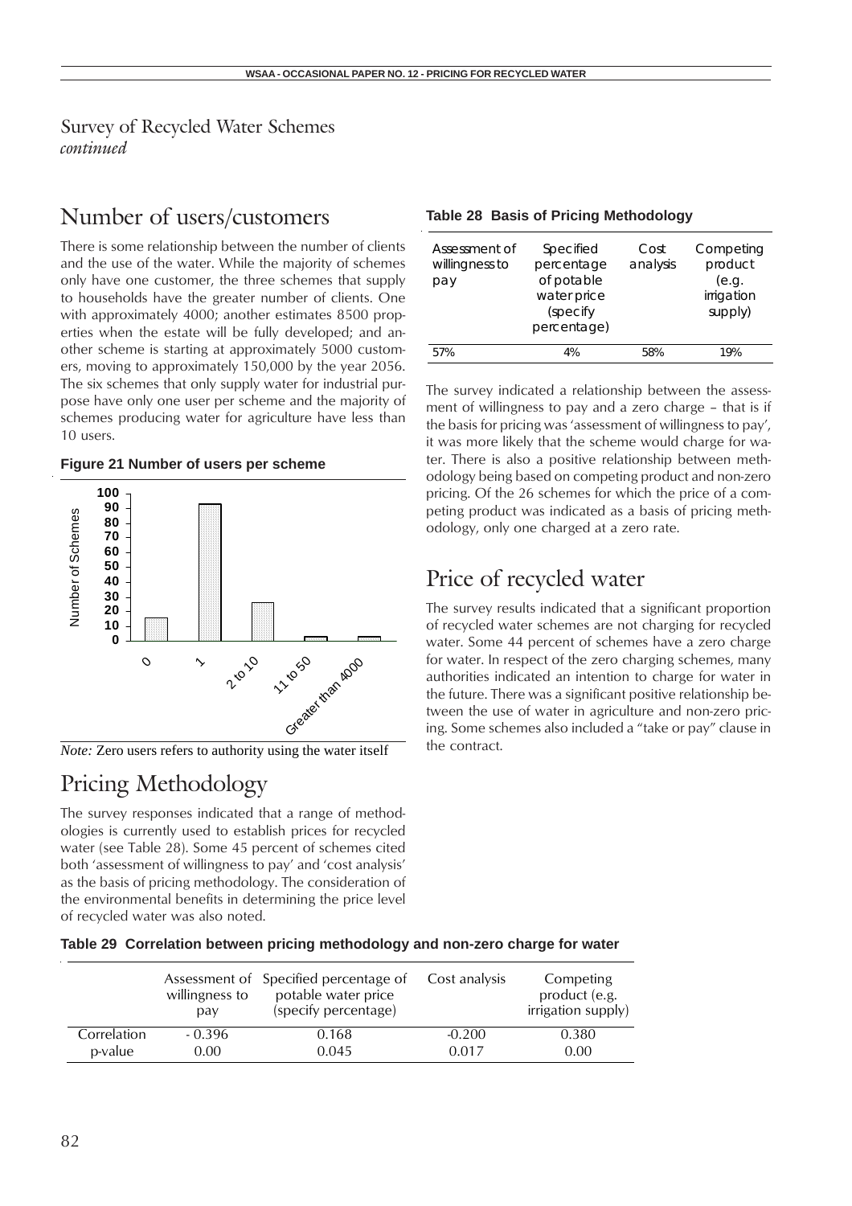# Survey of Recycled Water Schemes
*continued*

## Number of users/customers

There is some relationship between the number of clients and the use of the water. While the majority of schemes only have one customer, the three schemes that supply to households have the greater number of clients. One with approximately 4000; another estimates 8500 properties when the estate will be fully developed; and another scheme is starting at approximately 5000 customers, moving to approximately 150,000 by the year 2056. The six schemes that only supply water for industrial purpose have only one user per scheme and the majority of schemes producing water for agriculture have less than 10 users.

**Figure 21 Number of users per scheme**

*Note:* Zero users refers to authority using the water itself

## Pricing Methodology

The survey responses indicated that a range of methodologies is currently used to establish prices for recycled water (see Table 28). Some 45 percent of schemes cited both 'assessment of willingness to pay' and 'cost analysis' as the basis of pricing methodology. The consideration of the environmental benefits in determining the price level of recycled water was also noted.

**Table 28 Basis of Pricing Methodology**

| Assessment of willingness to pay | Specified percentage of potable water price (specify percentage) | Cost analysis | Competing product (e.g. irrigation supply) |
|---|---|---|---|
| 57% | 4% | 58% | 19% |

The survey indicated a relationship between the assessment of willingness to pay and a zero charge – that is if the basis for pricing was 'assessment of willingness to pay', it was more likely that the scheme would charge for water. There is also a positive relationship between methodology being based on competing product and non-zero pricing. Of the 26 schemes for which the price of a competing product was indicated as a basis of pricing methodology, only one charged at a zero rate.

## Price of recycled water

The survey results indicated that a significant proportion of recycled water schemes are not charging for recycled water. Some 44 percent of schemes have a zero charge for water. In respect of the zero charging schemes, many authorities indicated an intention to charge for water in the future. There was a significant positive relationship between the use of water in agriculture and non-zero pricing. Some schemes also included a "take or pay" clause in the contract.

**Table 29 Correlation between pricing methodology and non-zero charge for water**

| | Assessment of willingness to pay | Specified percentage of potable water price (specify percentage) | Cost analysis | Competing product (e.g. irrigation supply) |
|---|---|---|---|---|
| Correlation | - 0.396 | 0.168 | -0.200 | 0.380 |
| p-value | 0.00 | 0.045 | 0.017 | 0.00 |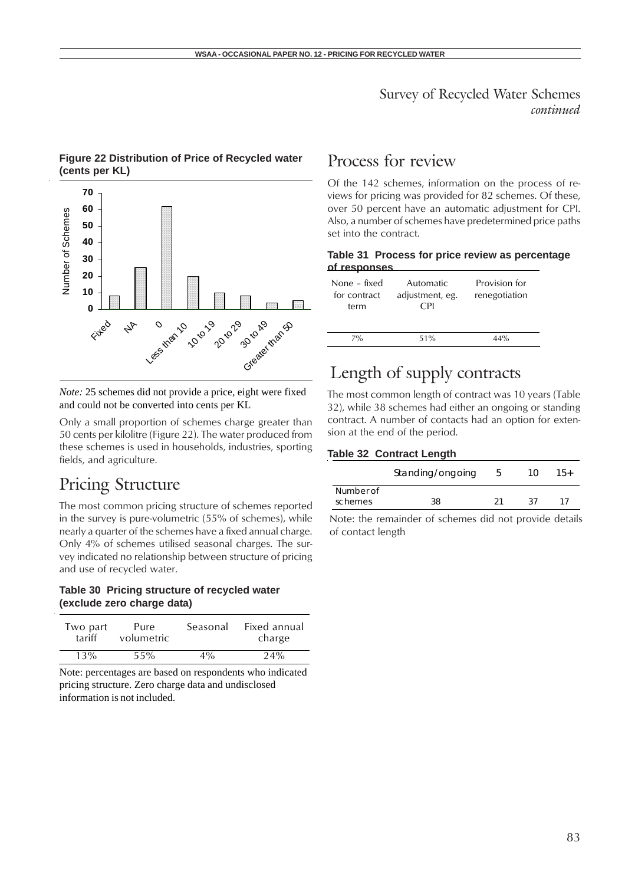## Survey of Recycled Water Schemes *continued*

**Figure 22 Distribution of Price of Recycled water (cents per KL)**

*Note:* 25 schemes did not provide a price, eight were fixed and could not be converted into cents per KL

Only a small proportion of schemes charge greater than 50 cents per kilolitre (Figure 22). The water produced from these schemes is used in households, industries, sporting fields, and agriculture.

# Pricing Structure

The most common pricing structure of schemes reported in the survey is pure-volumetric (55% of schemes), while nearly a quarter of the schemes have a fixed annual charge. Only 4% of schemes utilised seasonal charges. The survey indicated no relationship between structure of pricing and use of recycled water.

**Table 30 Pricing structure of recycled water (exclude zero charge data)**

| Two part tariff | Pure volumetric | Seasonal | Fixed annual charge |
|---|---|---|---|
| 13% | 55% | 4% | 24% |

Note: percentages are based on respondents who indicated pricing structure. Zero charge data and undisclosed information is not included.

# Process for review

Of the 142 schemes, information on the process of reviews for pricing was provided for 82 schemes. Of these, over 50 percent have an automatic adjustment for CPI. Also, a number of schemes have predetermined price paths set into the contract.

**Table 31 Process for price review as percentage of responses**

| None – fixed for contract term | Automatic adjustment, eg. CPI | Provision for renegotiation |
|---|---|---|
| 7% | 51% | 44% |

# Length of supply contracts

The most common length of contract was 10 years (Table 32), while 38 schemes had either an ongoing or standing contract. A number of contacts had an option for extension at the end of the period.

**Table 32 Contract Length**

| | Standing/ongoing | 5 | 10 | 15+ |
|---|---|---|---|---|
| Number of schemes | 38 | 21 | 37 | 17 |

Note: the remainder of schemes did not provide details of contact length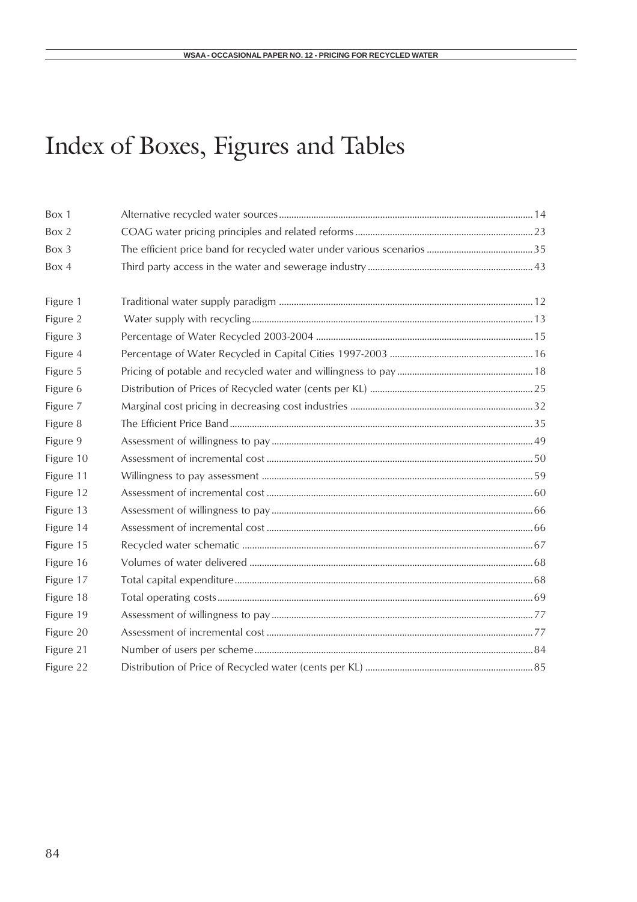# Index of Boxes, Figures and Tables

| | | |
|---|---|---|
| Box 1 | Alternative recycled water sources | 14 |
| Box 2 | COAG water pricing principles and related reforms | 23 |
| Box 3 | The efficient price band for recycled water under various scenarios | 35 |
| Box 4 | Third party access in the water and sewerage industry | 43 |

| | | |
|---|---|---|
| Figure 1 | Traditional water supply paradigm | 12 |
| Figure 2 | Water supply with recycling | 13 |
| Figure 3 | Percentage of Water Recycled 2003-2004 | 15 |
| Figure 4 | Percentage of Water Recycled in Capital Cities 1997-2003 | 16 |
| Figure 5 | Pricing of potable and recycled water and willingness to pay | 18 |
| Figure 6 | Distribution of Prices of Recycled water (cents per KL) | 25 |
| Figure 7 | Marginal cost pricing in decreasing cost industries | 32 |
| Figure 8 | The Efficient Price Band | 35 |
| Figure 9 | Assessment of willingness to pay | 49 |
| Figure 10 | Assessment of incremental cost | 50 |
| Figure 11 | Willingness to pay assessment | 59 |
| Figure 12 | Assessment of incremental cost | 60 |
| Figure 13 | Assessment of willingness to pay | 66 |
| Figure 14 | Assessment of incremental cost | 66 |
| Figure 15 | Recycled water schematic | 67 |
| Figure 16 | Volumes of water delivered | 68 |
| Figure 17 | Total capital expenditure | 68 |
| Figure 18 | Total operating costs | 69 |
| Figure 19 | Assessment of willingness to pay | 77 |
| Figure 20 | Assessment of incremental cost | 77 |
| Figure 21 | Number of users per scheme | 84 |
| Figure 22 | Distribution of Price of Recycled water (cents per KL) | 85 |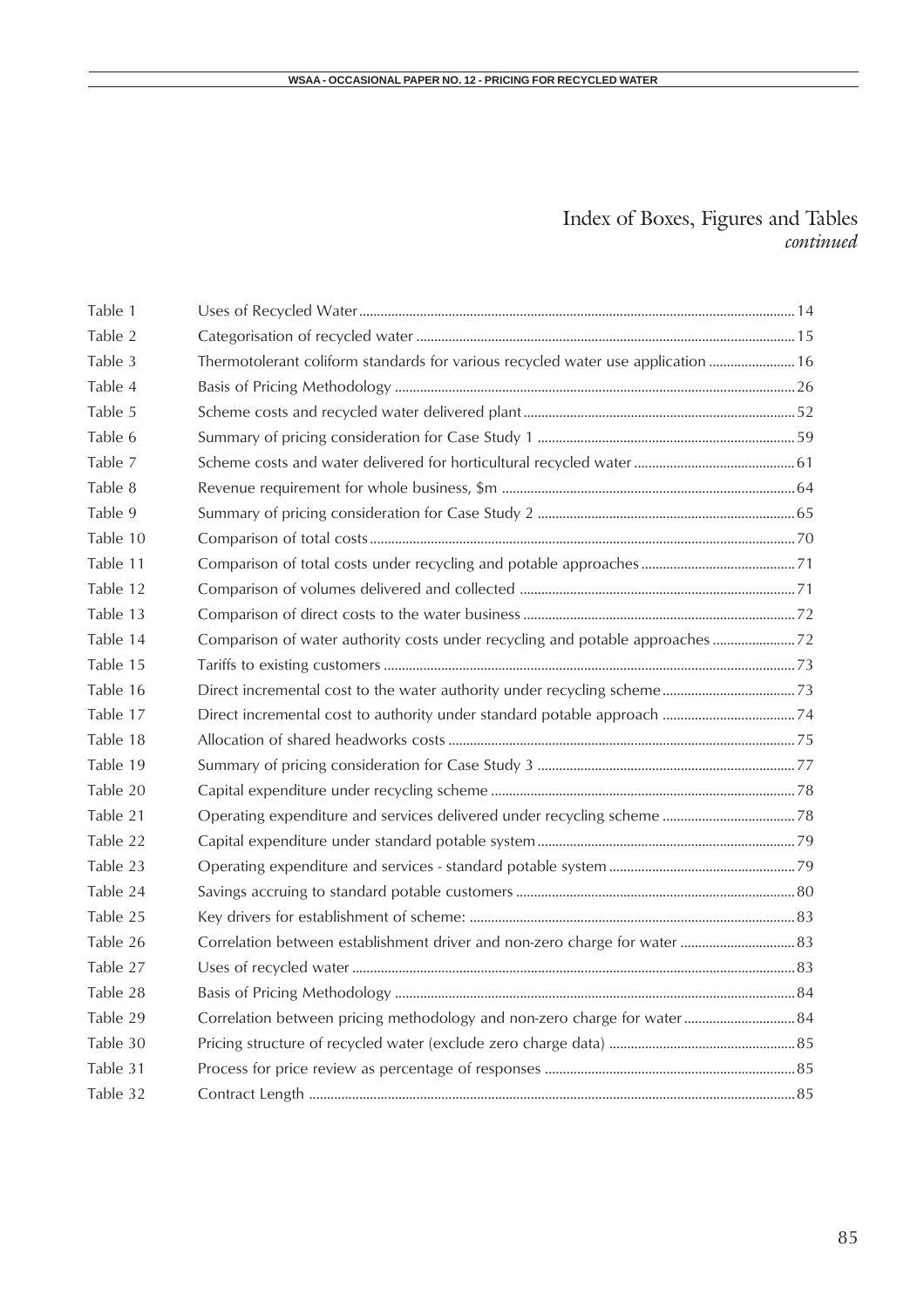# Index of Boxes, Figures and Tables
*continued*

| | | |
|---|---|---|
| Table 1 | Uses of Recycled Water | 14 |
| Table 2 | Categorisation of recycled water | 15 |
| Table 3 | Thermotolerant coliform standards for various recycled water use application | 16 |
| Table 4 | Basis of Pricing Methodology | 26 |
| Table 5 | Scheme costs and recycled water delivered plant | 52 |
| Table 6 | Summary of pricing consideration for Case Study 1 | 59 |
| Table 7 | Scheme costs and water delivered for horticultural recycled water | 61 |
| Table 8 | Revenue requirement for whole business, $m | 64 |
| Table 9 | Summary of pricing consideration for Case Study 2 | 65 |
| Table 10 | Comparison of total costs | 70 |
| Table 11 | Comparison of total costs under recycling and potable approaches | 71 |
| Table 12 | Comparison of volumes delivered and collected | 71 |
| Table 13 | Comparison of direct costs to the water business | 72 |
| Table 14 | Comparison of water authority costs under recycling and potable approaches | 72 |
| Table 15 | Tariffs to existing customers | 73 |
| Table 16 | Direct incremental cost to the water authority under recycling scheme | 73 |
| Table 17 | Direct incremental cost to authority under standard potable approach | 74 |
| Table 18 | Allocation of shared headworks costs | 75 |
| Table 19 | Summary of pricing consideration for Case Study 3 | 77 |
| Table 20 | Capital expenditure under recycling scheme | 78 |
| Table 21 | Operating expenditure and services delivered under recycling scheme | 78 |
| Table 22 | Capital expenditure under standard potable system | 79 |
| Table 23 | Operating expenditure and services - standard potable system | 79 |
| Table 24 | Savings accruing to standard potable customers | 80 |
| Table 25 | Key drivers for establishment of scheme: | 83 |
| Table 26 | Correlation between establishment driver and non-zero charge for water | 83 |
| Table 27 | Uses of recycled water | 83 |
| Table 28 | Basis of Pricing Methodology | 84 |
| Table 29 | Correlation between pricing methodology and non-zero charge for water | 84 |
| Table 30 | Pricing structure of recycled water (exclude zero charge data) | 85 |
| Table 31 | Process for price review as percentage of responses | 85 |
| Table 32 | Contract Length | 85 |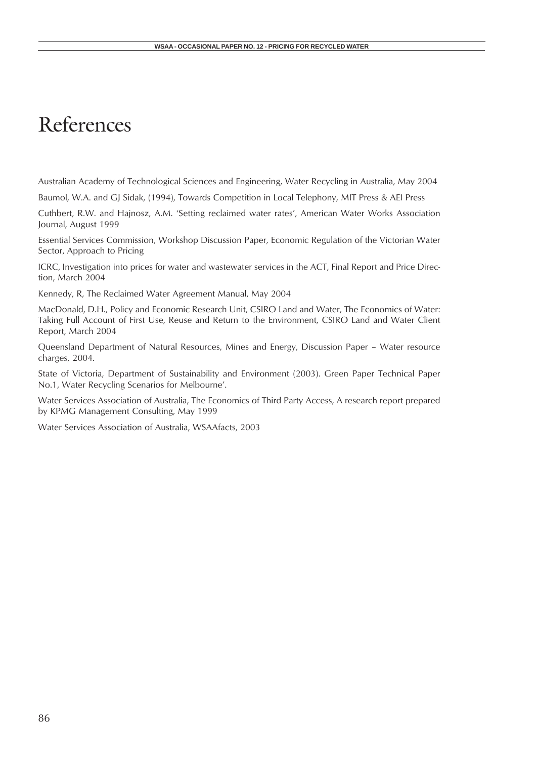# References

Australian Academy of Technological Sciences and Engineering, Water Recycling in Australia, May 2004

Baumol, W.A. and GJ Sidak, (1994), Towards Competition in Local Telephony, MIT Press & AEI Press

Cuthbert, R.W. and Hajnosz, A.M. 'Setting reclaimed water rates', American Water Works Association Journal, August 1999

Essential Services Commission, Workshop Discussion Paper, Economic Regulation of the Victorian Water Sector, Approach to Pricing

ICRC, Investigation into prices for water and wastewater services in the ACT, Final Report and Price Direction, March 2004

Kennedy, R, The Reclaimed Water Agreement Manual, May 2004

MacDonald, D.H., Policy and Economic Research Unit, CSIRO Land and Water, The Economics of Water: Taking Full Account of First Use, Reuse and Return to the Environment, CSIRO Land and Water Client Report, March 2004

Queensland Department of Natural Resources, Mines and Energy, Discussion Paper – Water resource charges, 2004.

State of Victoria, Department of Sustainability and Environment (2003). Green Paper Technical Paper No.1, Water Recycling Scenarios for Melbourne'.

Water Services Association of Australia, The Economics of Third Party Access, A research report prepared by KPMG Management Consulting, May 1999

Water Services Association of Australia, WSAAfacts, 2003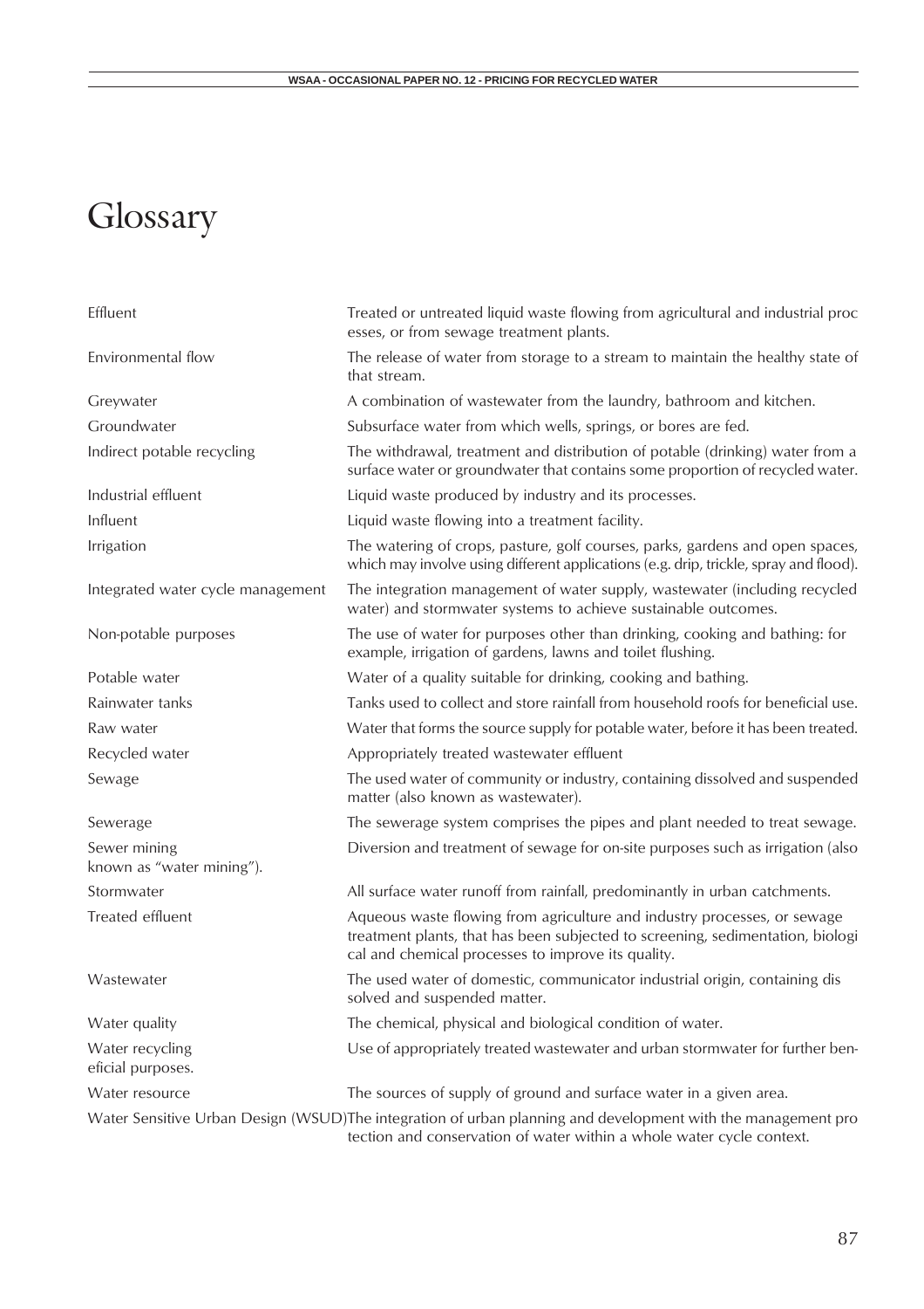# Glossary

| | |
|---|---|
| Effluent | Treated or untreated liquid waste flowing from agricultural and industrial processes, or from sewage treatment plants. |
| Environmental flow | The release of water from storage to a stream to maintain the healthy state of that stream. |
| Greywater | A combination of wastewater from the laundry, bathroom and kitchen. |
| Groundwater | Subsurface water from which wells, springs, or bores are fed. |
| Indirect potable recycling | The withdrawal, treatment and distribution of potable (drinking) water from a surface water or groundwater that contains some proportion of recycled water. |
| Industrial effluent | Liquid waste produced by industry and its processes. |
| Influent | Liquid waste flowing into a treatment facility. |
| Irrigation | The watering of crops, pasture, golf courses, parks, gardens and open spaces, which may involve using different applications (e.g. drip, trickle, spray and flood). |
| Integrated water cycle management | The integration management of water supply, wastewater (including recycled water) and stormwater systems to achieve sustainable outcomes. |
| Non-potable purposes | The use of water for purposes other than drinking, cooking and bathing: for example, irrigation of gardens, lawns and toilet flushing. |
| Potable water | Water of a quality suitable for drinking, cooking and bathing. |
| Rainwater tanks | Tanks used to collect and store rainfall from household roofs for beneficial use. |
| Raw water | Water that forms the source supply for potable water, before it has been treated. |
| Recycled water | Appropriately treated wastewater effluent |
| Sewage | The used water of community or industry, containing dissolved and suspended matter (also known as wastewater). |
| Sewerage | The sewerage system comprises the pipes and plant needed to treat sewage. |
| Sewer mining | Diversion and treatment of sewage for on-site purposes such as irrigation (also known as "water mining"). |
| Stormwater | All surface water runoff from rainfall, predominantly in urban catchments. |
| Treated effluent | Aqueous waste flowing from agriculture and industry processes, or sewage treatment plants, that has been subjected to screening, sedimentation, biological and chemical processes to improve its quality. |
| Wastewater | The used water of domestic, communicator industrial origin, containing dissolved and suspended matter. |
| Water quality | The chemical, physical and biological condition of water. |
| Water recycling | Use of appropriately treated wastewater and urban stormwater for further beneficial purposes. |
| Water resource | The sources of supply of ground and surface water in a given area. |
| Water Sensitive Urban Design (WSUD) | The integration of urban planning and development with the management protection and conservation of water within a whole water cycle context. |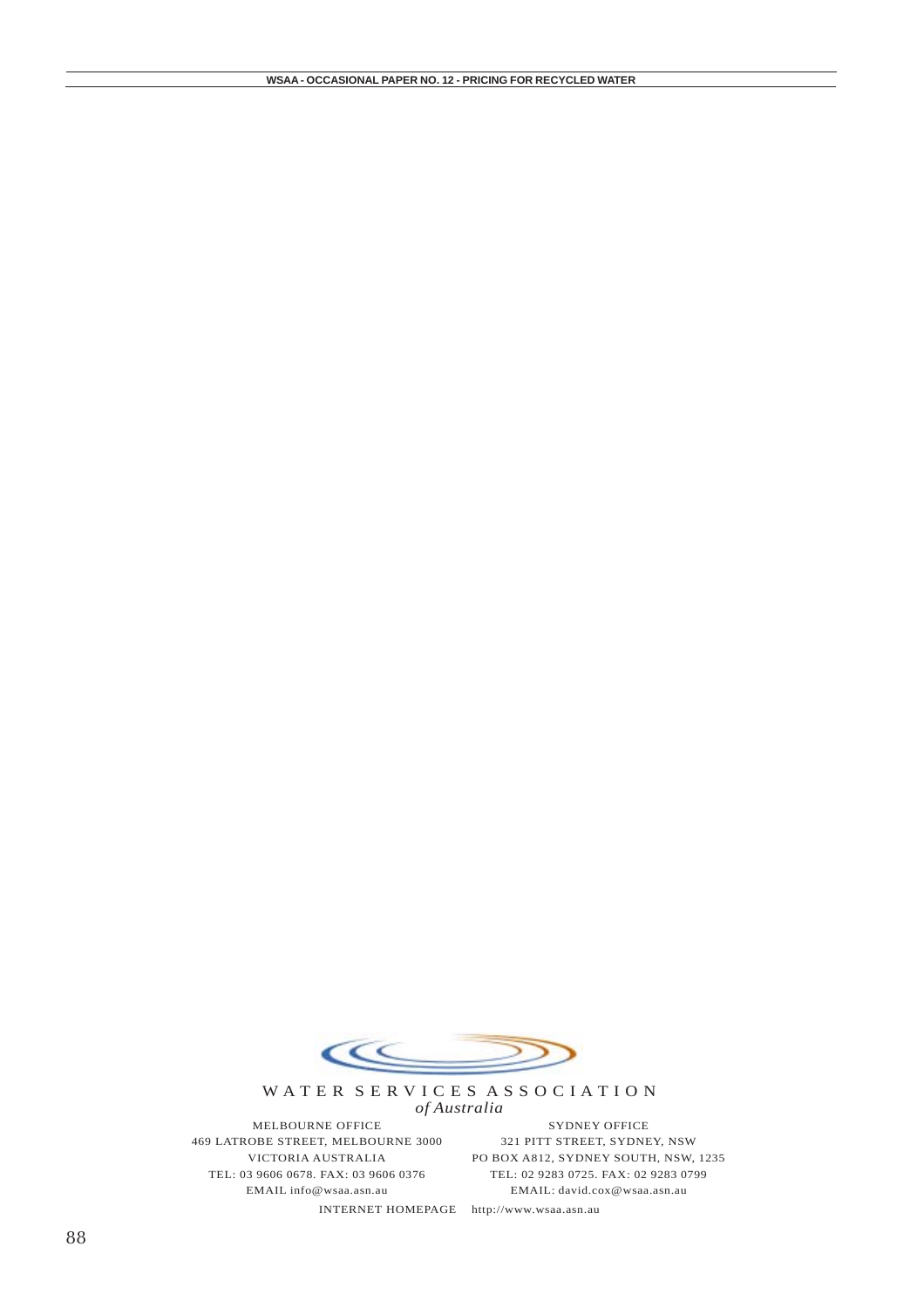WATER SERVICES ASSOCIATION
*of Australia*

MELBOURNE OFFICE
469 LATROBE STREET, MELBOURNE 3000
VICTORIA AUSTRALIA
TEL: 03 9606 0678. FAX: 03 9606 0376
EMAIL info@wsaa.asn.au

SYDNEY OFFICE
321 PITT STREET, SYDNEY, NSW
PO BOX A812, SYDNEY SOUTH, NSW, 1235
TEL: 02 9283 0725. FAX: 02 9283 0799
EMAIL: david.cox@wsaa.asn.au

INTERNET HOMEPAGE http://www.wsaa.asn.au